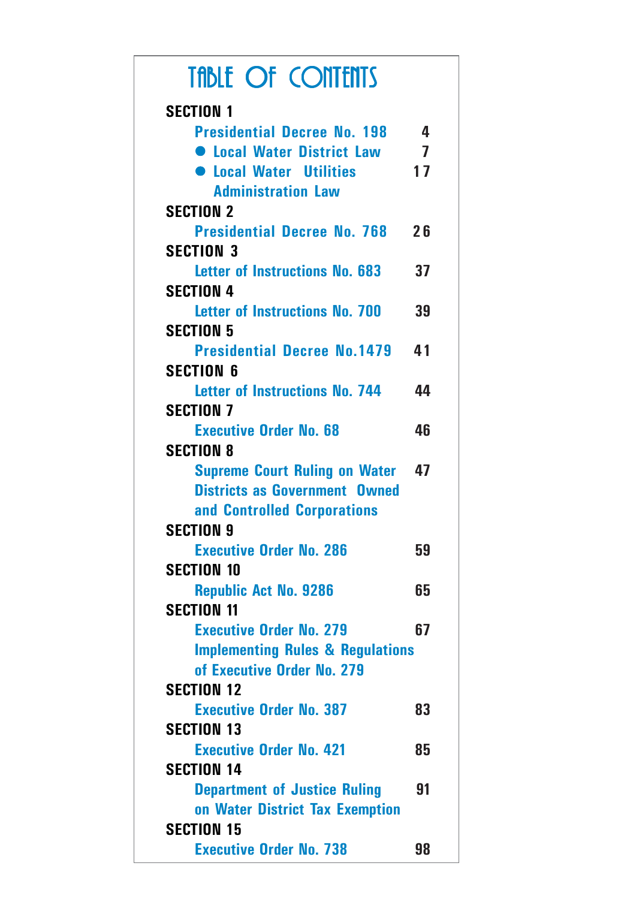# TABLE OF CONTENTS

**SECTION 1**

- Presidential Decree No. 198 — 4
  - Local Water District Law — 7
  - Local Water Utilities Administration Law — 17

**SECTION 2**

- Presidential Decree No. 768 — 26

**SECTION 3**

- Letter of Instructions No. 683 — 37

**SECTION 4**

- Letter of Instructions No. 700 — 39

**SECTION 5**

- Presidential Decree No.1479 — 41

**SECTION 6**

- Letter of Instructions No. 744 — 44

**SECTION 7**

- Executive Order No. 68 — 46

**SECTION 8**

- Supreme Court Ruling on Water Districts as Government Owned and Controlled Corporations — 47

**SECTION 9**

- Executive Order No. 286 — 59

**SECTION 10**

- Republic Act No. 9286 — 65

**SECTION 11**

- Executive Order No. 279 — 67
- Implementing Rules & Regulations of Executive Order No. 279

**SECTION 12**

- Executive Order No. 387 — 83

**SECTION 13**

- Executive Order No. 421 — 85

**SECTION 14**

- Department of Justice Ruling on Water District Tax Exemption — 91

**SECTION 15**

- Executive Order No. 738 — 98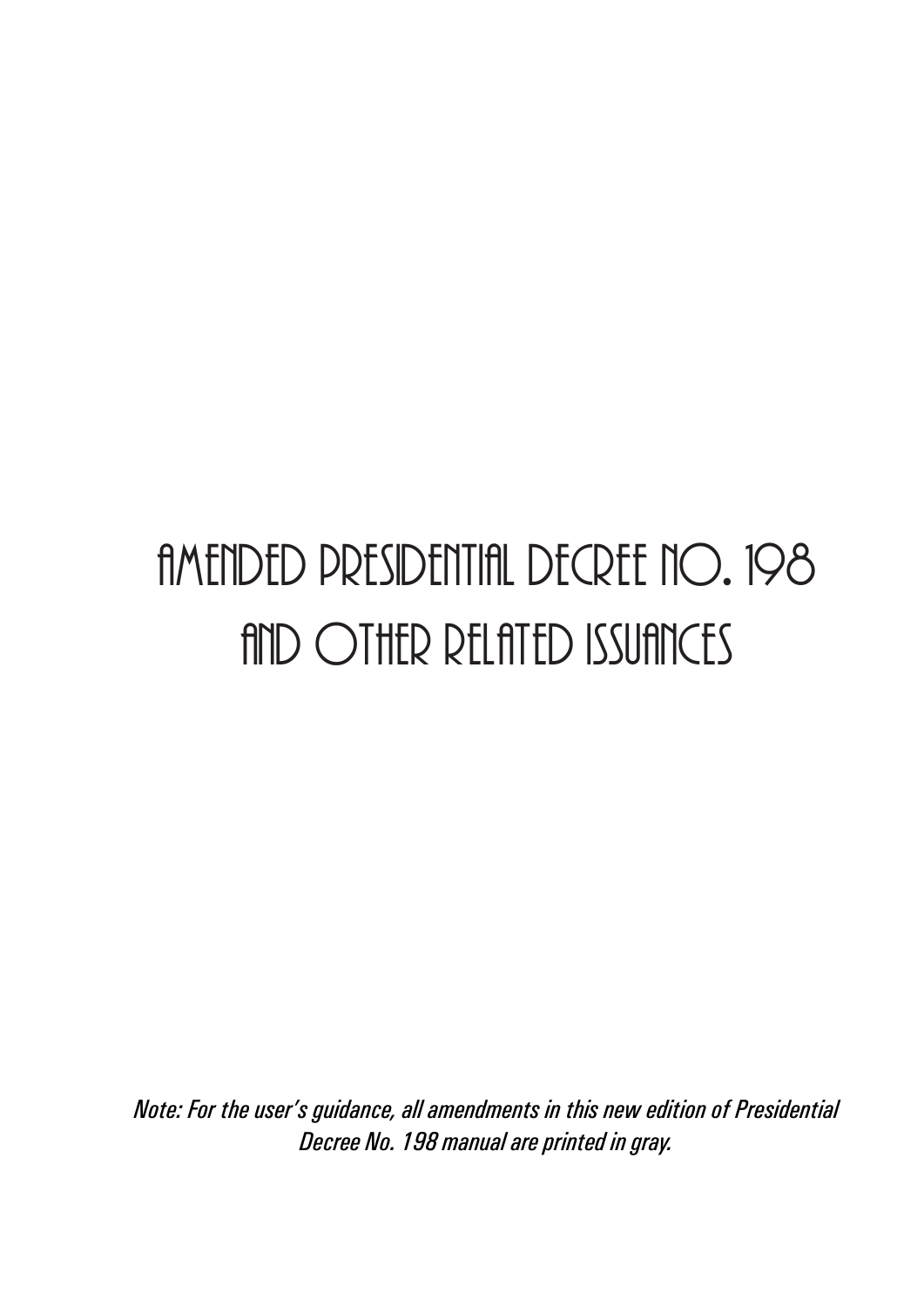# AMENDED PRESIDENTIAL DECREE NO. 198 AND OTHER RELATED ISSUANCES

*Note: For the user's guidance, all amendments in this new edition of Presidential Decree No. 198 manual are printed in gray.*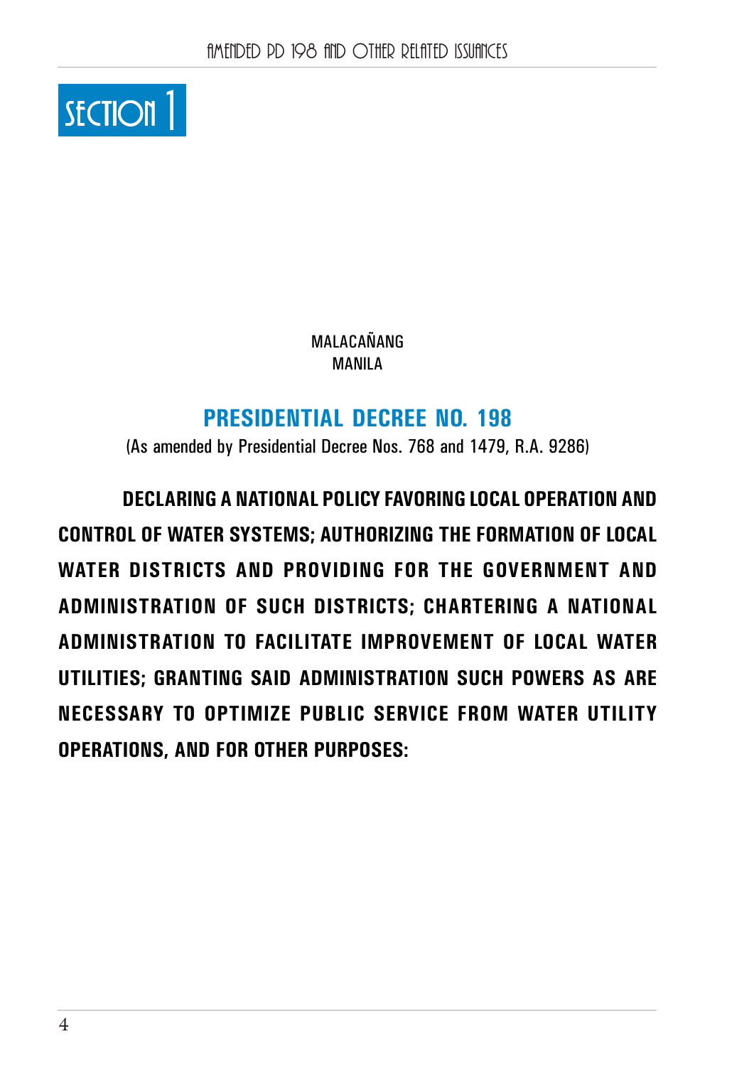# SECTION 1

MALACAÑANG
MANILA

## PRESIDENTIAL DECREE NO. 198

(As amended by Presidential Decree Nos. 768 and 1479, R.A. 9286)

**DECLARING A NATIONAL POLICY FAVORING LOCAL OPERATION AND CONTROL OF WATER SYSTEMS; AUTHORIZING THE FORMATION OF LOCAL WATER DISTRICTS AND PROVIDING FOR THE GOVERNMENT AND ADMINISTRATION OF SUCH DISTRICTS; CHARTERING A NATIONAL ADMINISTRATION TO FACILITATE IMPROVEMENT OF LOCAL WATER UTILITIES; GRANTING SAID ADMINISTRATION SUCH POWERS AS ARE NECESSARY TO OPTIMIZE PUBLIC SERVICE FROM WATER UTILITY OPERATIONS, AND FOR OTHER PURPOSES:**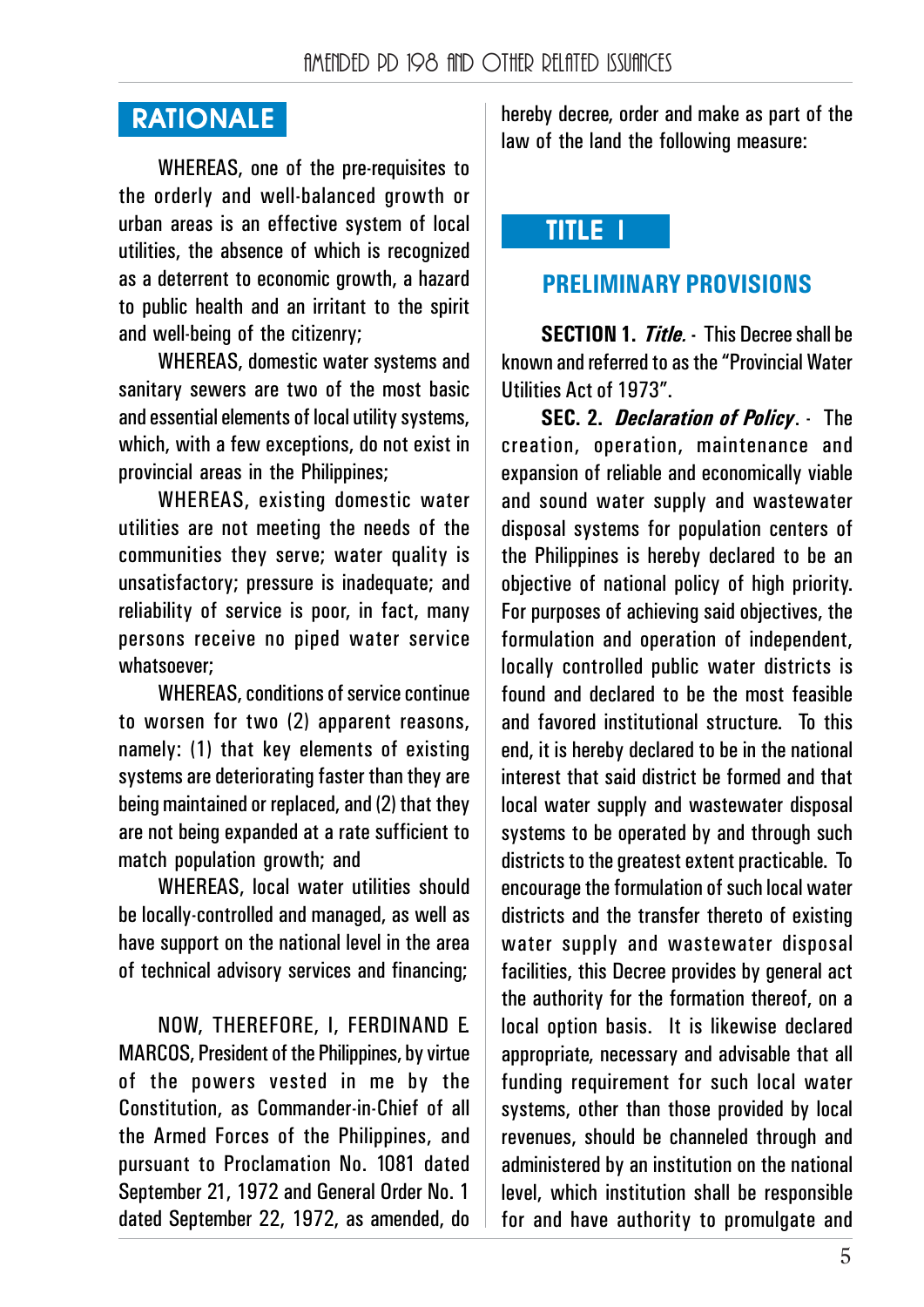## RATIONALE

WHEREAS, one of the pre-requisites to the orderly and well-balanced growth or urban areas is an effective system of local utilities, the absence of which is recognized as a deterrent to economic growth, a hazard to public health and an irritant to the spirit and well-being of the citizenry;

WHEREAS, domestic water systems and sanitary sewers are two of the most basic and essential elements of local utility systems, which, with a few exceptions, do not exist in provincial areas in the Philippines;

WHEREAS, existing domestic water utilities are not meeting the needs of the communities they serve; water quality is unsatisfactory; pressure is inadequate; and reliability of service is poor, in fact, many persons receive no piped water service whatsoever;

WHEREAS, conditions of service continue to worsen for two (2) apparent reasons, namely: (1) that key elements of existing systems are deteriorating faster than they are being maintained or replaced, and (2) that they are not being expanded at a rate sufficient to match population growth; and

WHEREAS, local water utilities should be locally-controlled and managed, as well as have support on the national level in the area of technical advisory services and financing;

NOW, THEREFORE, I, FERDINAND E. MARCOS, President of the Philippines, by virtue of the powers vested in me by the Constitution, as Commander-in-Chief of all the Armed Forces of the Philippines, and pursuant to Proclamation No. 1081 dated September 21, 1972 and General Order No. 1 dated September 22, 1972, as amended, do hereby decree, order and make as part of the law of the land the following measure:

## TITLE I

### PRELIMINARY PROVISIONS

**SECTION 1.** ***Title.*** - This Decree shall be known and referred to as the "Provincial Water Utilities Act of 1973".

**SEC. 2.** ***Declaration of Policy***. - The creation, operation, maintenance and expansion of reliable and economically viable and sound water supply and wastewater disposal systems for population centers of the Philippines is hereby declared to be an objective of national policy of high priority. For purposes of achieving said objectives, the formulation and operation of independent, locally controlled public water districts is found and declared to be the most feasible and favored institutional structure. To this end, it is hereby declared to be in the national interest that said district be formed and that local water supply and wastewater disposal systems to be operated by and through such districts to the greatest extent practicable. To encourage the formulation of such local water districts and the transfer thereto of existing water supply and wastewater disposal facilities, this Decree provides by general act the authority for the formation thereof, on a local option basis. It is likewise declared appropriate, necessary and advisable that all funding requirement for such local water systems, other than those provided by local revenues, should be channeled through and administered by an institution on the national level, which institution shall be responsible for and have authority to promulgate and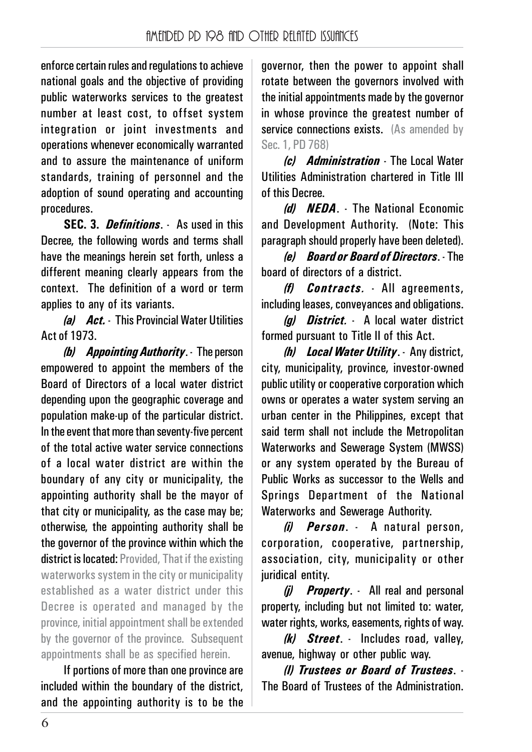enforce certain rules and regulations to achieve national goals and the objective of providing public waterworks services to the greatest number at least cost, to offset system integration or joint investments and operations whenever economically warranted and to assure the maintenance of uniform standards, training of personnel and the adoption of sound operating and accounting procedures.

**SEC. 3.** ***Definitions***. - As used in this Decree, the following words and terms shall have the meanings herein set forth, unless a different meaning clearly appears from the context. The definition of a word or term applies to any of its variants.

***(a) Act.*** - This Provincial Water Utilities Act of 1973.

***(b) Appointing Authority***. - The person empowered to appoint the members of the Board of Directors of a local water district depending upon the geographic coverage and population make-up of the particular district. In the event that more than seventy-five percent of the total active water service connections of a local water district are within the boundary of any city or municipality, the appointing authority shall be the mayor of that city or municipality, as the case may be; otherwise, the appointing authority shall be the governor of the province within which the district is located: Provided, That if the existing waterworks system in the city or municipality established as a water district under this Decree is operated and managed by the province, initial appointment shall be extended by the governor of the province. Subsequent appointments shall be as specified herein.

If portions of more than one province are included within the boundary of the district, and the appointing authority is to be the governor, then the power to appoint shall rotate between the governors involved with the initial appointments made by the governor in whose province the greatest number of service connections exists. (As amended by Sec. 1, PD 768)

***(c) Administration*** - The Local Water Utilities Administration chartered in Title III of this Decree.

***(d) NEDA***. - The National Economic and Development Authority. (Note: This paragraph should properly have been deleted).

***(e) Board or Board of Directors***. - The board of directors of a district.

***(f) Contracts.*** - All agreements, including leases, conveyances and obligations.

***(g) District.*** - A local water district formed pursuant to Title II of this Act.

***(h) Local Water Utility***. - Any district, city, municipality, province, investor-owned public utility or cooperative corporation which owns or operates a water system serving an urban center in the Philippines, except that said term shall not include the Metropolitan Waterworks and Sewerage System (MWSS) or any system operated by the Bureau of Public Works as successor to the Wells and Springs Department of the National Waterworks and Sewerage Authority.

***(i) Person***. - A natural person, corporation, cooperative, partnership, association, city, municipality or other juridical entity.

***(j) Property***. - All real and personal property, including but not limited to: water, water rights, works, easements, rights of way.

***(k) Street***. - Includes road, valley, avenue, highway or other public way.

***(l) Trustees or Board of Trustees***. - The Board of Trustees of the Administration.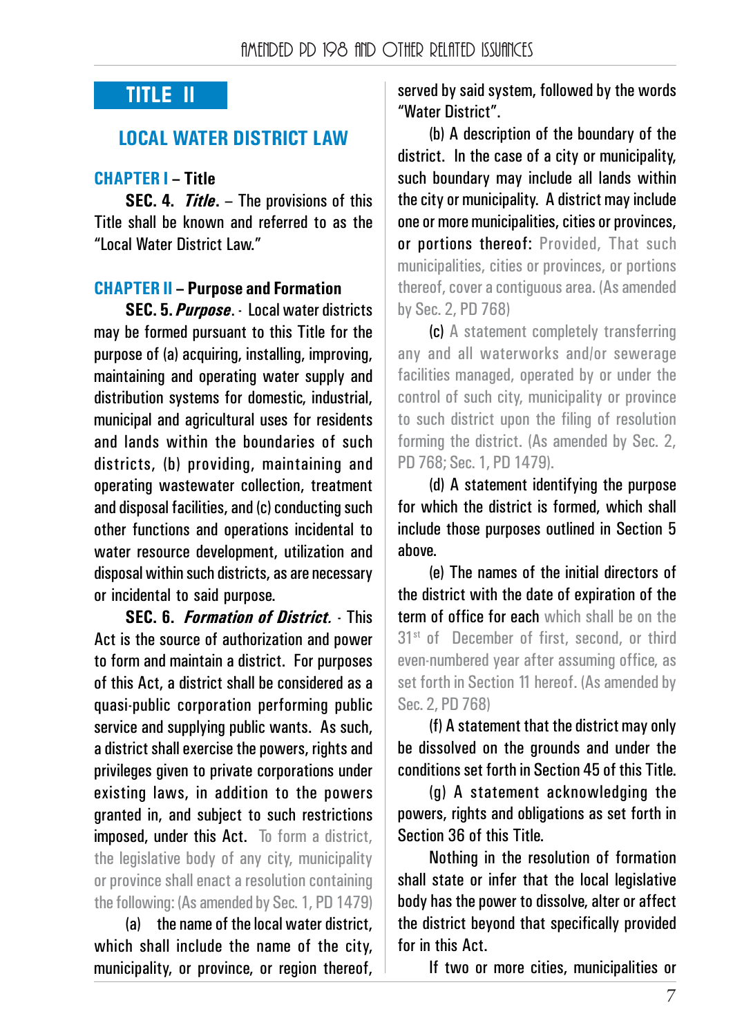# TITLE II

## LOCAL WATER DISTRICT LAW

### CHAPTER I – Title

**SEC. 4.** ***Title***. – The provisions of this Title shall be known and referred to as the "Local Water District Law."

### CHAPTER II – Purpose and Formation

**SEC. 5.** ***Purpose***. - Local water districts may be formed pursuant to this Title for the purpose of (a) acquiring, installing, improving, maintaining and operating water supply and distribution systems for domestic, industrial, municipal and agricultural uses for residents and lands within the boundaries of such districts, (b) providing, maintaining and operating wastewater collection, treatment and disposal facilities, and (c) conducting such other functions and operations incidental to water resource development, utilization and disposal within such districts, as are necessary or incidental to said purpose.

**SEC. 6.** ***Formation of District.*** - This Act is the source of authorization and power to form and maintain a district. For purposes of this Act, a district shall be considered as a quasi-public corporation performing public service and supplying public wants. As such, a district shall exercise the powers, rights and privileges given to private corporations under existing laws, in addition to the powers granted in, and subject to such restrictions imposed, under this Act. To form a district, the legislative body of any city, municipality or province shall enact a resolution containing the following: (As amended by Sec. 1, PD 1479)

(a) the name of the local water district, which shall include the name of the city, municipality, or province, or region thereof, served by said system, followed by the words "Water District".

(b) A description of the boundary of the district. In the case of a city or municipality, such boundary may include all lands within the city or municipality. A district may include one or more municipalities, cities or provinces, or portions thereof: Provided, That such municipalities, cities or provinces, or portions thereof, cover a contiguous area. (As amended by Sec. 2, PD 768)

(c) A statement completely transferring any and all waterworks and/or sewerage facilities managed, operated by or under the control of such city, municipality or province to such district upon the filing of resolution forming the district. (As amended by Sec. 2, PD 768; Sec. 1, PD 1479).

(d) A statement identifying the purpose for which the district is formed, which shall include those purposes outlined in Section 5 above.

(e) The names of the initial directors of the district with the date of expiration of the term of office for each which shall be on the 31st of December of first, second, or third even-numbered year after assuming office, as set forth in Section 11 hereof. (As amended by Sec. 2, PD 768)

(f) A statement that the district may only be dissolved on the grounds and under the conditions set forth in Section 45 of this Title.

(g) A statement acknowledging the powers, rights and obligations as set forth in Section 36 of this Title.

Nothing in the resolution of formation shall state or infer that the local legislative body has the power to dissolve, alter or affect the district beyond that specifically provided for in this Act.

If two or more cities, municipalities or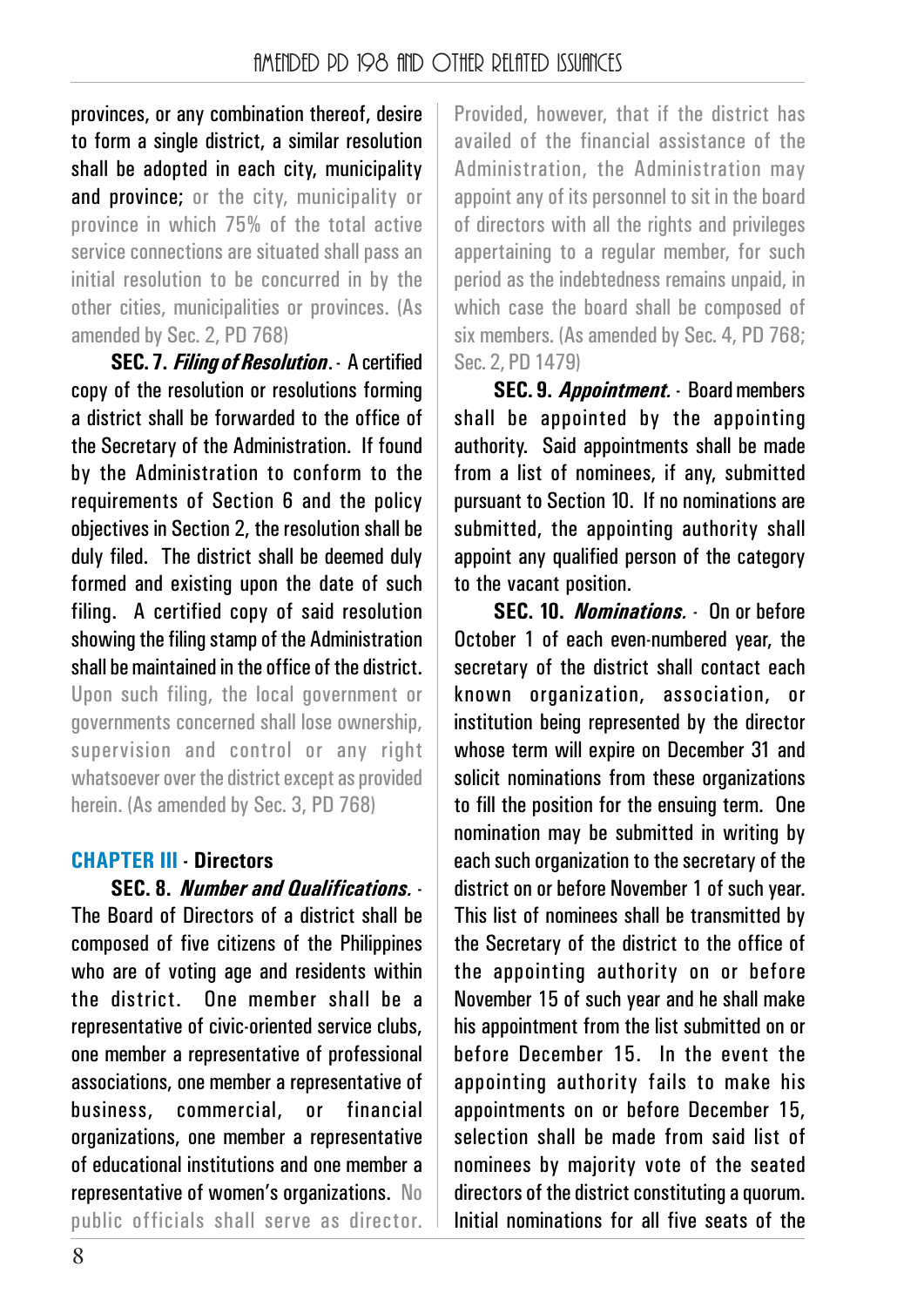provinces, or any combination thereof, desire to form a single district, a similar resolution shall be adopted in each city, municipality and province; or the city, municipality or province in which 75% of the total active service connections are situated shall pass an initial resolution to be concurred in by the other cities, municipalities or provinces. (As amended by Sec. 2, PD 768)

**SEC. 7. *Filing of Resolution*.** - A certified copy of the resolution or resolutions forming a district shall be forwarded to the office of the Secretary of the Administration. If found by the Administration to conform to the requirements of Section 6 and the policy objectives in Section 2, the resolution shall be duly filed. The district shall be deemed duly formed and existing upon the date of such filing. A certified copy of said resolution showing the filing stamp of the Administration shall be maintained in the office of the district. Upon such filing, the local government or governments concerned shall lose ownership, supervision and control or any right whatsoever over the district except as provided herein. (As amended by Sec. 3, PD 768)

## CHAPTER III - Directors

**SEC. 8. *Number and Qualifications.*** - The Board of Directors of a district shall be composed of five citizens of the Philippines who are of voting age and residents within the district. One member shall be a representative of civic-oriented service clubs, one member a representative of professional associations, one member a representative of business, commercial, or financial organizations, one member a representative of educational institutions and one member a representative of women's organizations. No public officials shall serve as director. Provided, however, that if the district has availed of the financial assistance of the Administration, the Administration may appoint any of its personnel to sit in the board of directors with all the rights and privileges appertaining to a regular member, for such period as the indebtedness remains unpaid, in which case the board shall be composed of six members. (As amended by Sec. 4, PD 768; Sec. 2, PD 1479)

**SEC. 9. *Appointment.*** - Board members shall be appointed by the appointing authority. Said appointments shall be made from a list of nominees, if any, submitted pursuant to Section 10. If no nominations are submitted, the appointing authority shall appoint any qualified person of the category to the vacant position.

**SEC. 10. *Nominations.*** - On or before October 1 of each even-numbered year, the secretary of the district shall contact each known organization, association, or institution being represented by the director whose term will expire on December 31 and solicit nominations from these organizations to fill the position for the ensuing term. One nomination may be submitted in writing by each such organization to the secretary of the district on or before November 1 of such year. This list of nominees shall be transmitted by the Secretary of the district to the office of the appointing authority on or before November 15 of such year and he shall make his appointment from the list submitted on or before December 15. In the event the appointing authority fails to make his appointments on or before December 15, selection shall be made from said list of nominees by majority vote of the seated directors of the district constituting a quorum. Initial nominations for all five seats of the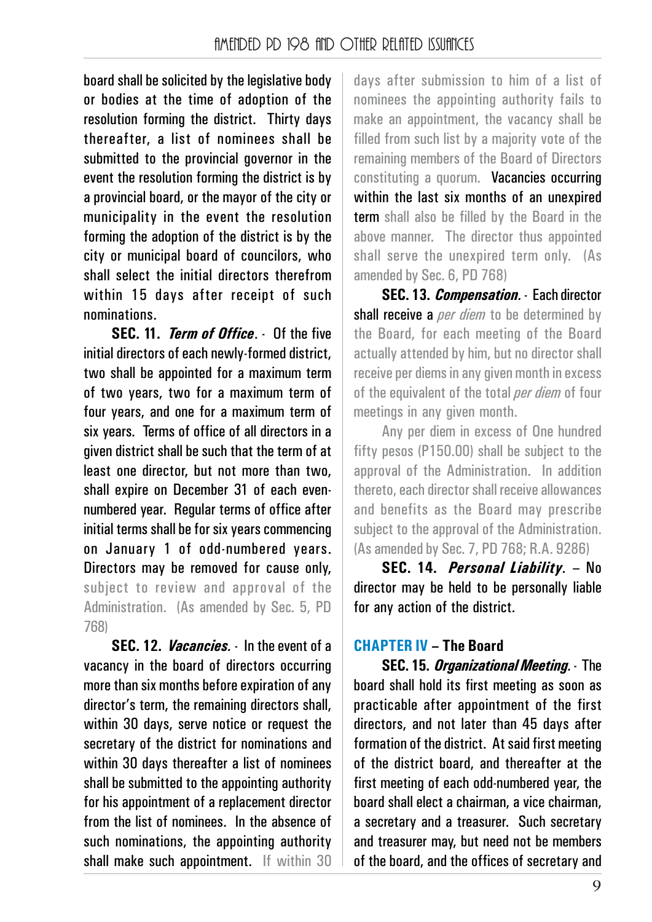board shall be solicited by the legislative body or bodies at the time of adoption of the resolution forming the district. Thirty days thereafter, a list of nominees shall be submitted to the provincial governor in the event the resolution forming the district is by a provincial board, or the mayor of the city or municipality in the event the resolution forming the adoption of the district is by the city or municipal board of councilors, who shall select the initial directors therefrom within 15 days after receipt of such nominations.

**SEC. 11.** ***Term of Office***. - Of the five initial directors of each newly-formed district, two shall be appointed for a maximum term of two years, two for a maximum term of four years, and one for a maximum term of six years. Terms of office of all directors in a given district shall be such that the term of at least one director, but not more than two, shall expire on December 31 of each even-numbered year. Regular terms of office after initial terms shall be for six years commencing on January 1 of odd-numbered years. Directors may be removed for cause only, subject to review and approval of the Administration. (As amended by Sec. 5, PD 768)

**SEC. 12.** ***Vacancies.*** - In the event of a vacancy in the board of directors occurring more than six months before expiration of any director's term, the remaining directors shall, within 30 days, serve notice or request the secretary of the district for nominations and within 30 days thereafter a list of nominees shall be submitted to the appointing authority for his appointment of a replacement director from the list of nominees. In the absence of such nominations, the appointing authority shall make such appointment. If within 30 days after submission to him of a list of nominees the appointing authority fails to make an appointment, the vacancy shall be filled from such list by a majority vote of the remaining members of the Board of Directors constituting a quorum. Vacancies occurring within the last six months of an unexpired term shall also be filled by the Board in the above manner. The director thus appointed shall serve the unexpired term only. (As amended by Sec. 6, PD 768)

**SEC. 13.** ***Compensation.*** - Each director shall receive a *per diem* to be determined by the Board, for each meeting of the Board actually attended by him, but no director shall receive per diems in any given month in excess of the equivalent of the total *per diem* of four meetings in any given month.

Any per diem in excess of One hundred fifty pesos (P150.00) shall be subject to the approval of the Administration. In addition thereto, each director shall receive allowances and benefits as the Board may prescribe subject to the approval of the Administration. (As amended by Sec. 7, PD 768; R.A. 9286)

**SEC. 14.** ***Personal Liability.*** – No director may be held to be personally liable for any action of the district.

## CHAPTER IV – The Board

**SEC. 15.** ***Organizational Meeting.*** - The board shall hold its first meeting as soon as practicable after appointment of the first directors, and not later than 45 days after formation of the district. At said first meeting of the district board, and thereafter at the first meeting of each odd-numbered year, the board shall elect a chairman, a vice chairman, a secretary and a treasurer. Such secretary and treasurer may, but need not be members of the board, and the offices of secretary and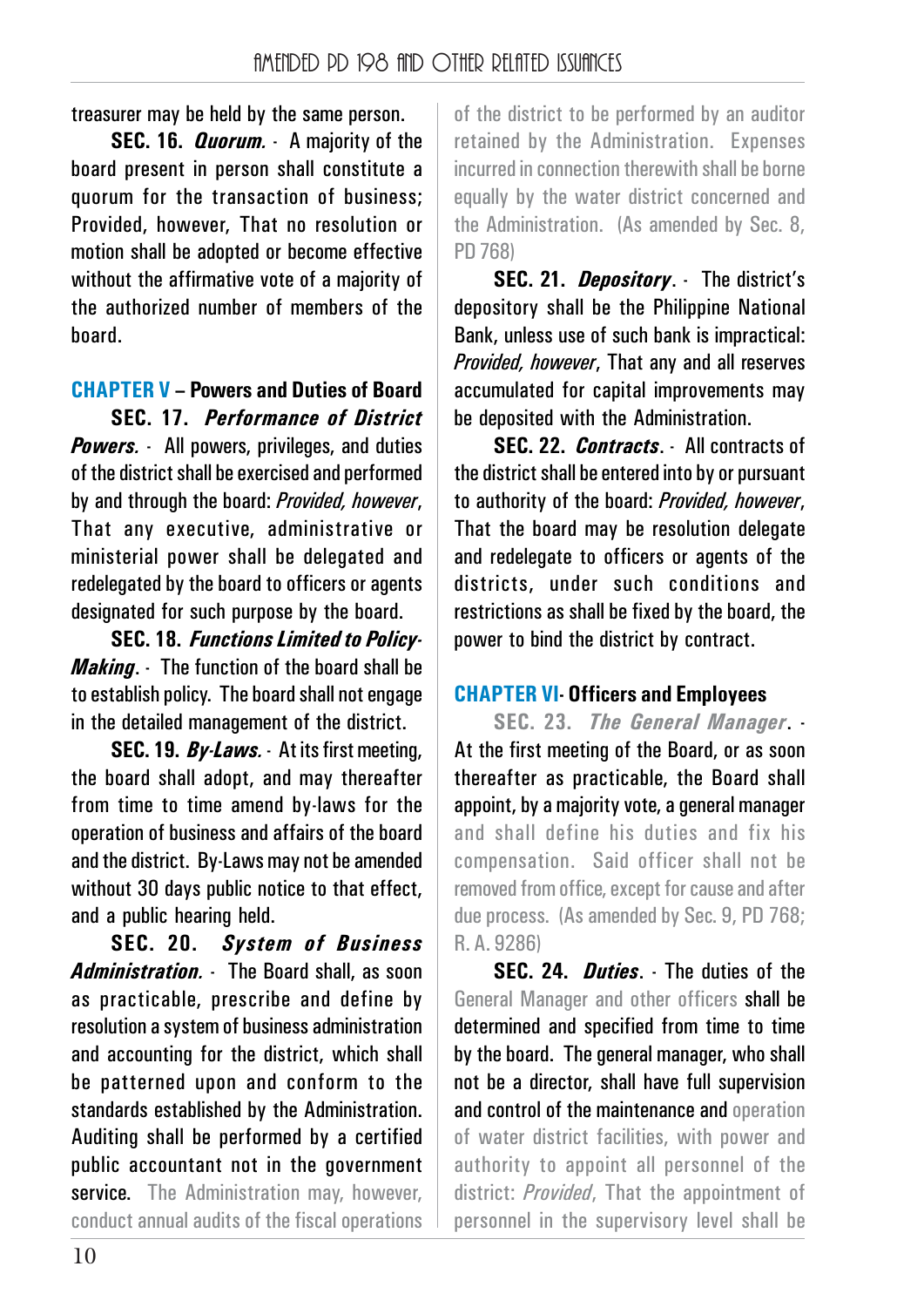treasurer may be held by the same person.

**SEC. 16. *Quorum.*** - A majority of the board present in person shall constitute a quorum for the transaction of business; Provided, however, That no resolution or motion shall be adopted or become effective without the affirmative vote of a majority of the authorized number of members of the board.

## CHAPTER V – Powers and Duties of Board

**SEC. 17. *Performance of District Powers.*** - All powers, privileges, and duties of the district shall be exercised and performed by and through the board: *Provided, however*, That any executive, administrative or ministerial power shall be delegated and redelegated by the board to officers or agents designated for such purpose by the board.

**SEC. 18. *Functions Limited to Policy-Making*.** - The function of the board shall be to establish policy. The board shall not engage in the detailed management of the district.

**SEC. 19. *By-Laws.*** - At its first meeting, the board shall adopt, and may thereafter from time to time amend by-laws for the operation of business and affairs of the board and the district. By-Laws may not be amended without 30 days public notice to that effect, and a public hearing held.

**SEC. 20. *System of Business Administration.*** - The Board shall, as soon as practicable, prescribe and define by resolution a system of business administration and accounting for the district, which shall be patterned upon and conform to the standards established by the Administration. Auditing shall be performed by a certified public accountant not in the government service. The Administration may, however, conduct annual audits of the fiscal operations of the district to be performed by an auditor retained by the Administration. Expenses incurred in connection therewith shall be borne equally by the water district concerned and the Administration. (As amended by Sec. 8, PD 768)

**SEC. 21. *Depository*.** - The district's depository shall be the Philippine National Bank, unless use of such bank is impractical: *Provided, however*, That any and all reserves accumulated for capital improvements may be deposited with the Administration.

**SEC. 22. *Contracts*.** - All contracts of the district shall be entered into by or pursuant to authority of the board: *Provided, however*, That the board may be resolution delegate and redelegate to officers or agents of the districts, under such conditions and restrictions as shall be fixed by the board, the power to bind the district by contract.

## CHAPTER VI- Officers and Employees

**SEC. 23. *The General Manager*.** - At the first meeting of the Board, or as soon thereafter as practicable, the Board shall appoint, by a majority vote, a general manager and shall define his duties and fix his compensation. Said officer shall not be removed from office, except for cause and after due process. (As amended by Sec. 9, PD 768; R. A. 9286)

**SEC. 24. *Duties*.** - The duties of the General Manager and other officers shall be determined and specified from time to time by the board. The general manager, who shall not be a director, shall have full supervision and control of the maintenance and operation of water district facilities, with power and authority to appoint all personnel of the district: *Provided*, That the appointment of personnel in the supervisory level shall be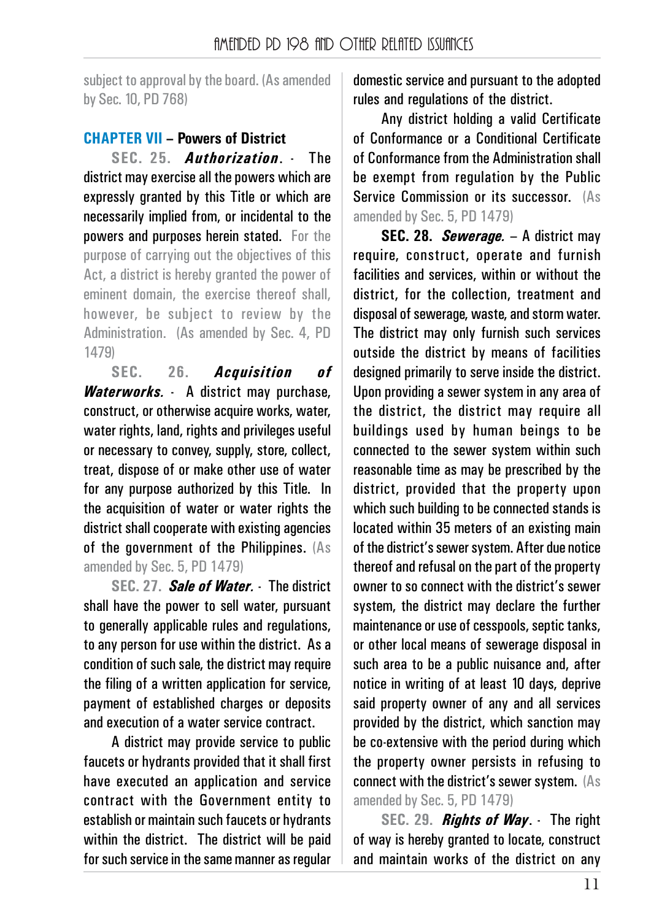subject to approval by the board. (As amended by Sec. 10, PD 768)

## CHAPTER VII – Powers of District

**SEC. 25.** ***Authorization***. - The district may exercise all the powers which are expressly granted by this Title or which are necessarily implied from, or incidental to the powers and purposes herein stated. For the purpose of carrying out the objectives of this Act, a district is hereby granted the power of eminent domain, the exercise thereof shall, however, be subject to review by the Administration. (As amended by Sec. 4, PD 1479)

**SEC. 26.** ***Acquisition of Waterworks.*** - A district may purchase, construct, or otherwise acquire works, water, water rights, land, rights and privileges useful or necessary to convey, supply, store, collect, treat, dispose of or make other use of water for any purpose authorized by this Title. In the acquisition of water or water rights the district shall cooperate with existing agencies of the government of the Philippines. (As amended by Sec. 5, PD 1479)

**SEC. 27.** ***Sale of Water.*** - The district shall have the power to sell water, pursuant to generally applicable rules and regulations, to any person for use within the district. As a condition of such sale, the district may require the filing of a written application for service, payment of established charges or deposits and execution of a water service contract.

A district may provide service to public faucets or hydrants provided that it shall first have executed an application and service contract with the Government entity to establish or maintain such faucets or hydrants within the district. The district will be paid for such service in the same manner as regular domestic service and pursuant to the adopted rules and regulations of the district.

Any district holding a valid Certificate of Conformance or a Conditional Certificate of Conformance from the Administration shall be exempt from regulation by the Public Service Commission or its successor. (As amended by Sec. 5, PD 1479)

**SEC. 28.** ***Sewerage.*** – A district may require, construct, operate and furnish facilities and services, within or without the district, for the collection, treatment and disposal of sewerage, waste, and storm water. The district may only furnish such services outside the district by means of facilities designed primarily to serve inside the district. Upon providing a sewer system in any area of the district, the district may require all buildings used by human beings to be connected to the sewer system within such reasonable time as may be prescribed by the district, provided that the property upon which such building to be connected stands is located within 35 meters of an existing main of the district's sewer system. After due notice thereof and refusal on the part of the property owner to so connect with the district's sewer system, the district may declare the further maintenance or use of cesspools, septic tanks, or other local means of sewerage disposal in such area to be a public nuisance and, after notice in writing of at least 10 days, deprive said property owner of any and all services provided by the district, which sanction may be co-extensive with the period during which the property owner persists in refusing to connect with the district's sewer system. (As amended by Sec. 5, PD 1479)

**SEC. 29.** ***Rights of Way***. - The right of way is hereby granted to locate, construct and maintain works of the district on any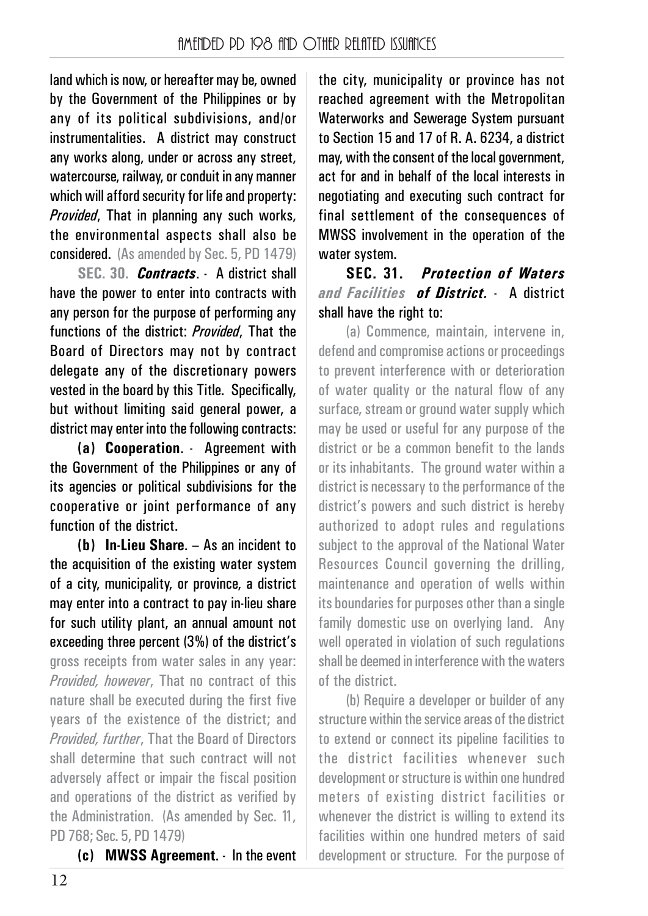land which is now, or hereafter may be, owned by the Government of the Philippines or by any of its political subdivisions, and/or instrumentalities. A district may construct any works along, under or across any street, watercourse, railway, or conduit in any manner which will afford security for life and property: *Provided*, That in planning any such works, the environmental aspects shall also be considered. (As amended by Sec. 5, PD 1479)

**SEC. 30.** ***Contracts***. - A district shall have the power to enter into contracts with any person for the purpose of performing any functions of the district: *Provided*, That the Board of Directors may not by contract delegate any of the discretionary powers vested in the board by this Title. Specifically, but without limiting said general power, a district may enter into the following contracts:

**(a) Cooperation**. - Agreement with the Government of the Philippines or any of its agencies or political subdivisions for the cooperative or joint performance of any function of the district.

**(b) In-Lieu Share**. – As an incident to the acquisition of the existing water system of a city, municipality, or province, a district may enter into a contract to pay in-lieu share for such utility plant, an annual amount not exceeding three percent (3%) of the district's gross receipts from water sales in any year: *Provided, however*, That no contract of this nature shall be executed during the first five years of the existence of the district; and *Provided, further*, That the Board of Directors shall determine that such contract will not adversely affect or impair the fiscal position and operations of the district as verified by the Administration. (As amended by Sec. 11, PD 768; Sec. 5, PD 1479)

**(c) MWSS Agreement**. - In the event the city, municipality or province has not reached agreement with the Metropolitan Waterworks and Sewerage System pursuant to Section 15 and 17 of R. A. 6234, a district may, with the consent of the local government, act for and in behalf of the local interests in negotiating and executing such contract for final settlement of the consequences of MWSS involvement in the operation of the water system.

**SEC. 31.** ***Protection of Waters and Facilities of District.*** - A district shall have the right to:

(a) Commence, maintain, intervene in, defend and compromise actions or proceedings to prevent interference with or deterioration of water quality or the natural flow of any surface, stream or ground water supply which may be used or useful for any purpose of the district or be a common benefit to the lands or its inhabitants. The ground water within a district is necessary to the performance of the district's powers and such district is hereby authorized to adopt rules and regulations subject to the approval of the National Water Resources Council governing the drilling, maintenance and operation of wells within its boundaries for purposes other than a single family domestic use on overlying land. Any well operated in violation of such regulations shall be deemed in interference with the waters of the district.

(b) Require a developer or builder of any structure within the service areas of the district to extend or connect its pipeline facilities to the district facilities whenever such development or structure is within one hundred meters of existing district facilities or whenever the district is willing to extend its facilities within one hundred meters of said development or structure. For the purpose of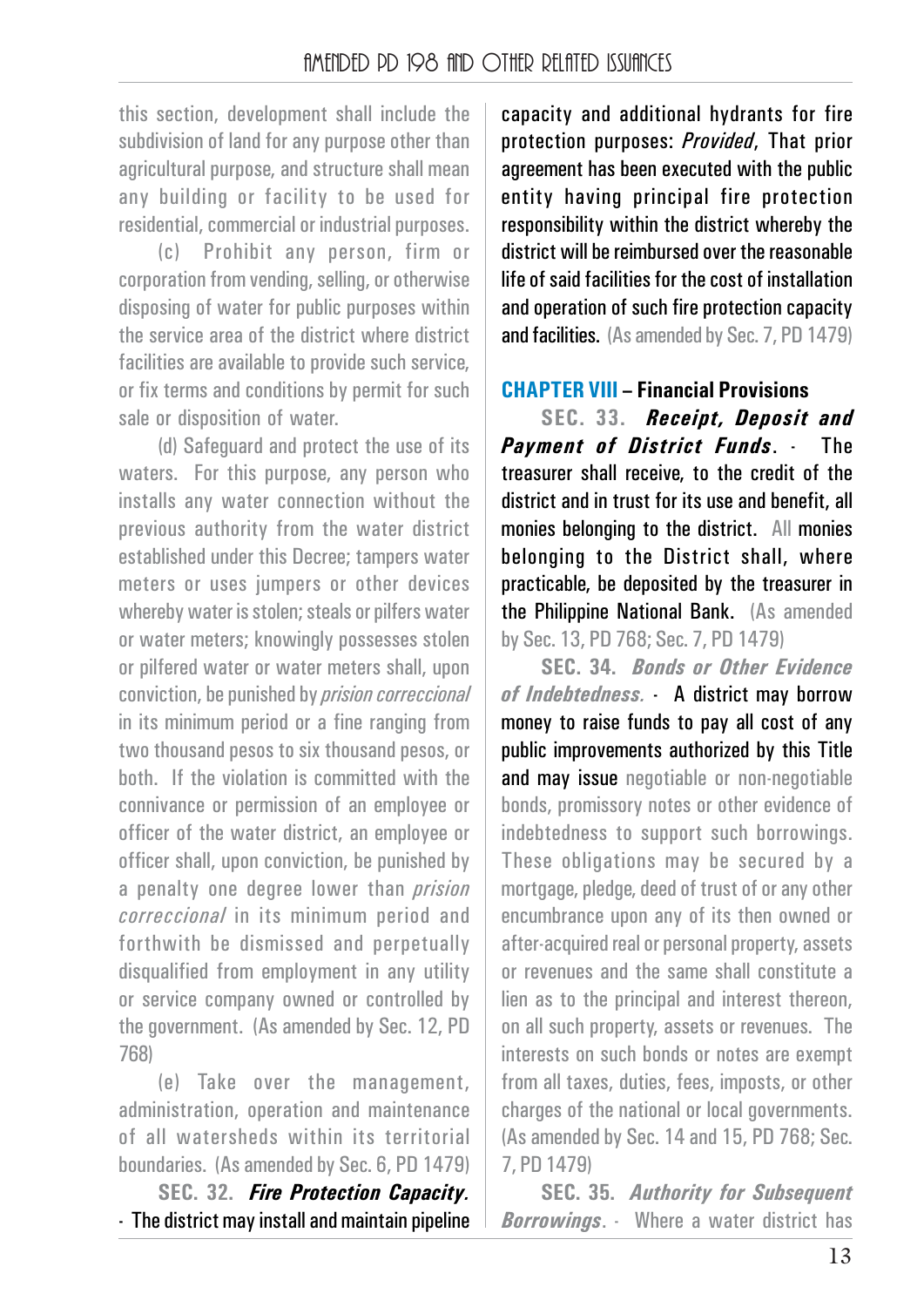this section, development shall include the subdivision of land for any purpose other than agricultural purpose, and structure shall mean any building or facility to be used for residential, commercial or industrial purposes.

(c) Prohibit any person, firm or corporation from vending, selling, or otherwise disposing of water for public purposes within the service area of the district where district facilities are available to provide such service, or fix terms and conditions by permit for such sale or disposition of water.

(d) Safeguard and protect the use of its waters. For this purpose, any person who installs any water connection without the previous authority from the water district established under this Decree; tampers water meters or uses jumpers or other devices whereby water is stolen; steals or pilfers water or water meters; knowingly possesses stolen or pilfered water or water meters shall, upon conviction, be punished by *prision correccional* in its minimum period or a fine ranging from two thousand pesos to six thousand pesos, or both. If the violation is committed with the connivance or permission of an employee or officer of the water district, an employee or officer shall, upon conviction, be punished by a penalty one degree lower than *prision correccional* in its minimum period and forthwith be dismissed and perpetually disqualified from employment in any utility or service company owned or controlled by the government. (As amended by Sec. 12, PD 768)

(e) Take over the management, administration, operation and maintenance of all watersheds within its territorial boundaries. (As amended by Sec. 6, PD 1479)

**SEC. 32.** ***Fire Protection Capacity.*** - The district may install and maintain pipeline capacity and additional hydrants for fire protection purposes: *Provided*, That prior agreement has been executed with the public entity having principal fire protection responsibility within the district whereby the district will be reimbursed over the reasonable life of said facilities for the cost of installation and operation of such fire protection capacity and facilities. (As amended by Sec. 7, PD 1479)

## CHAPTER VIII – Financial Provisions

**SEC. 33.** ***Receipt, Deposit and Payment of District Funds***. - The treasurer shall receive, to the credit of the district and in trust for its use and benefit, all monies belonging to the district. All monies belonging to the District shall, where practicable, be deposited by the treasurer in the Philippine National Bank. (As amended by Sec. 13, PD 768; Sec. 7, PD 1479)

**SEC. 34.** ***Bonds or Other Evidence of Indebtedness.*** - A district may borrow money to raise funds to pay all cost of any public improvements authorized by this Title and may issue negotiable or non-negotiable bonds, promissory notes or other evidence of indebtedness to support such borrowings. These obligations may be secured by a mortgage, pledge, deed of trust of or any other encumbrance upon any of its then owned or after-acquired real or personal property, assets or revenues and the same shall constitute a lien as to the principal and interest thereon, on all such property, assets or revenues. The interests on such bonds or notes are exempt from all taxes, duties, fees, imposts, or other charges of the national or local governments. (As amended by Sec. 14 and 15, PD 768; Sec. 7, PD 1479)

**SEC. 35.** ***Authority for Subsequent Borrowings***. - Where a water district has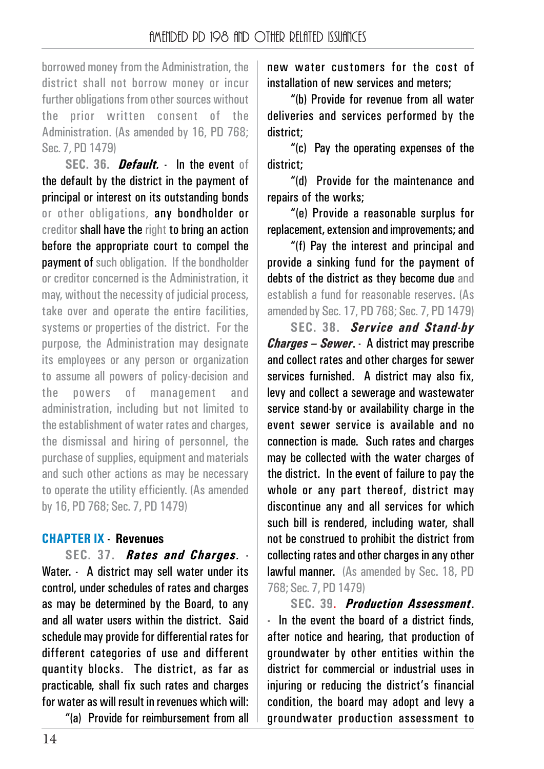borrowed money from the Administration, the district shall not borrow money or incur further obligations from other sources without the prior written consent of the Administration. (As amended by 16, PD 768; Sec. 7, PD 1479)

**SEC. 36.** ***Default.*** - In the event of the default by the district in the payment of principal or interest on its outstanding bonds or other obligations, any bondholder or creditor shall have the right to bring an action before the appropriate court to compel the payment of such obligation. If the bondholder or creditor concerned is the Administration, it may, without the necessity of judicial process, take over and operate the entire facilities, systems or properties of the district. For the purpose, the Administration may designate its employees or any person or organization to assume all powers of policy-decision and the powers of management and administration, including but not limited to the establishment of water rates and charges, the dismissal and hiring of personnel, the purchase of supplies, equipment and materials and such other actions as may be necessary to operate the utility efficiently. (As amended by 16, PD 768; Sec. 7, PD 1479)

## CHAPTER IX - Revenues

**SEC. 37.** ***Rates and Charges.*** - Water. - A district may sell water under its control, under schedules of rates and charges as may be determined by the Board, to any and all water users within the district. Said schedule may provide for differential rates for different categories of use and different quantity blocks. The district, as far as practicable, shall fix such rates and charges for water as will result in revenues which will:

"(a) Provide for reimbursement from all new water customers for the cost of installation of new services and meters;

"(b) Provide for revenue from all water deliveries and services performed by the district;

"(c) Pay the operating expenses of the district;

"(d) Provide for the maintenance and repairs of the works;

"(e) Provide a reasonable surplus for replacement, extension and improvements; and

"(f) Pay the interest and principal and provide a sinking fund for the payment of debts of the district as they become due and establish a fund for reasonable reserves. (As amended by Sec. 17, PD 768; Sec. 7, PD 1479)

**SEC. 38.** ***Service and Stand-by Charges – Sewer.*** - A district may prescribe and collect rates and other charges for sewer services furnished. A district may also fix, levy and collect a sewerage and wastewater service stand-by or availability charge in the event sewer service is available and no connection is made. Such rates and charges may be collected with the water charges of the district. In the event of failure to pay the whole or any part thereof, district may discontinue any and all services for which such bill is rendered, including water, shall not be construed to prohibit the district from collecting rates and other charges in any other lawful manner. (As amended by Sec. 18, PD 768; Sec. 7, PD 1479)

**SEC. 39.** ***Production Assessment.*** - In the event the board of a district finds, after notice and hearing, that production of groundwater by other entities within the district for commercial or industrial uses in injuring or reducing the district's financial condition, the board may adopt and levy a groundwater production assessment to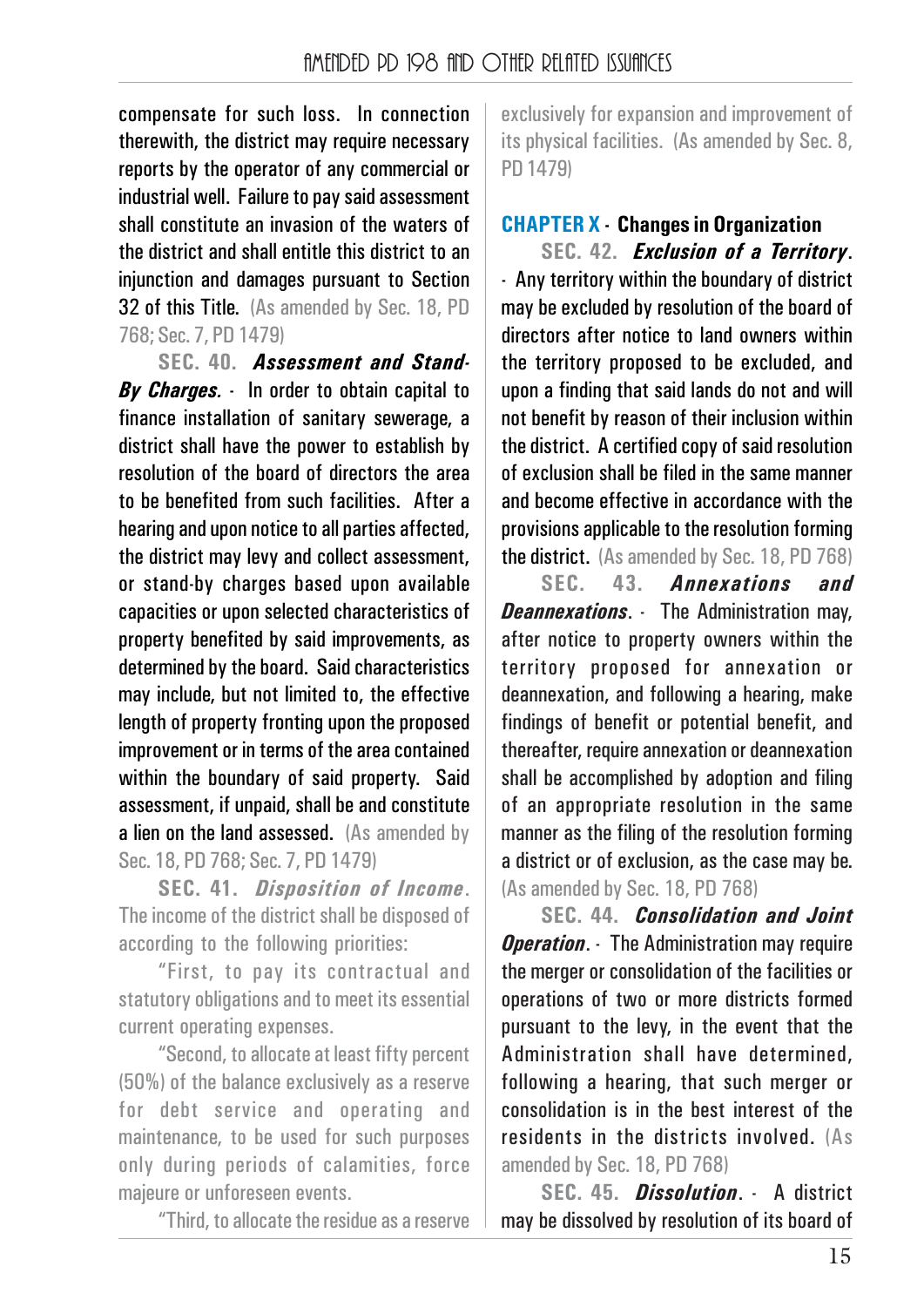compensate for such loss. In connection therewith, the district may require necessary reports by the operator of any commercial or industrial well. Failure to pay said assessment shall constitute an invasion of the waters of the district and shall entitle this district to an injunction and damages pursuant to Section 32 of this Title. (As amended by Sec. 18, PD 768; Sec. 7, PD 1479)

**SEC. 40. *Assessment and Stand-By Charges.*** - In order to obtain capital to finance installation of sanitary sewerage, a district shall have the power to establish by resolution of the board of directors the area to be benefited from such facilities. After a hearing and upon notice to all parties affected, the district may levy and collect assessment, or stand-by charges based upon available capacities or upon selected characteristics of property benefited by said improvements, as determined by the board. Said characteristics may include, but not limited to, the effective length of property fronting upon the proposed improvement or in terms of the area contained within the boundary of said property. Said assessment, if unpaid, shall be and constitute a lien on the land assessed. (As amended by Sec. 18, PD 768; Sec. 7, PD 1479)

**SEC. 41. *Disposition of Income*.** The income of the district shall be disposed of according to the following priorities:

"First, to pay its contractual and statutory obligations and to meet its essential current operating expenses.

"Second, to allocate at least fifty percent (50%) of the balance exclusively as a reserve for debt service and operating and maintenance, to be used for such purposes only during periods of calamities, force majeure or unforeseen events.

"Third, to allocate the residue as a reserve exclusively for expansion and improvement of its physical facilities. (As amended by Sec. 8, PD 1479)

## CHAPTER X - Changes in Organization

**SEC. 42. *Exclusion of a Territory*.** - Any territory within the boundary of district may be excluded by resolution of the board of directors after notice to land owners within the territory proposed to be excluded, and upon a finding that said lands do not and will not benefit by reason of their inclusion within the district. A certified copy of said resolution of exclusion shall be filed in the same manner and become effective in accordance with the provisions applicable to the resolution forming the district. (As amended by Sec. 18, PD 768)

**SEC. 43. *Annexations and Deannexations*.** - The Administration may, after notice to property owners within the territory proposed for annexation or deannexation, and following a hearing, make findings of benefit or potential benefit, and thereafter, require annexation or deannexation shall be accomplished by adoption and filing of an appropriate resolution in the same manner as the filing of the resolution forming a district or of exclusion, as the case may be. (As amended by Sec. 18, PD 768)

**SEC. 44. *Consolidation and Joint Operation*.** - The Administration may require the merger or consolidation of the facilities or operations of two or more districts formed pursuant to the levy, in the event that the Administration shall have determined, following a hearing, that such merger or consolidation is in the best interest of the residents in the districts involved. (As amended by Sec. 18, PD 768)

**SEC. 45. *Dissolution*.** - A district may be dissolved by resolution of its board of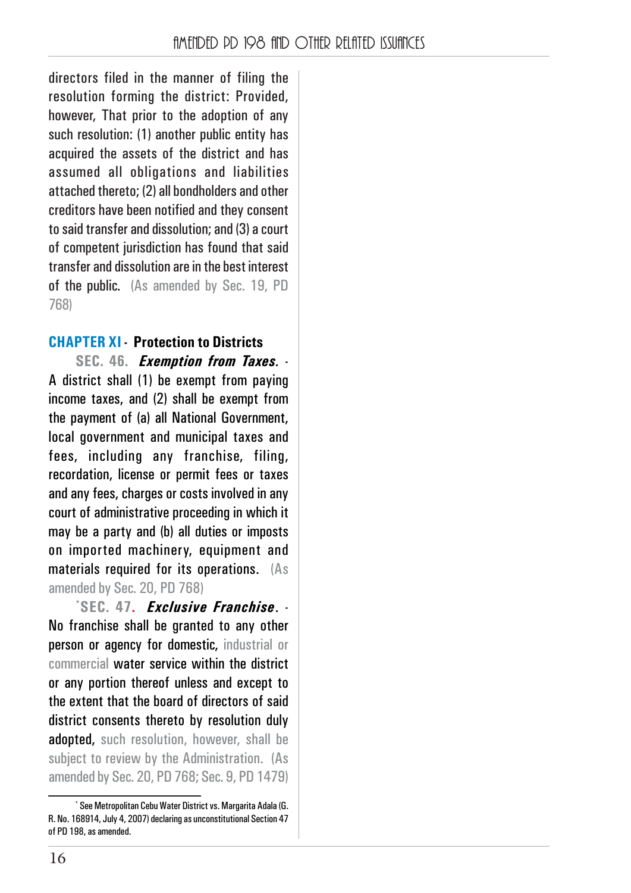directors filed in the manner of filing the resolution forming the district: Provided, however, That prior to the adoption of any such resolution: (1) another public entity has acquired the assets of the district and has assumed all obligations and liabilities attached thereto; (2) all bondholders and other creditors have been notified and they consent to said transfer and dissolution; and (3) a court of competent jurisdiction has found that said transfer and dissolution are in the best interest of the public. (As amended by Sec. 19, PD 768)

## CHAPTER XI - Protection to Districts

**SEC. 46.** ***Exemption from Taxes.*** - A district shall (1) be exempt from paying income taxes, and (2) shall be exempt from the payment of (a) all National Government, local government and municipal taxes and fees, including any franchise, filing, recordation, license or permit fees or taxes and any fees, charges or costs involved in any court of administrative proceeding in which it may be a party and (b) all duties or imposts on imported machinery, equipment and materials required for its operations. (As amended by Sec. 20, PD 768)

[*]**SEC. 47.** ***Exclusive Franchise.*** - No franchise shall be granted to any other person or agency for domestic, industrial or commercial water service within the district or any portion thereof unless and except to the extent that the board of directors of said district consents thereto by resolution duly adopted, such resolution, however, shall be subject to review by the Administration. (As amended by Sec. 20, PD 768; Sec. 9, PD 1479)

---

[*] See Metropolitan Cebu Water District vs. Margarita Adala (G. R. No. 168914, July 4, 2007) declaring as unconstitutional Section 47 of PD 198, as amended.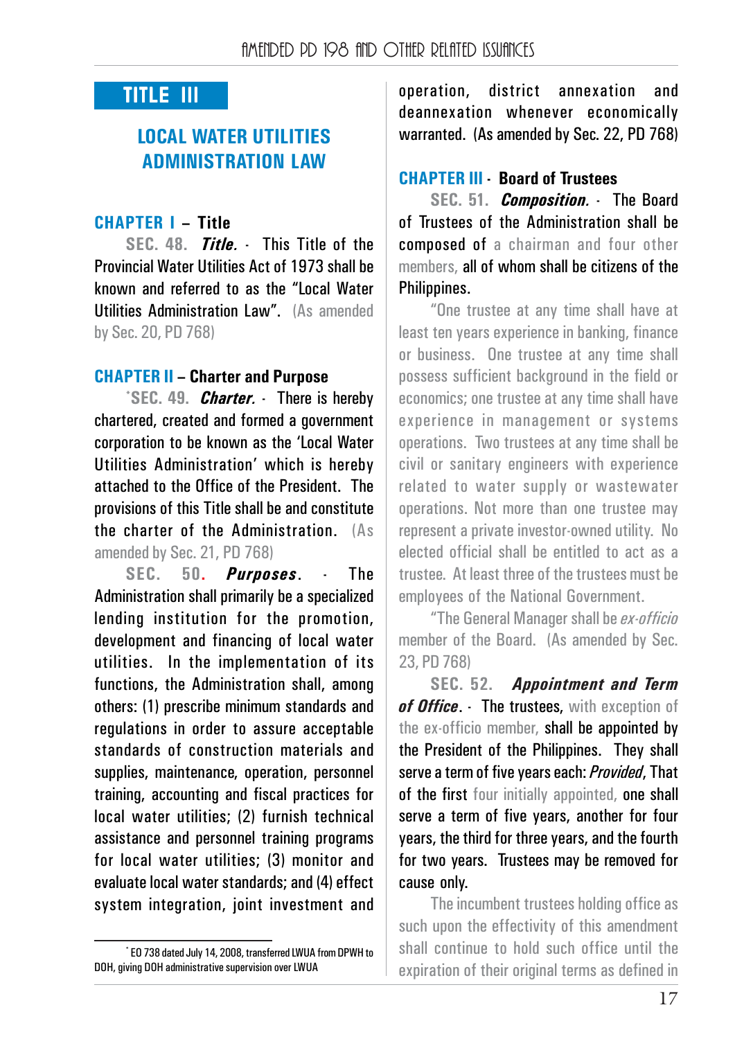# TITLE III

## LOCAL WATER UTILITIES ADMINISTRATION LAW

### CHAPTER I – Title

**SEC. 48.** ***Title.*** - This Title of the Provincial Water Utilities Act of 1973 shall be known and referred to as the "Local Water Utilities Administration Law". (As amended by Sec. 20, PD 768)

### CHAPTER II – Charter and Purpose

*****SEC. 49.** ***Charter.*** - There is hereby chartered, created and formed a government corporation to be known as the 'Local Water Utilities Administration' which is hereby attached to the Office of the President. The provisions of this Title shall be and constitute the charter of the Administration. (As amended by Sec. 21, PD 768)

**SEC. 50.** ***Purposes.*** - The Administration shall primarily be a specialized lending institution for the promotion, development and financing of local water utilities. In the implementation of its functions, the Administration shall, among others: (1) prescribe minimum standards and regulations in order to assure acceptable standards of construction materials and supplies, maintenance, operation, personnel training, accounting and fiscal practices for local water utilities; (2) furnish technical assistance and personnel training programs for local water utilities; (3) monitor and evaluate local water standards; and (4) effect system integration, joint investment and operation, district annexation and deannexation whenever economically warranted. (As amended by Sec. 22, PD 768)

### CHAPTER III - Board of Trustees

**SEC. 51.** ***Composition.*** - The Board of Trustees of the Administration shall be composed of a chairman and four other members, all of whom shall be citizens of the Philippines.

"One trustee at any time shall have at least ten years experience in banking, finance or business. One trustee at any time shall possess sufficient background in the field or economics; one trustee at any time shall have experience in management or systems operations. Two trustees at any time shall be civil or sanitary engineers with experience related to water supply or wastewater operations. Not more than one trustee may represent a private investor-owned utility. No elected official shall be entitled to act as a trustee. At least three of the trustees must be employees of the National Government.

"The General Manager shall be *ex-officio* member of the Board. (As amended by Sec. 23, PD 768)

**SEC. 52.** ***Appointment and Term of Office.*** - The trustees, with exception of the ex-officio member, shall be appointed by the President of the Philippines. They shall serve a term of five years each: *Provided*, That of the first four initially appointed, one shall serve a term of five years, another for four years, the third for three years, and the fourth for two years. Trustees may be removed for cause only.

The incumbent trustees holding office as such upon the effectivity of this amendment shall continue to hold such office until the expiration of their original terms as defined in

---

* EO 738 dated July 14, 2008, transferred LWUA from DPWH to DOH, giving DOH administrative supervision over LWUA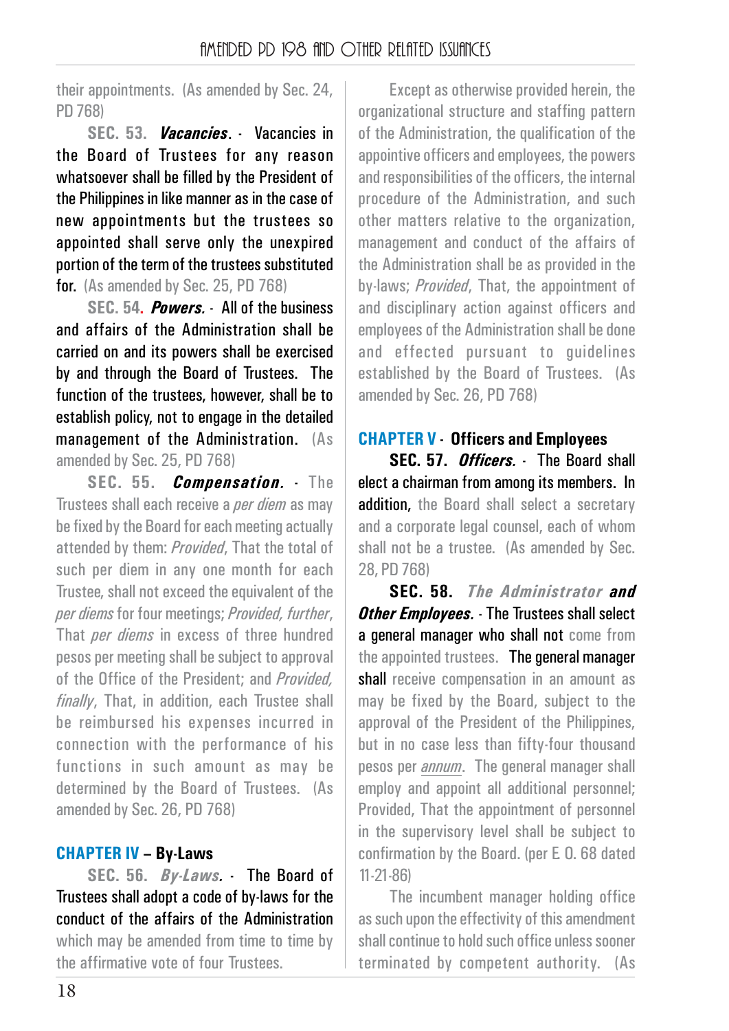their appointments. (As amended by Sec. 24, PD 768)

**SEC. 53.** ***Vacancies.*** - Vacancies in the Board of Trustees for any reason whatsoever shall be filled by the President of the Philippines in like manner as in the case of new appointments but the trustees so appointed shall serve only the unexpired portion of the term of the trustees substituted for. (As amended by Sec. 25, PD 768)

**SEC. 54.** ***Powers.*** - All of the business and affairs of the Administration shall be carried on and its powers shall be exercised by and through the Board of Trustees. The function of the trustees, however, shall be to establish policy, not to engage in the detailed management of the Administration. (As amended by Sec. 25, PD 768)

**SEC. 55.** ***Compensation.*** - The Trustees shall each receive a *per diem* as may be fixed by the Board for each meeting actually attended by them: *Provided*, That the total of such per diem in any one month for each Trustee, shall not exceed the equivalent of the *per diems* for four meetings; *Provided, further*, That *per diems* in excess of three hundred pesos per meeting shall be subject to approval of the Office of the President; and *Provided, finally*, That, in addition, each Trustee shall be reimbursed his expenses incurred in connection with the performance of his functions in such amount as may be determined by the Board of Trustees. (As amended by Sec. 26, PD 768)

## CHAPTER IV – By-Laws

**SEC. 56.** ***By-Laws.*** - The Board of Trustees shall adopt a code of by-laws for the conduct of the affairs of the Administration which may be amended from time to time by the affirmative vote of four Trustees.

Except as otherwise provided herein, the organizational structure and staffing pattern of the Administration, the qualification of the appointive officers and employees, the powers and responsibilities of the officers, the internal procedure of the Administration, and such other matters relative to the organization, management and conduct of the affairs of the Administration shall be as provided in the by-laws; *Provided*, That, the appointment of and disciplinary action against officers and employees of the Administration shall be done and effected pursuant to guidelines established by the Board of Trustees. (As amended by Sec. 26, PD 768)

## CHAPTER V - Officers and Employees

**SEC. 57.** ***Officers.*** - The Board shall elect a chairman from among its members. In addition, the Board shall select a secretary and a corporate legal counsel, each of whom shall not be a trustee. (As amended by Sec. 28, PD 768)

**SEC. 58.** ***The Administrator and Other Employees.*** - The Trustees shall select a general manager who shall not come from the appointed trustees. The general manager shall receive compensation in an amount as may be fixed by the Board, subject to the approval of the President of the Philippines, but in no case less than fifty-four thousand pesos per *annum*. The general manager shall employ and appoint all additional personnel; Provided, That the appointment of personnel in the supervisory level shall be subject to confirmation by the Board. (per E O. 68 dated 11-21-86)

The incumbent manager holding office as such upon the effectivity of this amendment shall continue to hold such office unless sooner terminated by competent authority. (As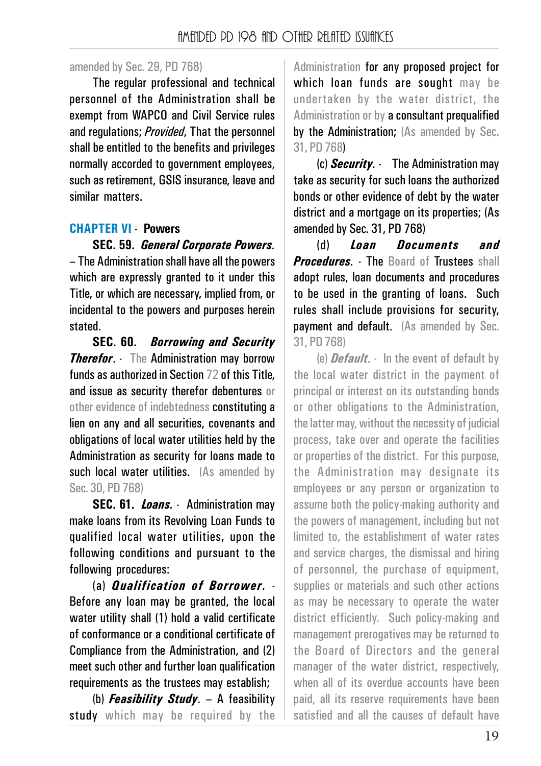amended by Sec. 29, PD 768)

The regular professional and technical personnel of the Administration shall be exempt from WAPCO and Civil Service rules and regulations; *Provided*, That the personnel shall be entitled to the benefits and privileges normally accorded to government employees, such as retirement, GSIS insurance, leave and similar matters.

## CHAPTER VI - Powers

**SEC. 59.** ***General Corporate Powers.*** – The Administration shall have all the powers which are expressly granted to it under this Title, or which are necessary, implied from, or incidental to the powers and purposes herein stated.

**SEC. 60.** ***Borrowing and Security Therefor***. - The Administration may borrow funds as authorized in Section 72 of this Title, and issue as security therefor debentures or other evidence of indebtedness constituting a lien on any and all securities, covenants and obligations of local water utilities held by the Administration as security for loans made to such local water utilities. (As amended by Sec. 30, PD 768)

**SEC. 61.** ***Loans.*** - Administration may make loans from its Revolving Loan Funds to qualified local water utilities, upon the following conditions and pursuant to the following procedures:

(a) ***Qualification of Borrower.*** - Before any loan may be granted, the local water utility shall (1) hold a valid certificate of conformance or a conditional certificate of Compliance from the Administration, and (2) meet such other and further loan qualification requirements as the trustees may establish;

(b) ***Feasibility Study.*** – A feasibility study which may be required by the Administration for any proposed project for which loan funds are sought may be undertaken by the water district, the Administration or by a consultant prequalified by the Administration; (As amended by Sec. 31, PD 768)

(c) ***Security.*** - The Administration may take as security for such loans the authorized bonds or other evidence of debt by the water district and a mortgage on its properties; (As amended by Sec. 31, PD 768)

(d) ***Loan Documents and Procedures.*** - The Board of Trustees shall adopt rules, loan documents and procedures to be used in the granting of loans. Such rules shall include provisions for security, payment and default. (As amended by Sec. 31, PD 768)

(e) ***Default.*** - In the event of default by the local water district in the payment of principal or interest on its outstanding bonds or other obligations to the Administration, the latter may, without the necessity of judicial process, take over and operate the facilities or properties of the district. For this purpose, the Administration may designate its employees or any person or organization to assume both the policy-making authority and the powers of management, including but not limited to, the establishment of water rates and service charges, the dismissal and hiring of personnel, the purchase of equipment, supplies or materials and such other actions as may be necessary to operate the water district efficiently. Such policy-making and management prerogatives may be returned to the Board of Directors and the general manager of the water district, respectively, when all of its overdue accounts have been paid, all its reserve requirements have been satisfied and all the causes of default have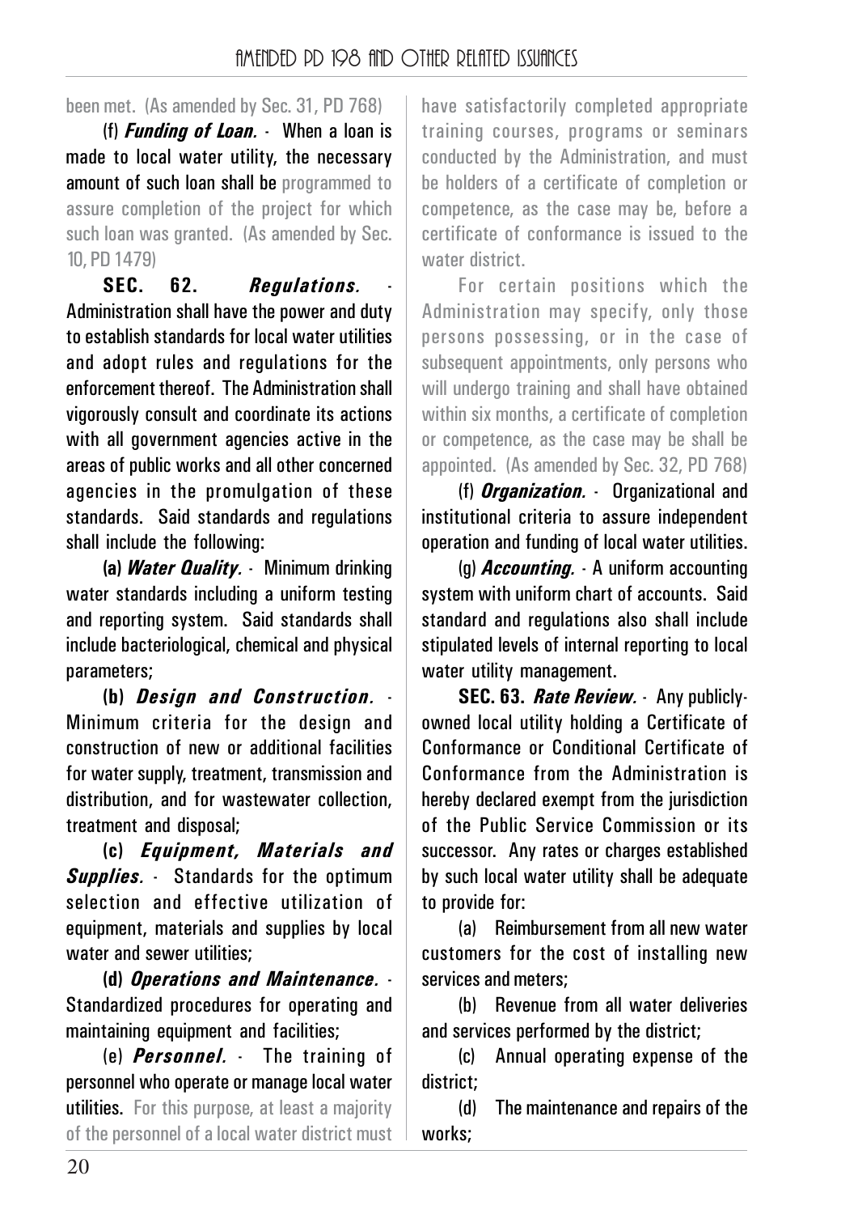been met. (As amended by Sec. 31, PD 768)

(f) ***Funding of Loan.*** - When a loan is made to local water utility, the necessary amount of such loan shall be programmed to assure completion of the project for which such loan was granted. (As amended by Sec. 10, PD 1479)

**SEC. 62. *Regulations.*** - Administration shall have the power and duty to establish standards for local water utilities and adopt rules and regulations for the enforcement thereof. The Administration shall vigorously consult and coordinate its actions with all government agencies active in the areas of public works and all other concerned agencies in the promulgation of these standards. Said standards and regulations shall include the following:

**(a) *Water Quality.*** - Minimum drinking water standards including a uniform testing and reporting system. Said standards shall include bacteriological, chemical and physical parameters;

**(b) *Design and Construction.*** - Minimum criteria for the design and construction of new or additional facilities for water supply, treatment, transmission and distribution, and for wastewater collection, treatment and disposal;

**(c) *Equipment, Materials and Supplies.*** - Standards for the optimum selection and effective utilization of equipment, materials and supplies by local water and sewer utilities;

**(d) *Operations and Maintenance.*** - Standardized procedures for operating and maintaining equipment and facilities;

(e) ***Personnel.*** - The training of personnel who operate or manage local water utilities. For this purpose, at least a majority of the personnel of a local water district must have satisfactorily completed appropriate training courses, programs or seminars conducted by the Administration, and must be holders of a certificate of completion or competence, as the case may be, before a certificate of conformance is issued to the water district.

For certain positions which the Administration may specify, only those persons possessing, or in the case of subsequent appointments, only persons who will undergo training and shall have obtained within six months, a certificate of completion or competence, as the case may be shall be appointed. (As amended by Sec. 32, PD 768)

(f) ***Organization.*** - Organizational and institutional criteria to assure independent operation and funding of local water utilities.

(g) ***Accounting.*** - A uniform accounting system with uniform chart of accounts. Said standard and regulations also shall include stipulated levels of internal reporting to local water utility management.

**SEC. 63. *Rate Review.*** - Any publicly-owned local utility holding a Certificate of Conformance or Conditional Certificate of Conformance from the Administration is hereby declared exempt from the jurisdiction of the Public Service Commission or its successor. Any rates or charges established by such local water utility shall be adequate to provide for:

(a) Reimbursement from all new water customers for the cost of installing new services and meters;

(b) Revenue from all water deliveries and services performed by the district;

(c) Annual operating expense of the district;

(d) The maintenance and repairs of the works;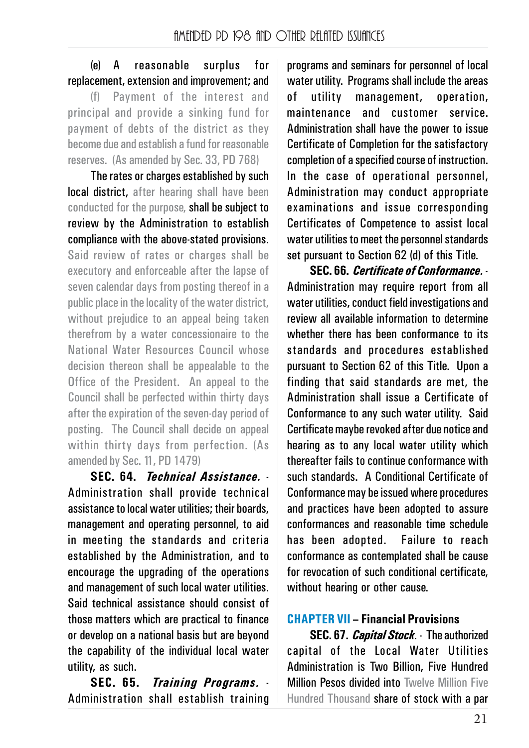(e) A reasonable surplus for replacement, extension and improvement; and

(f) Payment of the interest and principal and provide a sinking fund for payment of debts of the district as they become due and establish a fund for reasonable reserves. (As amended by Sec. 33, PD 768)

The rates or charges established by such local district, after hearing shall have been conducted for the purpose, shall be subject to review by the Administration to establish compliance with the above-stated provisions. Said review of rates or charges shall be executory and enforceable after the lapse of seven calendar days from posting thereof in a public place in the locality of the water district, without prejudice to an appeal being taken therefrom by a water concessionaire to the National Water Resources Council whose decision thereon shall be appealable to the Office of the President. An appeal to the Council shall be perfected within thirty days after the expiration of the seven-day period of posting. The Council shall decide on appeal within thirty days from perfection. (As amended by Sec. 11, PD 1479)

**SEC. 64.** ***Technical Assistance.*** - Administration shall provide technical assistance to local water utilities; their boards, management and operating personnel, to aid in meeting the standards and criteria established by the Administration, and to encourage the upgrading of the operations and management of such local water utilities. Said technical assistance should consist of those matters which are practical to finance or develop on a national basis but are beyond the capability of the individual local water utility, as such.

**SEC. 65.** ***Training Programs.*** - Administration shall establish training programs and seminars for personnel of local water utility. Programs shall include the areas of utility management, operation, maintenance and customer service. Administration shall have the power to issue Certificate of Completion for the satisfactory completion of a specified course of instruction. In the case of operational personnel, Administration may conduct appropriate examinations and issue corresponding Certificates of Competence to assist local water utilities to meet the personnel standards set pursuant to Section 62 (d) of this Title.

**SEC. 66.** ***Certificate of Conformance.*** - Administration may require report from all water utilities, conduct field investigations and review all available information to determine whether there has been conformance to its standards and procedures established pursuant to Section 62 of this Title. Upon a finding that said standards are met, the Administration shall issue a Certificate of Conformance to any such water utility. Said Certificate maybe revoked after due notice and hearing as to any local water utility which thereafter fails to continue conformance with such standards. A Conditional Certificate of Conformance may be issued where procedures and practices have been adopted to assure conformances and reasonable time schedule has been adopted. Failure to reach conformance as contemplated shall be cause for revocation of such conditional certificate, without hearing or other cause.

## CHAPTER VII – Financial Provisions

**SEC. 67.** ***Capital Stock.*** - The authorized capital of the Local Water Utilities Administration is Two Billion, Five Hundred Million Pesos divided into Twelve Million Five Hundred Thousand share of stock with a par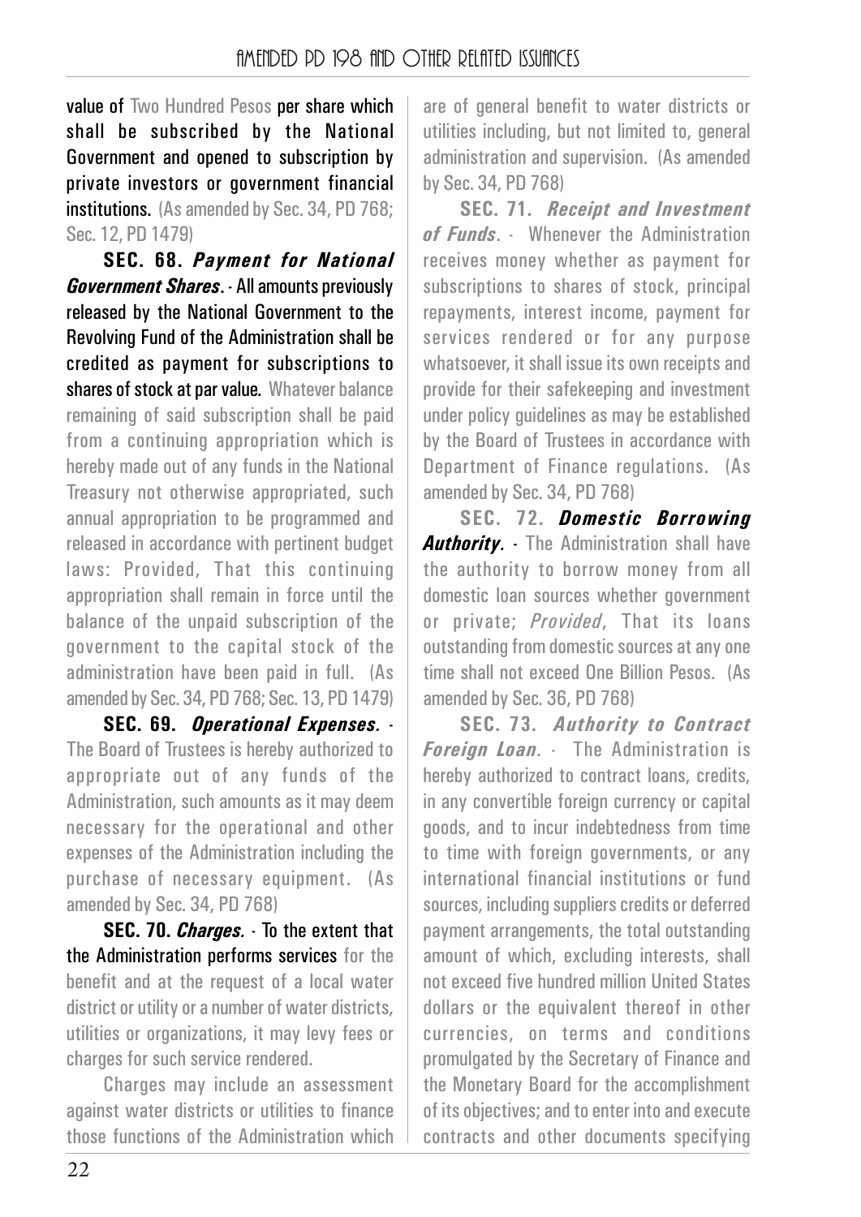value of Two Hundred Pesos per share which shall be subscribed by the National Government and opened to subscription by private investors or government financial institutions. (As amended by Sec. 34, PD 768; Sec. 12, PD 1479)

**SEC. 68. *Payment for National Government Shares*.** - All amounts previously released by the National Government to the Revolving Fund of the Administration shall be credited as payment for subscriptions to shares of stock at par value. Whatever balance remaining of said subscription shall be paid from a continuing appropriation which is hereby made out of any funds in the National Treasury not otherwise appropriated, such annual appropriation to be programmed and released in accordance with pertinent budget laws: Provided, That this continuing appropriation shall remain in force until the balance of the unpaid subscription of the government to the capital stock of the administration have been paid in full. (As amended by Sec. 34, PD 768; Sec. 13, PD 1479)

**SEC. 69. *Operational Expenses*.** - The Board of Trustees is hereby authorized to appropriate out of any funds of the Administration, such amounts as it may deem necessary for the operational and other expenses of the Administration including the purchase of necessary equipment. (As amended by Sec. 34, PD 768)

**SEC. 70. *Charges*.** - To the extent that the Administration performs services for the benefit and at the request of a local water district or utility or a number of water districts, utilities or organizations, it may levy fees or charges for such service rendered.

Charges may include an assessment against water districts or utilities to finance those functions of the Administration which are of general benefit to water districts or utilities including, but not limited to, general administration and supervision. (As amended by Sec. 34, PD 768)

**SEC. 71. *Receipt and Investment of Funds*.** - Whenever the Administration receives money whether as payment for subscriptions to shares of stock, principal repayments, interest income, payment for services rendered or for any purpose whatsoever, it shall issue its own receipts and provide for their safekeeping and investment under policy guidelines as may be established by the Board of Trustees in accordance with Department of Finance regulations. (As amended by Sec. 34, PD 768)

**SEC. 72. *Domestic Borrowing Authority*.** - The Administration shall have the authority to borrow money from all domestic loan sources whether government or private; *Provided*, That its loans outstanding from domestic sources at any one time shall not exceed One Billion Pesos. (As amended by Sec. 36, PD 768)

**SEC. 73. *Authority to Contract Foreign Loan*.** - The Administration is hereby authorized to contract loans, credits, in any convertible foreign currency or capital goods, and to incur indebtedness from time to time with foreign governments, or any international financial institutions or fund sources, including suppliers credits or deferred payment arrangements, the total outstanding amount of which, excluding interests, shall not exceed five hundred million United States dollars or the equivalent thereof in other currencies, on terms and conditions promulgated by the Secretary of Finance and the Monetary Board for the accomplishment of its objectives; and to enter into and execute contracts and other documents specifying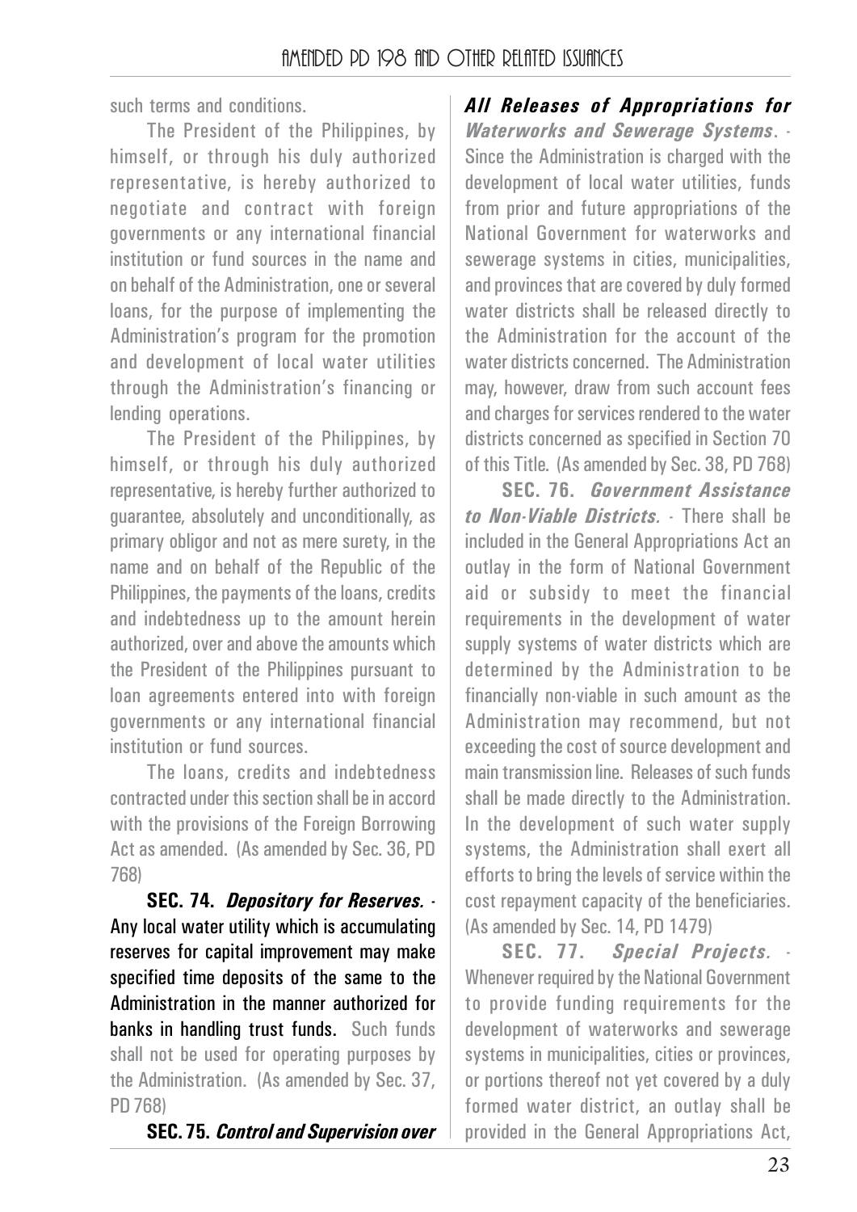such terms and conditions.

The President of the Philippines, by himself, or through his duly authorized representative, is hereby authorized to negotiate and contract with foreign governments or any international financial institution or fund sources in the name and on behalf of the Administration, one or several loans, for the purpose of implementing the Administration's program for the promotion and development of local water utilities through the Administration's financing or lending operations.

The President of the Philippines, by himself, or through his duly authorized representative, is hereby further authorized to guarantee, absolutely and unconditionally, as primary obligor and not as mere surety, in the name and on behalf of the Republic of the Philippines, the payments of the loans, credits and indebtedness up to the amount herein authorized, over and above the amounts which the President of the Philippines pursuant to loan agreements entered into with foreign governments or any international financial institution or fund sources.

The loans, credits and indebtedness contracted under this section shall be in accord with the provisions of the Foreign Borrowing Act as amended. (As amended by Sec. 36, PD 768)

**SEC. 74.** ***Depository for Reserves.*** - Any local water utility which is accumulating reserves for capital improvement may make specified time deposits of the same to the Administration in the manner authorized for banks in handling trust funds. Such funds shall not be used for operating purposes by the Administration. (As amended by Sec. 37, PD 768)

**SEC. 75.** ***Control and Supervision over All Releases of Appropriations for Waterworks and Sewerage Systems.*** - Since the Administration is charged with the development of local water utilities, funds from prior and future appropriations of the National Government for waterworks and sewerage systems in cities, municipalities, and provinces that are covered by duly formed water districts shall be released directly to the Administration for the account of the water districts concerned. The Administration may, however, draw from such account fees and charges for services rendered to the water districts concerned as specified in Section 70 of this Title. (As amended by Sec. 38, PD 768)

**SEC. 76.** ***Government Assistance to Non-Viable Districts.*** - There shall be included in the General Appropriations Act an outlay in the form of National Government aid or subsidy to meet the financial requirements in the development of water supply systems of water districts which are determined by the Administration to be financially non-viable in such amount as the Administration may recommend, but not exceeding the cost of source development and main transmission line. Releases of such funds shall be made directly to the Administration. In the development of such water supply systems, the Administration shall exert all efforts to bring the levels of service within the cost repayment capacity of the beneficiaries. (As amended by Sec. 14, PD 1479)

**SEC. 77.** ***Special Projects.*** - Whenever required by the National Government to provide funding requirements for the development of waterworks and sewerage systems in municipalities, cities or provinces, or portions thereof not yet covered by a duly formed water district, an outlay shall be provided in the General Appropriations Act,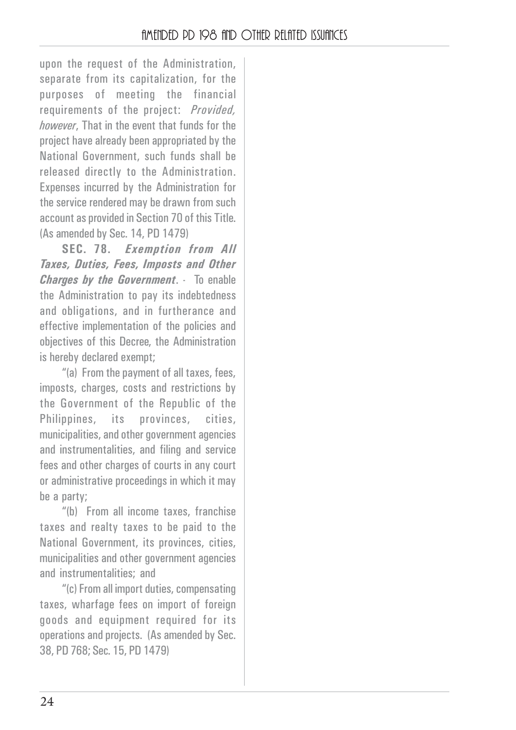upon the request of the Administration, separate from its capitalization, for the purposes of meeting the financial requirements of the project: *Provided, however*, That in the event that funds for the project have already been appropriated by the National Government, such funds shall be released directly to the Administration. Expenses incurred by the Administration for the service rendered may be drawn from such account as provided in Section 70 of this Title. (As amended by Sec. 14, PD 1479)

**SEC. 78.** ***Exemption from All Taxes, Duties, Fees, Imposts and Other Charges by the Government***. - To enable the Administration to pay its indebtedness and obligations, and in furtherance and effective implementation of the policies and objectives of this Decree, the Administration is hereby declared exempt;

"(a) From the payment of all taxes, fees, imposts, charges, costs and restrictions by the Government of the Republic of the Philippines, its provinces, cities, municipalities, and other government agencies and instrumentalities, and filing and service fees and other charges of courts in any court or administrative proceedings in which it may be a party;

"(b) From all income taxes, franchise taxes and realty taxes to be paid to the National Government, its provinces, cities, municipalities and other government agencies and instrumentalities; and

"(c) From all import duties, compensating taxes, wharfage fees on import of foreign goods and equipment required for its operations and projects. (As amended by Sec. 38, PD 768; Sec. 15, PD 1479)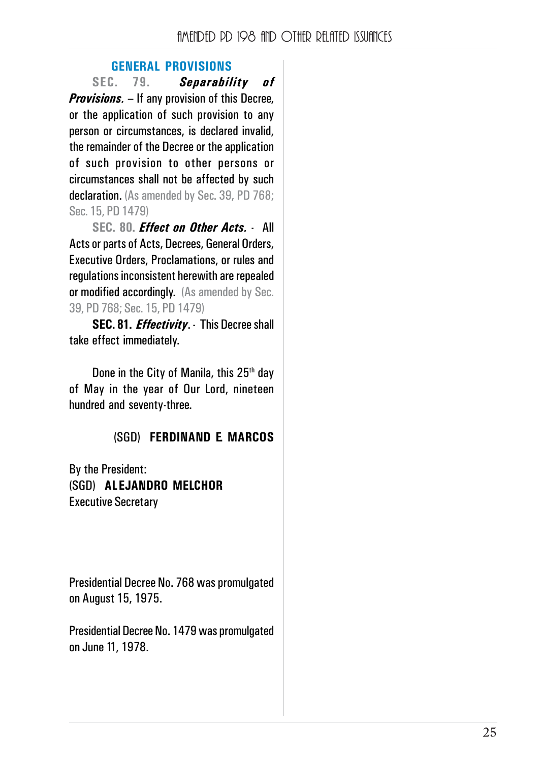## GENERAL PROVISIONS

**SEC. 79.** ***Separability of Provisions.*** – If any provision of this Decree, or the application of such provision to any person or circumstances, is declared invalid, the remainder of the Decree or the application of such provision to other persons or circumstances shall not be affected by such declaration. (As amended by Sec. 39, PD 768; Sec. 15, PD 1479)

**SEC. 80.** ***Effect on Other Acts.*** - All Acts or parts of Acts, Decrees, General Orders, Executive Orders, Proclamations, or rules and regulations inconsistent herewith are repealed or modified accordingly. (As amended by Sec. 39, PD 768; Sec. 15, PD 1479)

**SEC. 81.** ***Effectivity***. - This Decree shall take effect immediately.

Done in the City of Manila, this 25th day of May in the year of Our Lord, nineteen hundred and seventy-three.

(SGD) **FERDINAND E. MARCOS**

By the President:
(SGD) **ALEJANDRO MELCHOR**
Executive Secretary

Presidential Decree No. 768 was promulgated on August 15, 1975.

Presidential Decree No. 1479 was promulgated on June 11, 1978.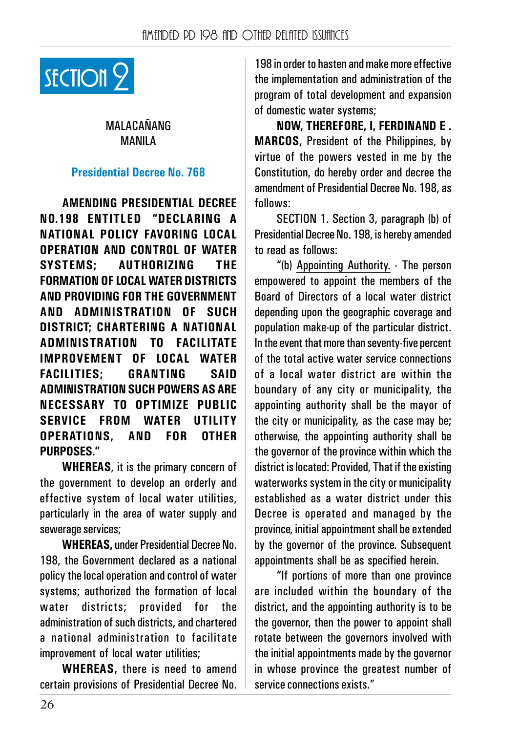# SECTION 2

MALACAÑANG
MANILA

## Presidential Decree No. 768

**AMENDING PRESIDENTIAL DECREE NO.198 ENTITLED "DECLARING A NATIONAL POLICY FAVORING LOCAL OPERATION AND CONTROL OF WATER SYSTEMS; AUTHORIZING THE FORMATION OF LOCAL WATER DISTRICTS AND PROVIDING FOR THE GOVERNMENT AND ADMINISTRATION OF SUCH DISTRICT; CHARTERING A NATIONAL ADMINISTRATION TO FACILITATE IMPROVEMENT OF LOCAL WATER FACILITIES; GRANTING SAID ADMINISTRATION SUCH POWERS AS ARE NECESSARY TO OPTIMIZE PUBLIC SERVICE FROM WATER UTILITY OPERATIONS, AND FOR OTHER PURPOSES."**

**WHEREAS**, it is the primary concern of the government to develop an orderly and effective system of local water utilities, particularly in the area of water supply and sewerage services;

**WHEREAS,** under Presidential Decree No. 198, the Government declared as a national policy the local operation and control of water systems; authorized the formation of local water districts; provided for the administration of such districts, and chartered a national administration to facilitate improvement of local water utilities;

**WHEREAS,** there is need to amend certain provisions of Presidential Decree No. 198 in order to hasten and make more effective the implementation and administration of the program of total development and expansion of domestic water systems;

**NOW, THEREFORE, I, FERDINAND E . MARCOS,** President of the Philippines, by virtue of the powers vested in me by the Constitution, do hereby order and decree the amendment of Presidential Decree No. 198, as follows:

SECTION 1. Section 3, paragraph (b) of Presidential Decree No. 198, is hereby amended to read as follows:

"(b) Appointing Authority. - The person empowered to appoint the members of the Board of Directors of a local water district depending upon the geographic coverage and population make-up of the particular district. In the event that more than seventy-five percent of the total active water service connections of a local water district are within the boundary of any city or municipality, the appointing authority shall be the mayor of the city or municipality, as the case may be; otherwise, the appointing authority shall be the governor of the province within which the district is located: Provided, That if the existing waterworks system in the city or municipality established as a water district under this Decree is operated and managed by the province, initial appointment shall be extended by the governor of the province. Subsequent appointments shall be as specified herein.

"If portions of more than one province are included within the boundary of the district, and the appointing authority is to be the governor, then the power to appoint shall rotate between the governors involved with the initial appointments made by the governor in whose province the greatest number of service connections exists."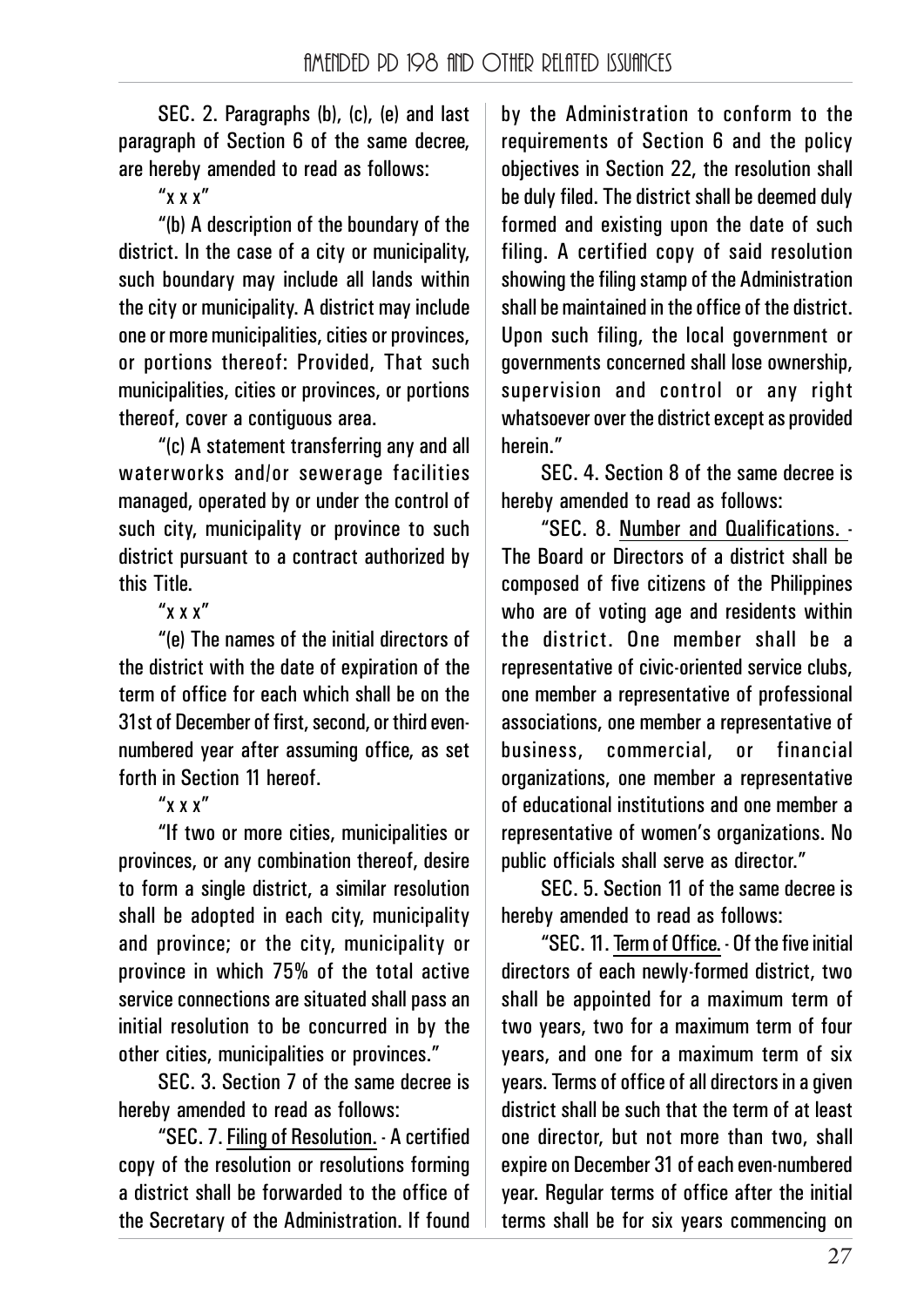SEC. 2. Paragraphs (b), (c), (e) and last paragraph of Section 6 of the same decree, are hereby amended to read as follows:

"x x x"

"(b) A description of the boundary of the district. In the case of a city or municipality, such boundary may include all lands within the city or municipality. A district may include one or more municipalities, cities or provinces, or portions thereof: Provided, That such municipalities, cities or provinces, or portions thereof, cover a contiguous area.

"(c) A statement transferring any and all waterworks and/or sewerage facilities managed, operated by or under the control of such city, municipality or province to such district pursuant to a contract authorized by this Title.

"x x x"

"(e) The names of the initial directors of the district with the date of expiration of the term of office for each which shall be on the 31st of December of first, second, or third even-numbered year after assuming office, as set forth in Section 11 hereof.

"x x x"

"If two or more cities, municipalities or provinces, or any combination thereof, desire to form a single district, a similar resolution shall be adopted in each city, municipality and province; or the city, municipality or province in which 75% of the total active service connections are situated shall pass an initial resolution to be concurred in by the other cities, municipalities or provinces."

SEC. 3. Section 7 of the same decree is hereby amended to read as follows:

"SEC. 7. Filing of Resolution. - A certified copy of the resolution or resolutions forming a district shall be forwarded to the office of the Secretary of the Administration. If found by the Administration to conform to the requirements of Section 6 and the policy objectives in Section 22, the resolution shall be duly filed. The district shall be deemed duly formed and existing upon the date of such filing. A certified copy of said resolution showing the filing stamp of the Administration shall be maintained in the office of the district. Upon such filing, the local government or governments concerned shall lose ownership, supervision and control or any right whatsoever over the district except as provided herein."

SEC. 4. Section 8 of the same decree is hereby amended to read as follows:

"SEC. 8. Number and Qualifications. - The Board or Directors of a district shall be composed of five citizens of the Philippines who are of voting age and residents within the district. One member shall be a representative of civic-oriented service clubs, one member a representative of professional associations, one member a representative of business, commercial, or financial organizations, one member a representative of educational institutions and one member a representative of women's organizations. No public officials shall serve as director."

SEC. 5. Section 11 of the same decree is hereby amended to read as follows:

"SEC. 11. Term of Office. - Of the five initial directors of each newly-formed district, two shall be appointed for a maximum term of two years, two for a maximum term of four years, and one for a maximum term of six years. Terms of office of all directors in a given district shall be such that the term of at least one director, but not more than two, shall expire on December 31 of each even-numbered year. Regular terms of office after the initial terms shall be for six years commencing on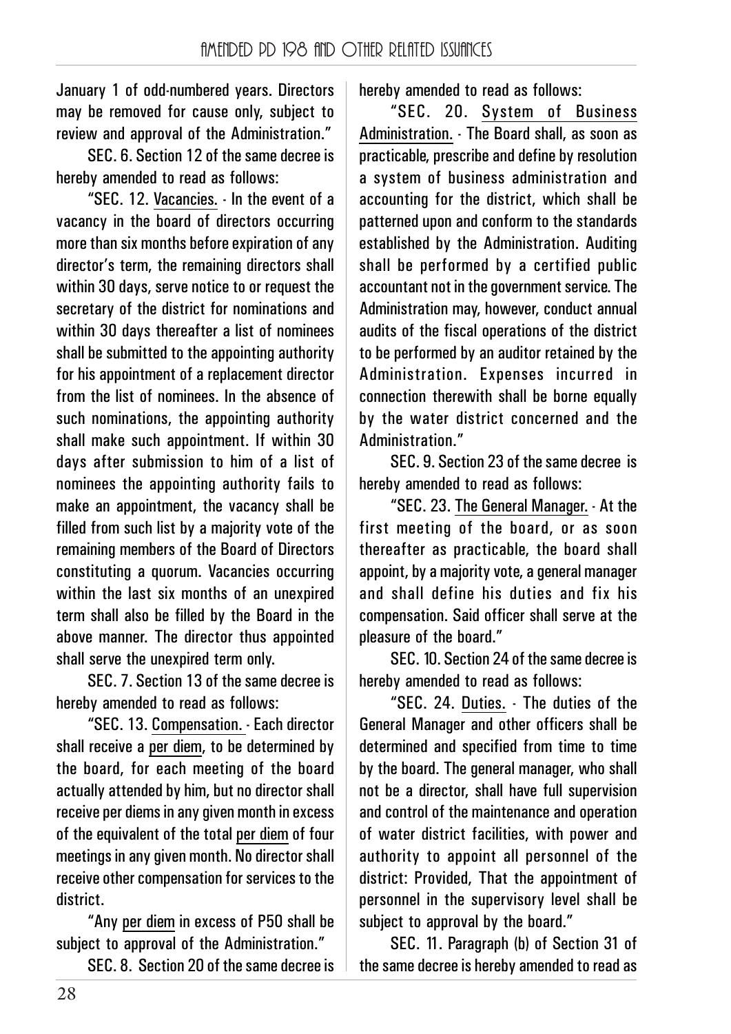January 1 of odd-numbered years. Directors may be removed for cause only, subject to review and approval of the Administration."

SEC. 6. Section 12 of the same decree is hereby amended to read as follows:

"SEC. 12. Vacancies. - In the event of a vacancy in the board of directors occurring more than six months before expiration of any director's term, the remaining directors shall within 30 days, serve notice to or request the secretary of the district for nominations and within 30 days thereafter a list of nominees shall be submitted to the appointing authority for his appointment of a replacement director from the list of nominees. In the absence of such nominations, the appointing authority shall make such appointment. If within 30 days after submission to him of a list of nominees the appointing authority fails to make an appointment, the vacancy shall be filled from such list by a majority vote of the remaining members of the Board of Directors constituting a quorum. Vacancies occurring within the last six months of an unexpired term shall also be filled by the Board in the above manner. The director thus appointed shall serve the unexpired term only.

SEC. 7. Section 13 of the same decree is hereby amended to read as follows:

"SEC. 13. Compensation. - Each director shall receive a per diem, to be determined by the board, for each meeting of the board actually attended by him, but no director shall receive per diems in any given month in excess of the equivalent of the total per diem of four meetings in any given month. No director shall receive other compensation for services to the district.

"Any per diem in excess of P50 shall be subject to approval of the Administration."

SEC. 8. Section 20 of the same decree is hereby amended to read as follows:

"SEC. 20. System of Business Administration. - The Board shall, as soon as practicable, prescribe and define by resolution a system of business administration and accounting for the district, which shall be patterned upon and conform to the standards established by the Administration. Auditing shall be performed by a certified public accountant not in the government service. The Administration may, however, conduct annual audits of the fiscal operations of the district to be performed by an auditor retained by the Administration. Expenses incurred in connection therewith shall be borne equally by the water district concerned and the Administration."

SEC. 9. Section 23 of the same decree is hereby amended to read as follows:

"SEC. 23. The General Manager. - At the first meeting of the board, or as soon thereafter as practicable, the board shall appoint, by a majority vote, a general manager and shall define his duties and fix his compensation. Said officer shall serve at the pleasure of the board."

SEC. 10. Section 24 of the same decree is hereby amended to read as follows:

"SEC. 24. Duties. - The duties of the General Manager and other officers shall be determined and specified from time to time by the board. The general manager, who shall not be a director, shall have full supervision and control of the maintenance and operation of water district facilities, with power and authority to appoint all personnel of the district: Provided, That the appointment of personnel in the supervisory level shall be subject to approval by the board."

SEC. 11. Paragraph (b) of Section 31 of the same decree is hereby amended to read as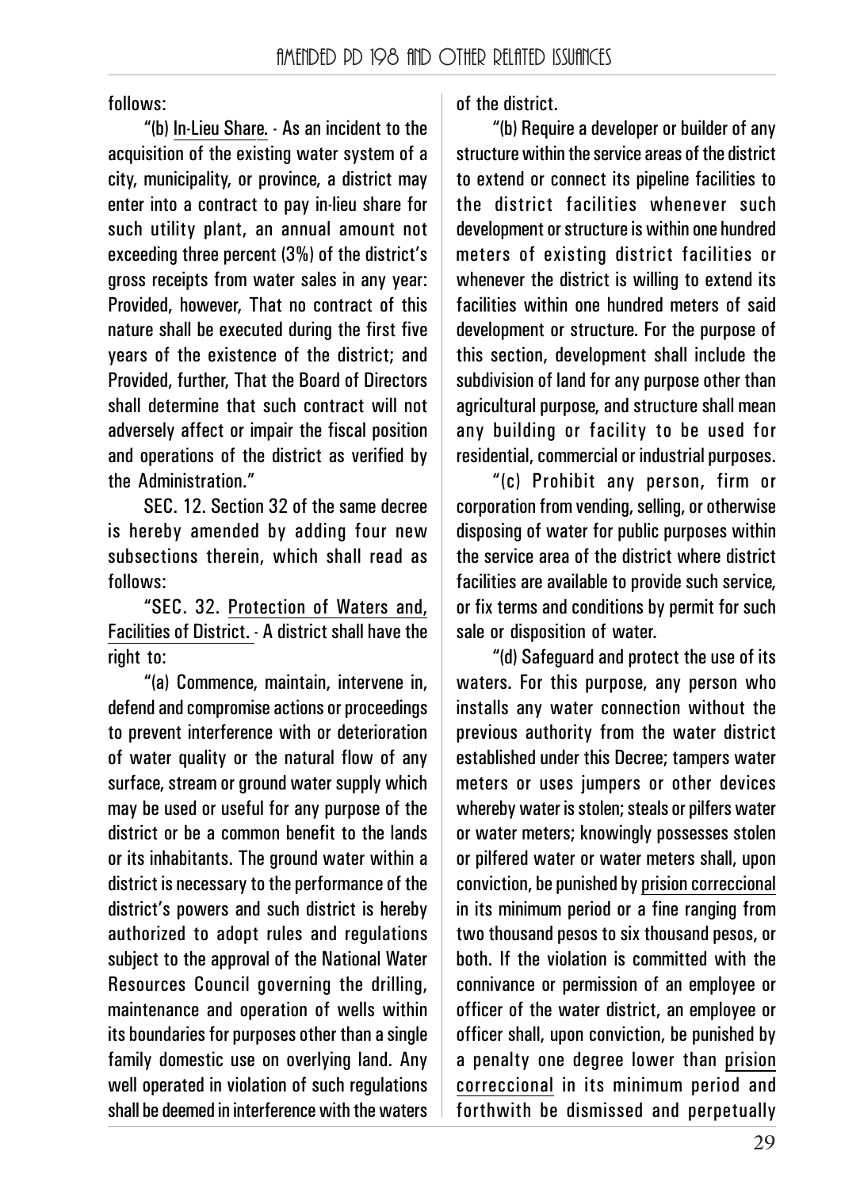follows:

"(b) <u>In-Lieu Share</u>. - As an incident to the acquisition of the existing water system of a city, municipality, or province, a district may enter into a contract to pay in-lieu share for such utility plant, an annual amount not exceeding three percent (3%) of the district's gross receipts from water sales in any year: Provided, however, That no contract of this nature shall be executed during the first five years of the existence of the district; and Provided, further, That the Board of Directors shall determine that such contract will not adversely affect or impair the fiscal position and operations of the district as verified by the Administration."

SEC. 12. Section 32 of the same decree is hereby amended by adding four new subsections therein, which shall read as follows:

"SEC. 32. <u>Protection of Waters and, Facilities of District.</u> - A district shall have the right to:

"(a) Commence, maintain, intervene in, defend and compromise actions or proceedings to prevent interference with or deterioration of water quality or the natural flow of any surface, stream or ground water supply which may be used or useful for any purpose of the district or be a common benefit to the lands or its inhabitants. The ground water within a district is necessary to the performance of the district's powers and such district is hereby authorized to adopt rules and regulations subject to the approval of the National Water Resources Council governing the drilling, maintenance and operation of wells within its boundaries for purposes other than a single family domestic use on overlying land. Any well operated in violation of such regulations shall be deemed in interference with the waters of the district.

"(b) Require a developer or builder of any structure within the service areas of the district to extend or connect its pipeline facilities to the district facilities whenever such development or structure is within one hundred meters of existing district facilities or whenever the district is willing to extend its facilities within one hundred meters of said development or structure. For the purpose of this section, development shall include the subdivision of land for any purpose other than agricultural purpose, and structure shall mean any building or facility to be used for residential, commercial or industrial purposes.

"(c) Prohibit any person, firm or corporation from vending, selling, or otherwise disposing of water for public purposes within the service area of the district where district facilities are available to provide such service, or fix terms and conditions by permit for such sale or disposition of water.

"(d) Safeguard and protect the use of its waters. For this purpose, any person who installs any water connection without the previous authority from the water district established under this Decree; tampers water meters or uses jumpers or other devices whereby water is stolen; steals or pilfers water or water meters; knowingly possesses stolen or pilfered water or water meters shall, upon conviction, be punished by <u>prision correccional</u> in its minimum period or a fine ranging from two thousand pesos to six thousand pesos, or both. If the violation is committed with the connivance or permission of an employee or officer of the water district, an employee or officer shall, upon conviction, be punished by a penalty one degree lower than <u>prision correccional</u> in its minimum period and forthwith be dismissed and perpetually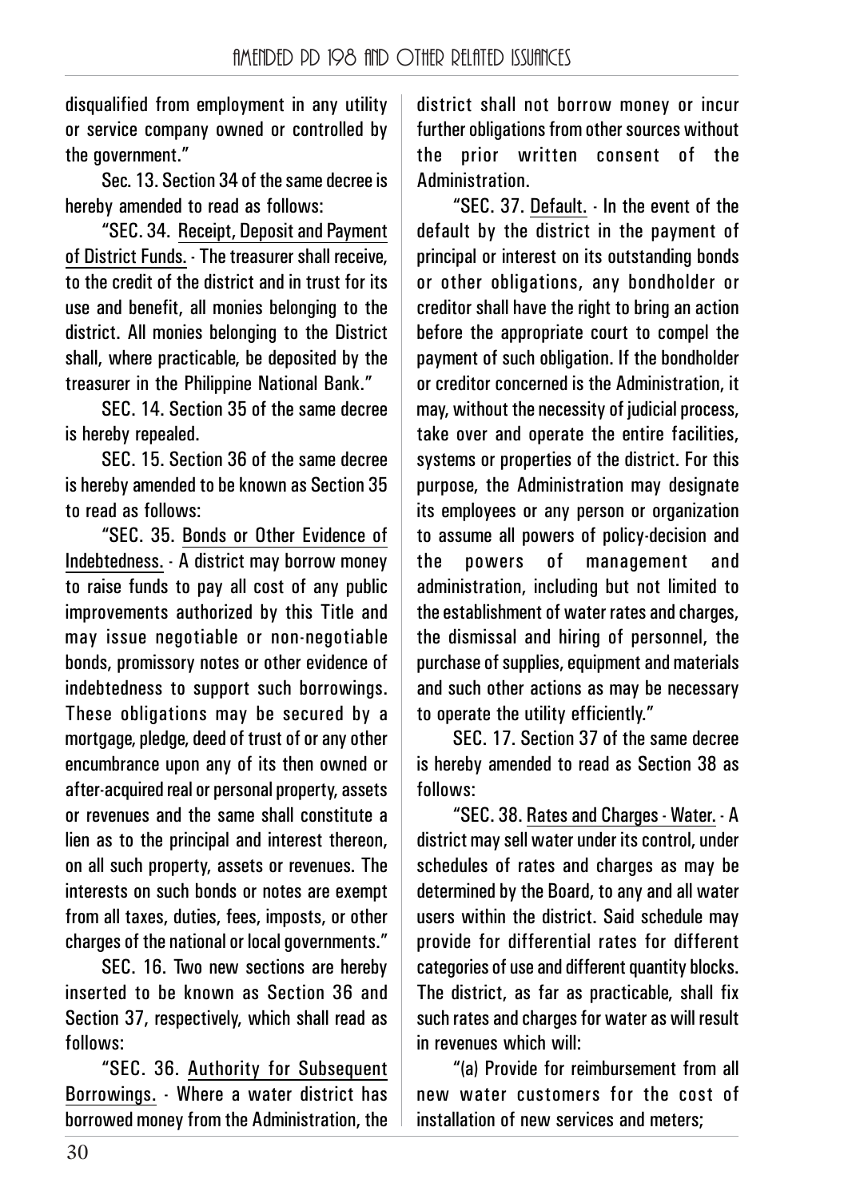disqualified from employment in any utility or service company owned or controlled by the government."

Sec. 13. Section 34 of the same decree is hereby amended to read as follows:

"SEC. 34. Receipt, Deposit and Payment of District Funds. - The treasurer shall receive, to the credit of the district and in trust for its use and benefit, all monies belonging to the district. All monies belonging to the District shall, where practicable, be deposited by the treasurer in the Philippine National Bank."

SEC. 14. Section 35 of the same decree is hereby repealed.

SEC. 15. Section 36 of the same decree is hereby amended to be known as Section 35 to read as follows:

"SEC. 35. Bonds or Other Evidence of Indebtedness. - A district may borrow money to raise funds to pay all cost of any public improvements authorized by this Title and may issue negotiable or non-negotiable bonds, promissory notes or other evidence of indebtedness to support such borrowings. These obligations may be secured by a mortgage, pledge, deed of trust of or any other encumbrance upon any of its then owned or after-acquired real or personal property, assets or revenues and the same shall constitute a lien as to the principal and interest thereon, on all such property, assets or revenues. The interests on such bonds or notes are exempt from all taxes, duties, fees, imposts, or other charges of the national or local governments."

SEC. 16. Two new sections are hereby inserted to be known as Section 36 and Section 37, respectively, which shall read as follows:

"SEC. 36. Authority for Subsequent Borrowings. - Where a water district has borrowed money from the Administration, the district shall not borrow money or incur further obligations from other sources without the prior written consent of the Administration.

"SEC. 37. Default. - In the event of the default by the district in the payment of principal or interest on its outstanding bonds or other obligations, any bondholder or creditor shall have the right to bring an action before the appropriate court to compel the payment of such obligation. If the bondholder or creditor concerned is the Administration, it may, without the necessity of judicial process, take over and operate the entire facilities, systems or properties of the district. For this purpose, the Administration may designate its employees or any person or organization to assume all powers of policy-decision and the powers of management and administration, including but not limited to the establishment of water rates and charges, the dismissal and hiring of personnel, the purchase of supplies, equipment and materials and such other actions as may be necessary to operate the utility efficiently."

SEC. 17. Section 37 of the same decree is hereby amended to read as Section 38 as follows:

"SEC. 38. Rates and Charges - Water. - A district may sell water under its control, under schedules of rates and charges as may be determined by the Board, to any and all water users within the district. Said schedule may provide for differential rates for different categories of use and different quantity blocks. The district, as far as practicable, shall fix such rates and charges for water as will result in revenues which will:

"(a) Provide for reimbursement from all new water customers for the cost of installation of new services and meters;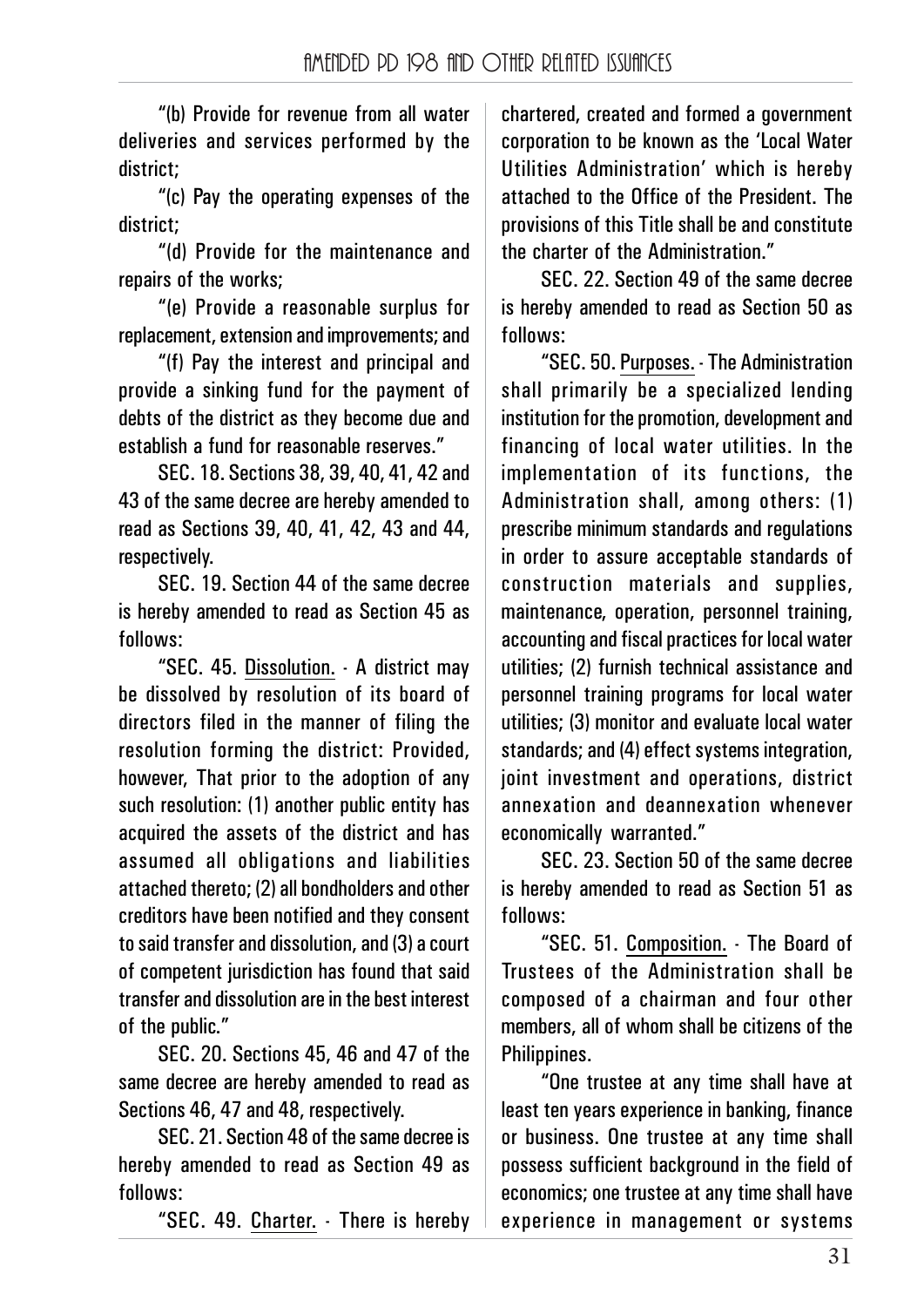"(b) Provide for revenue from all water deliveries and services performed by the district;

"(c) Pay the operating expenses of the district;

"(d) Provide for the maintenance and repairs of the works;

"(e) Provide a reasonable surplus for replacement, extension and improvements; and

"(f) Pay the interest and principal and provide a sinking fund for the payment of debts of the district as they become due and establish a fund for reasonable reserves."

SEC. 18. Sections 38, 39, 40, 41, 42 and 43 of the same decree are hereby amended to read as Sections 39, 40, 41, 42, 43 and 44, respectively.

SEC. 19. Section 44 of the same decree is hereby amended to read as Section 45 as follows:

"SEC. 45. Dissolution. - A district may be dissolved by resolution of its board of directors filed in the manner of filing the resolution forming the district: Provided, however, That prior to the adoption of any such resolution: (1) another public entity has acquired the assets of the district and has assumed all obligations and liabilities attached thereto; (2) all bondholders and other creditors have been notified and they consent to said transfer and dissolution, and (3) a court of competent jurisdiction has found that said transfer and dissolution are in the best interest of the public."

SEC. 20. Sections 45, 46 and 47 of the same decree are hereby amended to read as Sections 46, 47 and 48, respectively.

SEC. 21. Section 48 of the same decree is hereby amended to read as Section 49 as follows:

"SEC. 49. Charter. - There is hereby chartered, created and formed a government corporation to be known as the 'Local Water Utilities Administration' which is hereby attached to the Office of the President. The provisions of this Title shall be and constitute the charter of the Administration."

SEC. 22. Section 49 of the same decree is hereby amended to read as Section 50 as follows:

"SEC. 50. Purposes. - The Administration shall primarily be a specialized lending institution for the promotion, development and financing of local water utilities. In the implementation of its functions, the Administration shall, among others: (1) prescribe minimum standards and regulations in order to assure acceptable standards of construction materials and supplies, maintenance, operation, personnel training, accounting and fiscal practices for local water utilities; (2) furnish technical assistance and personnel training programs for local water utilities; (3) monitor and evaluate local water standards; and (4) effect systems integration, joint investment and operations, district annexation and deannexation whenever economically warranted."

SEC. 23. Section 50 of the same decree is hereby amended to read as Section 51 as follows:

"SEC. 51. Composition. - The Board of Trustees of the Administration shall be composed of a chairman and four other members, all of whom shall be citizens of the Philippines.

"One trustee at any time shall have at least ten years experience in banking, finance or business. One trustee at any time shall possess sufficient background in the field of economics; one trustee at any time shall have experience in management or systems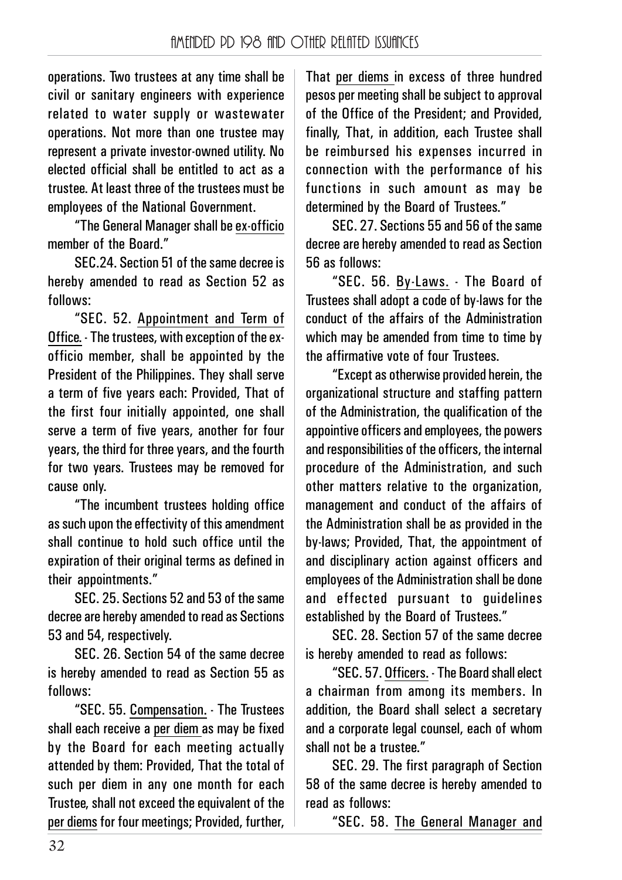operations. Two trustees at any time shall be civil or sanitary engineers with experience related to water supply or wastewater operations. Not more than one trustee may represent a private investor-owned utility. No elected official shall be entitled to act as a trustee. At least three of the trustees must be employees of the National Government.

"The General Manager shall be ex-officio member of the Board."

SEC.24. Section 51 of the same decree is hereby amended to read as Section 52 as follows:

"SEC. 52. Appointment and Term of Office. - The trustees, with exception of the ex-officio member, shall be appointed by the President of the Philippines. They shall serve a term of five years each: Provided, That of the first four initially appointed, one shall serve a term of five years, another for four years, the third for three years, and the fourth for two years. Trustees may be removed for cause only.

"The incumbent trustees holding office as such upon the effectivity of this amendment shall continue to hold such office until the expiration of their original terms as defined in their appointments."

SEC. 25. Sections 52 and 53 of the same decree are hereby amended to read as Sections 53 and 54, respectively.

SEC. 26. Section 54 of the same decree is hereby amended to read as Section 55 as follows:

"SEC. 55. Compensation. - The Trustees shall each receive a per diem as may be fixed by the Board for each meeting actually attended by them: Provided, That the total of such per diem in any one month for each Trustee, shall not exceed the equivalent of the per diems for four meetings; Provided, further, That per diems in excess of three hundred pesos per meeting shall be subject to approval of the Office of the President; and Provided, finally, That, in addition, each Trustee shall be reimbursed his expenses incurred in connection with the performance of his functions in such amount as may be determined by the Board of Trustees."

SEC. 27. Sections 55 and 56 of the same decree are hereby amended to read as Section 56 as follows:

"SEC. 56. By-Laws. - The Board of Trustees shall adopt a code of by-laws for the conduct of the affairs of the Administration which may be amended from time to time by the affirmative vote of four Trustees.

"Except as otherwise provided herein, the organizational structure and staffing pattern of the Administration, the qualification of the appointive officers and employees, the powers and responsibilities of the officers, the internal procedure of the Administration, and such other matters relative to the organization, management and conduct of the affairs of the Administration shall be as provided in the by-laws; Provided, That, the appointment of and disciplinary action against officers and employees of the Administration shall be done and effected pursuant to guidelines established by the Board of Trustees."

SEC. 28. Section 57 of the same decree is hereby amended to read as follows:

"SEC. 57. Officers. - The Board shall elect a chairman from among its members. In addition, the Board shall select a secretary and a corporate legal counsel, each of whom shall not be a trustee."

SEC. 29. The first paragraph of Section 58 of the same decree is hereby amended to read as follows:

"SEC. 58. The General Manager and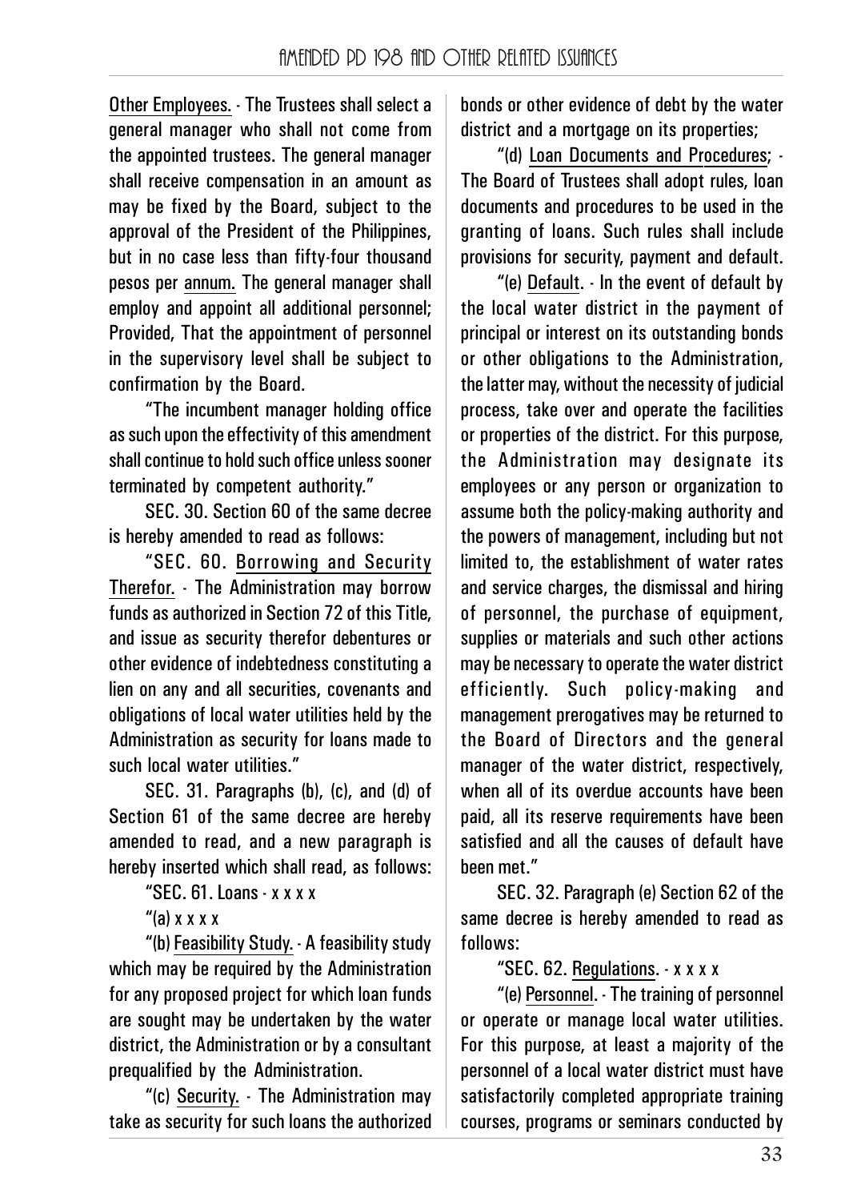Other Employees. - The Trustees shall select a general manager who shall not come from the appointed trustees. The general manager shall receive compensation in an amount as may be fixed by the Board, subject to the approval of the President of the Philippines, but in no case less than fifty-four thousand pesos per annum. The general manager shall employ and appoint all additional personnel; Provided, That the appointment of personnel in the supervisory level shall be subject to confirmation by the Board.

"The incumbent manager holding office as such upon the effectivity of this amendment shall continue to hold such office unless sooner terminated by competent authority."

SEC. 30. Section 60 of the same decree is hereby amended to read as follows:

"SEC. 60. Borrowing and Security Therefor. - The Administration may borrow funds as authorized in Section 72 of this Title, and issue as security therefor debentures or other evidence of indebtedness constituting a lien on any and all securities, covenants and obligations of local water utilities held by the Administration as security for loans made to such local water utilities."

SEC. 31. Paragraphs (b), (c), and (d) of Section 61 of the same decree are hereby amended to read, and a new paragraph is hereby inserted which shall read, as follows:

"SEC. 61. Loans - x x x x

"(a) x x x x

"(b) Feasibility Study. - A feasibility study which may be required by the Administration for any proposed project for which loan funds are sought may be undertaken by the water district, the Administration or by a consultant prequalified by the Administration.

"(c) Security. - The Administration may take as security for such loans the authorized bonds or other evidence of debt by the water district and a mortgage on its properties;

"(d) Loan Documents and Procedures; - The Board of Trustees shall adopt rules, loan documents and procedures to be used in the granting of loans. Such rules shall include provisions for security, payment and default.

"(e) Default. - In the event of default by the local water district in the payment of principal or interest on its outstanding bonds or other obligations to the Administration, the latter may, without the necessity of judicial process, take over and operate the facilities or properties of the district. For this purpose, the Administration may designate its employees or any person or organization to assume both the policy-making authority and the powers of management, including but not limited to, the establishment of water rates and service charges, the dismissal and hiring of personnel, the purchase of equipment, supplies or materials and such other actions may be necessary to operate the water district efficiently. Such policy-making and management prerogatives may be returned to the Board of Directors and the general manager of the water district, respectively, when all of its overdue accounts have been paid, all its reserve requirements have been satisfied and all the causes of default have been met."

SEC. 32. Paragraph (e) Section 62 of the same decree is hereby amended to read as follows:

"SEC. 62. Regulations. - x x x x

"(e) Personnel. - The training of personnel or operate or manage local water utilities. For this purpose, at least a majority of the personnel of a local water district must have satisfactorily completed appropriate training courses, programs or seminars conducted by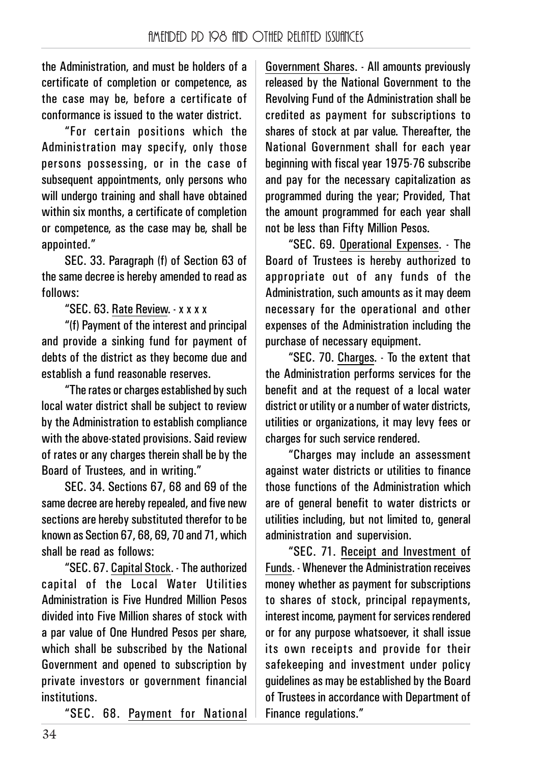the Administration, and must be holders of a certificate of completion or competence, as the case may be, before a certificate of conformance is issued to the water district.

"For certain positions which the Administration may specify, only those persons possessing, or in the case of subsequent appointments, only persons who will undergo training and shall have obtained within six months, a certificate of completion or competence, as the case may be, shall be appointed."

SEC. 33. Paragraph (f) of Section 63 of the same decree is hereby amended to read as follows:

"SEC. 63. Rate Review. - x x x x

"(f) Payment of the interest and principal and provide a sinking fund for payment of debts of the district as they become due and establish a fund reasonable reserves.

"The rates or charges established by such local water district shall be subject to review by the Administration to establish compliance with the above-stated provisions. Said review of rates or any charges therein shall be by the Board of Trustees, and in writing."

SEC. 34. Sections 67, 68 and 69 of the same decree are hereby repealed, and five new sections are hereby substituted therefor to be known as Section 67, 68, 69, 70 and 71, which shall be read as follows:

"SEC. 67. Capital Stock. - The authorized capital of the Local Water Utilities Administration is Five Hundred Million Pesos divided into Five Million shares of stock with a par value of One Hundred Pesos per share, which shall be subscribed by the National Government and opened to subscription by private investors or government financial institutions.

"SEC. 68. Payment for National Government Shares. - All amounts previously released by the National Government to the Revolving Fund of the Administration shall be credited as payment for subscriptions to shares of stock at par value. Thereafter, the National Government shall for each year beginning with fiscal year 1975-76 subscribe and pay for the necessary capitalization as programmed during the year; Provided, That the amount programmed for each year shall not be less than Fifty Million Pesos.

"SEC. 69. Operational Expenses. - The Board of Trustees is hereby authorized to appropriate out of any funds of the Administration, such amounts as it may deem necessary for the operational and other expenses of the Administration including the purchase of necessary equipment.

"SEC. 70. Charges. - To the extent that the Administration performs services for the benefit and at the request of a local water district or utility or a number of water districts, utilities or organizations, it may levy fees or charges for such service rendered.

"Charges may include an assessment against water districts or utilities to finance those functions of the Administration which are of general benefit to water districts or utilities including, but not limited to, general administration and supervision.

"SEC. 71. Receipt and Investment of Funds. - Whenever the Administration receives money whether as payment for subscriptions to shares of stock, principal repayments, interest income, payment for services rendered or for any purpose whatsoever, it shall issue its own receipts and provide for their safekeeping and investment under policy guidelines as may be established by the Board of Trustees in accordance with Department of Finance regulations."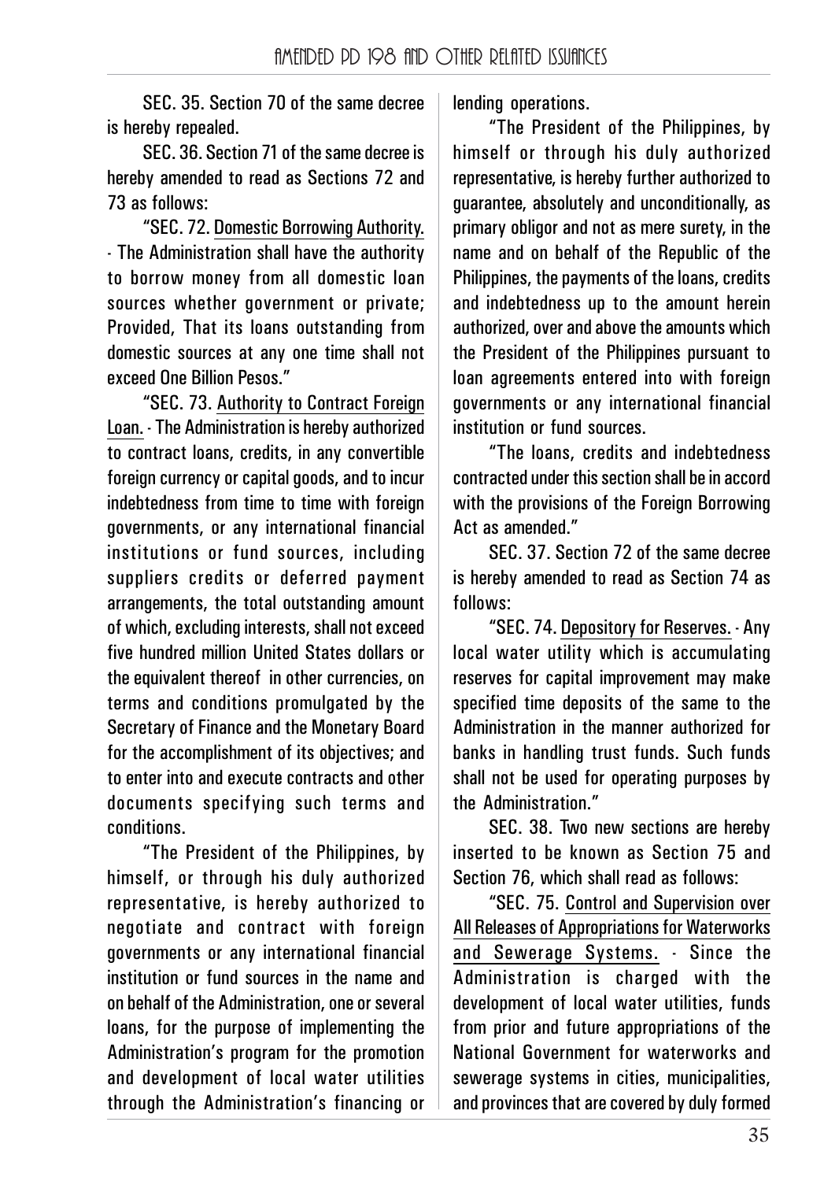SEC. 35. Section 70 of the same decree is hereby repealed.

SEC. 36. Section 71 of the same decree is hereby amended to read as Sections 72 and 73 as follows:

"SEC. 72. Domestic Borrowing Authority. - The Administration shall have the authority to borrow money from all domestic loan sources whether government or private; Provided, That its loans outstanding from domestic sources at any one time shall not exceed One Billion Pesos."

"SEC. 73. Authority to Contract Foreign Loan. - The Administration is hereby authorized to contract loans, credits, in any convertible foreign currency or capital goods, and to incur indebtedness from time to time with foreign governments, or any international financial institutions or fund sources, including suppliers credits or deferred payment arrangements, the total outstanding amount of which, excluding interests, shall not exceed five hundred million United States dollars or the equivalent thereof in other currencies, on terms and conditions promulgated by the Secretary of Finance and the Monetary Board for the accomplishment of its objectives; and to enter into and execute contracts and other documents specifying such terms and conditions.

"The President of the Philippines, by himself, or through his duly authorized representative, is hereby authorized to negotiate and contract with foreign governments or any international financial institution or fund sources in the name and on behalf of the Administration, one or several loans, for the purpose of implementing the Administration's program for the promotion and development of local water utilities through the Administration's financing or lending operations.

"The President of the Philippines, by himself or through his duly authorized representative, is hereby further authorized to guarantee, absolutely and unconditionally, as primary obligor and not as mere surety, in the name and on behalf of the Republic of the Philippines, the payments of the loans, credits and indebtedness up to the amount herein authorized, over and above the amounts which the President of the Philippines pursuant to loan agreements entered into with foreign governments or any international financial institution or fund sources.

"The loans, credits and indebtedness contracted under this section shall be in accord with the provisions of the Foreign Borrowing Act as amended."

SEC. 37. Section 72 of the same decree is hereby amended to read as Section 74 as follows:

"SEC. 74. Depository for Reserves. - Any local water utility which is accumulating reserves for capital improvement may make specified time deposits of the same to the Administration in the manner authorized for banks in handling trust funds. Such funds shall not be used for operating purposes by the Administration."

SEC. 38. Two new sections are hereby inserted to be known as Section 75 and Section 76, which shall read as follows:

"SEC. 75. Control and Supervision over All Releases of Appropriations for Waterworks and Sewerage Systems. - Since the Administration is charged with the development of local water utilities, funds from prior and future appropriations of the National Government for waterworks and sewerage systems in cities, municipalities, and provinces that are covered by duly formed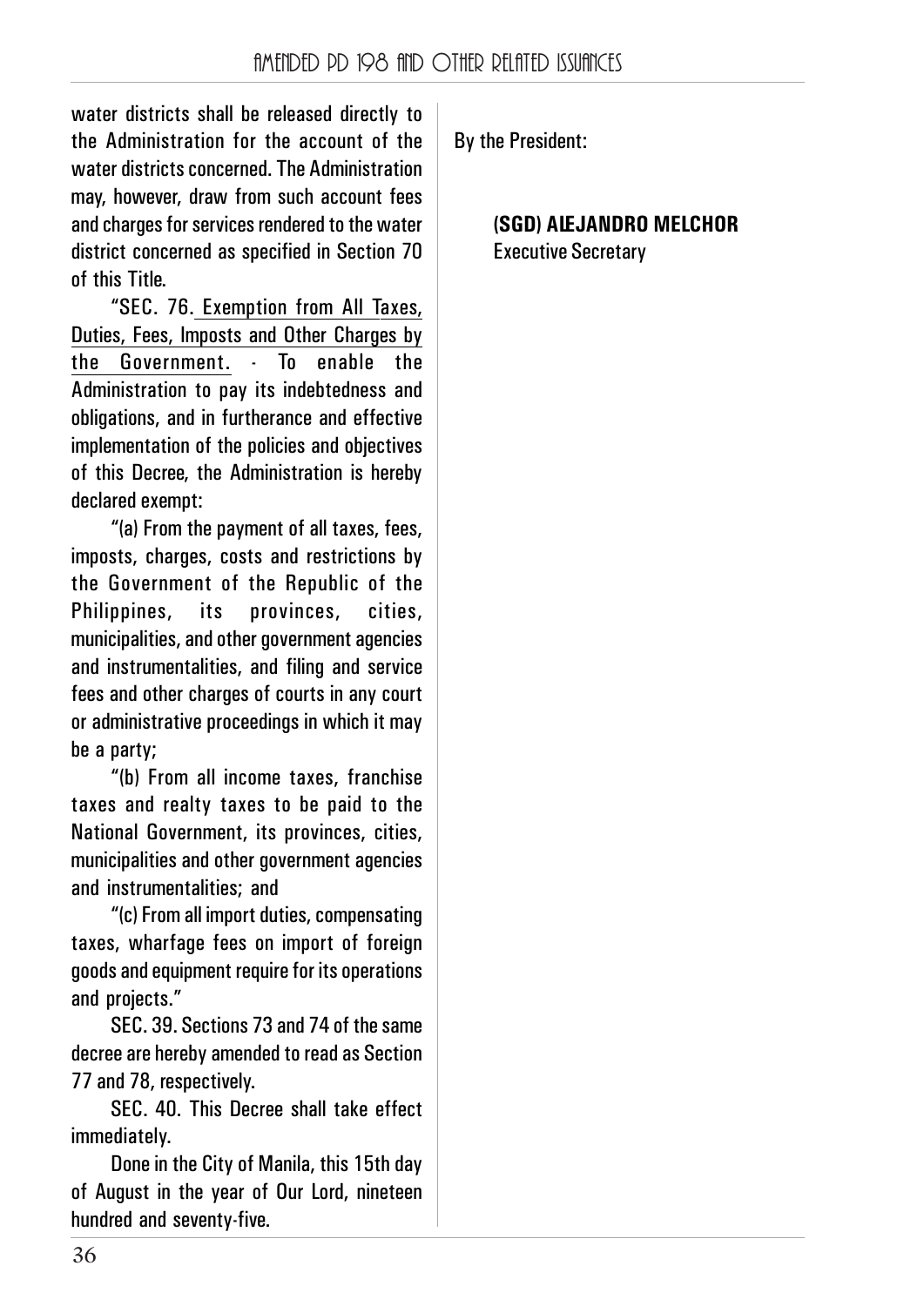water districts shall be released directly to the Administration for the account of the water districts concerned. The Administration may, however, draw from such account fees and charges for services rendered to the water district concerned as specified in Section 70 of this Title.

"SEC. 76. Exemption from All Taxes, Duties, Fees, Imposts and Other Charges by the Government. - To enable the Administration to pay its indebtedness and obligations, and in furtherance and effective implementation of the policies and objectives of this Decree, the Administration is hereby declared exempt:

"(a) From the payment of all taxes, fees, imposts, charges, costs and restrictions by the Government of the Republic of the Philippines, its provinces, cities, municipalities, and other government agencies and instrumentalities, and filing and service fees and other charges of courts in any court or administrative proceedings in which it may be a party;

"(b) From all income taxes, franchise taxes and realty taxes to be paid to the National Government, its provinces, cities, municipalities and other government agencies and instrumentalities; and

"(c) From all import duties, compensating taxes, wharfage fees on import of foreign goods and equipment require for its operations and projects."

SEC. 39. Sections 73 and 74 of the same decree are hereby amended to read as Section 77 and 78, respectively.

SEC. 40. This Decree shall take effect immediately.

Done in the City of Manila, this 15th day of August in the year of Our Lord, nineteen hundred and seventy-five.

By the President:

**(SGD) ALEJANDRO MELCHOR**
Executive Secretary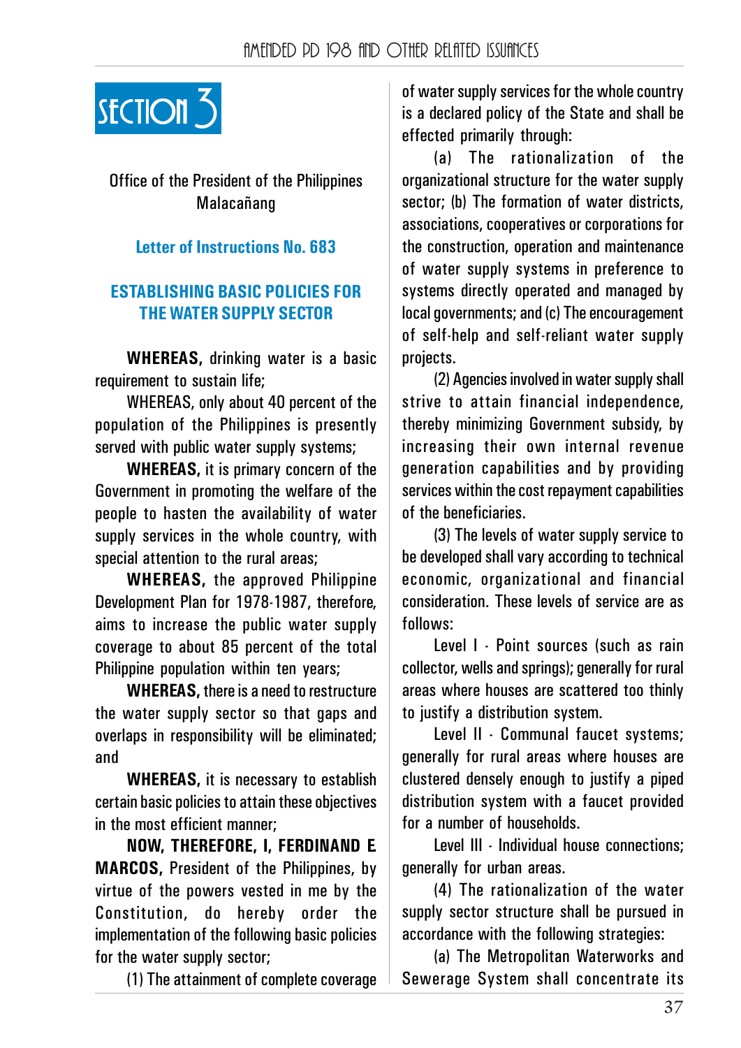# SECTION 3

Office of the President of the Philippines
Malacañang

## Letter of Instructions No. 683

## ESTABLISHING BASIC POLICIES FOR THE WATER SUPPLY SECTOR

**WHEREAS,** drinking water is a basic requirement to sustain life;

WHEREAS, only about 40 percent of the population of the Philippines is presently served with public water supply systems;

**WHEREAS,** it is primary concern of the Government in promoting the welfare of the people to hasten the availability of water supply services in the whole country, with special attention to the rural areas;

**WHEREAS,** the approved Philippine Development Plan for 1978-1987, therefore, aims to increase the public water supply coverage to about 85 percent of the total Philippine population within ten years;

**WHEREAS,** there is a need to restructure the water supply sector so that gaps and overlaps in responsibility will be eliminated; and

**WHEREAS,** it is necessary to establish certain basic policies to attain these objectives in the most efficient manner;

**NOW, THEREFORE, I, FERDINAND E. MARCOS,** President of the Philippines, by virtue of the powers vested in me by the Constitution, do hereby order the implementation of the following basic policies for the water supply sector;

(1) The attainment of complete coverage of water supply services for the whole country is a declared policy of the State and shall be effected primarily through:

(a) The rationalization of the organizational structure for the water supply sector; (b) The formation of water districts, associations, cooperatives or corporations for the construction, operation and maintenance of water supply systems in preference to systems directly operated and managed by local governments; and (c) The encouragement of self-help and self-reliant water supply projects.

(2) Agencies involved in water supply shall strive to attain financial independence, thereby minimizing Government subsidy, by increasing their own internal revenue generation capabilities and by providing services within the cost repayment capabilities of the beneficiaries.

(3) The levels of water supply service to be developed shall vary according to technical economic, organizational and financial consideration. These levels of service are as follows:

Level I - Point sources (such as rain collector, wells and springs); generally for rural areas where houses are scattered too thinly to justify a distribution system.

Level II - Communal faucet systems; generally for rural areas where houses are clustered densely enough to justify a piped distribution system with a faucet provided for a number of households.

Level III - Individual house connections; generally for urban areas.

(4) The rationalization of the water supply sector structure shall be pursued in accordance with the following strategies:

(a) The Metropolitan Waterworks and Sewerage System shall concentrate its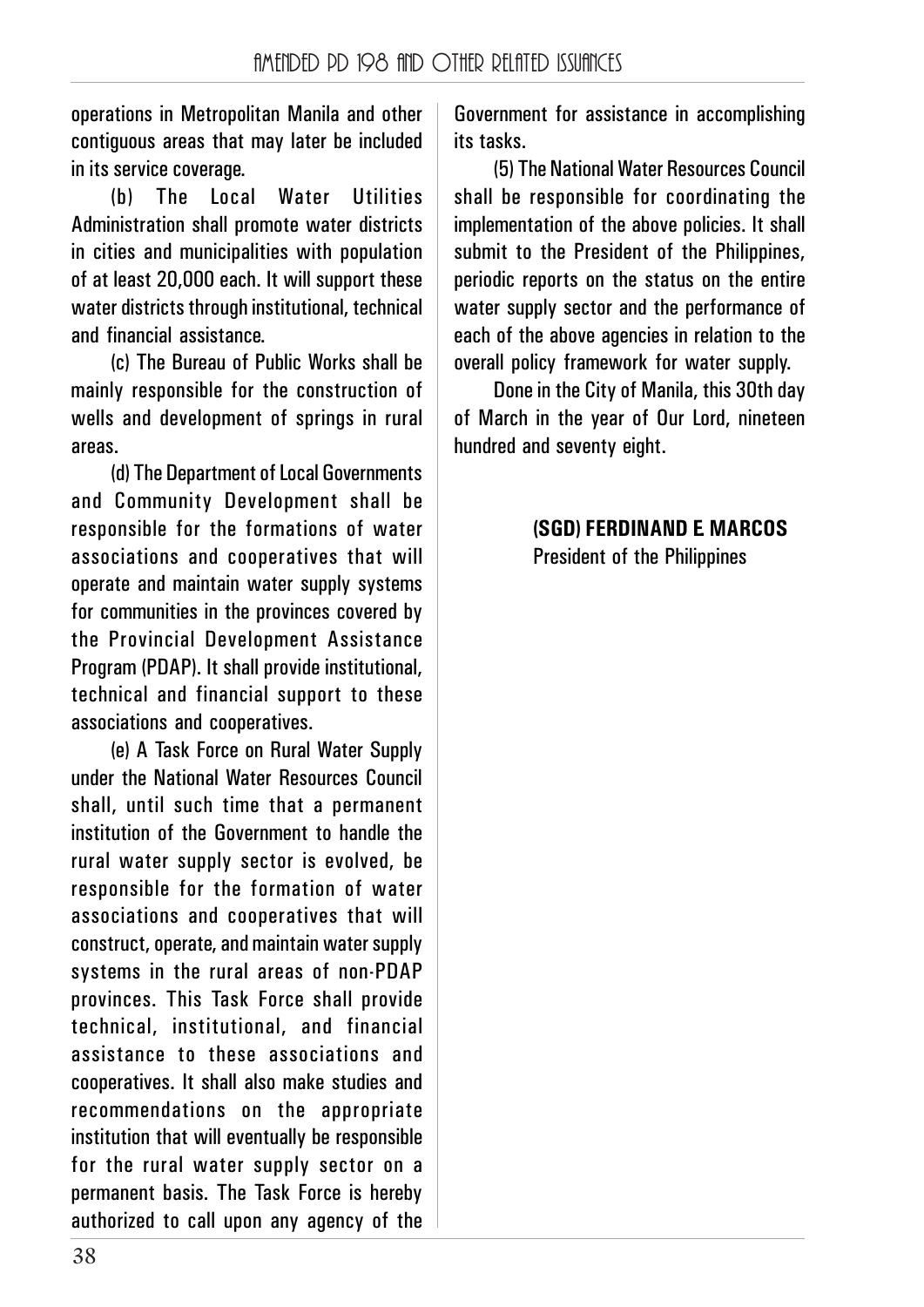operations in Metropolitan Manila and other contiguous areas that may later be included in its service coverage.

(b) The Local Water Utilities Administration shall promote water districts in cities and municipalities with population of at least 20,000 each. It will support these water districts through institutional, technical and financial assistance.

(c) The Bureau of Public Works shall be mainly responsible for the construction of wells and development of springs in rural areas.

(d) The Department of Local Governments and Community Development shall be responsible for the formations of water associations and cooperatives that will operate and maintain water supply systems for communities in the provinces covered by the Provincial Development Assistance Program (PDAP). It shall provide institutional, technical and financial support to these associations and cooperatives.

(e) A Task Force on Rural Water Supply under the National Water Resources Council shall, until such time that a permanent institution of the Government to handle the rural water supply sector is evolved, be responsible for the formation of water associations and cooperatives that will construct, operate, and maintain water supply systems in the rural areas of non-PDAP provinces. This Task Force shall provide technical, institutional, and financial assistance to these associations and cooperatives. It shall also make studies and recommendations on the appropriate institution that will eventually be responsible for the rural water supply sector on a permanent basis. The Task Force is hereby authorized to call upon any agency of the Government for assistance in accomplishing its tasks.

(5) The National Water Resources Council shall be responsible for coordinating the implementation of the above policies. It shall submit to the President of the Philippines, periodic reports on the status on the entire water supply sector and the performance of each of the above agencies in relation to the overall policy framework for water supply.

Done in the City of Manila, this 30th day of March in the year of Our Lord, nineteen hundred and seventy eight.

**(SGD) FERDINAND E. MARCOS**
President of the Philippines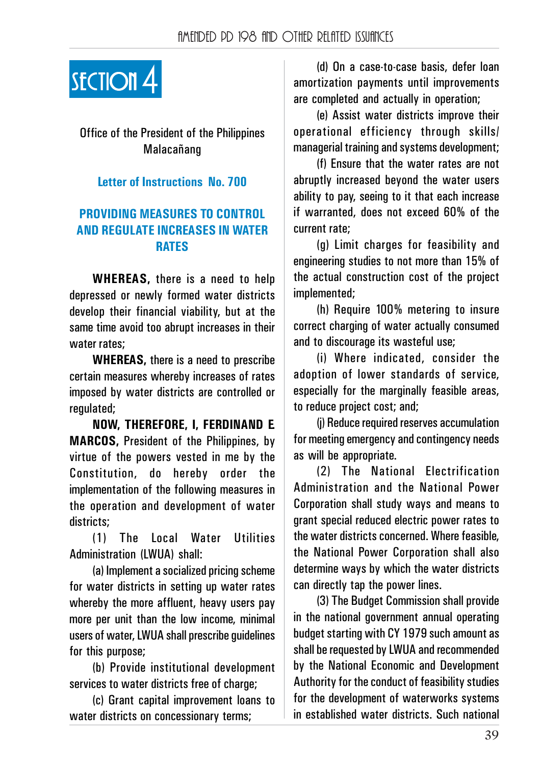# SECTION 4

Office of the President of the Philippines
Malacañang

## Letter of Instructions No. 700

## PROVIDING MEASURES TO CONTROL AND REGULATE INCREASES IN WATER RATES

**WHEREAS,** there is a need to help depressed or newly formed water districts develop their financial viability, but at the same time avoid too abrupt increases in their water rates;

**WHEREAS,** there is a need to prescribe certain measures whereby increases of rates imposed by water districts are controlled or regulated;

**NOW, THEREFORE, I, FERDINAND E MARCOS,** President of the Philippines, by virtue of the powers vested in me by the Constitution, do hereby order the implementation of the following measures in the operation and development of water districts;

(1) The Local Water Utilities Administration (LWUA) shall:

(a) Implement a socialized pricing scheme for water districts in setting up water rates whereby the more affluent, heavy users pay more per unit than the low income, minimal users of water, LWUA shall prescribe guidelines for this purpose;

(b) Provide institutional development services to water districts free of charge;

(c) Grant capital improvement loans to water districts on concessionary terms;

(d) On a case-to-case basis, defer loan amortization payments until improvements are completed and actually in operation;

(e) Assist water districts improve their operational efficiency through skills/managerial training and systems development;

(f) Ensure that the water rates are not abruptly increased beyond the water users ability to pay, seeing to it that each increase if warranted, does not exceed 60% of the current rate;

(g) Limit charges for feasibility and engineering studies to not more than 15% of the actual construction cost of the project implemented;

(h) Require 100% metering to insure correct charging of water actually consumed and to discourage its wasteful use;

(i) Where indicated, consider the adoption of lower standards of service, especially for the marginally feasible areas, to reduce project cost; and;

(j) Reduce required reserves accumulation for meeting emergency and contingency needs as will be appropriate.

(2) The National Electrification Administration and the National Power Corporation shall study ways and means to grant special reduced electric power rates to the water districts concerned. Where feasible, the National Power Corporation shall also determine ways by which the water districts can directly tap the power lines.

(3) The Budget Commission shall provide in the national government annual operating budget starting with CY 1979 such amount as shall be requested by LWUA and recommended by the National Economic and Development Authority for the conduct of feasibility studies for the development of waterworks systems in established water districts. Such national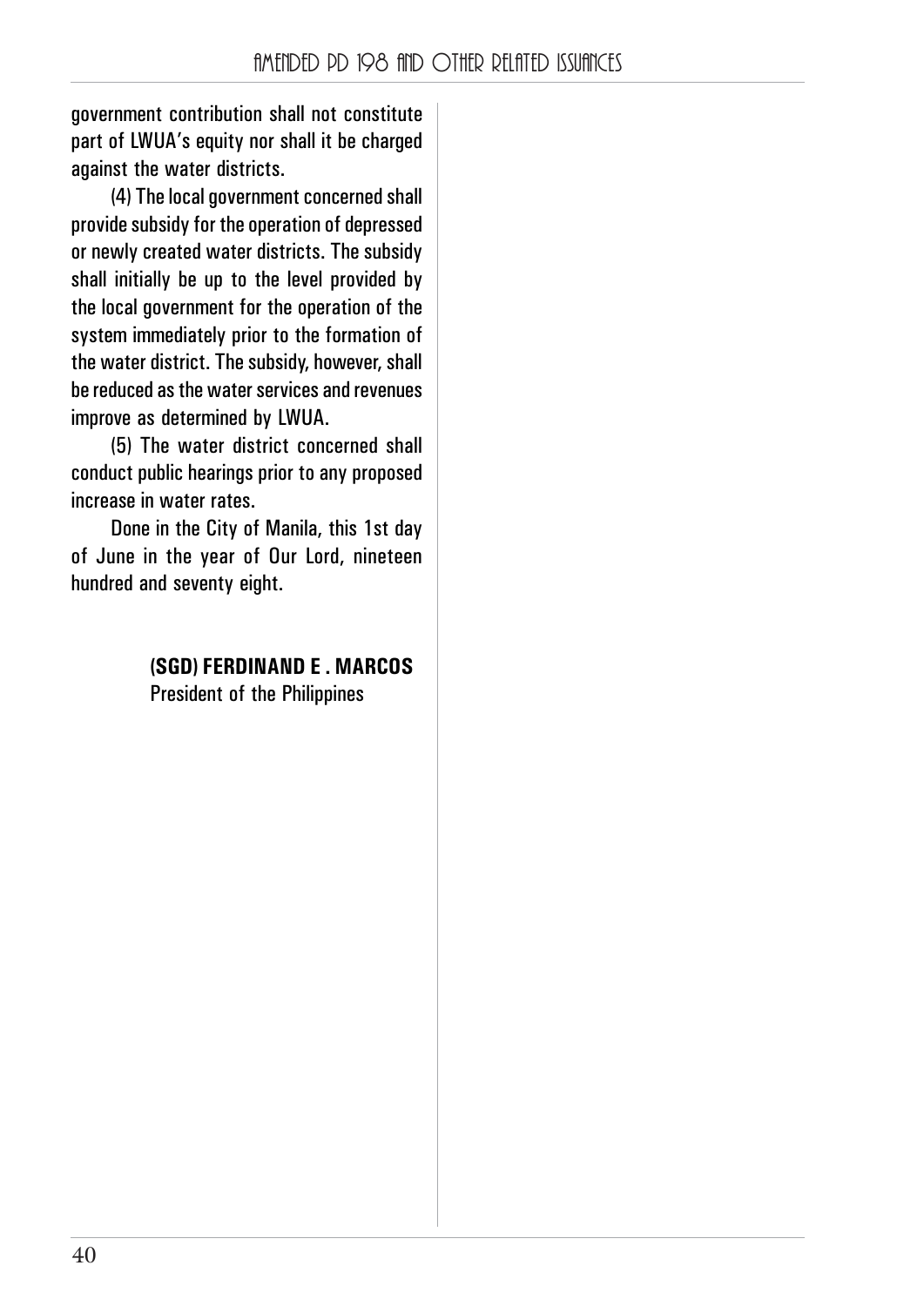government contribution shall not constitute part of LWUA's equity nor shall it be charged against the water districts.

(4) The local government concerned shall provide subsidy for the operation of depressed or newly created water districts. The subsidy shall initially be up to the level provided by the local government for the operation of the system immediately prior to the formation of the water district. The subsidy, however, shall be reduced as the water services and revenues improve as determined by LWUA.

(5) The water district concerned shall conduct public hearings prior to any proposed increase in water rates.

Done in the City of Manila, this 1st day of June in the year of Our Lord, nineteen hundred and seventy eight.

**(SGD) FERDINAND E . MARCOS**
President of the Philippines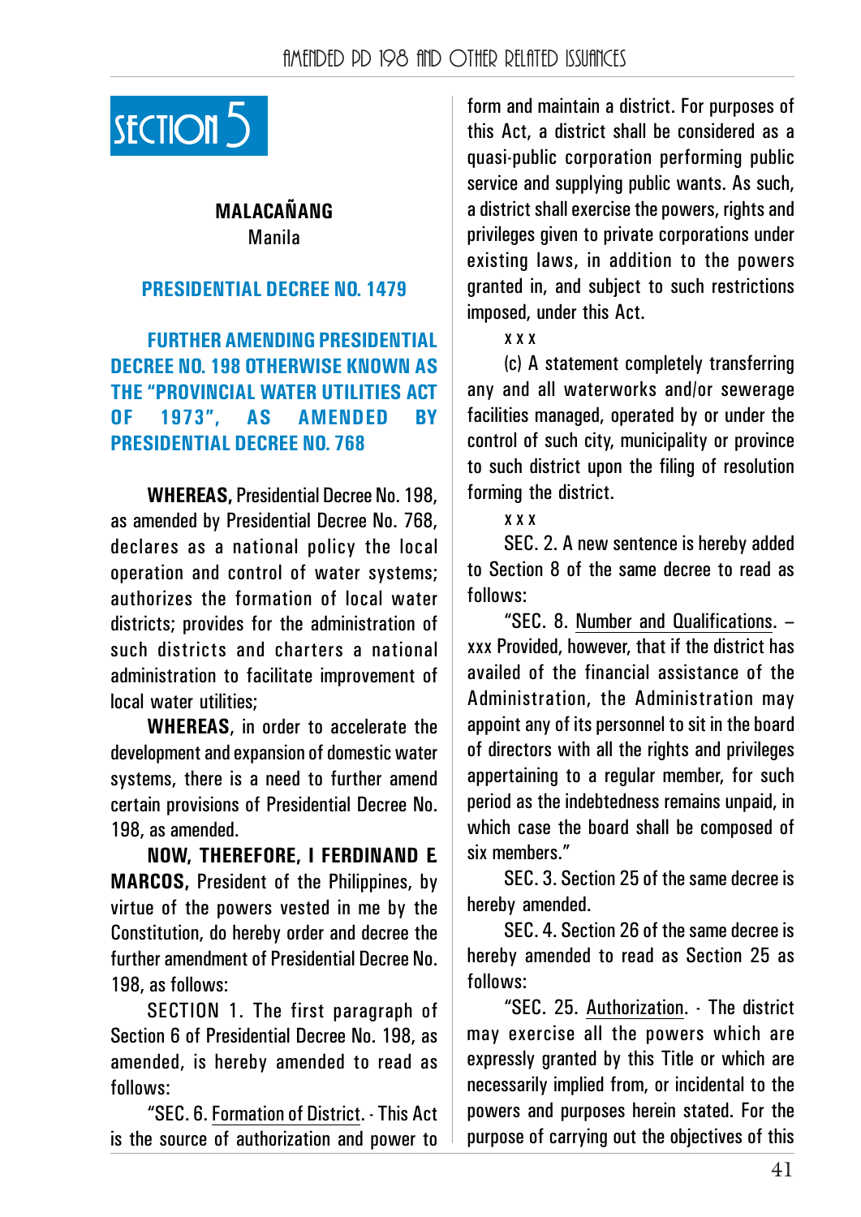# SECTION 5

**MALACAÑANG**
Manila

**PRESIDENTIAL DECREE NO. 1479**

**FURTHER AMENDING PRESIDENTIAL DECREE NO. 198 OTHERWISE KNOWN AS THE "PROVINCIAL WATER UTILITIES ACT OF 1973", AS AMENDED BY PRESIDENTIAL DECREE NO. 768**

**WHEREAS,** Presidential Decree No. 198, as amended by Presidential Decree No. 768, declares as a national policy the local operation and control of water systems; authorizes the formation of local water districts; provides for the administration of such districts and charters a national administration to facilitate improvement of local water utilities;

**WHEREAS**, in order to accelerate the development and expansion of domestic water systems, there is a need to further amend certain provisions of Presidential Decree No. 198, as amended.

**NOW, THEREFORE, I FERDINAND E MARCOS,** President of the Philippines, by virtue of the powers vested in me by the Constitution, do hereby order and decree the further amendment of Presidential Decree No. 198, as follows:

SECTION 1. The first paragraph of Section 6 of Presidential Decree No. 198, as amended, is hereby amended to read as follows:

"SEC. 6. Formation of District. - This Act is the source of authorization and power to form and maintain a district. For purposes of this Act, a district shall be considered as a quasi-public corporation performing public service and supplying public wants. As such, a district shall exercise the powers, rights and privileges given to private corporations under existing laws, in addition to the powers granted in, and subject to such restrictions imposed, under this Act.

x x x

(c) A statement completely transferring any and all waterworks and/or sewerage facilities managed, operated by or under the control of such city, municipality or province to such district upon the filing of resolution forming the district.

x x x

SEC. 2. A new sentence is hereby added to Section 8 of the same decree to read as follows:

"SEC. 8. Number and Qualifications. – xxx Provided, however, that if the district has availed of the financial assistance of the Administration, the Administration may appoint any of its personnel to sit in the board of directors with all the rights and privileges appertaining to a regular member, for such period as the indebtedness remains unpaid, in which case the board shall be composed of six members."

SEC. 3. Section 25 of the same decree is hereby amended.

SEC. 4. Section 26 of the same decree is hereby amended to read as Section 25 as follows:

"SEC. 25. Authorization. - The district may exercise all the powers which are expressly granted by this Title or which are necessarily implied from, or incidental to the powers and purposes herein stated. For the purpose of carrying out the objectives of this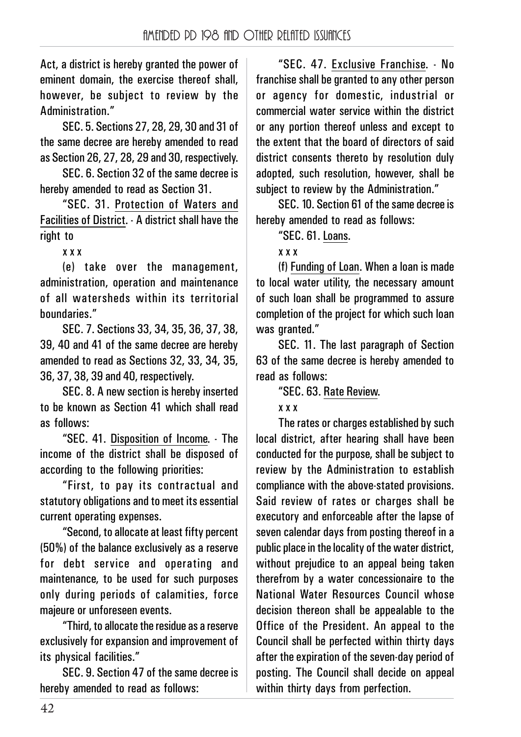Act, a district is hereby granted the power of eminent domain, the exercise thereof shall, however, be subject to review by the Administration."

SEC. 5. Sections 27, 28, 29, 30 and 31 of the same decree are hereby amended to read as Section 26, 27, 28, 29 and 30, respectively.

SEC. 6. Section 32 of the same decree is hereby amended to read as Section 31.

"SEC. 31. Protection of Waters and Facilities of District. - A district shall have the right to

x x x

(e) take over the management, administration, operation and maintenance of all watersheds within its territorial boundaries."

SEC. 7. Sections 33, 34, 35, 36, 37, 38, 39, 40 and 41 of the same decree are hereby amended to read as Sections 32, 33, 34, 35, 36, 37, 38, 39 and 40, respectively.

SEC. 8. A new section is hereby inserted to be known as Section 41 which shall read as follows:

"SEC. 41. Disposition of Income. - The income of the district shall be disposed of according to the following priorities:

"First, to pay its contractual and statutory obligations and to meet its essential current operating expenses.

"Second, to allocate at least fifty percent (50%) of the balance exclusively as a reserve for debt service and operating and maintenance, to be used for such purposes only during periods of calamities, force majeure or unforeseen events.

"Third, to allocate the residue as a reserve exclusively for expansion and improvement of its physical facilities."

SEC. 9. Section 47 of the same decree is hereby amended to read as follows:

"SEC. 47. Exclusive Franchise. - No franchise shall be granted to any other person or agency for domestic, industrial or commercial water service within the district or any portion thereof unless and except to the extent that the board of directors of said district consents thereto by resolution duly adopted, such resolution, however, shall be subject to review by the Administration."

SEC. 10. Section 61 of the same decree is hereby amended to read as follows:

"SEC. 61. Loans.

x x x

(f) Funding of Loan. When a loan is made to local water utility, the necessary amount of such loan shall be programmed to assure completion of the project for which such loan was granted."

SEC. 11. The last paragraph of Section 63 of the same decree is hereby amended to read as follows:

"SEC. 63. Rate Review.

x x x

The rates or charges established by such local district, after hearing shall have been conducted for the purpose, shall be subject to review by the Administration to establish compliance with the above-stated provisions. Said review of rates or charges shall be executory and enforceable after the lapse of seven calendar days from posting thereof in a public place in the locality of the water district, without prejudice to an appeal being taken therefrom by a water concessionaire to the National Water Resources Council whose decision thereon shall be appealable to the Office of the President. An appeal to the Council shall be perfected within thirty days after the expiration of the seven-day period of posting. The Council shall decide on appeal within thirty days from perfection.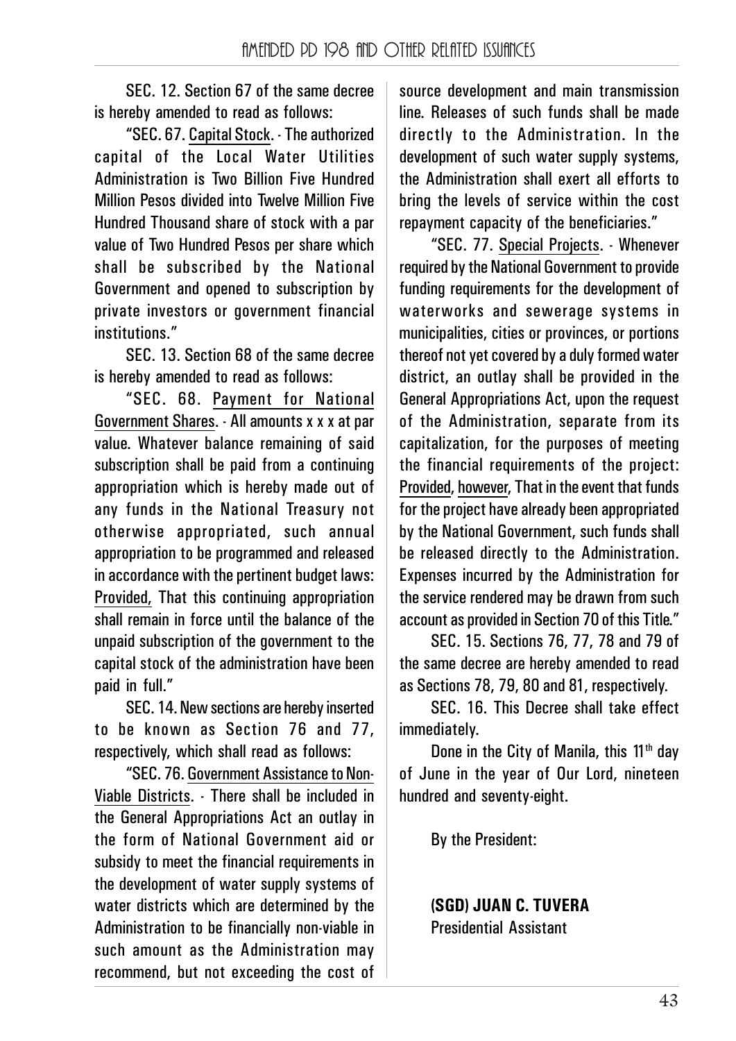SEC. 12. Section 67 of the same decree is hereby amended to read as follows:

"SEC. 67. Capital Stock. - The authorized capital of the Local Water Utilities Administration is Two Billion Five Hundred Million Pesos divided into Twelve Million Five Hundred Thousand share of stock with a par value of Two Hundred Pesos per share which shall be subscribed by the National Government and opened to subscription by private investors or government financial institutions."

SEC. 13. Section 68 of the same decree is hereby amended to read as follows:

"SEC. 68. Payment for National Government Shares. - All amounts x x x at par value. Whatever balance remaining of said subscription shall be paid from a continuing appropriation which is hereby made out of any funds in the National Treasury not otherwise appropriated, such annual appropriation to be programmed and released in accordance with the pertinent budget laws: Provided, That this continuing appropriation shall remain in force until the balance of the unpaid subscription of the government to the capital stock of the administration have been paid in full."

SEC. 14. New sections are hereby inserted to be known as Section 76 and 77, respectively, which shall read as follows:

"SEC. 76. Government Assistance to Non-Viable Districts. - There shall be included in the General Appropriations Act an outlay in the form of National Government aid or subsidy to meet the financial requirements in the development of water supply systems of water districts which are determined by the Administration to be financially non-viable in such amount as the Administration may recommend, but not exceeding the cost of source development and main transmission line. Releases of such funds shall be made directly to the Administration. In the development of such water supply systems, the Administration shall exert all efforts to bring the levels of service within the cost repayment capacity of the beneficiaries."

"SEC. 77. Special Projects. - Whenever required by the National Government to provide funding requirements for the development of waterworks and sewerage systems in municipalities, cities or provinces, or portions thereof not yet covered by a duly formed water district, an outlay shall be provided in the General Appropriations Act, upon the request of the Administration, separate from its capitalization, for the purposes of meeting the financial requirements of the project: Provided, however, That in the event that funds for the project have already been appropriated by the National Government, such funds shall be released directly to the Administration. Expenses incurred by the Administration for the service rendered may be drawn from such account as provided in Section 70 of this Title."

SEC. 15. Sections 76, 77, 78 and 79 of the same decree are hereby amended to read as Sections 78, 79, 80 and 81, respectively.

SEC. 16. This Decree shall take effect immediately.

Done in the City of Manila, this 11th day of June in the year of Our Lord, nineteen hundred and seventy-eight.

By the President:

**(SGD) JUAN C. TUVERA**
Presidential Assistant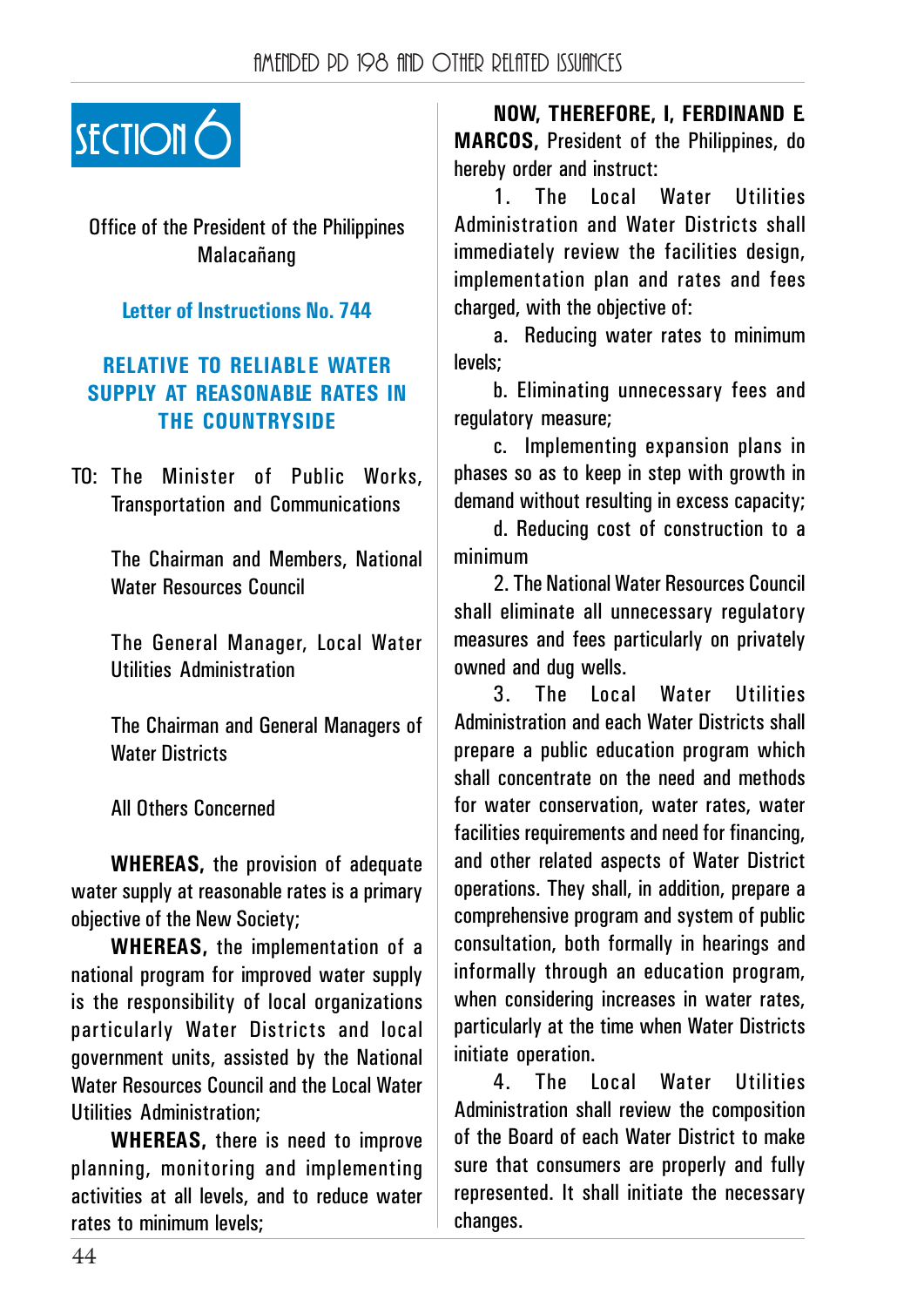# SECTION 6

Office of the President of the Philippines
Malacañang

## Letter of Instructions No. 744

## RELATIVE TO RELIABLE WATER SUPPLY AT REASONABLE RATES IN THE COUNTRYSIDE

TO: The Minister of Public Works, Transportation and Communications

The Chairman and Members, National Water Resources Council

The General Manager, Local Water Utilities Administration

The Chairman and General Managers of Water Districts

All Others Concerned

**WHEREAS,** the provision of adequate water supply at reasonable rates is a primary objective of the New Society;

**WHEREAS,** the implementation of a national program for improved water supply is the responsibility of local organizations particularly Water Districts and local government units, assisted by the National Water Resources Council and the Local Water Utilities Administration;

**WHEREAS,** there is need to improve planning, monitoring and implementing activities at all levels, and to reduce water rates to minimum levels;

**NOW, THEREFORE, I, FERDINAND E. MARCOS,** President of the Philippines, do hereby order and instruct:

1. The Local Water Utilities Administration and Water Districts shall immediately review the facilities design, implementation plan and rates and fees charged, with the objective of:

a. Reducing water rates to minimum levels;

b. Eliminating unnecessary fees and regulatory measure;

c. Implementing expansion plans in phases so as to keep in step with growth in demand without resulting in excess capacity;

d. Reducing cost of construction to a minimum

2. The National Water Resources Council shall eliminate all unnecessary regulatory measures and fees particularly on privately owned and dug wells.

3. The Local Water Utilities Administration and each Water Districts shall prepare a public education program which shall concentrate on the need and methods for water conservation, water rates, water facilities requirements and need for financing, and other related aspects of Water District operations. They shall, in addition, prepare a comprehensive program and system of public consultation, both formally in hearings and informally through an education program, when considering increases in water rates, particularly at the time when Water Districts initiate operation.

4. The Local Water Utilities Administration shall review the composition of the Board of each Water District to make sure that consumers are properly and fully represented. It shall initiate the necessary changes.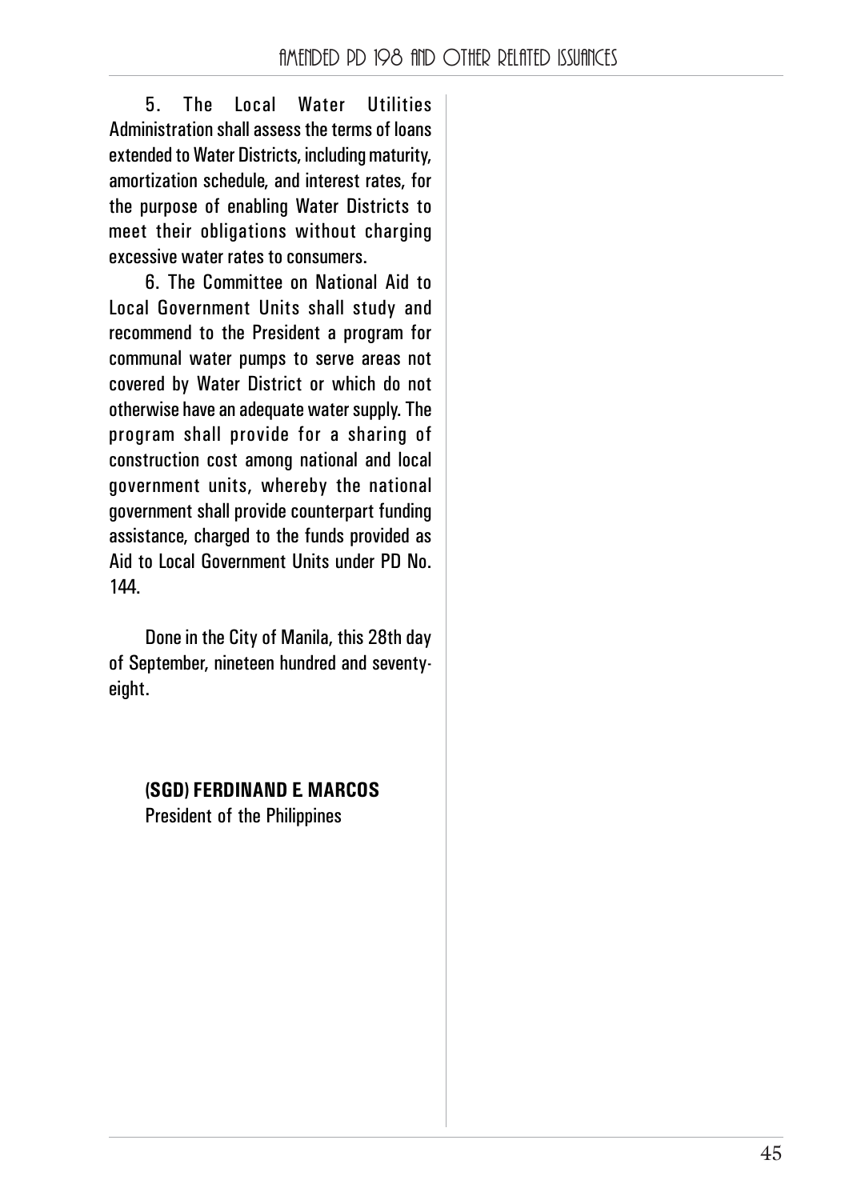5. The Local Water Utilities Administration shall assess the terms of loans extended to Water Districts, including maturity, amortization schedule, and interest rates, for the purpose of enabling Water Districts to meet their obligations without charging excessive water rates to consumers.

6. The Committee on National Aid to Local Government Units shall study and recommend to the President a program for communal water pumps to serve areas not covered by Water District or which do not otherwise have an adequate water supply. The program shall provide for a sharing of construction cost among national and local government units, whereby the national government shall provide counterpart funding assistance, charged to the funds provided as Aid to Local Government Units under PD No. 144.

Done in the City of Manila, this 28th day of September, nineteen hundred and seventy-eight.

**(SGD) FERDINAND E. MARCOS**
President of the Philippines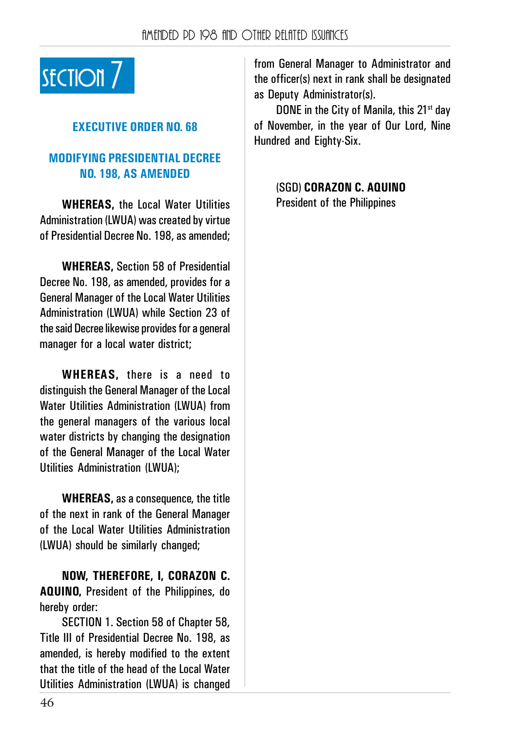# SECTION 7

## EXECUTIVE ORDER NO. 68

## MODIFYING PRESIDENTIAL DECREE NO. 198, AS AMENDED

**WHEREAS,** the Local Water Utilities Administration (LWUA) was created by virtue of Presidential Decree No. 198, as amended;

**WHEREAS,** Section 58 of Presidential Decree No. 198, as amended, provides for a General Manager of the Local Water Utilities Administration (LWUA) while Section 23 of the said Decree likewise provides for a general manager for a local water district;

**WHEREAS,** there is a need to distinguish the General Manager of the Local Water Utilities Administration (LWUA) from the general managers of the various local water districts by changing the designation of the General Manager of the Local Water Utilities Administration (LWUA);

**WHEREAS,** as a consequence, the title of the next in rank of the General Manager of the Local Water Utilities Administration (LWUA) should be similarly changed;

**NOW, THEREFORE, I, CORAZON C. AQUINO,** President of the Philippines, do hereby order:

SECTION 1. Section 58 of Chapter 58, Title III of Presidential Decree No. 198, as amended, is hereby modified to the extent that the title of the head of the Local Water Utilities Administration (LWUA) is changed from General Manager to Administrator and the officer(s) next in rank shall be designated as Deputy Administrator(s).

DONE in the City of Manila, this 21st day of November, in the year of Our Lord, Nine Hundred and Eighty-Six.

(SGD) **CORAZON C. AQUINO**
President of the Philippines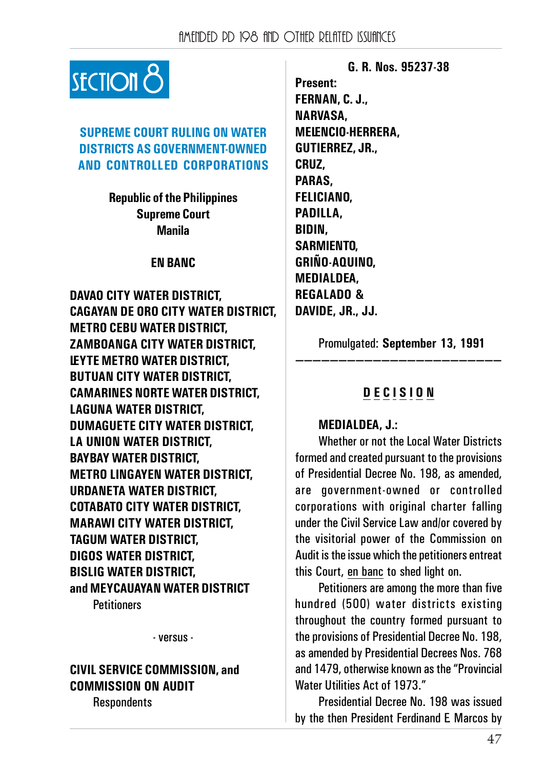# SECTION 8

## SUPREME COURT RULING ON WATER DISTRICTS AS GOVERNMENT-OWNED AND CONTROLLED CORPORATIONS

**Republic of the Philippines**
**Supreme Court**
**Manila**

**EN BANC**

**DAVAO CITY WATER DISTRICT, CAGAYAN DE ORO CITY WATER DISTRICT, METRO CEBU WATER DISTRICT, ZAMBOANGA CITY WATER DISTRICT, LEYTE METRO WATER DISTRICT, BUTUAN CITY WATER DISTRICT, CAMARINES NORTE WATER DISTRICT, LAGUNA WATER DISTRICT, DUMAGUETE CITY WATER DISTRICT, LA UNION WATER DISTRICT, BAYBAY WATER DISTRICT, METRO LINGAYEN WATER DISTRICT, URDANETA WATER DISTRICT, COTABATO CITY WATER DISTRICT, MARAWI CITY WATER DISTRICT, TAGUM WATER DISTRICT, DIGOS WATER DISTRICT, BISLIG WATER DISTRICT, and MEYCAUAYAN WATER DISTRICT**
Petitioners

\- versus -

**CIVIL SERVICE COMMISSION, and COMMISSION ON AUDIT**
Respondents

**G. R. Nos. 95237-38**

**Present:**
**FERNAN, C. J.,**
**NARVASA,**
**MELENCIO-HERRERA,**
**GUTIERREZ, JR.,**
**CRUZ,**
**PARAS,**
**FELICIANO,**
**PADILLA,**
**BIDIN,**
**SARMIENTO,**
**GRIÑO-AQUINO,**
**MEDIALDEA,**
**REGALADO &**
**DAVIDE, JR., JJ.**

Promulgated: **September 13, 1991**

---

**DECISION**

**MEDIALDEA, J.:**

Whether or not the Local Water Districts formed and created pursuant to the provisions of Presidential Decree No. 198, as amended, are government-owned or controlled corporations with original charter falling under the Civil Service Law and/or covered by the visitorial power of the Commission on Audit is the issue which the petitioners entreat this Court, en banc to shed light on.

Petitioners are among the more than five hundred (500) water districts existing throughout the country formed pursuant to the provisions of Presidential Decree No. 198, as amended by Presidential Decrees Nos. 768 and 1479, otherwise known as the "Provincial Water Utilities Act of 1973."

Presidential Decree No. 198 was issued by the then President Ferdinand E Marcos by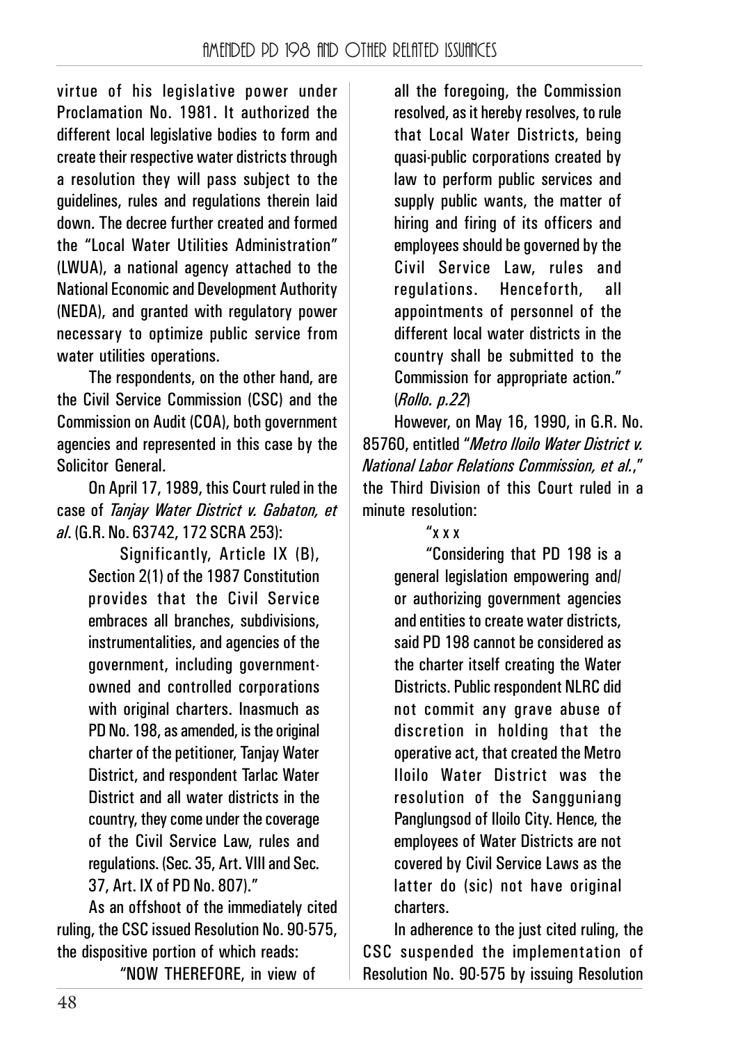virtue of his legislative power under Proclamation No. 1981. It authorized the different local legislative bodies to form and create their respective water districts through a resolution they will pass subject to the guidelines, rules and regulations therein laid down. The decree further created and formed the "Local Water Utilities Administration" (LWUA), a national agency attached to the National Economic and Development Authority (NEDA), and granted with regulatory power necessary to optimize public service from water utilities operations.

The respondents, on the other hand, are the Civil Service Commission (CSC) and the Commission on Audit (COA), both government agencies and represented in this case by the Solicitor General.

On April 17, 1989, this Court ruled in the case of *Tanjay Water District v. Gabaton, et al*. (G.R. No. 63742, 172 SCRA 253):

> Significantly, Article IX (B), Section 2(1) of the 1987 Constitution provides that the Civil Service embraces all branches, subdivisions, instrumentalities, and agencies of the government, including government-owned and controlled corporations with original charters. Inasmuch as PD No. 198, as amended, is the original charter of the petitioner, Tanjay Water District, and respondent Tarlac Water District and all water districts in the country, they come under the coverage of the Civil Service Law, rules and regulations. (Sec. 35, Art. VIII and Sec. 37, Art. IX of PD No. 807)."

As an offshoot of the immediately cited ruling, the CSC issued Resolution No. 90-575, the dispositive portion of which reads:

> "NOW THEREFORE, in view of all the foregoing, the Commission resolved, as it hereby resolves, to rule that Local Water Districts, being quasi-public corporations created by law to perform public services and supply public wants, the matter of hiring and firing of its officers and employees should be governed by the Civil Service Law, rules and regulations. Henceforth, all appointments of personnel of the different local water districts in the country shall be submitted to the Commission for appropriate action." (*Rollo. p.22*)

However, on May 16, 1990, in G.R. No. 85760, entitled "*Metro Iloilo Water District v. National Labor Relations Commission, et al.*," the Third Division of this Court ruled in a minute resolution:

> "x x x
>
> "Considering that PD 198 is a general legislation empowering and/ or authorizing government agencies and entities to create water districts, said PD 198 cannot be considered as the charter itself creating the Water Districts. Public respondent NLRC did not commit any grave abuse of discretion in holding that the operative act, that created the Metro Iloilo Water District was the resolution of the Sangguniang Panglungsod of Iloilo City. Hence, the employees of Water Districts are not covered by Civil Service Laws as the latter do (sic) not have original charters.

In adherence to the just cited ruling, the CSC suspended the implementation of Resolution No. 90-575 by issuing Resolution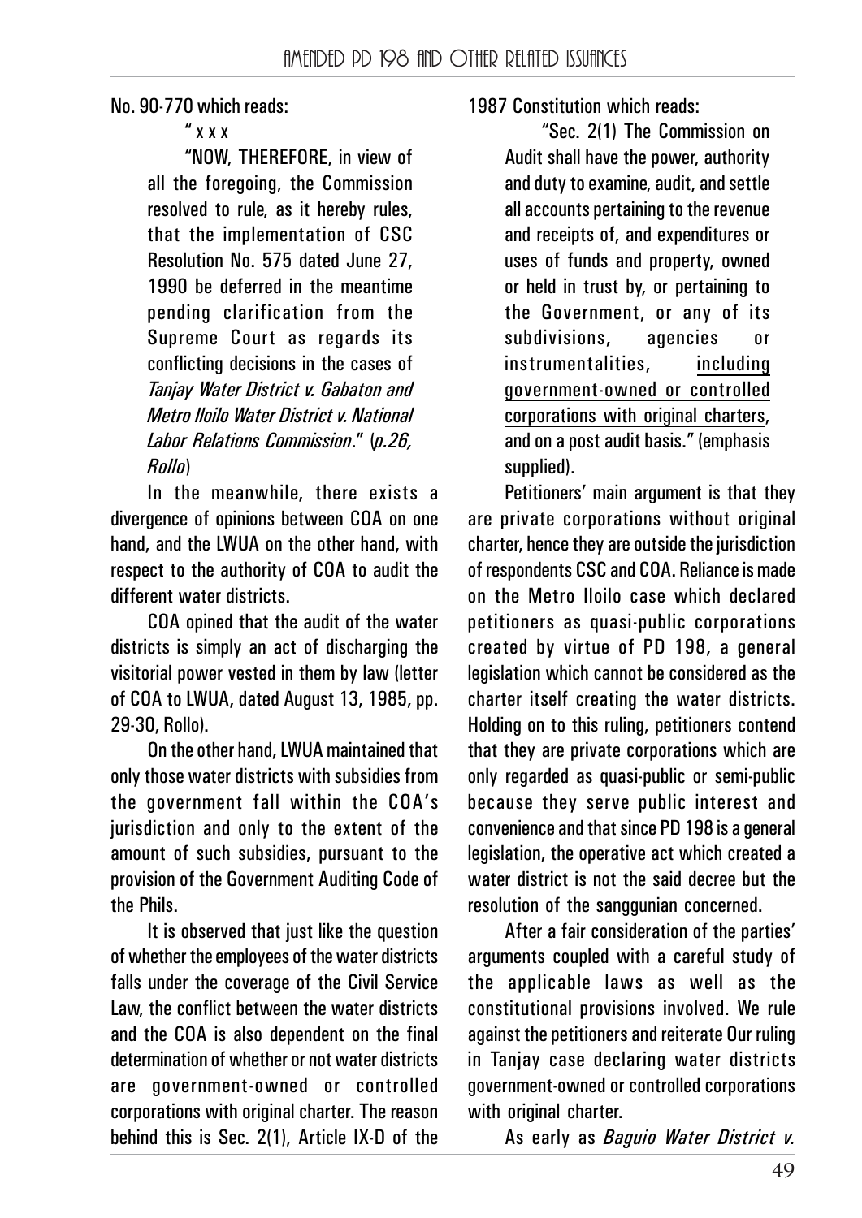No. 90-770 which reads:

> " x x x
>
> "NOW, THEREFORE, in view of all the foregoing, the Commission resolved to rule, as it hereby rules, that the implementation of CSC Resolution No. 575 dated June 27, 1990 be deferred in the meantime pending clarification from the Supreme Court as regards its conflicting decisions in the cases of *Tanjay Water District v. Gabaton and Metro Iloilo Water District v. National Labor Relations Commission*." (*p.26, Rollo*)

In the meanwhile, there exists a divergence of opinions between COA on one hand, and the LWUA on the other hand, with respect to the authority of COA to audit the different water districts.

COA opined that the audit of the water districts is simply an act of discharging the visitorial power vested in them by law (letter of COA to LWUA, dated August 13, 1985, pp. 29-30, Rollo).

On the other hand, LWUA maintained that only those water districts with subsidies from the government fall within the COA's jurisdiction and only to the extent of the amount of such subsidies, pursuant to the provision of the Government Auditing Code of the Phils.

It is observed that just like the question of whether the employees of the water districts falls under the coverage of the Civil Service Law, the conflict between the water districts and the COA is also dependent on the final determination of whether or not water districts are government-owned or controlled corporations with original charter. The reason behind this is Sec. 2(1), Article IX-D of the 1987 Constitution which reads:

> "Sec. 2(1) The Commission on Audit shall have the power, authority and duty to examine, audit, and settle all accounts pertaining to the revenue and receipts of, and expenditures or uses of funds and property, owned or held in trust by, or pertaining to the Government, or any of its subdivisions, agencies or instrumentalities, including government-owned or controlled corporations with original charters, and on a post audit basis." (emphasis supplied).

Petitioners' main argument is that they are private corporations without original charter, hence they are outside the jurisdiction of respondents CSC and COA. Reliance is made on the Metro Iloilo case which declared petitioners as quasi-public corporations created by virtue of PD 198, a general legislation which cannot be considered as the charter itself creating the water districts. Holding on to this ruling, petitioners contend that they are private corporations which are only regarded as quasi-public or semi-public because they serve public interest and convenience and that since PD 198 is a general legislation, the operative act which created a water district is not the said decree but the resolution of the sanggunian concerned.

After a fair consideration of the parties' arguments coupled with a careful study of the applicable laws as well as the constitutional provisions involved. We rule against the petitioners and reiterate Our ruling in Tanjay case declaring water districts government-owned or controlled corporations with original charter.

As early as *Baguio Water District v.*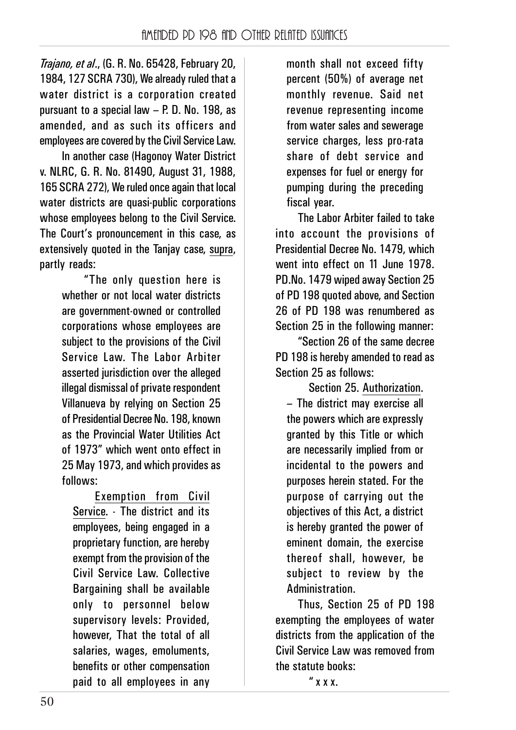*Trajano, et al*., (G. R. No. 65428, February 20, 1984, 127 SCRA 730), We already ruled that a water district is a corporation created pursuant to a special law – P. D. No. 198, as amended, and as such its officers and employees are covered by the Civil Service Law.

In another case (Hagonoy Water District v. NLRC, G. R. No. 81490, August 31, 1988, 165 SCRA 272), We ruled once again that local water districts are quasi-public corporations whose employees belong to the Civil Service. The Court's pronouncement in this case, as extensively quoted in the Tanjay case, supra, partly reads:

> "The only question here is whether or not local water districts are government-owned or controlled corporations whose employees are subject to the provisions of the Civil Service Law. The Labor Arbiter asserted jurisdiction over the alleged illegal dismissal of private respondent Villanueva by relying on Section 25 of Presidential Decree No. 198, known as the Provincial Water Utilities Act of 1973" which went onto effect in 25 May 1973, and which provides as follows:
>
> > Exemption from Civil Service. - The district and its employees, being engaged in a proprietary function, are hereby exempt from the provision of the Civil Service Law. Collective Bargaining shall be available only to personnel below supervisory levels: Provided, however, That the total of all salaries, wages, emoluments, benefits or other compensation paid to all employees in any month shall not exceed fifty percent (50%) of average net monthly revenue. Said net revenue representing income from water sales and sewerage service charges, less pro-rata share of debt service and expenses for fuel or energy for pumping during the preceding fiscal year.
>
> The Labor Arbiter failed to take into account the provisions of Presidential Decree No. 1479, which went into effect on 11 June 1978. PD.No. 1479 wiped away Section 25 of PD 198 quoted above, and Section 26 of PD 198 was renumbered as Section 25 in the following manner:
>
> "Section 26 of the same decree PD 198 is hereby amended to read as Section 25 as follows:
>
> > Section 25. Authorization. – The district may exercise all the powers which are expressly granted by this Title or which are necessarily implied from or incidental to the powers and purposes herein stated. For the purpose of carrying out the objectives of this Act, a district is hereby granted the power of eminent domain, the exercise thereof shall, however, be subject to review by the Administration.
>
> Thus, Section 25 of PD 198 exempting the employees of water districts from the application of the Civil Service Law was removed from the statute books:
>
> " x x x.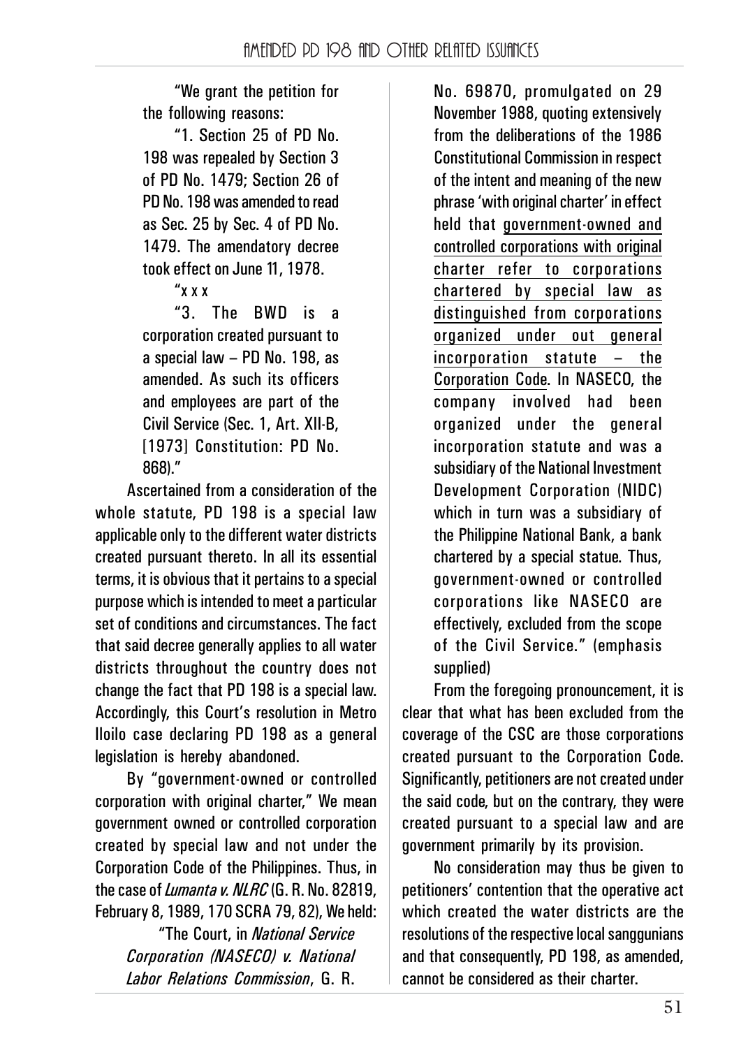"We grant the petition for the following reasons:

"1. Section 25 of PD No. 198 was repealed by Section 3 of PD No. 1479; Section 26 of PD No. 198 was amended to read as Sec. 25 by Sec. 4 of PD No. 1479. The amendatory decree took effect on June 11, 1978.

"x x x

"3. The BWD is a corporation created pursuant to a special law – PD No. 198, as amended. As such its officers and employees are part of the Civil Service (Sec. 1, Art. XII-B, [1973] Constitution: PD No. 868)."

Ascertained from a consideration of the whole statute, PD 198 is a special law applicable only to the different water districts created pursuant thereto. In all its essential terms, it is obvious that it pertains to a special purpose which is intended to meet a particular set of conditions and circumstances. The fact that said decree generally applies to all water districts throughout the country does not change the fact that PD 198 is a special law. Accordingly, this Court's resolution in Metro Iloilo case declaring PD 198 as a general legislation is hereby abandoned.

By "government-owned or controlled corporation with original charter," We mean government owned or controlled corporation created by special law and not under the Corporation Code of the Philippines. Thus, in the case of *Lumanta v. NLRC* (G. R. No. 82819, February 8, 1989, 170 SCRA 79, 82), We held:

"The Court, in *National Service Corporation (NASECO) v. National Labor Relations Commission*, G. R. No. 69870, promulgated on 29 November 1988, quoting extensively from the deliberations of the 1986 Constitutional Commission in respect of the intent and meaning of the new phrase 'with original charter' in effect held that <u>government-owned and controlled corporations with original charter refer to corporations chartered by special law as distinguished from corporations organized under out general incorporation statute – the Corporation Code</u>. In NASECO, the company involved had been organized under the general incorporation statute and was a subsidiary of the National Investment Development Corporation (NIDC) which in turn was a subsidiary of the Philippine National Bank, a bank chartered by a special statue. Thus, government-owned or controlled corporations like NASECO are effectively, excluded from the scope of the Civil Service." (emphasis supplied)

From the foregoing pronouncement, it is clear that what has been excluded from the coverage of the CSC are those corporations created pursuant to the Corporation Code. Significantly, petitioners are not created under the said code, but on the contrary, they were created pursuant to a special law and are government primarily by its provision.

No consideration may thus be given to petitioners' contention that the operative act which created the water districts are the resolutions of the respective local sanggunians and that consequently, PD 198, as amended, cannot be considered as their charter.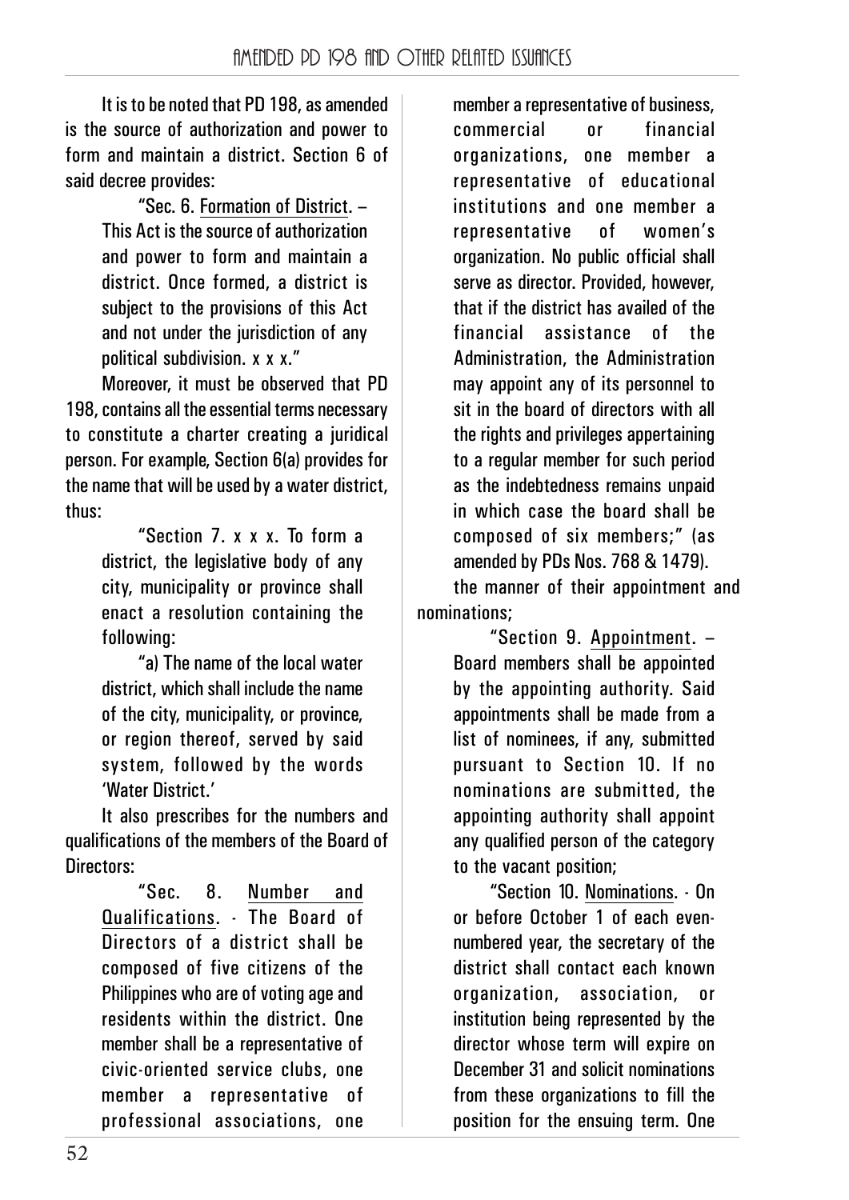It is to be noted that PD 198, as amended is the source of authorization and power to form and maintain a district. Section 6 of said decree provides:

> "Sec. 6. Formation of District. – This Act is the source of authorization and power to form and maintain a district. Once formed, a district is subject to the provisions of this Act and not under the jurisdiction of any political subdivision. x x x."

Moreover, it must be observed that PD 198, contains all the essential terms necessary to constitute a charter creating a juridical person. For example, Section 6(a) provides for the name that will be used by a water district, thus:

> "Section 7. x x x. To form a district, the legislative body of any city, municipality or province shall enact a resolution containing the following:
>
> "a) The name of the local water district, which shall include the name of the city, municipality, or province, or region thereof, served by said system, followed by the words 'Water District.'

It also prescribes for the numbers and qualifications of the members of the Board of Directors:

> "Sec. 8. Number and Qualifications. - The Board of Directors of a district shall be composed of five citizens of the Philippines who are of voting age and residents within the district. One member shall be a representative of civic-oriented service clubs, one member a representative of professional associations, one member a representative of business, commercial or financial organizations, one member a representative of educational institutions and one member a representative of women's organization. No public official shall serve as director. Provided, however, that if the district has availed of the financial assistance of the Administration, the Administration may appoint any of its personnel to sit in the board of directors with all the rights and privileges appertaining to a regular member for such period as the indebtedness remains unpaid in which case the board shall be composed of six members;" (as amended by PDs Nos. 768 & 1479).

the manner of their appointment and nominations;

> "Section 9. Appointment. – Board members shall be appointed by the appointing authority. Said appointments shall be made from a list of nominees, if any, submitted pursuant to Section 10. If no nominations are submitted, the appointing authority shall appoint any qualified person of the category to the vacant position;
>
> "Section 10. Nominations. - On or before October 1 of each even-numbered year, the secretary of the district shall contact each known organization, association, or institution being represented by the director whose term will expire on December 31 and solicit nominations from these organizations to fill the position for the ensuing term. One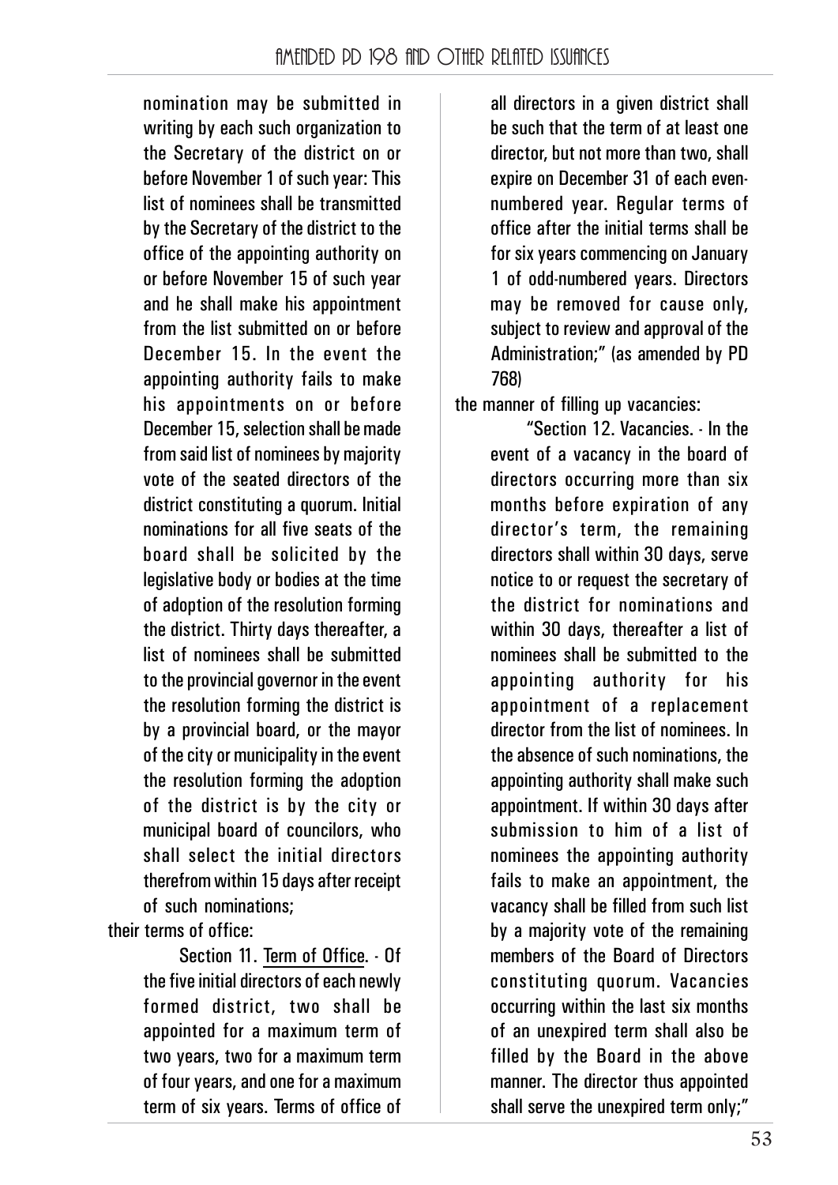nomination may be submitted in writing by each such organization to the Secretary of the district on or before November 1 of such year: This list of nominees shall be transmitted by the Secretary of the district to the office of the appointing authority on or before November 15 of such year and he shall make his appointment from the list submitted on or before December 15. In the event the appointing authority fails to make his appointments on or before December 15, selection shall be made from said list of nominees by majority vote of the seated directors of the district constituting a quorum. Initial nominations for all five seats of the board shall be solicited by the legislative body or bodies at the time of adoption of the resolution forming the district. Thirty days thereafter, a list of nominees shall be submitted to the provincial governor in the event the resolution forming the district is by a provincial board, or the mayor of the city or municipality in the event the resolution forming the adoption of the district is by the city or municipal board of councilors, who shall select the initial directors therefrom within 15 days after receipt of such nominations;

their terms of office:

Section 11. Term of Office. - Of the five initial directors of each newly formed district, two shall be appointed for a maximum term of two years, two for a maximum term of four years, and one for a maximum term of six years. Terms of office of all directors in a given district shall be such that the term of at least one director, but not more than two, shall expire on December 31 of each even-numbered year. Regular terms of office after the initial terms shall be for six years commencing on January 1 of odd-numbered years. Directors may be removed for cause only, subject to review and approval of the Administration;" (as amended by PD 768)

the manner of filling up vacancies:

"Section 12. Vacancies. - In the event of a vacancy in the board of directors occurring more than six months before expiration of any director's term, the remaining directors shall within 30 days, serve notice to or request the secretary of the district for nominations and within 30 days, thereafter a list of nominees shall be submitted to the appointing authority for his appointment of a replacement director from the list of nominees. In the absence of such nominations, the appointing authority shall make such appointment. If within 30 days after submission to him of a list of nominees the appointing authority fails to make an appointment, the vacancy shall be filled from such list by a majority vote of the remaining members of the Board of Directors constituting quorum. Vacancies occurring within the last six months of an unexpired term shall also be filled by the Board in the above manner. The director thus appointed shall serve the unexpired term only;"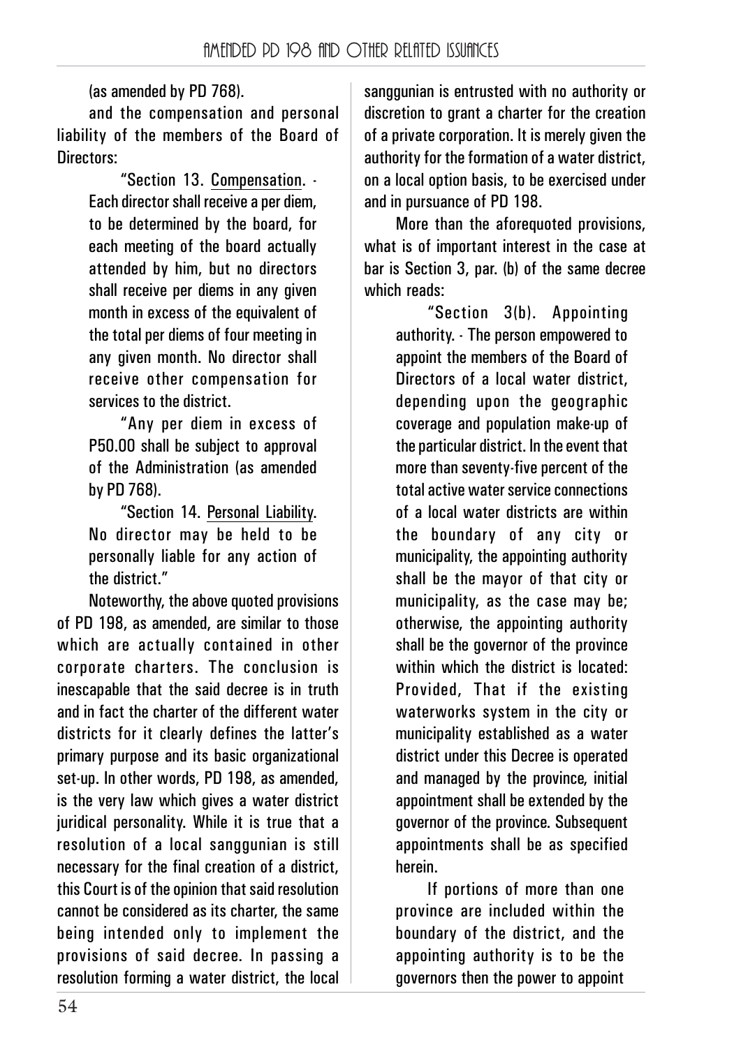(as amended by PD 768).

and the compensation and personal liability of the members of the Board of Directors:

> "Section 13. Compensation. - Each director shall receive a per diem, to be determined by the board, for each meeting of the board actually attended by him, but no directors shall receive per diems in any given month in excess of the equivalent of the total per diems of four meeting in any given month. No director shall receive other compensation for services to the district.
>
> "Any per diem in excess of P50.00 shall be subject to approval of the Administration (as amended by PD 768).
>
> "Section 14. Personal Liability. No director may be held to be personally liable for any action of the district."

Noteworthy, the above quoted provisions of PD 198, as amended, are similar to those which are actually contained in other corporate charters. The conclusion is inescapable that the said decree is in truth and in fact the charter of the different water districts for it clearly defines the latter's primary purpose and its basic organizational set-up. In other words, PD 198, as amended, is the very law which gives a water district juridical personality. While it is true that a resolution of a local sanggunian is still necessary for the final creation of a district, this Court is of the opinion that said resolution cannot be considered as its charter, the same being intended only to implement the provisions of said decree. In passing a resolution forming a water district, the local sanggunian is entrusted with no authority or discretion to grant a charter for the creation of a private corporation. It is merely given the authority for the formation of a water district, on a local option basis, to be exercised under and in pursuance of PD 198.

More than the aforequoted provisions, what is of important interest in the case at bar is Section 3, par. (b) of the same decree which reads:

> "Section 3(b). Appointing authority. - The person empowered to appoint the members of the Board of Directors of a local water district, depending upon the geographic coverage and population make-up of the particular district. In the event that more than seventy-five percent of the total active water service connections of a local water districts are within the boundary of any city or municipality, the appointing authority shall be the mayor of that city or municipality, as the case may be; otherwise, the appointing authority shall be the governor of the province within which the district is located: Provided, That if the existing waterworks system in the city or municipality established as a water district under this Decree is operated and managed by the province, initial appointment shall be extended by the governor of the province. Subsequent appointments shall be as specified herein.
>
> If portions of more than one province are included within the boundary of the district, and the appointing authority is to be the governors then the power to appoint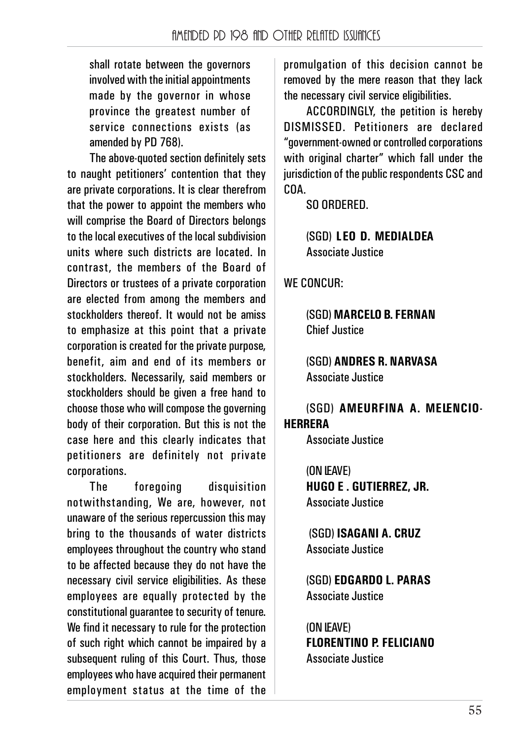shall rotate between the governors involved with the initial appointments made by the governor in whose province the greatest number of service connections exists (as amended by PD 768).

The above-quoted section definitely sets to naught petitioners' contention that they are private corporations. It is clear therefrom that the power to appoint the members who will comprise the Board of Directors belongs to the local executives of the local subdivision units where such districts are located. In contrast, the members of the Board of Directors or trustees of a private corporation are elected from among the members and stockholders thereof. It would not be amiss to emphasize at this point that a private corporation is created for the private purpose, benefit, aim and end of its members or stockholders. Necessarily, said members or stockholders should be given a free hand to choose those who will compose the governing body of their corporation. But this is not the case here and this clearly indicates that petitioners are definitely not private corporations.

The foregoing disquisition notwithstanding, We are, however, not unaware of the serious repercussion this may bring to the thousands of water districts employees throughout the country who stand to be affected because they do not have the necessary civil service eligibilities. As these employees are equally protected by the constitutional guarantee to security of tenure. We find it necessary to rule for the protection of such right which cannot be impaired by a subsequent ruling of this Court. Thus, those employees who have acquired their permanent employment status at the time of the promulgation of this decision cannot be removed by the mere reason that they lack the necessary civil service eligibilities.

ACCORDINGLY, the petition is hereby DISMISSED. Petitioners are declared "government-owned or controlled corporations with original charter" which fall under the jurisdiction of the public respondents CSC and COA.

SO ORDERED.

(SGD) **LEO D. MEDIALDEA**
Associate Justice

WE CONCUR:

(SGD) **MARCELO B. FERNAN**
Chief Justice

(SGD) **ANDRES R. NARVASA**
Associate Justice

(SGD) **AMEURFINA A. MELENCIO-HERRERA**
Associate Justice

(ON LEAVE)
**HUGO E . GUTIERREZ, JR.**
Associate Justice

(SGD) **ISAGANI A. CRUZ**
Associate Justice

(SGD) **EDGARDO L. PARAS**
Associate Justice

(ON LEAVE)
**FLORENTINO P. FELICIANO**
Associate Justice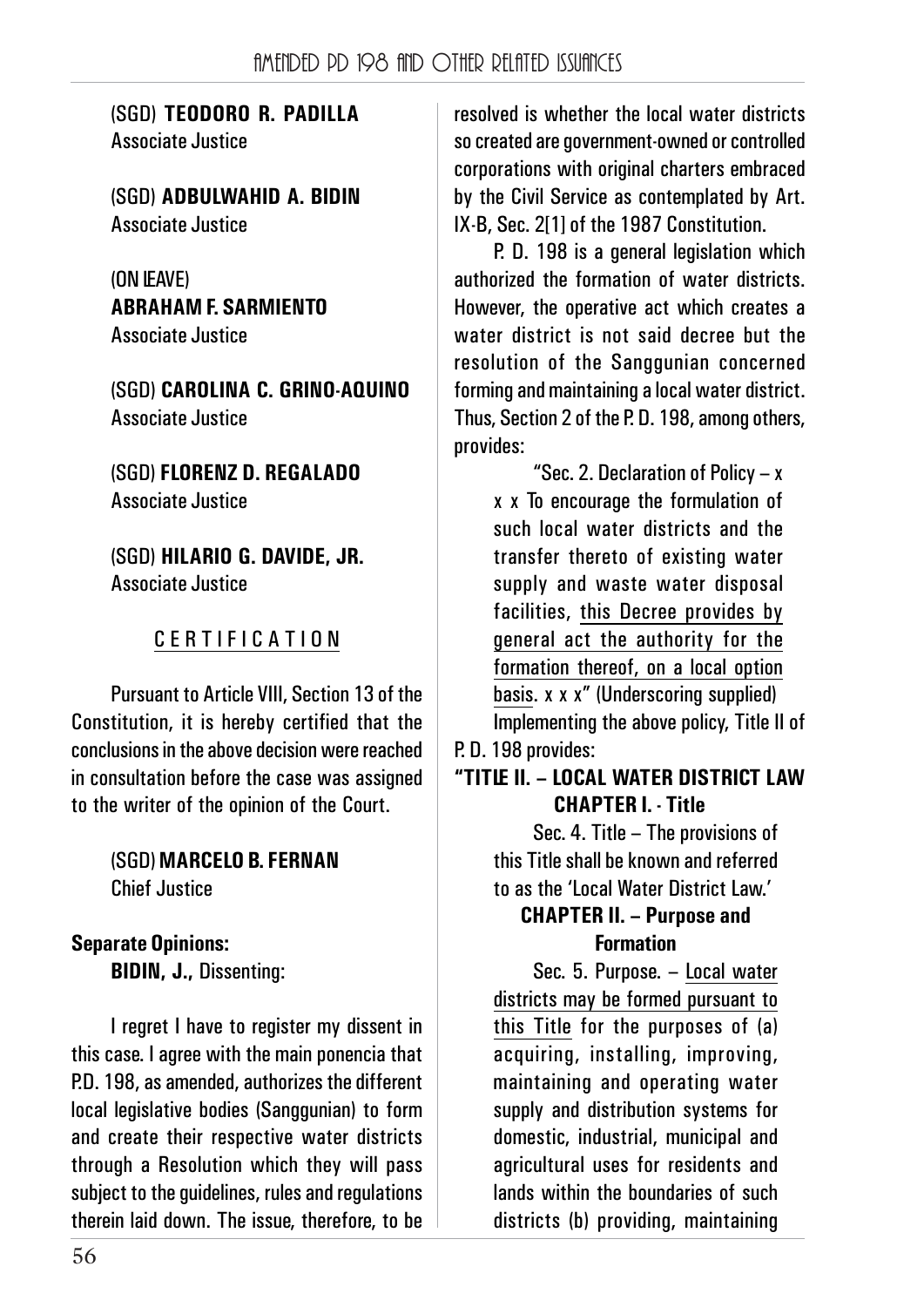(SGD) **TEODORO R. PADILLA**
Associate Justice

(SGD) **ADBULWAHID A. BIDIN**
Associate Justice

(ON LEAVE)
**ABRAHAM F. SARMIENTO**
Associate Justice

(SGD) **CAROLINA C. GRINO-AQUINO**
Associate Justice

(SGD) **FLORENZ D. REGALADO**
Associate Justice

(SGD) **HILARIO G. DAVIDE, JR.**
Associate Justice

C E R T I F I C A T I O N

Pursuant to Article VIII, Section 13 of the Constitution, it is hereby certified that the conclusions in the above decision were reached in consultation before the case was assigned to the writer of the opinion of the Court.

(SGD) **MARCELO B. FERNAN**
Chief Justice

**Separate Opinions:**

**BIDIN, J.,** Dissenting:

I regret I have to register my dissent in this case. I agree with the main ponencia that P.D. 198, as amended, authorizes the different local legislative bodies (Sanggunian) to form and create their respective water districts through a Resolution which they will pass subject to the guidelines, rules and regulations therein laid down. The issue, therefore, to be resolved is whether the local water districts so created are government-owned or controlled corporations with original charters embraced by the Civil Service as contemplated by Art. IX-B, Sec. 2[1] of the 1987 Constitution.

P. D. 198 is a general legislation which authorized the formation of water districts. However, the operative act which creates a water district is not said decree but the resolution of the Sanggunian concerned forming and maintaining a local water district. Thus, Section 2 of the P. D. 198, among others, provides:

> "Sec. 2. Declaration of Policy – x x x To encourage the formulation of such local water districts and the transfer thereto of existing water supply and waste water disposal facilities, <u>this Decree provides by general act the authority for the formation thereof, on a local option basis</u>. x x x" (Underscoring supplied)

Implementing the above policy, Title II of P. D. 198 provides:

> **"TITLE II. – LOCAL WATER DISTRICT LAW**
>
> **CHAPTER I. - Title**
>
> Sec. 4. Title – The provisions of this Title shall be known and referred to as the 'Local Water District Law.'
>
> **CHAPTER II. – Purpose and Formation**
>
> Sec. 5. Purpose. – <u>Local water districts may be formed pursuant to this Title</u> for the purposes of (a) acquiring, installing, improving, maintaining and operating water supply and distribution systems for domestic, industrial, municipal and agricultural uses for residents and lands within the boundaries of such districts (b) providing, maintaining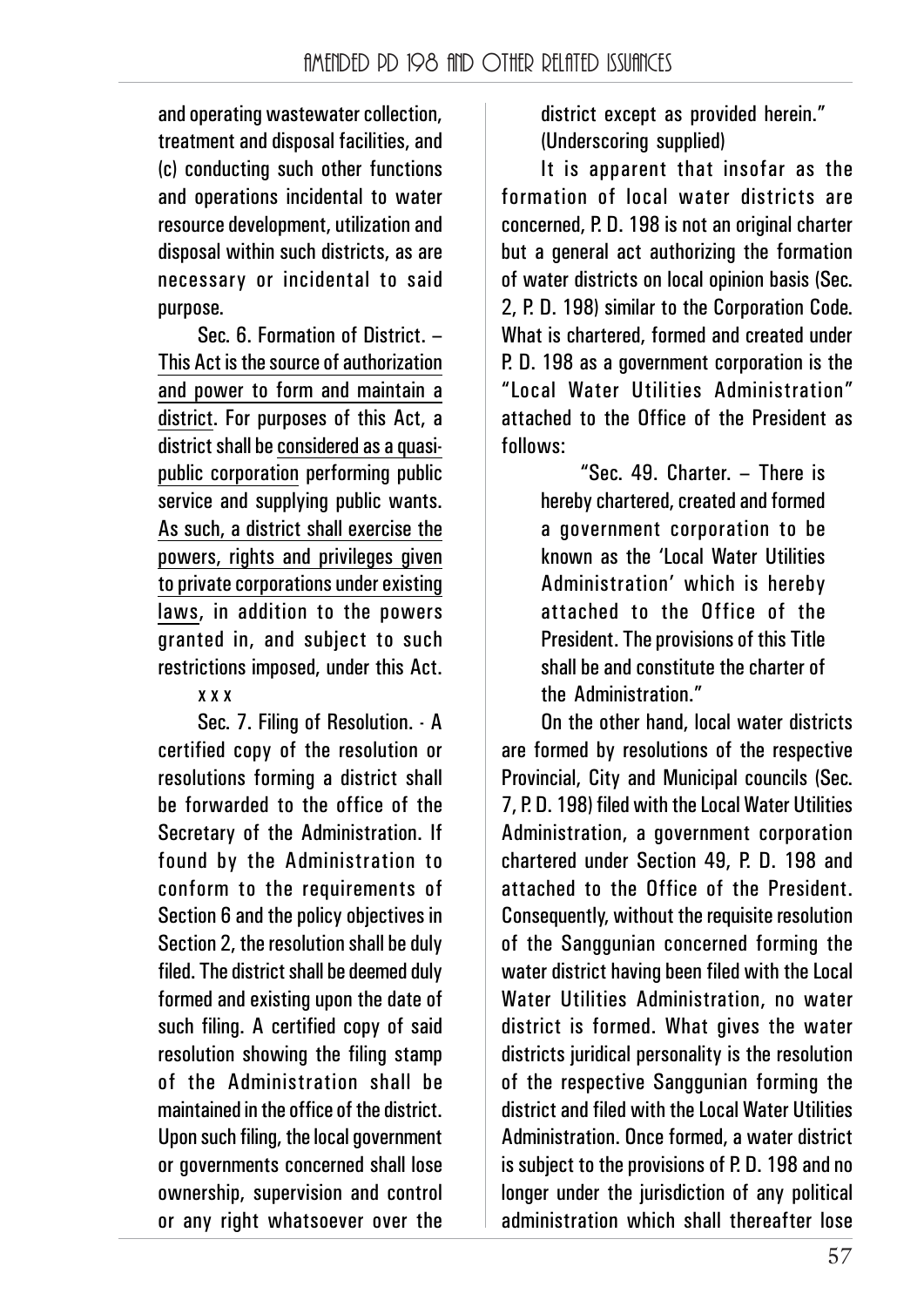and operating wastewater collection, treatment and disposal facilities, and (c) conducting such other functions and operations incidental to water resource development, utilization and disposal within such districts, as are necessary or incidental to said purpose.

> Sec. 6. Formation of District. – <u>This Act is the source of authorization and power to form and maintain a district</u>. For purposes of this Act, a district shall be <u>considered as a quasi-public corporation</u> performing public service and supplying public wants. <u>As such, a district shall exercise the powers, rights and privileges given to private corporations under existing laws</u>, in addition to the powers granted in, and subject to such restrictions imposed, under this Act.
>
> x x x
>
> Sec. 7. Filing of Resolution. - A certified copy of the resolution or resolutions forming a district shall be forwarded to the office of the Secretary of the Administration. If found by the Administration to conform to the requirements of Section 6 and the policy objectives in Section 2, the resolution shall be duly filed. The district shall be deemed duly formed and existing upon the date of such filing. A certified copy of said resolution showing the filing stamp of the Administration shall be maintained in the office of the district. Upon such filing, the local government or governments concerned shall lose ownership, supervision and control or any right whatsoever over the district except as provided herein." (Underscoring supplied)

It is apparent that insofar as the formation of local water districts are concerned, P. D. 198 is not an original charter but a general act authorizing the formation of water districts on local opinion basis (Sec. 2, P. D. 198) similar to the Corporation Code. What is chartered, formed and created under P. D. 198 as a government corporation is the "Local Water Utilities Administration" attached to the Office of the President as follows:

> "Sec. 49. Charter. – There is hereby chartered, created and formed a government corporation to be known as the 'Local Water Utilities Administration' which is hereby attached to the Office of the President. The provisions of this Title shall be and constitute the charter of the Administration."

On the other hand, local water districts are formed by resolutions of the respective Provincial, City and Municipal councils (Sec. 7, P. D. 198) filed with the Local Water Utilities Administration, a government corporation chartered under Section 49, P. D. 198 and attached to the Office of the President. Consequently, without the requisite resolution of the Sanggunian concerned forming the water district having been filed with the Local Water Utilities Administration, no water district is formed. What gives the water districts juridical personality is the resolution of the respective Sanggunian forming the district and filed with the Local Water Utilities Administration. Once formed, a water district is subject to the provisions of P. D. 198 and no longer under the jurisdiction of any political administration which shall thereafter lose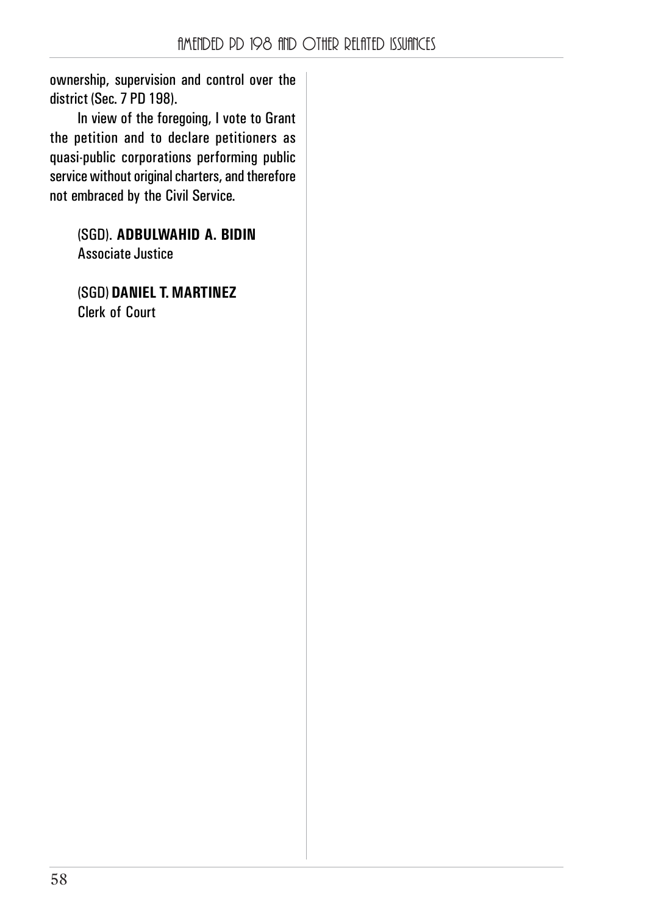ownership, supervision and control over the district (Sec. 7 PD 198).

In view of the foregoing, I vote to Grant the petition and to declare petitioners as quasi-public corporations performing public service without original charters, and therefore not embraced by the Civil Service.

(SGD). **ADBULWAHID A. BIDIN**
Associate Justice

(SGD) **DANIEL T. MARTINEZ**
Clerk of Court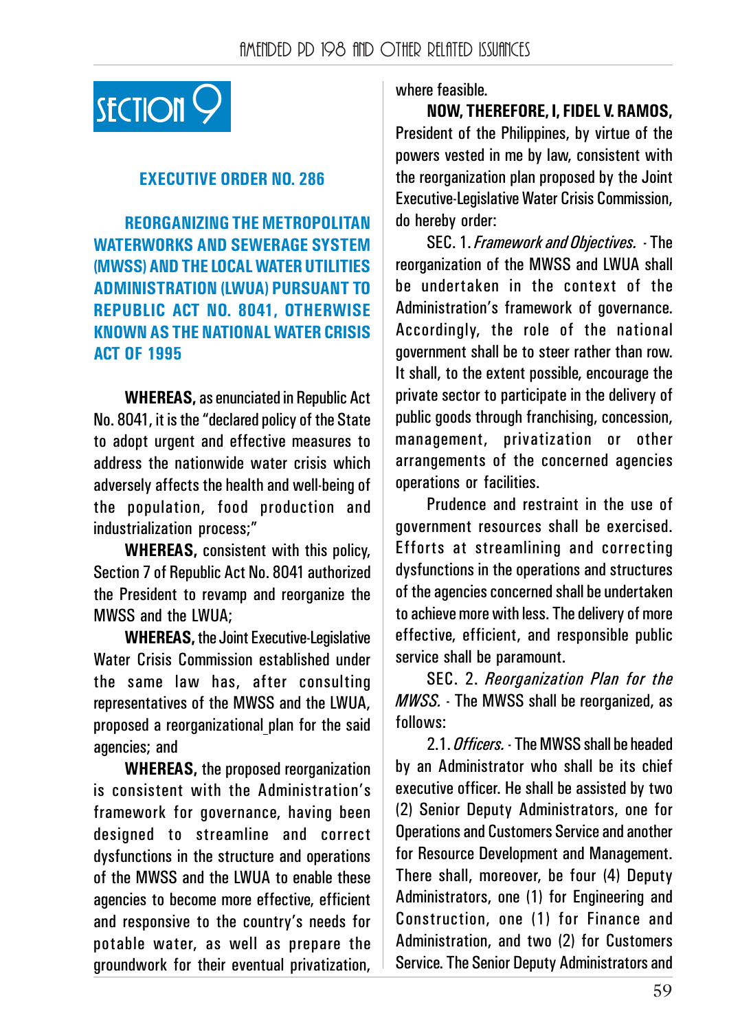# SECTION 9

## EXECUTIVE ORDER NO. 286

### REORGANIZING THE METROPOLITAN WATERWORKS AND SEWERAGE SYSTEM (MWSS) AND THE LOCAL WATER UTILITIES ADMINISTRATION (LWUA) PURSUANT TO REPUBLIC ACT NO. 8041, OTHERWISE KNOWN AS THE NATIONAL WATER CRISIS ACT OF 1995

**WHEREAS,** as enunciated in Republic Act No. 8041, it is the "declared policy of the State to adopt urgent and effective measures to address the nationwide water crisis which adversely affects the health and well-being of the population, food production and industrialization process;"

**WHEREAS,** consistent with this policy, Section 7 of Republic Act No. 8041 authorized the President to revamp and reorganize the MWSS and the LWUA;

**WHEREAS,** the Joint Executive-Legislative Water Crisis Commission established under the same law has, after consulting representatives of the MWSS and the LWUA, proposed a reorganizational plan for the said agencies; and

**WHEREAS,** the proposed reorganization is consistent with the Administration's framework for governance, having been designed to streamline and correct dysfunctions in the structure and operations of the MWSS and the LWUA to enable these agencies to become more effective, efficient and responsive to the country's needs for potable water, as well as prepare the groundwork for their eventual privatization, where feasible.

**NOW, THEREFORE, I, FIDEL V. RAMOS,** President of the Philippines, by virtue of the powers vested in me by law, consistent with the reorganization plan proposed by the Joint Executive-Legislative Water Crisis Commission, do hereby order:

SEC. 1. *Framework and Objectives.* - The reorganization of the MWSS and LWUA shall be undertaken in the context of the Administration's framework of governance. Accordingly, the role of the national government shall be to steer rather than row. It shall, to the extent possible, encourage the private sector to participate in the delivery of public goods through franchising, concession, management, privatization or other arrangements of the concerned agencies operations or facilities.

Prudence and restraint in the use of government resources shall be exercised. Efforts at streamlining and correcting dysfunctions in the operations and structures of the agencies concerned shall be undertaken to achieve more with less. The delivery of more effective, efficient, and responsible public service shall be paramount.

SEC. 2. *Reorganization Plan for the MWSS.* - The MWSS shall be reorganized, as follows:

2.1. *Officers.* - The MWSS shall be headed by an Administrator who shall be its chief executive officer. He shall be assisted by two (2) Senior Deputy Administrators, one for Operations and Customers Service and another for Resource Development and Management. There shall, moreover, be four (4) Deputy Administrators, one (1) for Engineering and Construction, one (1) for Finance and Administration, and two (2) for Customers Service. The Senior Deputy Administrators and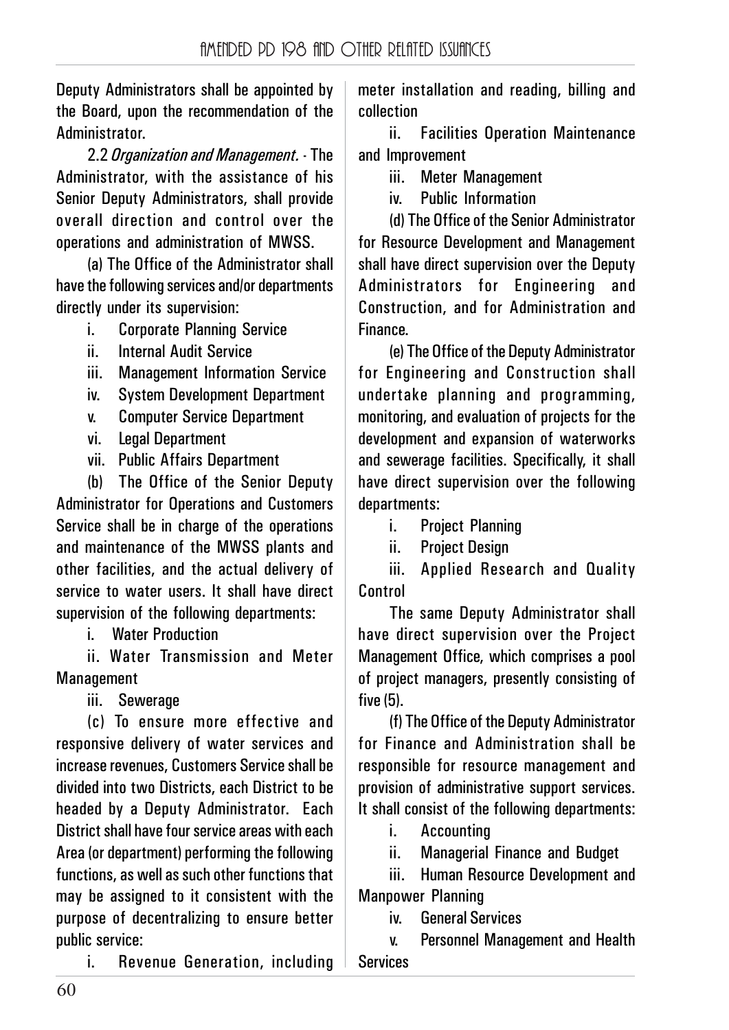Deputy Administrators shall be appointed by the Board, upon the recommendation of the Administrator.

2.2 *Organization and Management.* - The Administrator, with the assistance of his Senior Deputy Administrators, shall provide overall direction and control over the operations and administration of MWSS.

(a) The Office of the Administrator shall have the following services and/or departments directly under its supervision:

i. Corporate Planning Service
ii. Internal Audit Service
iii. Management Information Service
iv. System Development Department
v. Computer Service Department
vi. Legal Department
vii. Public Affairs Department

(b) The Office of the Senior Deputy Administrator for Operations and Customers Service shall be in charge of the operations and maintenance of the MWSS plants and other facilities, and the actual delivery of service to water users. It shall have direct supervision of the following departments:

i. Water Production
ii. Water Transmission and Meter Management
iii. Sewerage

(c) To ensure more effective and responsive delivery of water services and increase revenues, Customers Service shall be divided into two Districts, each District to be headed by a Deputy Administrator. Each District shall have four service areas with each Area (or department) performing the following functions, as well as such other functions that may be assigned to it consistent with the purpose of decentralizing to ensure better public service:

i. Revenue Generation, including meter installation and reading, billing and collection
ii. Facilities Operation Maintenance and Improvement
iii. Meter Management
iv. Public Information

(d) The Office of the Senior Administrator for Resource Development and Management shall have direct supervision over the Deputy Administrators for Engineering and Construction, and for Administration and Finance.

(e) The Office of the Deputy Administrator for Engineering and Construction shall undertake planning and programming, monitoring, and evaluation of projects for the development and expansion of waterworks and sewerage facilities. Specifically, it shall have direct supervision over the following departments:

i. Project Planning
ii. Project Design
iii. Applied Research and Quality Control

The same Deputy Administrator shall have direct supervision over the Project Management Office, which comprises a pool of project managers, presently consisting of five (5).

(f) The Office of the Deputy Administrator for Finance and Administration shall be responsible for resource management and provision of administrative support services. It shall consist of the following departments:

i. Accounting
ii. Managerial Finance and Budget
iii. Human Resource Development and Manpower Planning
iv. General Services
v. Personnel Management and Health Services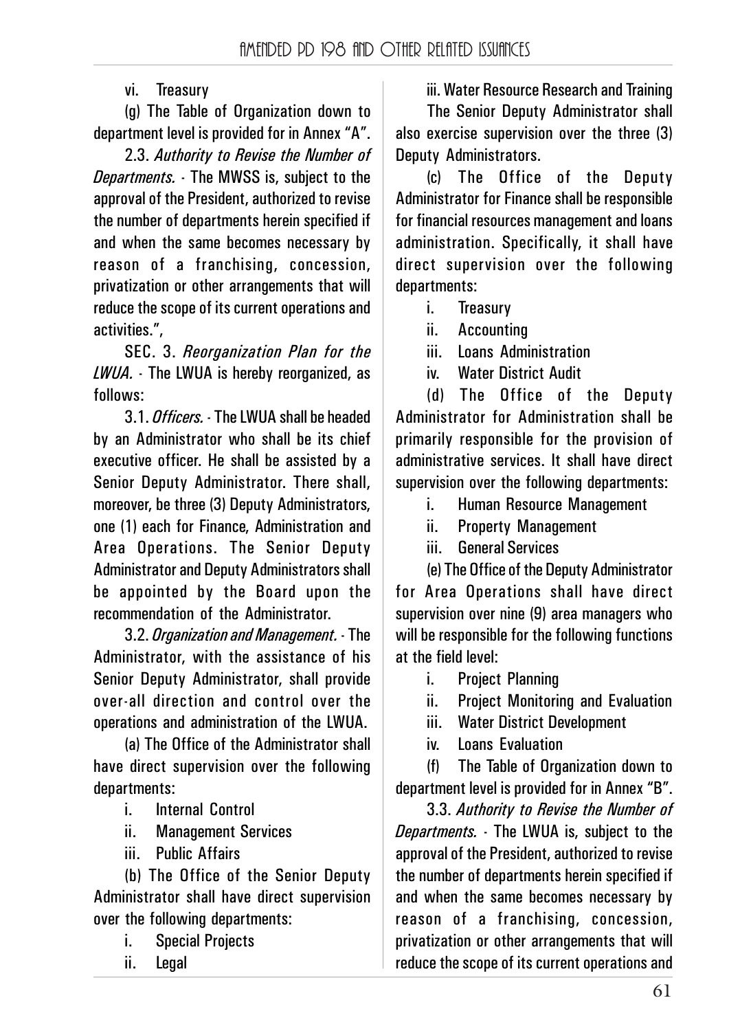vi. Treasury

(g) The Table of Organization down to department level is provided for in Annex "A".

2.3. *Authority to Revise the Number of Departments.* - The MWSS is, subject to the approval of the President, authorized to revise the number of departments herein specified if and when the same becomes necessary by reason of a franchising, concession, privatization or other arrangements that will reduce the scope of its current operations and activities.",

SEC. 3. *Reorganization Plan for the LWUA.* - The LWUA is hereby reorganized, as follows:

3.1. *Officers.* - The LWUA shall be headed by an Administrator who shall be its chief executive officer. He shall be assisted by a Senior Deputy Administrator. There shall, moreover, be three (3) Deputy Administrators, one (1) each for Finance, Administration and Area Operations. The Senior Deputy Administrator and Deputy Administrators shall be appointed by the Board upon the recommendation of the Administrator.

3.2. *Organization and Management.* - The Administrator, with the assistance of his Senior Deputy Administrator, shall provide over-all direction and control over the operations and administration of the LWUA.

(a) The Office of the Administrator shall have direct supervision over the following departments:

i. Internal Control
ii. Management Services
iii. Public Affairs

(b) The Office of the Senior Deputy Administrator shall have direct supervision over the following departments:

i. Special Projects
ii. Legal
iii. Water Resource Research and Training

The Senior Deputy Administrator shall also exercise supervision over the three (3) Deputy Administrators.

(c) The Office of the Deputy Administrator for Finance shall be responsible for financial resources management and loans administration. Specifically, it shall have direct supervision over the following departments:

i. Treasury
ii. Accounting
iii. Loans Administration
iv. Water District Audit

(d) The Office of the Deputy Administrator for Administration shall be primarily responsible for the provision of administrative services. It shall have direct supervision over the following departments:

i. Human Resource Management
ii. Property Management
iii. General Services

(e) The Office of the Deputy Administrator for Area Operations shall have direct supervision over nine (9) area managers who will be responsible for the following functions at the field level:

i. Project Planning
ii. Project Monitoring and Evaluation
iii. Water District Development
iv. Loans Evaluation

(f) The Table of Organization down to department level is provided for in Annex "B".

3.3. *Authority to Revise the Number of Departments.* - The LWUA is, subject to the approval of the President, authorized to revise the number of departments herein specified if and when the same becomes necessary by reason of a franchising, concession, privatization or other arrangements that will reduce the scope of its current operations and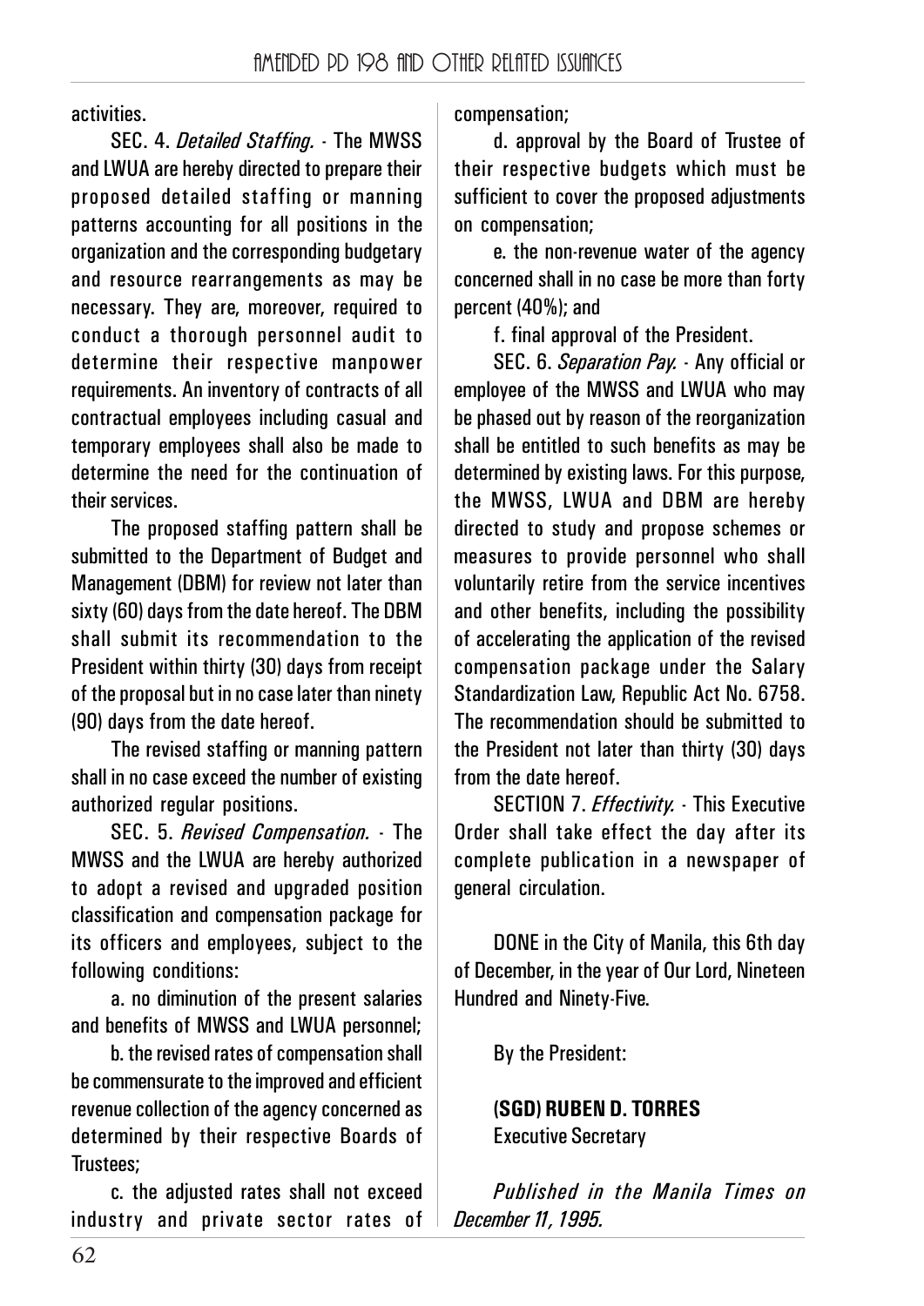activities.

SEC. 4. *Detailed Staffing.* - The MWSS and LWUA are hereby directed to prepare their proposed detailed staffing or manning patterns accounting for all positions in the organization and the corresponding budgetary and resource rearrangements as may be necessary. They are, moreover, required to conduct a thorough personnel audit to determine their respective manpower requirements. An inventory of contracts of all contractual employees including casual and temporary employees shall also be made to determine the need for the continuation of their services.

The proposed staffing pattern shall be submitted to the Department of Budget and Management (DBM) for review not later than sixty (60) days from the date hereof. The DBM shall submit its recommendation to the President within thirty (30) days from receipt of the proposal but in no case later than ninety (90) days from the date hereof.

The revised staffing or manning pattern shall in no case exceed the number of existing authorized regular positions.

SEC. 5. *Revised Compensation.* - The MWSS and the LWUA are hereby authorized to adopt a revised and upgraded position classification and compensation package for its officers and employees, subject to the following conditions:

a. no diminution of the present salaries and benefits of MWSS and LWUA personnel;

b. the revised rates of compensation shall be commensurate to the improved and efficient revenue collection of the agency concerned as determined by their respective Boards of Trustees;

c. the adjusted rates shall not exceed industry and private sector rates of compensation;

d. approval by the Board of Trustee of their respective budgets which must be sufficient to cover the proposed adjustments on compensation;

e. the non-revenue water of the agency concerned shall in no case be more than forty percent (40%); and

f. final approval of the President.

SEC. 6. *Separation Pay.* - Any official or employee of the MWSS and LWUA who may be phased out by reason of the reorganization shall be entitled to such benefits as may be determined by existing laws. For this purpose, the MWSS, LWUA and DBM are hereby directed to study and propose schemes or measures to provide personnel who shall voluntarily retire from the service incentives and other benefits, including the possibility of accelerating the application of the revised compensation package under the Salary Standardization Law, Republic Act No. 6758. The recommendation should be submitted to the President not later than thirty (30) days from the date hereof.

SECTION 7. *Effectivity.* - This Executive Order shall take effect the day after its complete publication in a newspaper of general circulation.

DONE in the City of Manila, this 6th day of December, in the year of Our Lord, Nineteen Hundred and Ninety-Five.

By the President:

**(SGD) RUBEN D. TORRES**
Executive Secretary

*Published in the Manila Times on December 11, 1995.*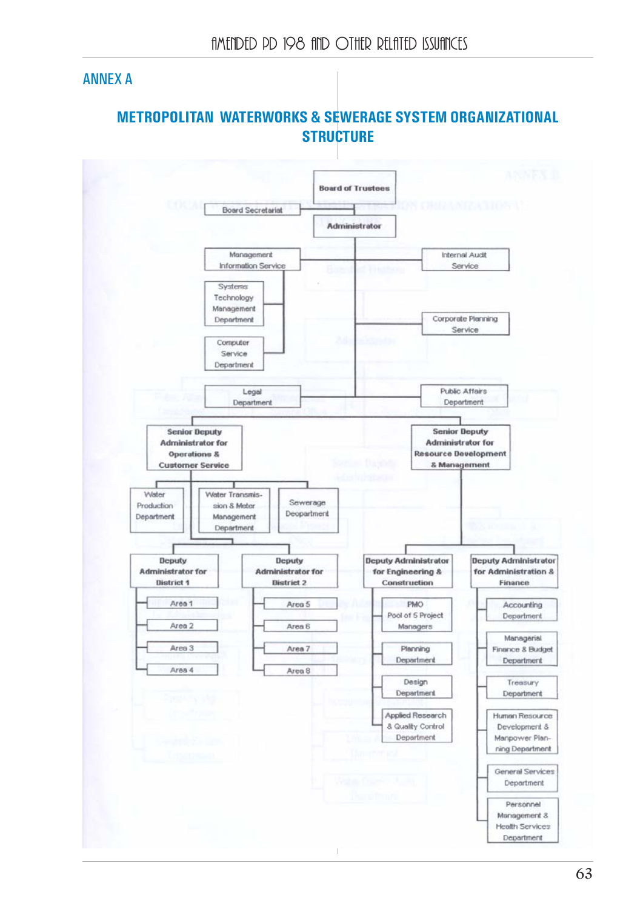## ANNEX A

### METROPOLITAN WATERWORKS & SEWERAGE SYSTEM ORGANIZATIONAL STRUCTURE

- **Board of Trustees**
  - Board Secretariat
  - **Administrator**
    - Management Information Service
      - Systems Technology Management Department
      - Computer Service Department
    - Internal Audit Service
    - Corporate Planning Service
    - Legal Department
    - Public Affairs Department
    - **Senior Deputy Administrator for Operations & Customer Service**
      - Water Production Department
      - Water Transmission & Meter Management Department
      - Sewerage Department
      - **Deputy Administrator for District 1**
        - Area 1
        - Area 2
        - Area 3
        - Area 4
      - **Deputy Administrator for District 2**
        - Area 5
        - Area 6
        - Area 7
        - Area 8
    - **Senior Deputy Administrator for Resource Development & Management**
      - **Deputy Administrator for Engineering & Construction**
        - PMO Pool of 5 Project Managers
        - Planning Department
        - Design Department
        - Applied Research & Quality Control Department
      - **Deputy Administrator for Administration & Finance**
        - Accounting Department
        - Managerial Finance & Budget Department
        - Treasury Department
        - Human Resource Development & Manpower Planning Department
        - General Services Department
        - Personnel Management & Health Services Department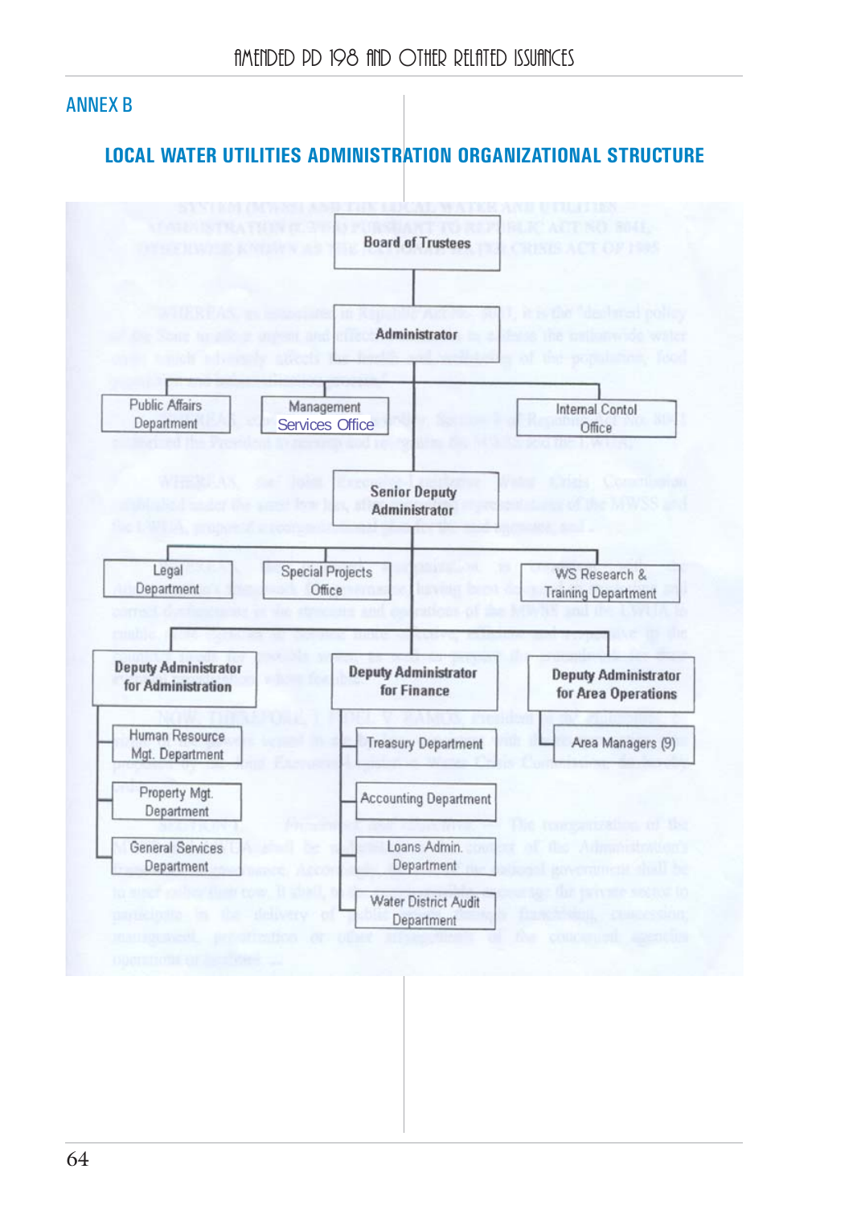## ANNEX B

### LOCAL WATER UTILITIES ADMINISTRATION ORGANIZATIONAL STRUCTURE

- **Board of Trustees**
  - **Administrator**
    - Public Affairs Department
    - Management Services Office
    - Internal Contol Office
    - **Senior Deputy Administrator**
      - Legal Department
      - Special Projects Office
      - WS Research & Training Department
      - **Deputy Administrator for Administration**
        - Human Resource Mgt. Department
        - Property Mgt. Department
        - General Services Department
      - **Deputy Administrator for Finance**
        - Treasury Department
        - Accounting Department
        - Loans Admin. Department
        - Water District Audit Department
      - **Deputy Administrator for Area Operations**
        - Area Managers (9)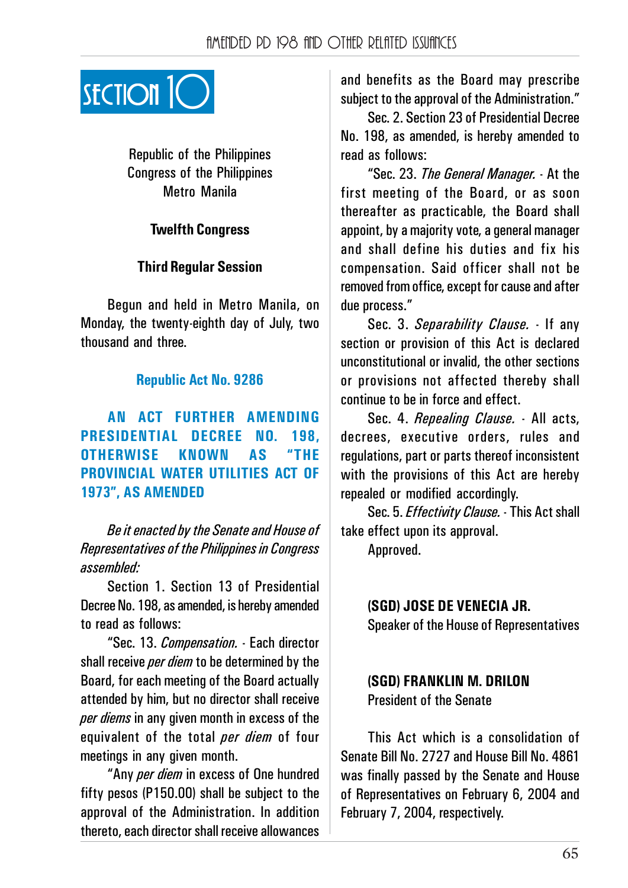# SECTION 10

Republic of the Philippines
Congress of the Philippines
Metro Manila

**Twelfth Congress**

**Third Regular Session**

Begun and held in Metro Manila, on Monday, the twenty-eighth day of July, two thousand and three.

## Republic Act No. 9286

### AN ACT FURTHER AMENDING PRESIDENTIAL DECREE NO. 198, OTHERWISE KNOWN AS "THE PROVINCIAL WATER UTILITIES ACT OF 1973", AS AMENDED

*Be it enacted by the Senate and House of Representatives of the Philippines in Congress assembled:*

Section 1. Section 13 of Presidential Decree No. 198, as amended, is hereby amended to read as follows:

"Sec. 13. *Compensation.* - Each director shall receive *per diem* to be determined by the Board, for each meeting of the Board actually attended by him, but no director shall receive *per diems* in any given month in excess of the equivalent of the total *per diem* of four meetings in any given month.

"Any *per diem* in excess of One hundred fifty pesos (P150.00) shall be subject to the approval of the Administration. In addition thereto, each director shall receive allowances and benefits as the Board may prescribe subject to the approval of the Administration."

Sec. 2. Section 23 of Presidential Decree No. 198, as amended, is hereby amended to read as follows:

"Sec. 23. *The General Manager.* - At the first meeting of the Board, or as soon thereafter as practicable, the Board shall appoint, by a majority vote, a general manager and shall define his duties and fix his compensation. Said officer shall not be removed from office, except for cause and after due process."

Sec. 3. *Separability Clause.* - If any section or provision of this Act is declared unconstitutional or invalid, the other sections or provisions not affected thereby shall continue to be in force and effect.

Sec. 4. *Repealing Clause.* - All acts, decrees, executive orders, rules and regulations, part or parts thereof inconsistent with the provisions of this Act are hereby repealed or modified accordingly.

Sec. 5. *Effectivity Clause.* - This Act shall take effect upon its approval.

Approved.

**(SGD) JOSE DE VENECIA JR.**
Speaker of the House of Representatives

**(SGD) FRANKLIN M. DRILON**
President of the Senate

This Act which is a consolidation of Senate Bill No. 2727 and House Bill No. 4861 was finally passed by the Senate and House of Representatives on February 6, 2004 and February 7, 2004, respectively.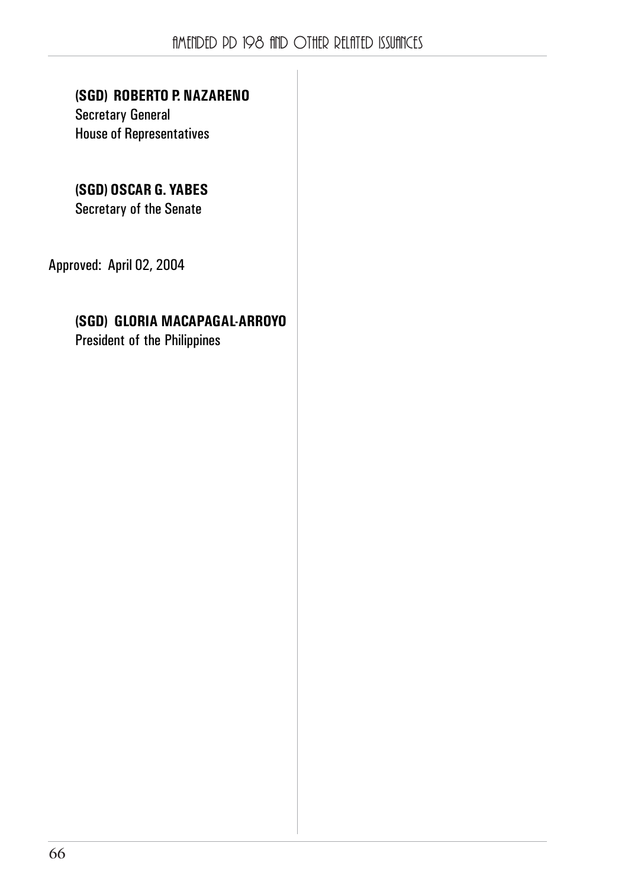**(SGD) ROBERTO P. NAZARENO**
Secretary General
House of Representatives

**(SGD) OSCAR G. YABES**
Secretary of the Senate

Approved: April 02, 2004

**(SGD) GLORIA MACAPAGAL-ARROYO**
President of the Philippines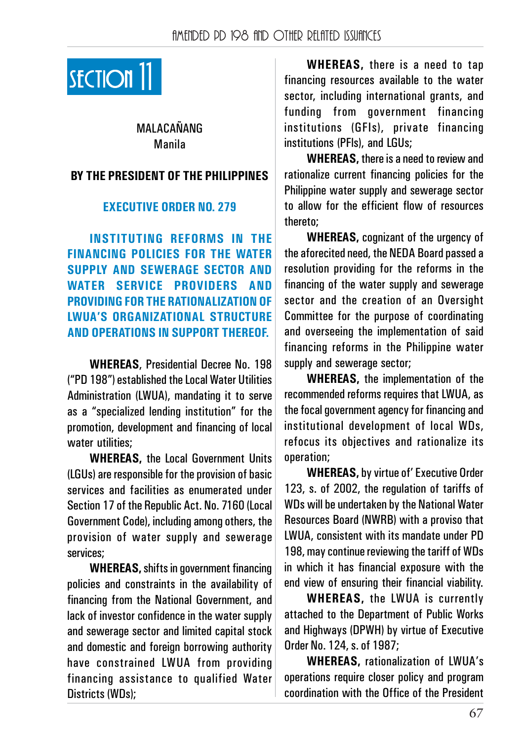# SECTION 11

MALACAÑANG
Manila

**BY THE PRESIDENT OF THE PHILIPPINES**

## EXECUTIVE ORDER NO. 279

**INSTITUTING REFORMS IN THE FINANCING POLICIES FOR THE WATER SUPPLY AND SEWERAGE SECTOR AND WATER SERVICE PROVIDERS AND PROVIDING FOR THE RATIONALIZATION OF LWUA'S ORGANIZATIONAL STRUCTURE AND OPERATIONS IN SUPPORT THEREOF.**

**WHEREAS**, Presidential Decree No. 198 ("PD 198") established the Local Water Utilities Administration (LWUA), mandating it to serve as a "specialized lending institution" for the promotion, development and financing of local water utilities;

**WHEREAS,** the Local Government Units (LGUs) are responsible for the provision of basic services and facilities as enumerated under Section 17 of the Republic Act. No. 7160 (Local Government Code), including among others, the provision of water supply and sewerage services;

**WHEREAS,** shifts in government financing policies and constraints in the availability of financing from the National Government, and lack of investor confidence in the water supply and sewerage sector and limited capital stock and domestic and foreign borrowing authority have constrained LWUA from providing financing assistance to qualified Water Districts (WDs);

**WHEREAS,** there is a need to tap financing resources available to the water sector, including international grants, and funding from government financing institutions (GFIs), private financing institutions (PFIs), and LGUs;

**WHEREAS,** there is a need to review and rationalize current financing policies for the Philippine water supply and sewerage sector to allow for the efficient flow of resources thereto;

**WHEREAS,** cognizant of the urgency of the aforecited need, the NEDA Board passed a resolution providing for the reforms in the financing of the water supply and sewerage sector and the creation of an Oversight Committee for the purpose of coordinating and overseeing the implementation of said financing reforms in the Philippine water supply and sewerage sector;

**WHEREAS,** the implementation of the recommended reforms requires that LWUA, as the focal government agency for financing and institutional development of local WDs, refocus its objectives and rationalize its operation;

**WHEREAS,** by virtue of' Executive Order 123, s. of 2002, the regulation of tariffs of WDs will be undertaken by the National Water Resources Board (NWRB) with a proviso that LWUA, consistent with its mandate under PD 198, may continue reviewing the tariff of WDs in which it has financial exposure with the end view of ensuring their financial viability.

**WHEREAS,** the LWUA is currently attached to the Department of Public Works and Highways (DPWH) by virtue of Executive Order No. 124, s. of 1987;

**WHEREAS,** rationalization of LWUA's operations require closer policy and program coordination with the Office of the President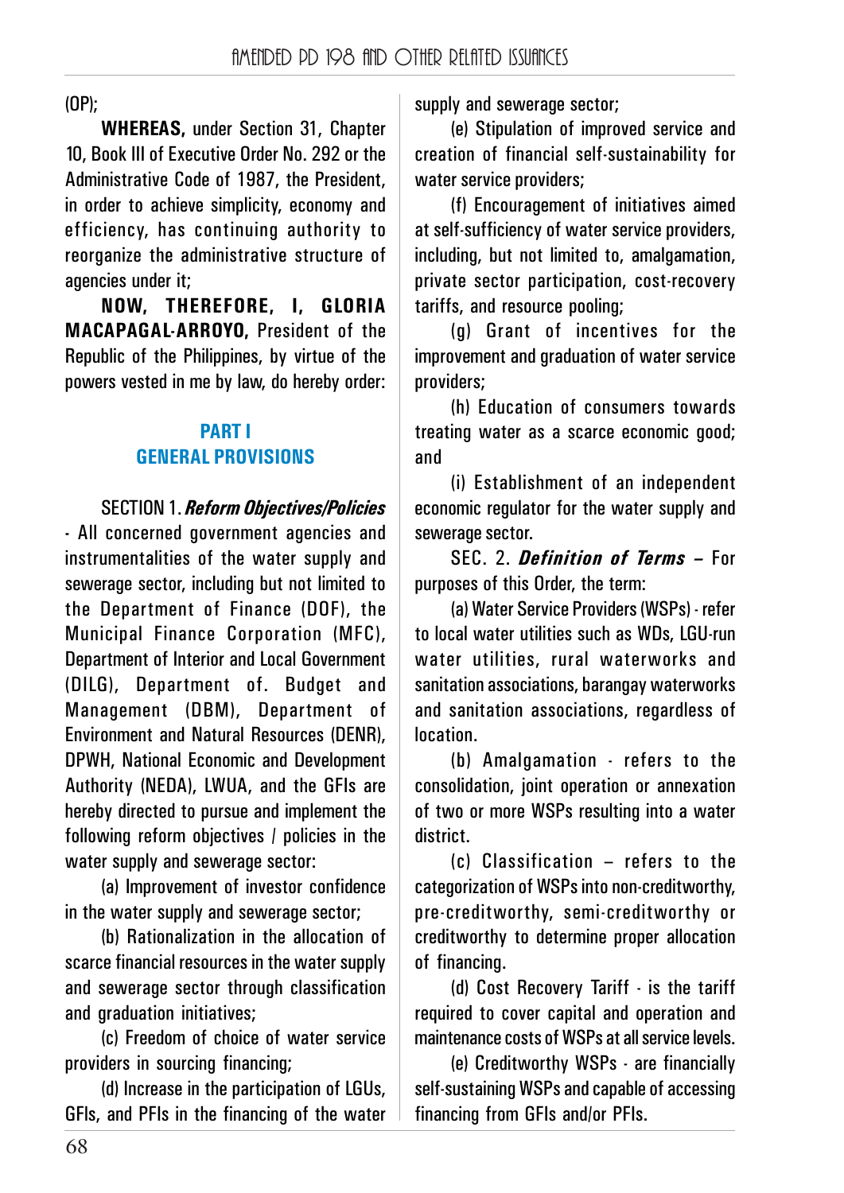(OP);

**WHEREAS,** under Section 31, Chapter 10, Book III of Executive Order No. 292 or the Administrative Code of 1987, the President, in order to achieve simplicity, economy and efficiency, has continuing authority to reorganize the administrative structure of agencies under it;

**NOW, THEREFORE, I, GLORIA MACAPAGAL-ARROYO,** President of the Republic of the Philippines, by virtue of the powers vested in me by law, do hereby order:

## PART I
## GENERAL PROVISIONS

SECTION 1. ***Reform Objectives/Policies*** - All concerned government agencies and instrumentalities of the water supply and sewerage sector, including but not limited to the Department of Finance (DOF), the Municipal Finance Corporation (MFC), Department of Interior and Local Government (DILG), Department of. Budget and Management (DBM), Department of Environment and Natural Resources (DENR), DPWH, National Economic and Development Authority (NEDA), LWUA, and the GFIs are hereby directed to pursue and implement the following reform objectives / policies in the water supply and sewerage sector:

(a) Improvement of investor confidence in the water supply and sewerage sector;

(b) Rationalization in the allocation of scarce financial resources in the water supply and sewerage sector through classification and graduation initiatives;

(c) Freedom of choice of water service providers in sourcing financing;

(d) Increase in the participation of LGUs, GFIs, and PFIs in the financing of the water supply and sewerage sector;

(e) Stipulation of improved service and creation of financial self-sustainability for water service providers;

(f) Encouragement of initiatives aimed at self-sufficiency of water service providers, including, but not limited to, amalgamation, private sector participation, cost-recovery tariffs, and resource pooling;

(g) Grant of incentives for the improvement and graduation of water service providers;

(h) Education of consumers towards treating water as a scarce economic good; and

(i) Establishment of an independent economic regulator for the water supply and sewerage sector.

SEC. 2. ***Definition of Terms*** – For purposes of this Order, the term:

(a) Water Service Providers (WSPs) - refer to local water utilities such as WDs, LGU-run water utilities, rural waterworks and sanitation associations, barangay waterworks and sanitation associations, regardless of location.

(b) Amalgamation - refers to the consolidation, joint operation or annexation of two or more WSPs resulting into a water district.

(c) Classification – refers to the categorization of WSPs into non-creditworthy, pre-creditworthy, semi-creditworthy or creditworthy to determine proper allocation of financing.

(d) Cost Recovery Tariff - is the tariff required to cover capital and operation and maintenance costs of WSPs at all service levels.

(e) Creditworthy WSPs - are financially self-sustaining WSPs and capable of accessing financing from GFIs and/or PFIs.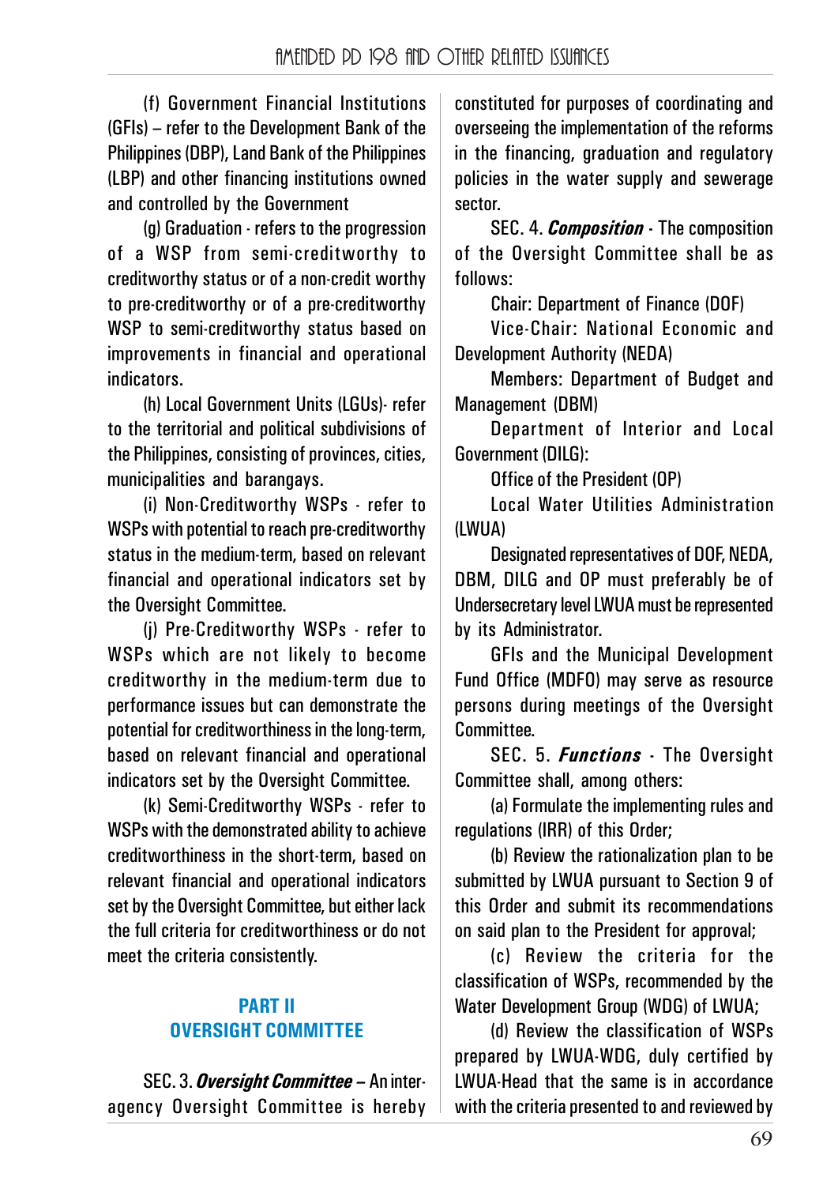(f) Government Financial Institutions (GFIs) – refer to the Development Bank of the Philippines (DBP), Land Bank of the Philippines (LBP) and other financing institutions owned and controlled by the Government

(g) Graduation - refers to the progression of a WSP from semi-creditworthy to creditworthy status or of a non-credit worthy to pre-creditworthy or of a pre-creditworthy WSP to semi-creditworthy status based on improvements in financial and operational indicators.

(h) Local Government Units (LGUs)- refer to the territorial and political subdivisions of the Philippines, consisting of provinces, cities, municipalities and barangays.

(i) Non-Creditworthy WSPs - refer to WSPs with potential to reach pre-creditworthy status in the medium-term, based on relevant financial and operational indicators set by the Oversight Committee.

(j) Pre-Creditworthy WSPs - refer to WSPs which are not likely to become creditworthy in the medium-term due to performance issues but can demonstrate the potential for creditworthiness in the long-term, based on relevant financial and operational indicators set by the Oversight Committee.

(k) Semi-Creditworthy WSPs - refer to WSPs with the demonstrated ability to achieve creditworthiness in the short-term, based on relevant financial and operational indicators set by the Oversight Committee, but either lack the full criteria for creditworthiness or do not meet the criteria consistently.

## PART II
## OVERSIGHT COMMITTEE

SEC. 3. ***Oversight Committee*** – An inter-agency Oversight Committee is hereby constituted for purposes of coordinating and overseeing the implementation of the reforms in the financing, graduation and regulatory policies in the water supply and sewerage sector.

SEC. 4. ***Composition*** - The composition of the Oversight Committee shall be as follows:

Chair: Department of Finance (DOF)

Vice-Chair: National Economic and Development Authority (NEDA)

Members: Department of Budget and Management (DBM)

Department of Interior and Local Government (DILG):

Office of the President (OP)

Local Water Utilities Administration (LWUA)

Designated representatives of DOF, NEDA, DBM, DILG and OP must preferably be of Undersecretary level LWUA must be represented by its Administrator.

GFIs and the Municipal Development Fund Office (MDFO) may serve as resource persons during meetings of the Oversight Committee.

SEC. 5. ***Functions*** - The Oversight Committee shall, among others:

(a) Formulate the implementing rules and regulations (IRR) of this Order;

(b) Review the rationalization plan to be submitted by LWUA pursuant to Section 9 of this Order and submit its recommendations on said plan to the President for approval;

(c) Review the criteria for the classification of WSPs, recommended by the Water Development Group (WDG) of LWUA;

(d) Review the classification of WSPs prepared by LWUA-WDG, duly certified by LWUA-Head that the same is in accordance with the criteria presented to and reviewed by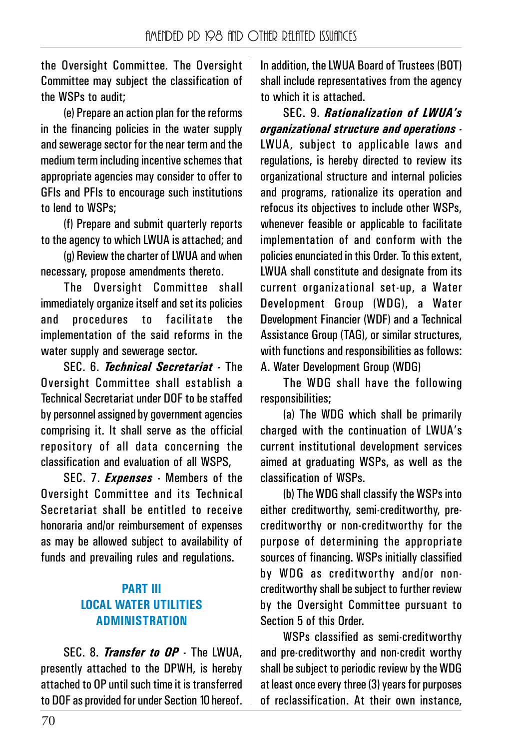the Oversight Committee. The Oversight Committee may subject the classification of the WSPs to audit;

(e) Prepare an action plan for the reforms in the financing policies in the water supply and sewerage sector for the near term and the medium term including incentive schemes that appropriate agencies may consider to offer to GFIs and PFIs to encourage such institutions to lend to WSPs;

(f) Prepare and submit quarterly reports to the agency to which LWUA is attached; and

(g) Review the charter of LWUA and when necessary, propose amendments thereto.

The Oversight Committee shall immediately organize itself and set its policies and procedures to facilitate the implementation of the said reforms in the water supply and sewerage sector.

SEC. 6. ***Technical Secretariat*** - The Oversight Committee shall establish a Technical Secretariat under DOF to be staffed by personnel assigned by government agencies comprising it. It shall serve as the official repository of all data concerning the classification and evaluation of all WSPS,

SEC. 7. ***Expenses*** - Members of the Oversight Committee and its Technical Secretariat shall be entitled to receive honoraria and/or reimbursement of expenses as may be allowed subject to availability of funds and prevailing rules and regulations.

## PART III
## LOCAL WATER UTILITIES ADMINISTRATION

SEC. 8. ***Transfer to OP*** - The LWUA, presently attached to the DPWH, is hereby attached to OP until such time it is transferred to DOF as provided for under Section 10 hereof. In addition, the LWUA Board of Trustees (BOT) shall include representatives from the agency to which it is attached.

SEC. 9. ***Rationalization of LWUA's organizational structure and operations*** - LWUA, subject to applicable laws and regulations, is hereby directed to review its organizational structure and internal policies and programs, rationalize its operation and refocus its objectives to include other WSPs, whenever feasible or applicable to facilitate implementation of and conform with the policies enunciated in this Order. To this extent, LWUA shall constitute and designate from its current organizational set-up, a Water Development Group (WDG), a Water Development Financier (WDF) and a Technical Assistance Group (TAG), or similar structures, with functions and responsibilities as follows:

A. Water Development Group (WDG)

The WDG shall have the following responsibilities;

(a) The WDG which shall be primarily charged with the continuation of LWUA's current institutional development services aimed at graduating WSPs, as well as the classification of WSPs.

(b) The WDG shall classify the WSPs into either creditworthy, semi-creditworthy, pre-creditworthy or non-creditworthy for the purpose of determining the appropriate sources of financing. WSPs initially classified by WDG as creditworthy and/or non-creditworthy shall be subject to further review by the Oversight Committee pursuant to Section 5 of this Order.

WSPs classified as semi-creditworthy and pre-creditworthy and non-credit worthy shall be subject to periodic review by the WDG at least once every three (3) years for purposes of reclassification. At their own instance,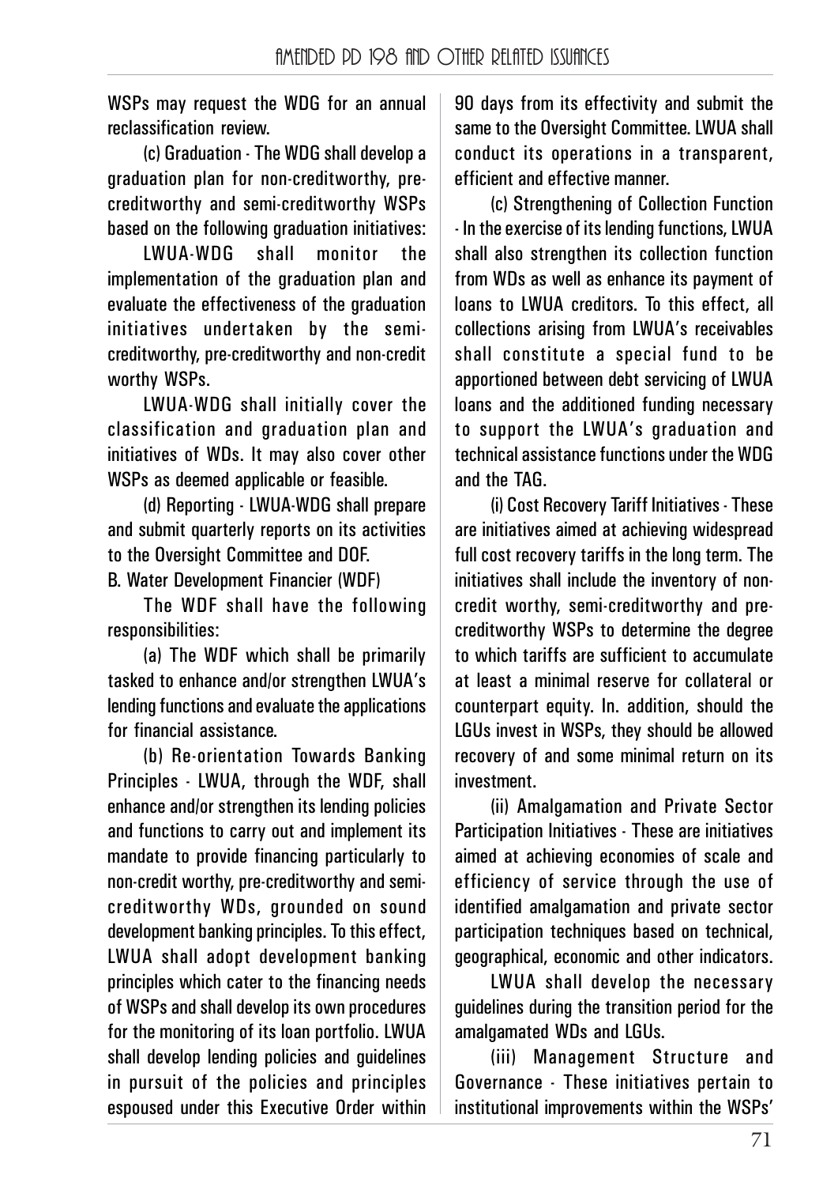WSPs may request the WDG for an annual reclassification review.

(c) Graduation - The WDG shall develop a graduation plan for non-creditworthy, pre-creditworthy and semi-creditworthy WSPs based on the following graduation initiatives:

LWUA-WDG shall monitor the implementation of the graduation plan and evaluate the effectiveness of the graduation initiatives undertaken by the semi-creditworthy, pre-creditworthy and non-credit worthy WSPs.

LWUA-WDG shall initially cover the classification and graduation plan and initiatives of WDs. It may also cover other WSPs as deemed applicable or feasible.

(d) Reporting - LWUA-WDG shall prepare and submit quarterly reports on its activities to the Oversight Committee and DOF.

B. Water Development Financier (WDF)

The WDF shall have the following responsibilities:

(a) The WDF which shall be primarily tasked to enhance and/or strengthen LWUA's lending functions and evaluate the applications for financial assistance.

(b) Re-orientation Towards Banking Principles - LWUA, through the WDF, shall enhance and/or strengthen its lending policies and functions to carry out and implement its mandate to provide financing particularly to non-credit worthy, pre-creditworthy and semi-creditworthy WDs, grounded on sound development banking principles. To this effect, LWUA shall adopt development banking principles which cater to the financing needs of WSPs and shall develop its own procedures for the monitoring of its loan portfolio. LWUA shall develop lending policies and guidelines in pursuit of the policies and principles espoused under this Executive Order within 90 days from its effectivity and submit the same to the Oversight Committee. LWUA shall conduct its operations in a transparent, efficient and effective manner.

(c) Strengthening of Collection Function - In the exercise of its lending functions, LWUA shall also strengthen its collection function from WDs as well as enhance its payment of loans to LWUA creditors. To this effect, all collections arising from LWUA's receivables shall constitute a special fund to be apportioned between debt servicing of LWUA loans and the additioned funding necessary to support the LWUA's graduation and technical assistance functions under the WDG and the TAG.

(i) Cost Recovery Tariff Initiatives - These are initiatives aimed at achieving widespread full cost recovery tariffs in the long term. The initiatives shall include the inventory of non-credit worthy, semi-creditworthy and pre-creditworthy WSPs to determine the degree to which tariffs are sufficient to accumulate at least a minimal reserve for collateral or counterpart equity. In. addition, should the LGUs invest in WSPs, they should be allowed recovery of and some minimal return on its investment.

(ii) Amalgamation and Private Sector Participation Initiatives - These are initiatives aimed at achieving economies of scale and efficiency of service through the use of identified amalgamation and private sector participation techniques based on technical, geographical, economic and other indicators.

LWUA shall develop the necessary guidelines during the transition period for the amalgamated WDs and LGUs.

(iii) Management Structure and Governance - These initiatives pertain to institutional improvements within the WSPs'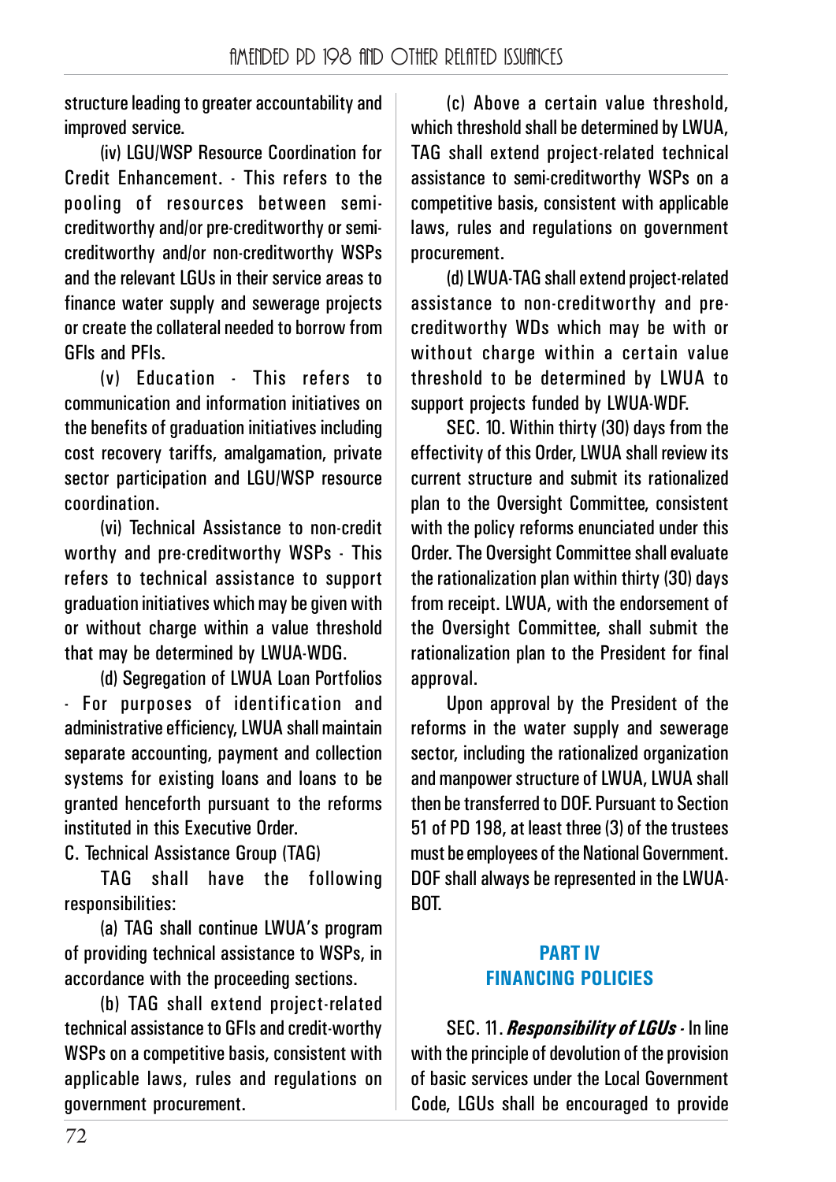structure leading to greater accountability and improved service.

(iv) LGU/WSP Resource Coordination for Credit Enhancement. - This refers to the pooling of resources between semi-creditworthy and/or pre-creditworthy or semi-creditworthy and/or non-creditworthy WSPs and the relevant LGUs in their service areas to finance water supply and sewerage projects or create the collateral needed to borrow from GFIs and PFIs.

(v) Education - This refers to communication and information initiatives on the benefits of graduation initiatives including cost recovery tariffs, amalgamation, private sector participation and LGU/WSP resource coordination.

(vi) Technical Assistance to non-credit worthy and pre-creditworthy WSPs - This refers to technical assistance to support graduation initiatives which may be given with or without charge within a value threshold that may be determined by LWUA-WDG.

(d) Segregation of LWUA Loan Portfolios - For purposes of identification and administrative efficiency, LWUA shall maintain separate accounting, payment and collection systems for existing loans and loans to be granted henceforth pursuant to the reforms instituted in this Executive Order.

C. Technical Assistance Group (TAG)

TAG shall have the following responsibilities:

(a) TAG shall continue LWUA's program of providing technical assistance to WSPs, in accordance with the proceeding sections.

(b) TAG shall extend project-related technical assistance to GFIs and credit-worthy WSPs on a competitive basis, consistent with applicable laws, rules and regulations on government procurement.

(c) Above a certain value threshold, which threshold shall be determined by LWUA, TAG shall extend project-related technical assistance to semi-creditworthy WSPs on a competitive basis, consistent with applicable laws, rules and regulations on government procurement.

(d) LWUA-TAG shall extend project-related assistance to non-creditworthy and pre-creditworthy WDs which may be with or without charge within a certain value threshold to be determined by LWUA to support projects funded by LWUA-WDF.

SEC. 10. Within thirty (30) days from the effectivity of this Order, LWUA shall review its current structure and submit its rationalized plan to the Oversight Committee, consistent with the policy reforms enunciated under this Order. The Oversight Committee shall evaluate the rationalization plan within thirty (30) days from receipt. LWUA, with the endorsement of the Oversight Committee, shall submit the rationalization plan to the President for final approval.

Upon approval by the President of the reforms in the water supply and sewerage sector, including the rationalized organization and manpower structure of LWUA, LWUA shall then be transferred to DOF. Pursuant to Section 51 of PD 198, at least three (3) of the trustees must be employees of the National Government. DOF shall always be represented in the LWUA-BOT.

## PART IV
## FINANCING POLICIES

SEC. 11. ***Responsibility of LGUs*** - In line with the principle of devolution of the provision of basic services under the Local Government Code, LGUs shall be encouraged to provide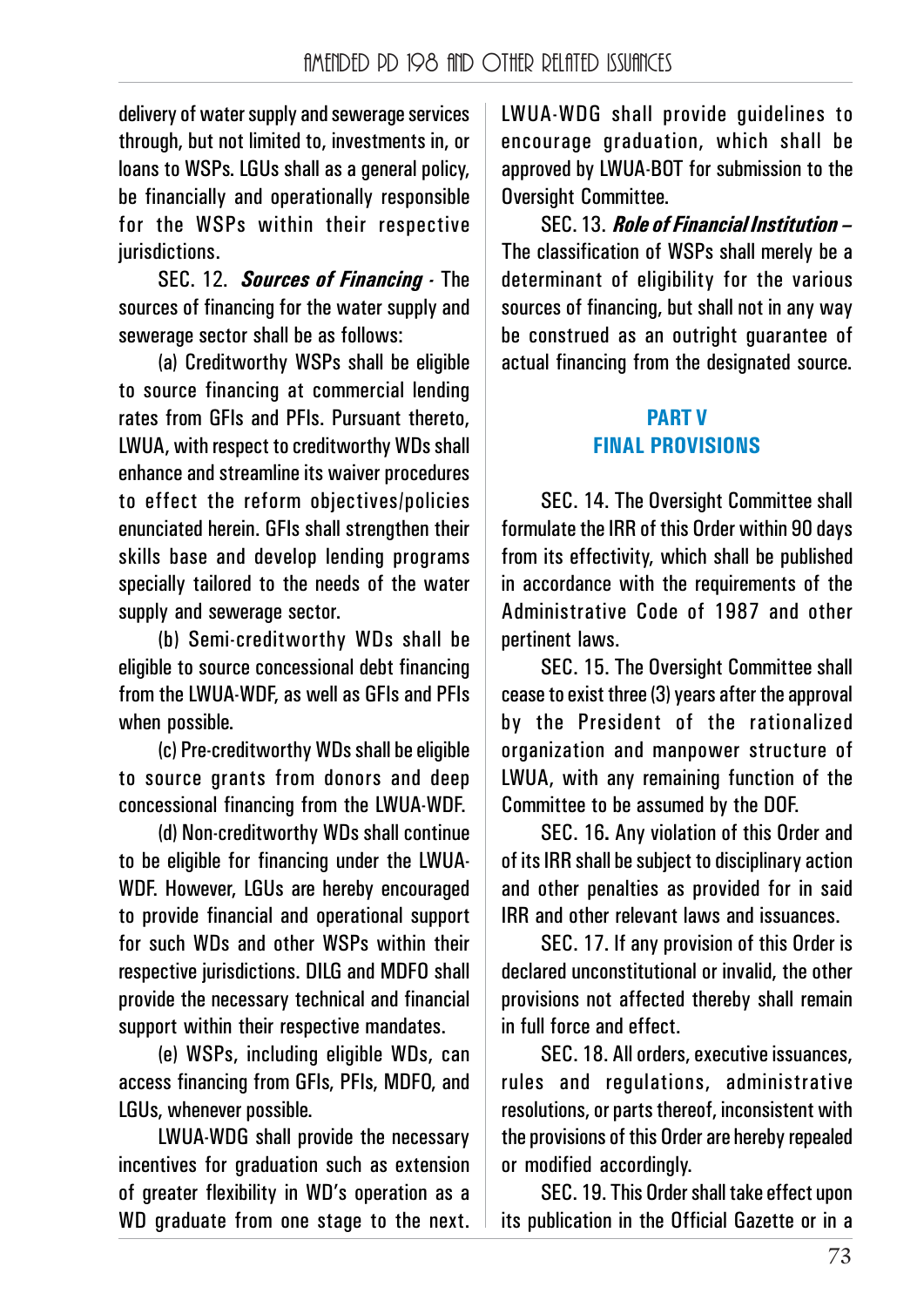delivery of water supply and sewerage services through, but not limited to, investments in, or loans to WSPs. LGUs shall as a general policy, be financially and operationally responsible for the WSPs within their respective jurisdictions.

SEC. 12. ***Sources of Financing*** - The sources of financing for the water supply and sewerage sector shall be as follows:

(a) Creditworthy WSPs shall be eligible to source financing at commercial lending rates from GFIs and PFIs. Pursuant thereto, LWUA, with respect to creditworthy WDs shall enhance and streamline its waiver procedures to effect the reform objectives/policies enunciated herein. GFIs shall strengthen their skills base and develop lending programs specially tailored to the needs of the water supply and sewerage sector.

(b) Semi-creditworthy WDs shall be eligible to source concessional debt financing from the LWUA-WDF, as well as GFIs and PFIs when possible.

(c) Pre-creditworthy WDs shall be eligible to source grants from donors and deep concessional financing from the LWUA-WDF.

(d) Non-creditworthy WDs shall continue to be eligible for financing under the LWUA-WDF. However, LGUs are hereby encouraged to provide financial and operational support for such WDs and other WSPs within their respective jurisdictions. DILG and MDFO shall provide the necessary technical and financial support within their respective mandates.

(e) WSPs, including eligible WDs, can access financing from GFIs, PFIs, MDFO, and LGUs, whenever possible.

LWUA-WDG shall provide the necessary incentives for graduation such as extension of greater flexibility in WD's operation as a WD graduate from one stage to the next. LWUA-WDG shall provide guidelines to encourage graduation, which shall be approved by LWUA-BOT for submission to the Oversight Committee.

SEC. 13. ***Role of Financial Institution*** – The classification of WSPs shall merely be a determinant of eligibility for the various sources of financing, but shall not in any way be construed as an outright guarantee of actual financing from the designated source.

## PART V
## FINAL PROVISIONS

SEC. 14. The Oversight Committee shall formulate the IRR of this Order within 90 days from its effectivity, which shall be published in accordance with the requirements of the Administrative Code of 1987 and other pertinent laws.

SEC. 15. The Oversight Committee shall cease to exist three (3) years after the approval by the President of the rationalized organization and manpower structure of LWUA, with any remaining function of the Committee to be assumed by the DOF.

SEC. 16. Any violation of this Order and of its IRR shall be subject to disciplinary action and other penalties as provided for in said IRR and other relevant laws and issuances.

SEC. 17. If any provision of this Order is declared unconstitutional or invalid, the other provisions not affected thereby shall remain in full force and effect.

SEC. 18. All orders, executive issuances, rules and regulations, administrative resolutions, or parts thereof, inconsistent with the provisions of this Order are hereby repealed or modified accordingly.

SEC. 19. This Order shall take effect upon its publication in the Official Gazette or in a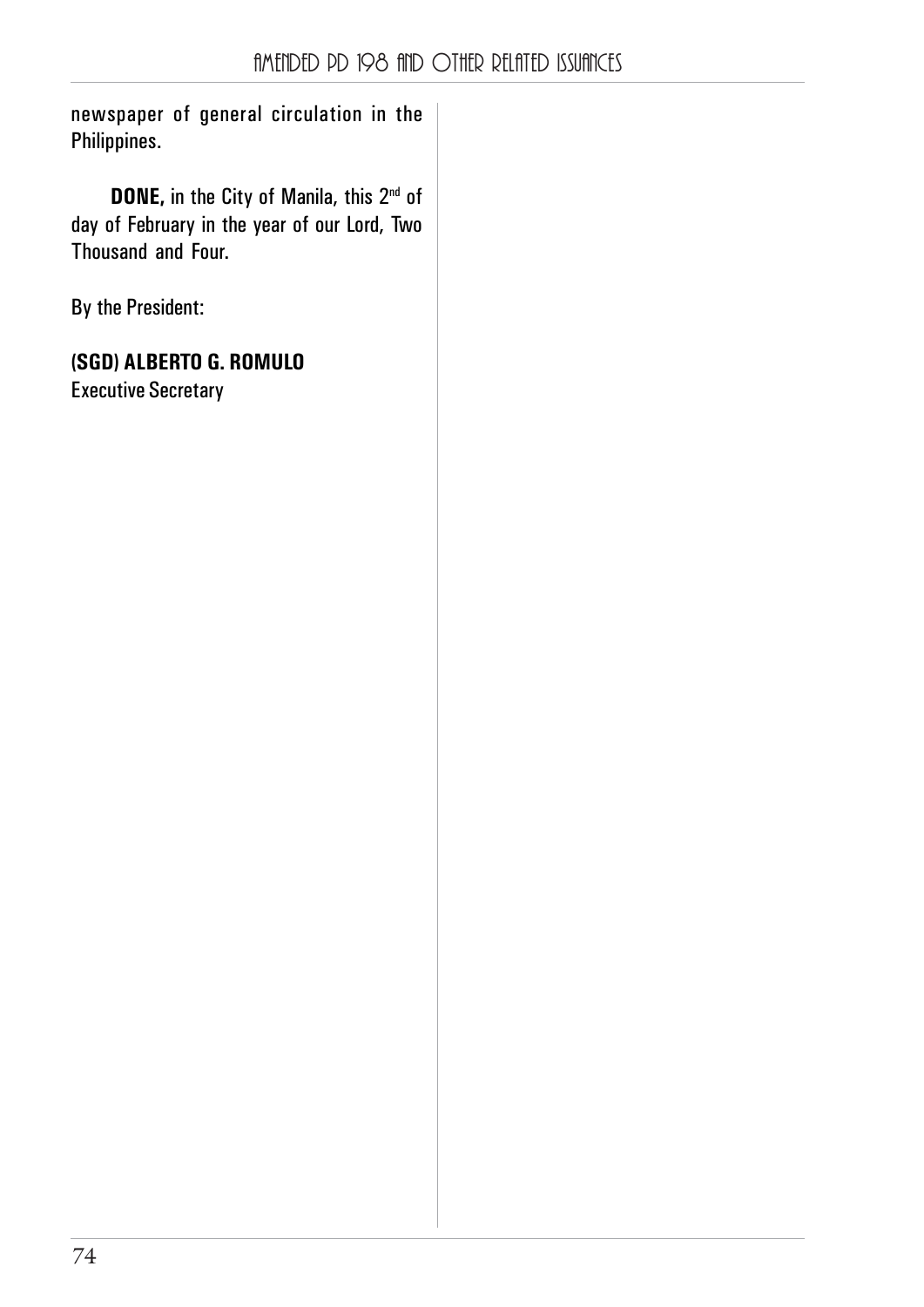newspaper of general circulation in the Philippines.

**DONE,** in the City of Manila, this 2nd of day of February in the year of our Lord, Two Thousand and Four.

By the President:

**(SGD) ALBERTO G. ROMULO**
Executive Secretary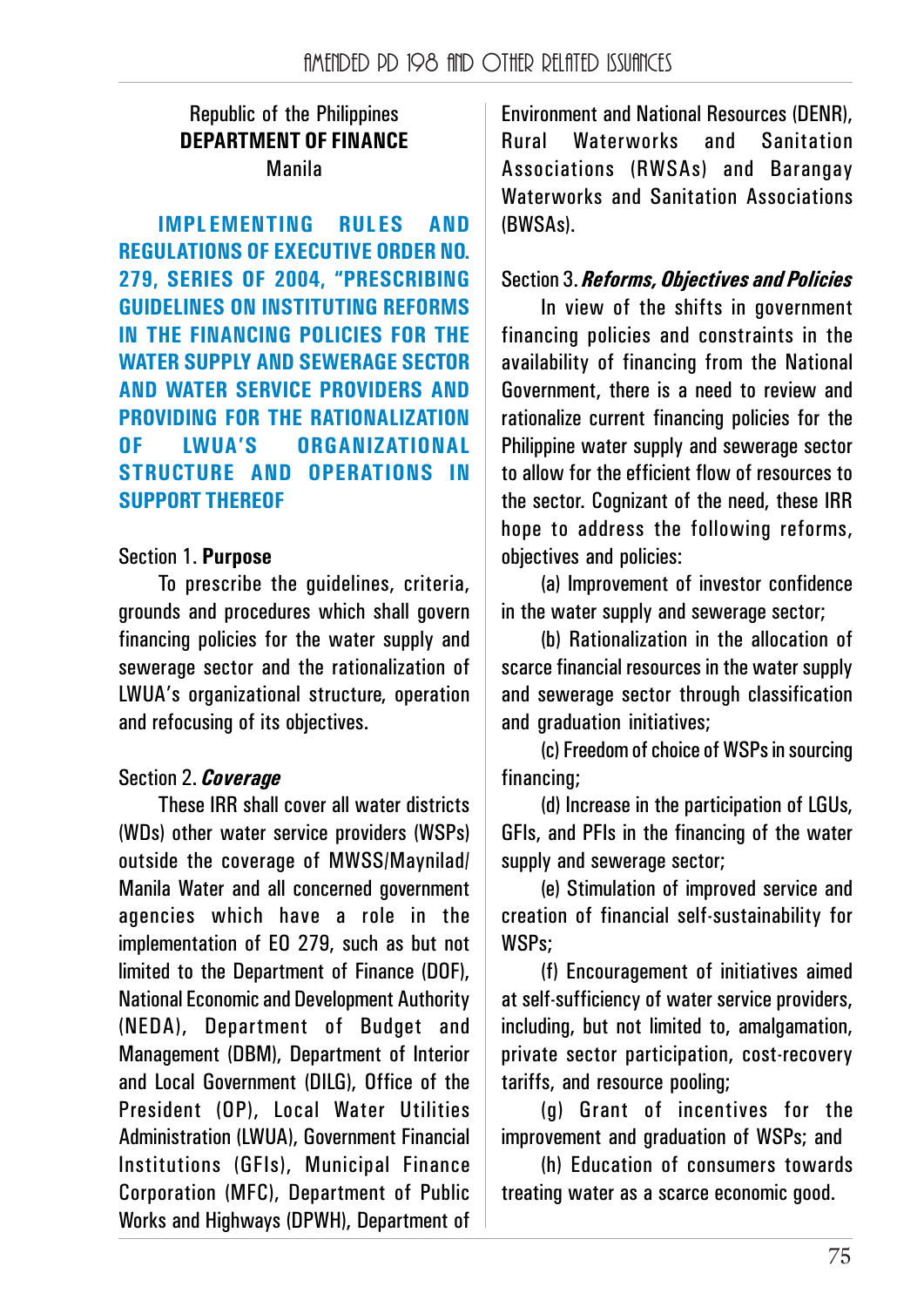Republic of the Philippines
**DEPARTMENT OF FINANCE**
Manila

## IMPLEMENTING RULES AND REGULATIONS OF EXECUTIVE ORDER NO. 279, SERIES OF 2004, "PRESCRIBING GUIDELINES ON INSTITUTING REFORMS IN THE FINANCING POLICIES FOR THE WATER SUPPLY AND SEWERAGE SECTOR AND WATER SERVICE PROVIDERS AND PROVIDING FOR THE RATIONALIZATION OF LWUA'S ORGANIZATIONAL STRUCTURE AND OPERATIONS IN SUPPORT THEREOF

Section 1. **Purpose**

To prescribe the guidelines, criteria, grounds and procedures which shall govern financing policies for the water supply and sewerage sector and the rationalization of LWUA's organizational structure, operation and refocusing of its objectives.

Section 2. ***Coverage***

These IRR shall cover all water districts (WDs) other water service providers (WSPs) outside the coverage of MWSS/Maynilad/Manila Water and all concerned government agencies which have a role in the implementation of EO 279, such as but not limited to the Department of Finance (DOF), National Economic and Development Authority (NEDA), Department of Budget and Management (DBM), Department of Interior and Local Government (DILG), Office of the President (OP), Local Water Utilities Administration (LWUA), Government Financial Institutions (GFIs), Municipal Finance Corporation (MFC), Department of Public Works and Highways (DPWH), Department of Environment and National Resources (DENR), Rural Waterworks and Sanitation Associations (RWSAs) and Barangay Waterworks and Sanitation Associations (BWSAs).

Section 3. ***Reforms, Objectives and Policies***

In view of the shifts in government financing policies and constraints in the availability of financing from the National Government, there is a need to review and rationalize current financing policies for the Philippine water supply and sewerage sector to allow for the efficient flow of resources to the sector. Cognizant of the need, these IRR hope to address the following reforms, objectives and policies:

(a) Improvement of investor confidence in the water supply and sewerage sector;

(b) Rationalization in the allocation of scarce financial resources in the water supply and sewerage sector through classification and graduation initiatives;

(c) Freedom of choice of WSPs in sourcing financing;

(d) Increase in the participation of LGUs, GFIs, and PFIs in the financing of the water supply and sewerage sector;

(e) Stimulation of improved service and creation of financial self-sustainability for WSPs;

(f) Encouragement of initiatives aimed at self-sufficiency of water service providers, including, but not limited to, amalgamation, private sector participation, cost-recovery tariffs, and resource pooling;

(g) Grant of incentives for the improvement and graduation of WSPs; and

(h) Education of consumers towards treating water as a scarce economic good.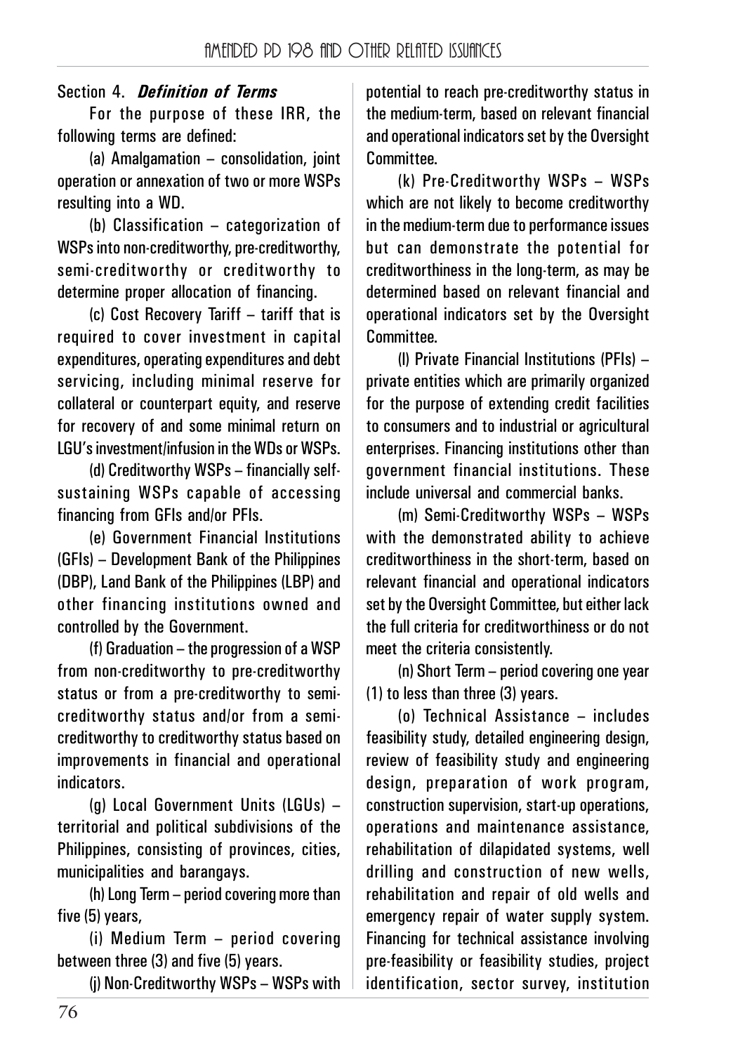Section 4. ***Definition of Terms***

For the purpose of these IRR, the following terms are defined:

(a) Amalgamation – consolidation, joint operation or annexation of two or more WSPs resulting into a WD.

(b) Classification – categorization of WSPs into non-creditworthy, pre-creditworthy, semi-creditworthy or creditworthy to determine proper allocation of financing.

(c) Cost Recovery Tariff – tariff that is required to cover investment in capital expenditures, operating expenditures and debt servicing, including minimal reserve for collateral or counterpart equity, and reserve for recovery of and some minimal return on LGU's investment/infusion in the WDs or WSPs.

(d) Creditworthy WSPs – financially self-sustaining WSPs capable of accessing financing from GFIs and/or PFIs.

(e) Government Financial Institutions (GFIs) – Development Bank of the Philippines (DBP), Land Bank of the Philippines (LBP) and other financing institutions owned and controlled by the Government.

(f) Graduation – the progression of a WSP from non-creditworthy to pre-creditworthy status or from a pre-creditworthy to semi-creditworthy status and/or from a semi-creditworthy to creditworthy status based on improvements in financial and operational indicators.

(g) Local Government Units (LGUs) – territorial and political subdivisions of the Philippines, consisting of provinces, cities, municipalities and barangays.

(h) Long Term – period covering more than five (5) years,

(i) Medium Term – period covering between three (3) and five (5) years.

(j) Non-Creditworthy WSPs – WSPs with potential to reach pre-creditworthy status in the medium-term, based on relevant financial and operational indicators set by the Oversight Committee.

(k) Pre-Creditworthy WSPs – WSPs which are not likely to become creditworthy in the medium-term due to performance issues but can demonstrate the potential for creditworthiness in the long-term, as may be determined based on relevant financial and operational indicators set by the Oversight Committee.

(l) Private Financial Institutions (PFIs) – private entities which are primarily organized for the purpose of extending credit facilities to consumers and to industrial or agricultural enterprises. Financing institutions other than government financial institutions. These include universal and commercial banks.

(m) Semi-Creditworthy WSPs – WSPs with the demonstrated ability to achieve creditworthiness in the short-term, based on relevant financial and operational indicators set by the Oversight Committee, but either lack the full criteria for creditworthiness or do not meet the criteria consistently.

(n) Short Term – period covering one year (1) to less than three (3) years.

(o) Technical Assistance – includes feasibility study, detailed engineering design, review of feasibility study and engineering design, preparation of work program, construction supervision, start-up operations, operations and maintenance assistance, rehabilitation of dilapidated systems, well drilling and construction of new wells, rehabilitation and repair of old wells and emergency repair of water supply system. Financing for technical assistance involving pre-feasibility or feasibility studies, project identification, sector survey, institution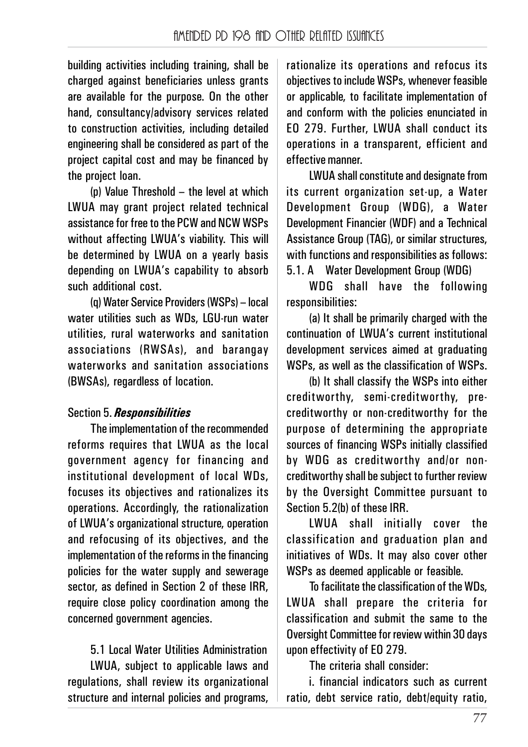building activities including training, shall be charged against beneficiaries unless grants are available for the purpose. On the other hand, consultancy/advisory services related to construction activities, including detailed engineering shall be considered as part of the project capital cost and may be financed by the project loan.

(p) Value Threshold – the level at which LWUA may grant project related technical assistance for free to the PCW and NCW WSPs without affecting LWUA's viability. This will be determined by LWUA on a yearly basis depending on LWUA's capability to absorb such additional cost.

(q) Water Service Providers (WSPs) – local water utilities such as WDs, LGU-run water utilities, rural waterworks and sanitation associations (RWSAs), and barangay waterworks and sanitation associations (BWSAs), regardless of location.

Section 5. ***Responsibilities***

The implementation of the recommended reforms requires that LWUA as the local government agency for financing and institutional development of local WDs, focuses its objectives and rationalizes its operations. Accordingly, the rationalization of LWUA's organizational structure, operation and refocusing of its objectives, and the implementation of the reforms in the financing policies for the water supply and sewerage sector, as defined in Section 2 of these IRR, require close policy coordination among the concerned government agencies.

5.1 Local Water Utilities Administration

LWUA, subject to applicable laws and regulations, shall review its organizational structure and internal policies and programs, rationalize its operations and refocus its objectives to include WSPs, whenever feasible or applicable, to facilitate implementation of and conform with the policies enunciated in EO 279. Further, LWUA shall conduct its operations in a transparent, efficient and effective manner.

LWUA shall constitute and designate from its current organization set-up, a Water Development Group (WDG), a Water Development Financier (WDF) and a Technical Assistance Group (TAG), or similar structures, with functions and responsibilities as follows:

5.1. A Water Development Group (WDG)

WDG shall have the following responsibilities:

(a) It shall be primarily charged with the continuation of LWUA's current institutional development services aimed at graduating WSPs, as well as the classification of WSPs.

(b) It shall classify the WSPs into either creditworthy, semi-creditworthy, pre-creditworthy or non-creditworthy for the purpose of determining the appropriate sources of financing WSPs initially classified by WDG as creditworthy and/or non-creditworthy shall be subject to further review by the Oversight Committee pursuant to Section 5.2(b) of these IRR.

LWUA shall initially cover the classification and graduation plan and initiatives of WDs. It may also cover other WSPs as deemed applicable or feasible.

To facilitate the classification of the WDs, LWUA shall prepare the criteria for classification and submit the same to the Oversight Committee for review within 30 days upon effectivity of EO 279.

The criteria shall consider:

i. financial indicators such as current ratio, debt service ratio, debt/equity ratio,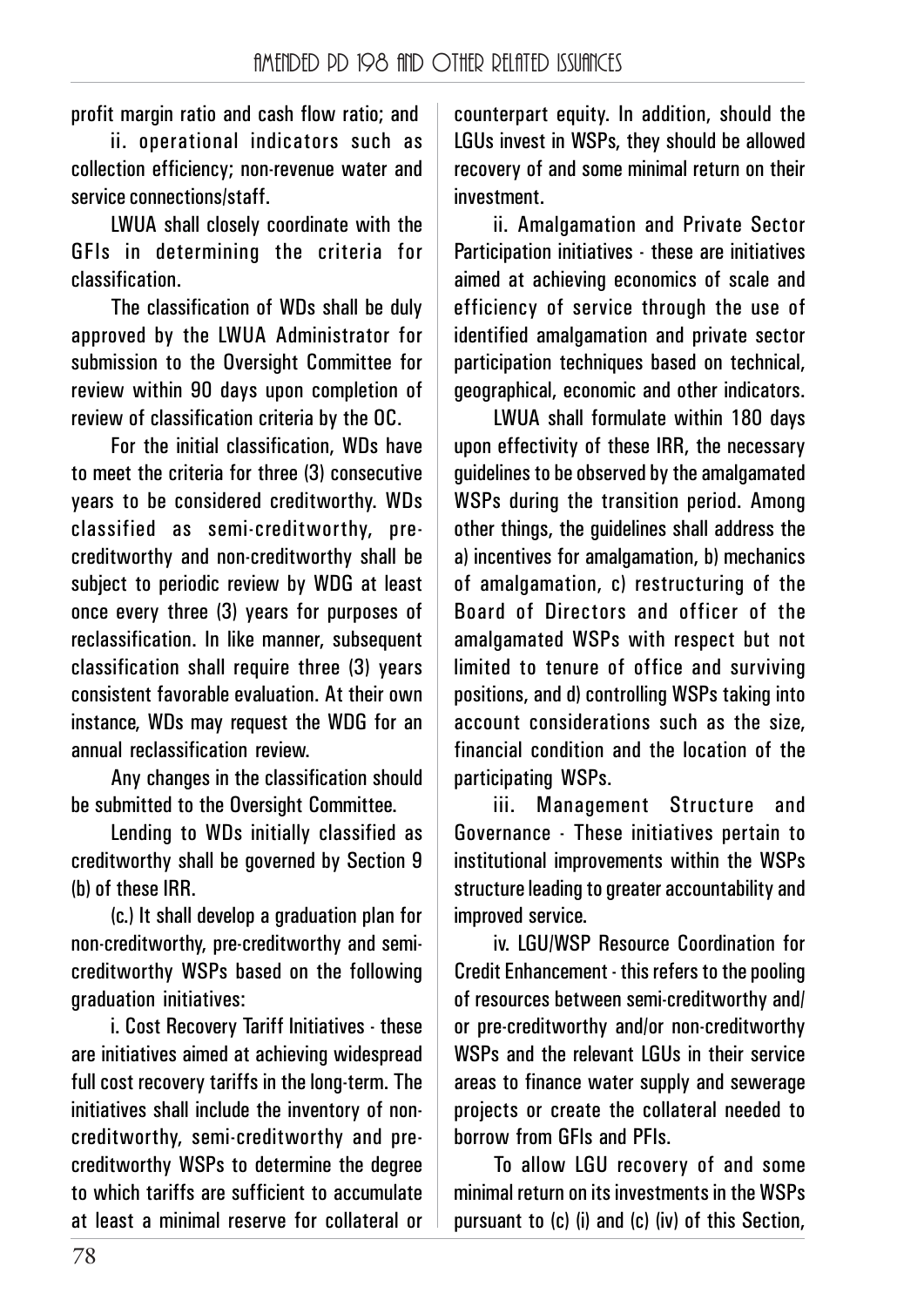profit margin ratio and cash flow ratio; and

ii. operational indicators such as collection efficiency; non-revenue water and service connections/staff.

LWUA shall closely coordinate with the GFIs in determining the criteria for classification.

The classification of WDs shall be duly approved by the LWUA Administrator for submission to the Oversight Committee for review within 90 days upon completion of review of classification criteria by the OC.

For the initial classification, WDs have to meet the criteria for three (3) consecutive years to be considered creditworthy. WDs classified as semi-creditworthy, pre-creditworthy and non-creditworthy shall be subject to periodic review by WDG at least once every three (3) years for purposes of reclassification. In like manner, subsequent classification shall require three (3) years consistent favorable evaluation. At their own instance, WDs may request the WDG for an annual reclassification review.

Any changes in the classification should be submitted to the Oversight Committee.

Lending to WDs initially classified as creditworthy shall be governed by Section 9 (b) of these IRR.

(c.) It shall develop a graduation plan for non-creditworthy, pre-creditworthy and semi-creditworthy WSPs based on the following graduation initiatives:

i. Cost Recovery Tariff Initiatives - these are initiatives aimed at achieving widespread full cost recovery tariffs in the long-term. The initiatives shall include the inventory of non-creditworthy, semi-creditworthy and pre-creditworthy WSPs to determine the degree to which tariffs are sufficient to accumulate at least a minimal reserve for collateral or counterpart equity. In addition, should the LGUs invest in WSPs, they should be allowed recovery of and some minimal return on their investment.

ii. Amalgamation and Private Sector Participation initiatives - these are initiatives aimed at achieving economics of scale and efficiency of service through the use of identified amalgamation and private sector participation techniques based on technical, geographical, economic and other indicators.

LWUA shall formulate within 180 days upon effectivity of these IRR, the necessary guidelines to be observed by the amalgamated WSPs during the transition period. Among other things, the guidelines shall address the a) incentives for amalgamation, b) mechanics of amalgamation, c) restructuring of the Board of Directors and officer of the amalgamated WSPs with respect but not limited to tenure of office and surviving positions, and d) controlling WSPs taking into account considerations such as the size, financial condition and the location of the participating WSPs.

iii. Management Structure and Governance - These initiatives pertain to institutional improvements within the WSPs structure leading to greater accountability and improved service.

iv. LGU/WSP Resource Coordination for Credit Enhancement - this refers to the pooling of resources between semi-creditworthy and/or pre-creditworthy and/or non-creditworthy WSPs and the relevant LGUs in their service areas to finance water supply and sewerage projects or create the collateral needed to borrow from GFIs and PFIs.

To allow LGU recovery of and some minimal return on its investments in the WSPs pursuant to (c) (i) and (c) (iv) of this Section,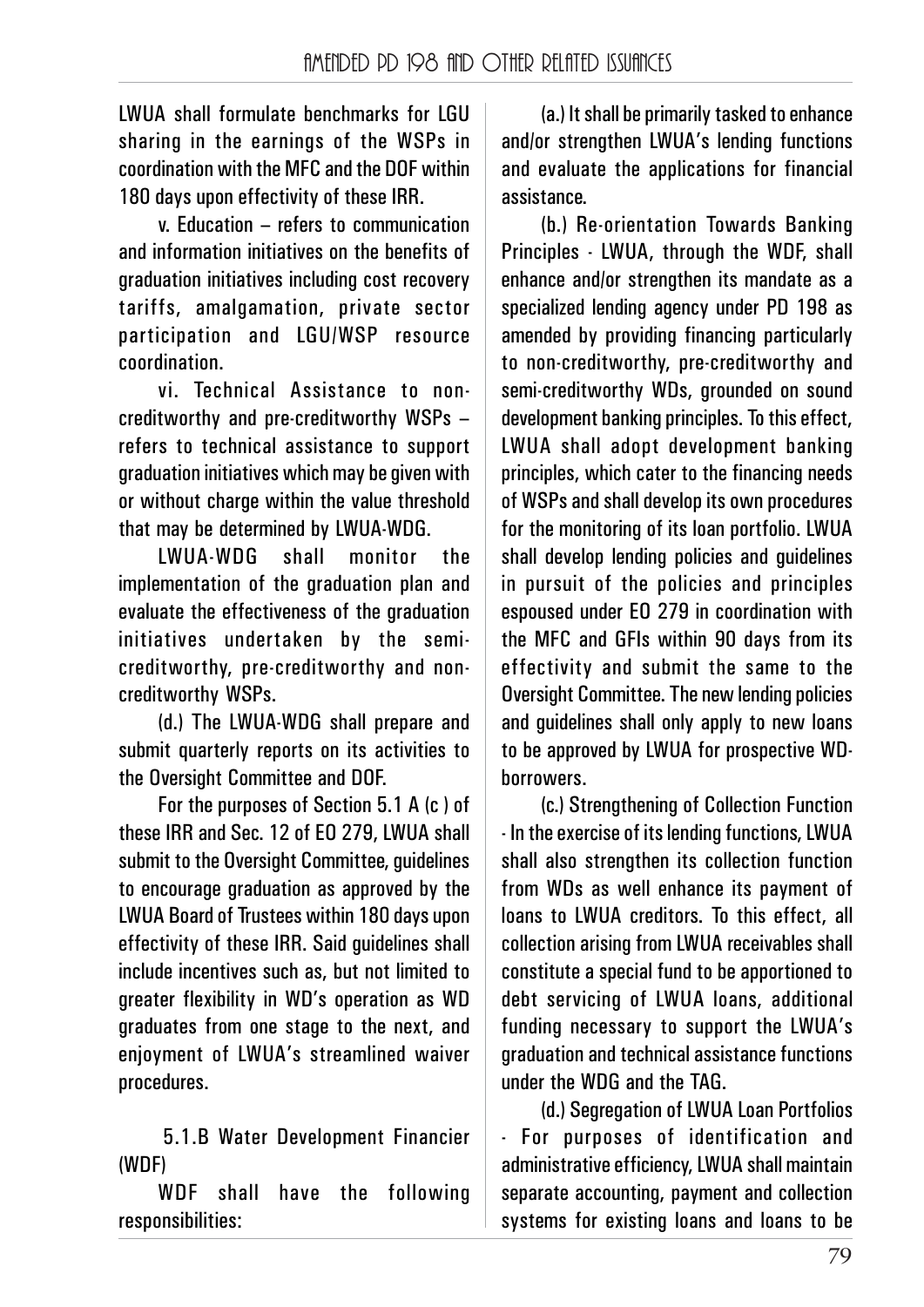LWUA shall formulate benchmarks for LGU sharing in the earnings of the WSPs in coordination with the MFC and the DOF within 180 days upon effectivity of these IRR.

v. Education – refers to communication and information initiatives on the benefits of graduation initiatives including cost recovery tariffs, amalgamation, private sector participation and LGU/WSP resource coordination.

vi. Technical Assistance to non-creditworthy and pre-creditworthy WSPs – refers to technical assistance to support graduation initiatives which may be given with or without charge within the value threshold that may be determined by LWUA-WDG.

LWUA-WDG shall monitor the implementation of the graduation plan and evaluate the effectiveness of the graduation initiatives undertaken by the semi-creditworthy, pre-creditworthy and non-creditworthy WSPs.

(d.) The LWUA-WDG shall prepare and submit quarterly reports on its activities to the Oversight Committee and DOF.

For the purposes of Section 5.1 A (c ) of these IRR and Sec. 12 of EO 279, LWUA shall submit to the Oversight Committee, guidelines to encourage graduation as approved by the LWUA Board of Trustees within 180 days upon effectivity of these IRR. Said guidelines shall include incentives such as, but not limited to greater flexibility in WD's operation as WD graduates from one stage to the next, and enjoyment of LWUA's streamlined waiver procedures.

5.1.B Water Development Financier (WDF)

WDF shall have the following responsibilities:

(a.) It shall be primarily tasked to enhance and/or strengthen LWUA's lending functions and evaluate the applications for financial assistance.

(b.) Re-orientation Towards Banking Principles - LWUA, through the WDF, shall enhance and/or strengthen its mandate as a specialized lending agency under PD 198 as amended by providing financing particularly to non-creditworthy, pre-creditworthy and semi-creditworthy WDs, grounded on sound development banking principles. To this effect, LWUA shall adopt development banking principles, which cater to the financing needs of WSPs and shall develop its own procedures for the monitoring of its loan portfolio. LWUA shall develop lending policies and guidelines in pursuit of the policies and principles espoused under EO 279 in coordination with the MFC and GFIs within 90 days from its effectivity and submit the same to the Oversight Committee. The new lending policies and guidelines shall only apply to new loans to be approved by LWUA for prospective WD-borrowers.

(c.) Strengthening of Collection Function - In the exercise of its lending functions, LWUA shall also strengthen its collection function from WDs as well enhance its payment of loans to LWUA creditors. To this effect, all collection arising from LWUA receivables shall constitute a special fund to be apportioned to debt servicing of LWUA loans, additional funding necessary to support the LWUA's graduation and technical assistance functions under the WDG and the TAG.

(d.) Segregation of LWUA Loan Portfolios - For purposes of identification and administrative efficiency, LWUA shall maintain separate accounting, payment and collection systems for existing loans and loans to be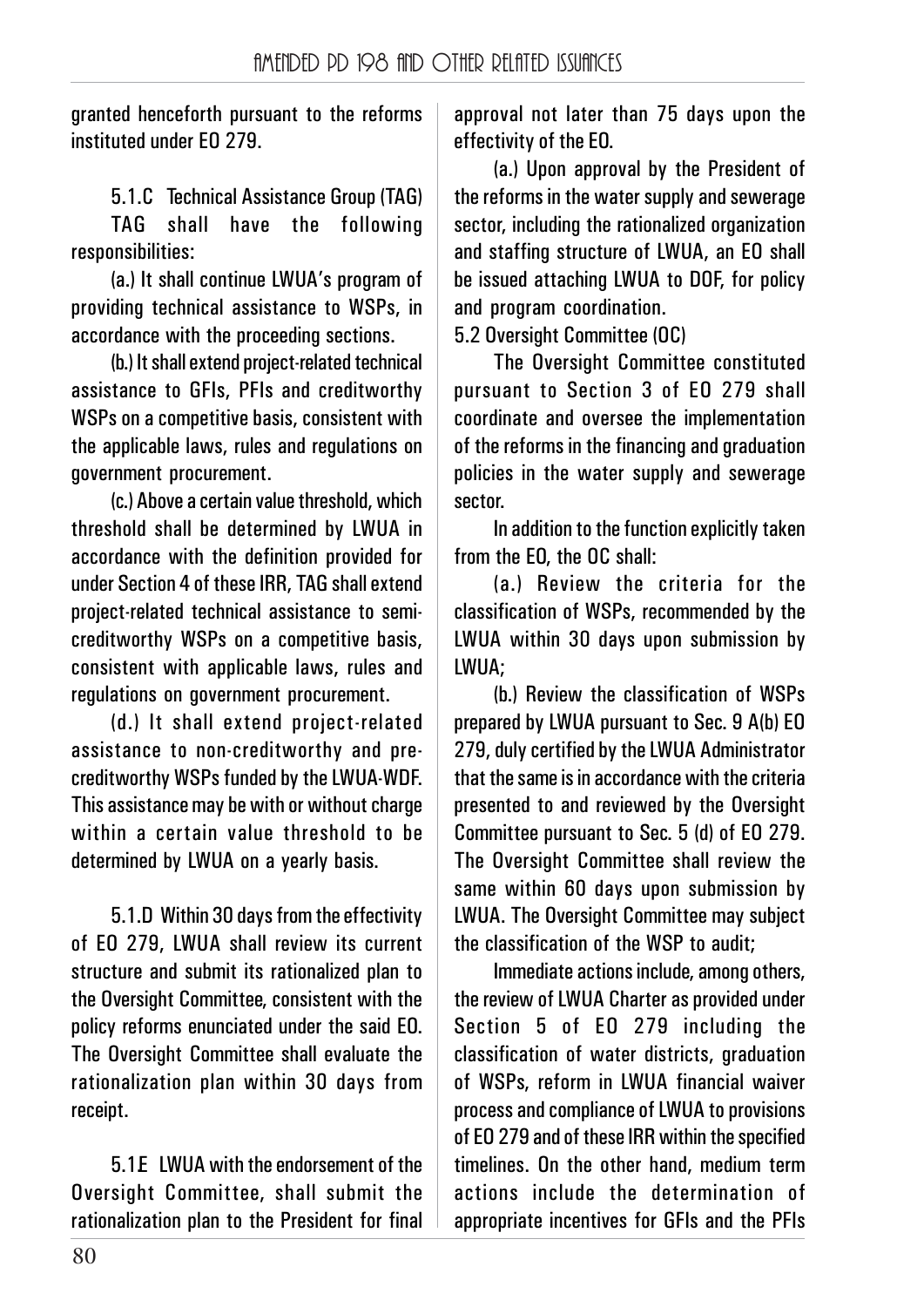granted henceforth pursuant to the reforms instituted under EO 279.

5.1.C Technical Assistance Group (TAG)

TAG shall have the following responsibilities:

(a.) It shall continue LWUA's program of providing technical assistance to WSPs, in accordance with the proceeding sections.

(b.) It shall extend project-related technical assistance to GFIs, PFIs and creditworthy WSPs on a competitive basis, consistent with the applicable laws, rules and regulations on government procurement.

(c.) Above a certain value threshold, which threshold shall be determined by LWUA in accordance with the definition provided for under Section 4 of these IRR, TAG shall extend project-related technical assistance to semi-creditworthy WSPs on a competitive basis, consistent with applicable laws, rules and regulations on government procurement.

(d.) It shall extend project-related assistance to non-creditworthy and pre-creditworthy WSPs funded by the LWUA-WDF. This assistance may be with or without charge within a certain value threshold to be determined by LWUA on a yearly basis.

5.1.D Within 30 days from the effectivity of EO 279, LWUA shall review its current structure and submit its rationalized plan to the Oversight Committee, consistent with the policy reforms enunciated under the said EO. The Oversight Committee shall evaluate the rationalization plan within 30 days from receipt.

5.1E LWUA with the endorsement of the Oversight Committee, shall submit the rationalization plan to the President for final approval not later than 75 days upon the effectivity of the EO.

(a.) Upon approval by the President of the reforms in the water supply and sewerage sector, including the rationalized organization and staffing structure of LWUA, an EO shall be issued attaching LWUA to DOF, for policy and program coordination.

5.2 Oversight Committee (OC)

The Oversight Committee constituted pursuant to Section 3 of EO 279 shall coordinate and oversee the implementation of the reforms in the financing and graduation policies in the water supply and sewerage sector.

In addition to the function explicitly taken from the EO, the OC shall:

(a.) Review the criteria for the classification of WSPs, recommended by the LWUA within 30 days upon submission by LWUA;

(b.) Review the classification of WSPs prepared by LWUA pursuant to Sec. 9 A(b) EO 279, duly certified by the LWUA Administrator that the same is in accordance with the criteria presented to and reviewed by the Oversight Committee pursuant to Sec. 5 (d) of EO 279. The Oversight Committee shall review the same within 60 days upon submission by LWUA. The Oversight Committee may subject the classification of the WSP to audit;

Immediate actions include, among others, the review of LWUA Charter as provided under Section 5 of EO 279 including the classification of water districts, graduation of WSPs, reform in LWUA financial waiver process and compliance of LWUA to provisions of EO 279 and of these IRR within the specified timelines. On the other hand, medium term actions include the determination of appropriate incentives for GFIs and the PFIs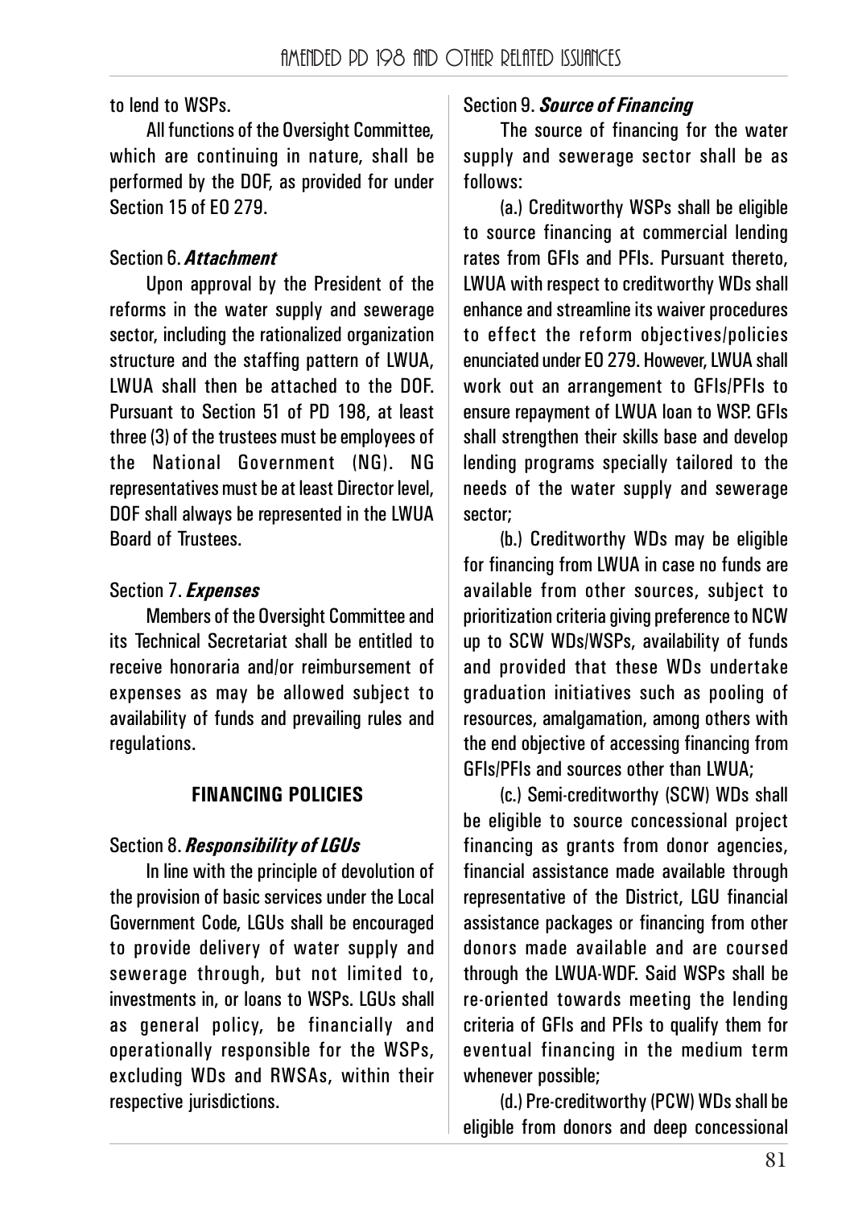to lend to WSPs.

All functions of the Oversight Committee, which are continuing in nature, shall be performed by the DOF, as provided for under Section 15 of EO 279.

Section 6. ***Attachment***

Upon approval by the President of the reforms in the water supply and sewerage sector, including the rationalized organization structure and the staffing pattern of LWUA, LWUA shall then be attached to the DOF. Pursuant to Section 51 of PD 198, at least three (3) of the trustees must be employees of the National Government (NG). NG representatives must be at least Director level, DOF shall always be represented in the LWUA Board of Trustees.

Section 7. ***Expenses***

Members of the Oversight Committee and its Technical Secretariat shall be entitled to receive honoraria and/or reimbursement of expenses as may be allowed subject to availability of funds and prevailing rules and regulations.

**FINANCING POLICIES**

Section 8. ***Responsibility of LGUs***

In line with the principle of devolution of the provision of basic services under the Local Government Code, LGUs shall be encouraged to provide delivery of water supply and sewerage through, but not limited to, investments in, or loans to WSPs. LGUs shall as general policy, be financially and operationally responsible for the WSPs, excluding WDs and RWSAs, within their respective jurisdictions.

Section 9. ***Source of Financing***

The source of financing for the water supply and sewerage sector shall be as follows:

(a.) Creditworthy WSPs shall be eligible to source financing at commercial lending rates from GFIs and PFIs. Pursuant thereto, LWUA with respect to creditworthy WDs shall enhance and streamline its waiver procedures to effect the reform objectives/policies enunciated under EO 279. However, LWUA shall work out an arrangement to GFIs/PFIs to ensure repayment of LWUA loan to WSP. GFIs shall strengthen their skills base and develop lending programs specially tailored to the needs of the water supply and sewerage sector;

(b.) Creditworthy WDs may be eligible for financing from LWUA in case no funds are available from other sources, subject to prioritization criteria giving preference to NCW up to SCW WDs/WSPs, availability of funds and provided that these WDs undertake graduation initiatives such as pooling of resources, amalgamation, among others with the end objective of accessing financing from GFIs/PFIs and sources other than LWUA;

(c.) Semi-creditworthy (SCW) WDs shall be eligible to source concessional project financing as grants from donor agencies, financial assistance made available through representative of the District, LGU financial assistance packages or financing from other donors made available and are coursed through the LWUA-WDF. Said WSPs shall be re-oriented towards meeting the lending criteria of GFIs and PFIs to qualify them for eventual financing in the medium term whenever possible;

(d.) Pre-creditworthy (PCW) WDs shall be eligible from donors and deep concessional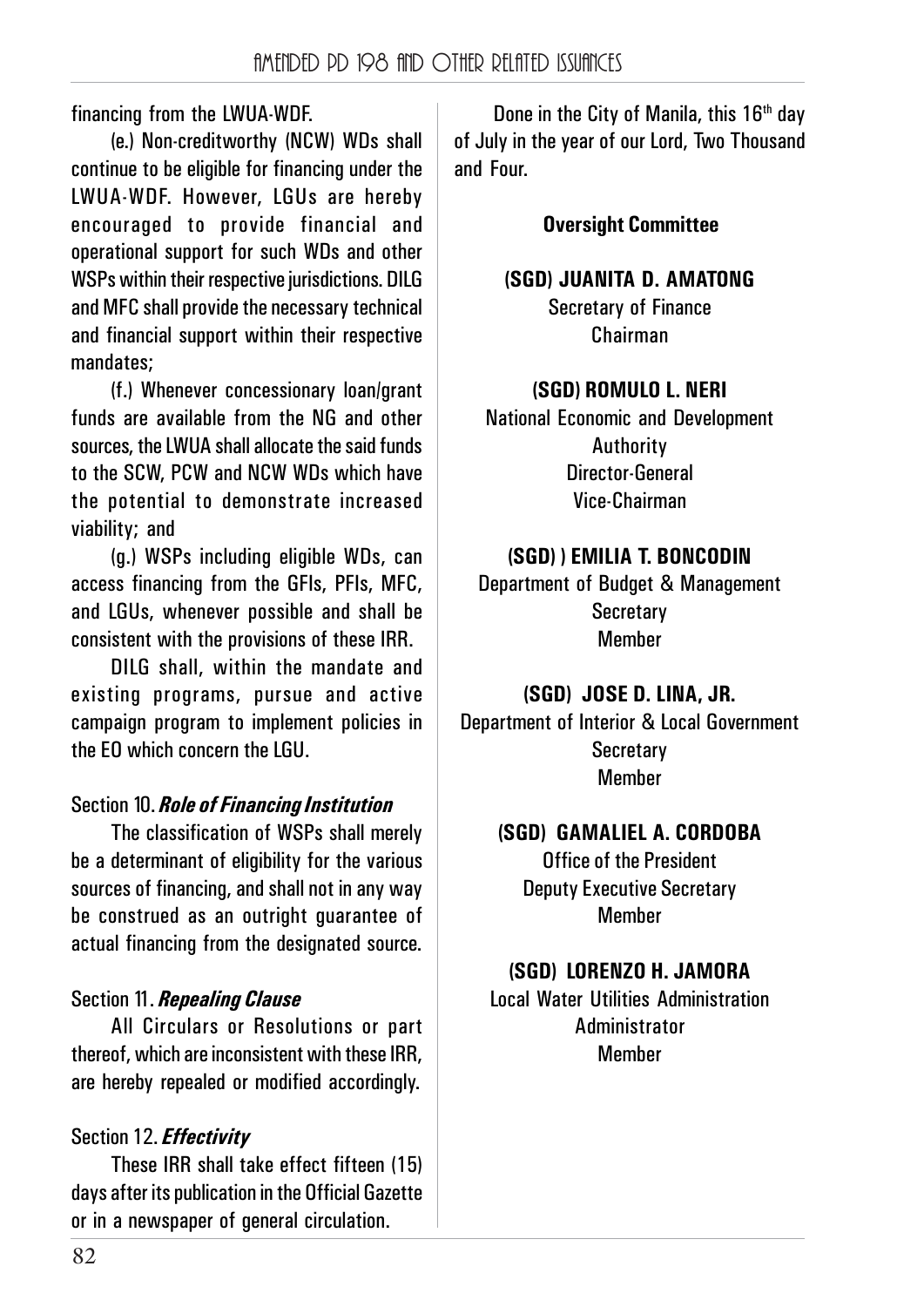financing from the LWUA-WDF.

(e.) Non-creditworthy (NCW) WDs shall continue to be eligible for financing under the LWUA-WDF. However, LGUs are hereby encouraged to provide financial and operational support for such WDs and other WSPs within their respective jurisdictions. DILG and MFC shall provide the necessary technical and financial support within their respective mandates;

(f.) Whenever concessionary loan/grant funds are available from the NG and other sources, the LWUA shall allocate the said funds to the SCW, PCW and NCW WDs which have the potential to demonstrate increased viability; and

(g.) WSPs including eligible WDs, can access financing from the GFIs, PFIs, MFC, and LGUs, whenever possible and shall be consistent with the provisions of these IRR.

DILG shall, within the mandate and existing programs, pursue and active campaign program to implement policies in the EO which concern the LGU.

Section 10. ***Role of Financing Institution***

The classification of WSPs shall merely be a determinant of eligibility for the various sources of financing, and shall not in any way be construed as an outright guarantee of actual financing from the designated source.

Section 11. ***Repealing Clause***

All Circulars or Resolutions or part thereof, which are inconsistent with these IRR, are hereby repealed or modified accordingly.

Section 12. ***Effectivity***

These IRR shall take effect fifteen (15) days after its publication in the Official Gazette or in a newspaper of general circulation.

Done in the City of Manila, this 16th day of July in the year of our Lord, Two Thousand and Four.

**Oversight Committee**

**(SGD) JUANITA D. AMATONG**
Secretary of Finance
Chairman

**(SGD) ROMULO L. NERI**
National Economic and Development Authority
Director-General
Vice-Chairman

**(SGD) ) EMILIA T. BONCODIN**
Department of Budget & Management
Secretary
Member

**(SGD) JOSE D. LINA, JR.**
Department of Interior & Local Government
Secretary
Member

**(SGD) GAMALIEL A. CORDOBA**
Office of the President
Deputy Executive Secretary
Member

**(SGD) LORENZO H. JAMORA**
Local Water Utilities Administration
Administrator
Member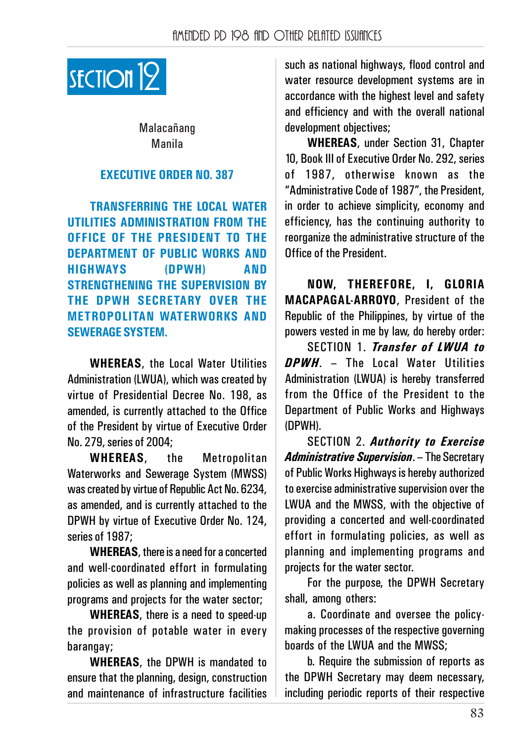# SECTION 12

Malacañang
Manila

## EXECUTIVE ORDER NO. 387

**TRANSFERRING THE LOCAL WATER UTILITIES ADMINISTRATION FROM THE OFFICE OF THE PRESIDENT TO THE DEPARTMENT OF PUBLIC WORKS AND HIGHWAYS (DPWH) AND STRENGTHENING THE SUPERVISION BY THE DPWH SECRETARY OVER THE METROPOLITAN WATERWORKS AND SEWERAGE SYSTEM.**

**WHEREAS**, the Local Water Utilities Administration (LWUA), which was created by virtue of Presidential Decree No. 198, as amended, is currently attached to the Office of the President by virtue of Executive Order No. 279, series of 2004;

**WHEREAS**, the Metropolitan Waterworks and Sewerage System (MWSS) was created by virtue of Republic Act No. 6234, as amended, and is currently attached to the DPWH by virtue of Executive Order No. 124, series of 1987;

**WHEREAS**, there is a need for a concerted and well-coordinated effort in formulating policies as well as planning and implementing programs and projects for the water sector;

**WHEREAS**, there is a need to speed-up the provision of potable water in every barangay;

**WHEREAS**, the DPWH is mandated to ensure that the planning, design, construction and maintenance of infrastructure facilities such as national highways, flood control and water resource development systems are in accordance with the highest level and safety and efficiency and with the overall national development objectives;

**WHEREAS**, under Section 31, Chapter 10, Book III of Executive Order No. 292, series of 1987, otherwise known as the "Administrative Code of 1987", the President, in order to achieve simplicity, economy and efficiency, has the continuing authority to reorganize the administrative structure of the Office of the President.

**NOW, THEREFORE, I, GLORIA MACAPAGAL-ARROYO**, President of the Republic of the Philippines, by virtue of the powers vested in me by law, do hereby order:

SECTION 1. ***Transfer of LWUA to DPWH***. – The Local Water Utilities Administration (LWUA) is hereby transferred from the Office of the President to the Department of Public Works and Highways (DPWH).

SECTION 2. ***Authority to Exercise Administrative Supervision***. – The Secretary of Public Works Highways is hereby authorized to exercise administrative supervision over the LWUA and the MWSS, with the objective of providing a concerted and well-coordinated effort in formulating policies, as well as planning and implementing programs and projects for the water sector.

For the purpose, the DPWH Secretary shall, among others:

a. Coordinate and oversee the policy-making processes of the respective governing boards of the LWUA and the MWSS;

b. Require the submission of reports as the DPWH Secretary may deem necessary, including periodic reports of their respective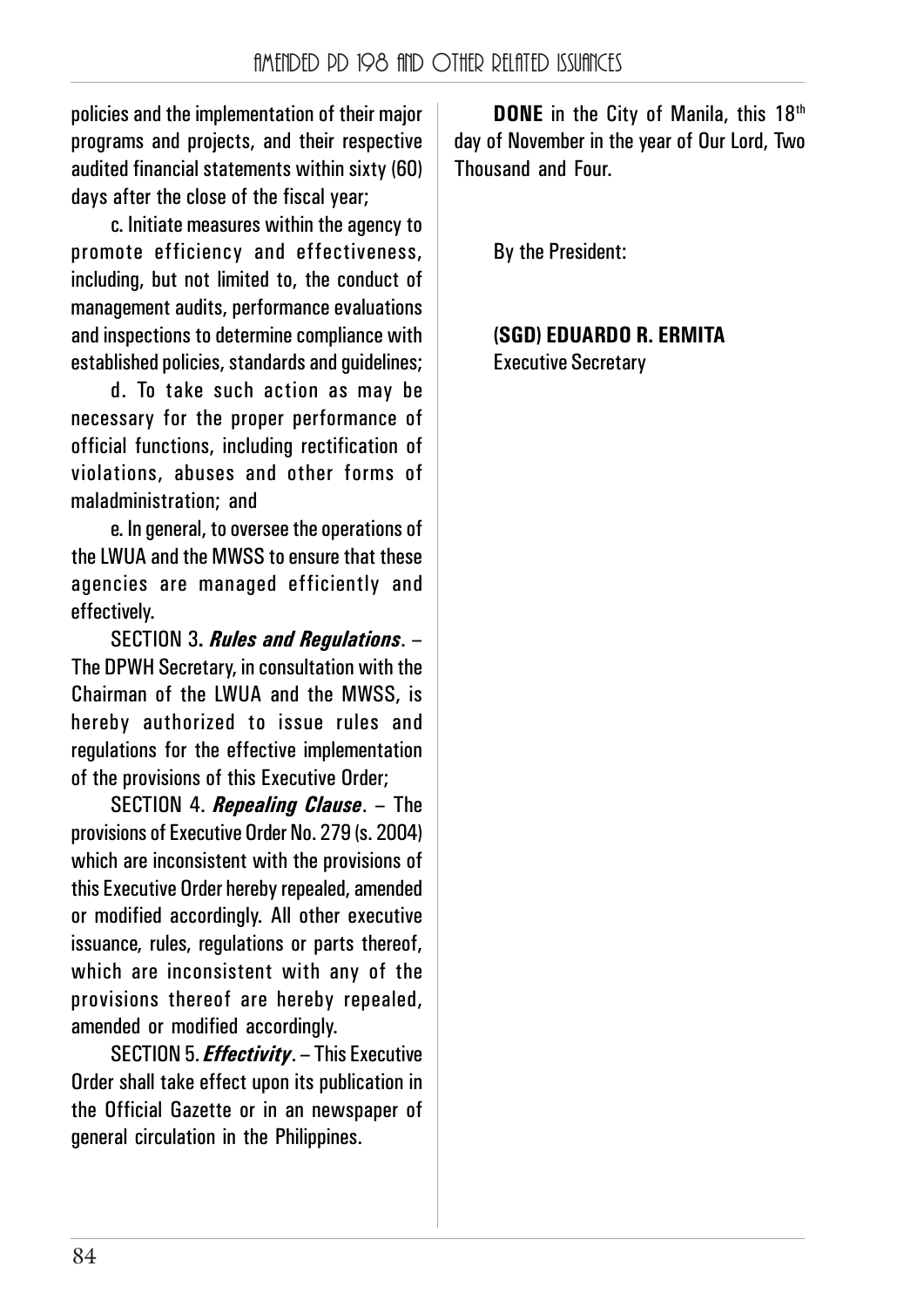policies and the implementation of their major programs and projects, and their respective audited financial statements within sixty (60) days after the close of the fiscal year;

c. Initiate measures within the agency to promote efficiency and effectiveness, including, but not limited to, the conduct of management audits, performance evaluations and inspections to determine compliance with established policies, standards and guidelines;

d. To take such action as may be necessary for the proper performance of official functions, including rectification of violations, abuses and other forms of maladministration; and

e. In general, to oversee the operations of the LWUA and the MWSS to ensure that these agencies are managed efficiently and effectively.

SECTION 3. ***Rules and Regulations***. – The DPWH Secretary, in consultation with the Chairman of the LWUA and the MWSS, is hereby authorized to issue rules and regulations for the effective implementation of the provisions of this Executive Order;

SECTION 4. ***Repealing Clause***. – The provisions of Executive Order No. 279 (s. 2004) which are inconsistent with the provisions of this Executive Order hereby repealed, amended or modified accordingly. All other executive issuance, rules, regulations or parts thereof, which are inconsistent with any of the provisions thereof are hereby repealed, amended or modified accordingly.

SECTION 5. ***Effectivity***. – This Executive Order shall take effect upon its publication in the Official Gazette or in an newspaper of general circulation in the Philippines.

**DONE** in the City of Manila, this 18th day of November in the year of Our Lord, Two Thousand and Four.

By the President:

**(SGD) EDUARDO R. ERMITA**
Executive Secretary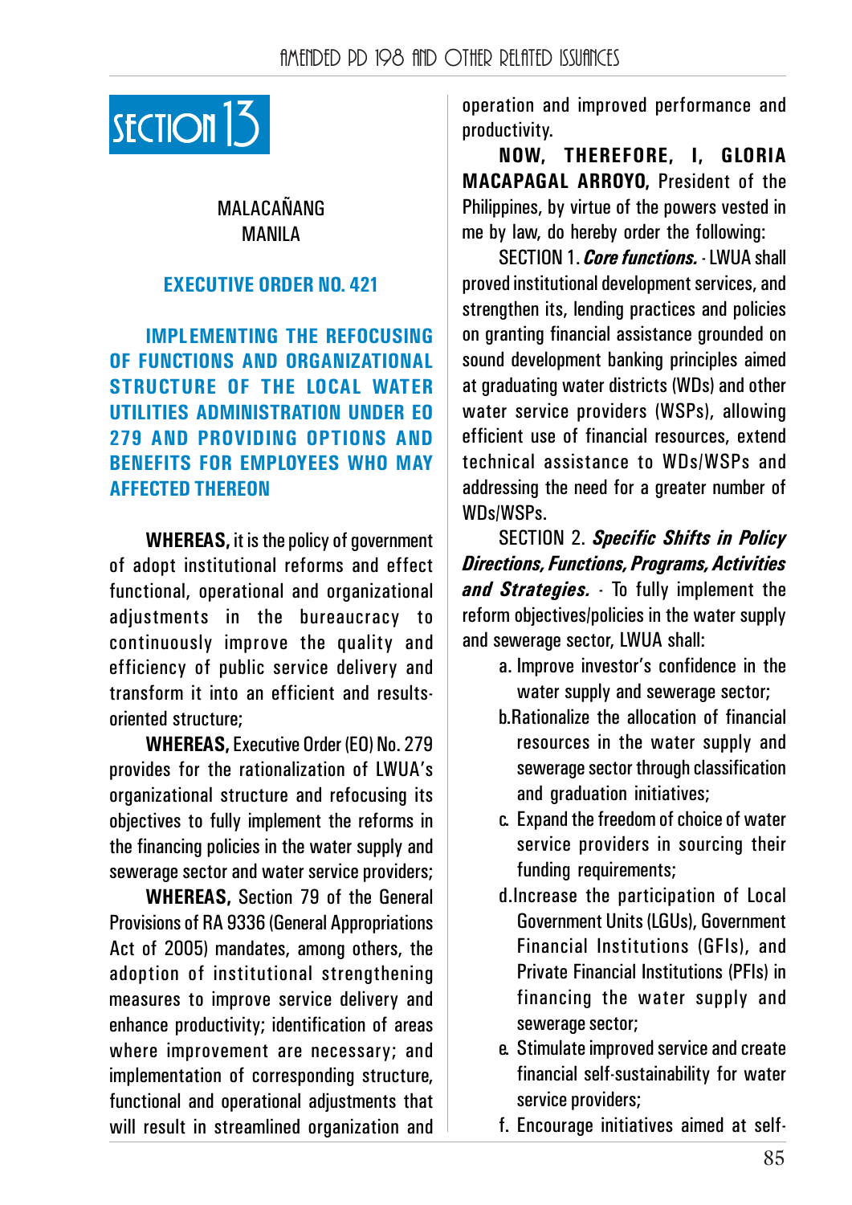# SECTION 13

MALACAÑANG
MANILA

## EXECUTIVE ORDER NO. 421

## IMPLEMENTING THE REFOCUSING OF FUNCTIONS AND ORGANIZATIONAL STRUCTURE OF THE LOCAL WATER UTILITIES ADMINISTRATION UNDER EO 279 AND PROVIDING OPTIONS AND BENEFITS FOR EMPLOYEES WHO MAY AFFECTED THEREON

**WHEREAS,** it is the policy of government of adopt institutional reforms and effect functional, operational and organizational adjustments in the bureaucracy to continuously improve the quality and efficiency of public service delivery and transform it into an efficient and results-oriented structure;

**WHEREAS,** Executive Order (EO) No. 279 provides for the rationalization of LWUA's organizational structure and refocusing its objectives to fully implement the reforms in the financing policies in the water supply and sewerage sector and water service providers;

**WHEREAS,** Section 79 of the General Provisions of RA 9336 (General Appropriations Act of 2005) mandates, among others, the adoption of institutional strengthening measures to improve service delivery and enhance productivity; identification of areas where improvement are necessary; and implementation of corresponding structure, functional and operational adjustments that will result in streamlined organization and operation and improved performance and productivity.

**NOW, THEREFORE, I, GLORIA MACAPAGAL ARROYO,** President of the Philippines, by virtue of the powers vested in me by law, do hereby order the following:

SECTION 1. ***Core functions.*** - LWUA shall proved institutional development services, and strengthen its, lending practices and policies on granting financial assistance grounded on sound development banking principles aimed at graduating water districts (WDs) and other water service providers (WSPs), allowing efficient use of financial resources, extend technical assistance to WDs/WSPs and addressing the need for a greater number of WDs/WSPs.

SECTION 2. ***Specific Shifts in Policy Directions, Functions, Programs, Activities and Strategies.*** - To fully implement the reform objectives/policies in the water supply and sewerage sector, LWUA shall:

a. Improve investor's confidence in the water supply and sewerage sector;
b. Rationalize the allocation of financial resources in the water supply and sewerage sector through classification and graduation initiatives;
c. Expand the freedom of choice of water service providers in sourcing their funding requirements;
d. Increase the participation of Local Government Units (LGUs), Government Financial Institutions (GFIs), and Private Financial Institutions (PFIs) in financing the water supply and sewerage sector;
e. Stimulate improved service and create financial self-sustainability for water service providers;
f. Encourage initiatives aimed at self-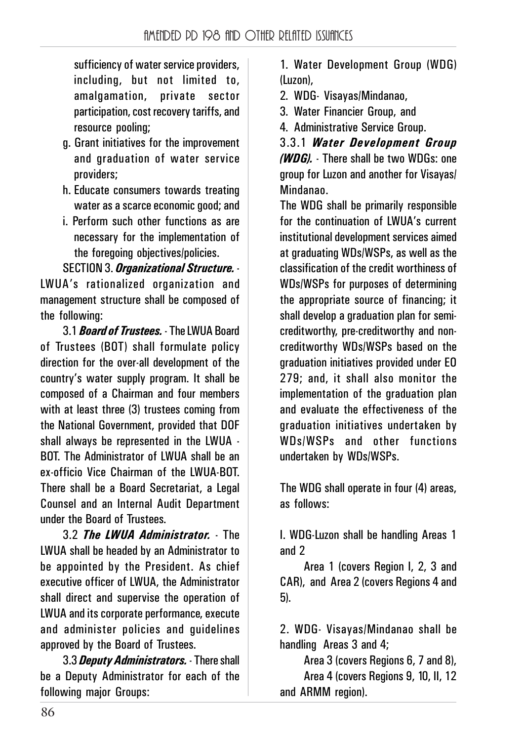sufficiency of water service providers, including, but not limited to, amalgamation, private sector participation, cost recovery tariffs, and resource pooling;

g. Grant initiatives for the improvement and graduation of water service providers;

h. Educate consumers towards treating water as a scarce economic good; and

i. Perform such other functions as are necessary for the implementation of the foregoing objectives/policies.

SECTION 3. ***Organizational Structure.*** - LWUA's rationalized organization and management structure shall be composed of the following:

3.1 ***Board of Trustees.*** - The LWUA Board of Trustees (BOT) shall formulate policy direction for the over-all development of the country's water supply program. It shall be composed of a Chairman and four members with at least three (3) trustees coming from the National Government, provided that DOF shall always be represented in the LWUA - BOT. The Administrator of LWUA shall be an ex-officio Vice Chairman of the LWUA-BOT. There shall be a Board Secretariat, a Legal Counsel and an Internal Audit Department under the Board of Trustees.

3.2 ***The LWUA Administrator.*** - The LWUA shall be headed by an Administrator to be appointed by the President. As chief executive officer of LWUA, the Administrator shall direct and supervise the operation of LWUA and its corporate performance, execute and administer policies and guidelines approved by the Board of Trustees.

3.3 ***Deputy Administrators.*** - There shall be a Deputy Administrator for each of the following major Groups:

1. Water Development Group (WDG) (Luzon),
2. WDG- Visayas/Mindanao,
3. Water Financier Group, and
4. Administrative Service Group.

3.3.1 ***Water Development Group (WDG).*** - There shall be two WDGs: one group for Luzon and another for Visayas/ Mindanao.

The WDG shall be primarily responsible for the continuation of LWUA's current institutional development services aimed at graduating WDs/WSPs, as well as the classification of the credit worthiness of WDs/WSPs for purposes of determining the appropriate source of financing; it shall develop a graduation plan for semi-creditworthy, pre-creditworthy and non-creditworthy WDs/WSPs based on the graduation initiatives provided under EO 279; and, it shall also monitor the implementation of the graduation plan and evaluate the effectiveness of the graduation initiatives undertaken by WDs/WSPs and other functions undertaken by WDs/WSPs.

The WDG shall operate in four (4) areas, as follows:

I. WDG-Luzon shall be handling Areas 1 and 2

Area 1 (covers Region I, 2, 3 and CAR), and Area 2 (covers Regions 4 and 5).

2. WDG- Visayas/Mindanao shall be handling Areas 3 and 4;

Area 3 (covers Regions 6, 7 and 8),

Area 4 (covers Regions 9, 10, II, 12 and ARMM region).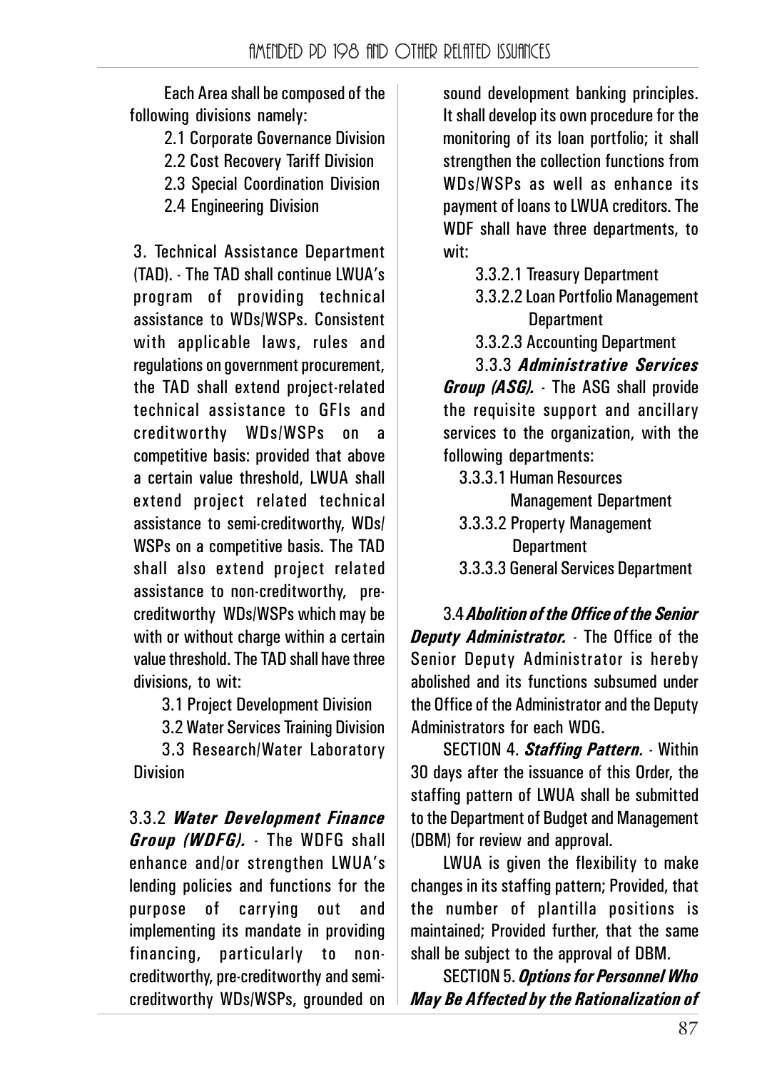Each Area shall be composed of the following divisions namely:

2.1 Corporate Governance Division
2.2 Cost Recovery Tariff Division
2.3 Special Coordination Division
2.4 Engineering Division

3. Technical Assistance Department (TAD). - The TAD shall continue LWUA's program of providing technical assistance to WDs/WSPs. Consistent with applicable laws, rules and regulations on government procurement, the TAD shall extend project-related technical assistance to GFIs and creditworthy WDs/WSPs on a competitive basis: provided that above a certain value threshold, LWUA shall extend project related technical assistance to semi-creditworthy, WDs/WSPs on a competitive basis. The TAD shall also extend project related assistance to non-creditworthy, pre-creditworthy WDs/WSPs which may be with or without charge within a certain value threshold. The TAD shall have three divisions, to wit:

3.1 Project Development Division
3.2 Water Services Training Division
3.3 Research/Water Laboratory Division

3.3.2 ***Water Development Finance Group (WDFG).*** - The WDFG shall enhance and/or strengthen LWUA's lending policies and functions for the purpose of carrying out and implementing its mandate in providing financing, particularly to non-creditworthy, pre-creditworthy and semi-creditworthy WDs/WSPs, grounded on sound development banking principles. It shall develop its own procedure for the monitoring of its loan portfolio; it shall strengthen the collection functions from WDs/WSPs as well as enhance its payment of loans to LWUA creditors. The WDF shall have three departments, to wit:

3.3.2.1 Treasury Department
3.3.2.2 Loan Portfolio Management Department
3.3.2.3 Accounting Department

3.3.3 ***Administrative Services Group (ASG).*** - The ASG shall provide the requisite support and ancillary services to the organization, with the following departments:

3.3.3.1 Human Resources Management Department
3.3.3.2 Property Management Department
3.3.3.3 General Services Department

3.4 ***Abolition of the Office of the Senior Deputy Administrator.*** - The Office of the Senior Deputy Administrator is hereby abolished and its functions subsumed under the Office of the Administrator and the Deputy Administrators for each WDG.

SECTION 4. ***Staffing Pattern.*** - Within 30 days after the issuance of this Order, the staffing pattern of LWUA shall be submitted to the Department of Budget and Management (DBM) for review and approval.

LWUA is given the flexibility to make changes in its staffing pattern; Provided, that the number of plantilla positions is maintained; Provided further, that the same shall be subject to the approval of DBM.

SECTION 5. ***Options for Personnel Who May Be Affected by the Rationalization of***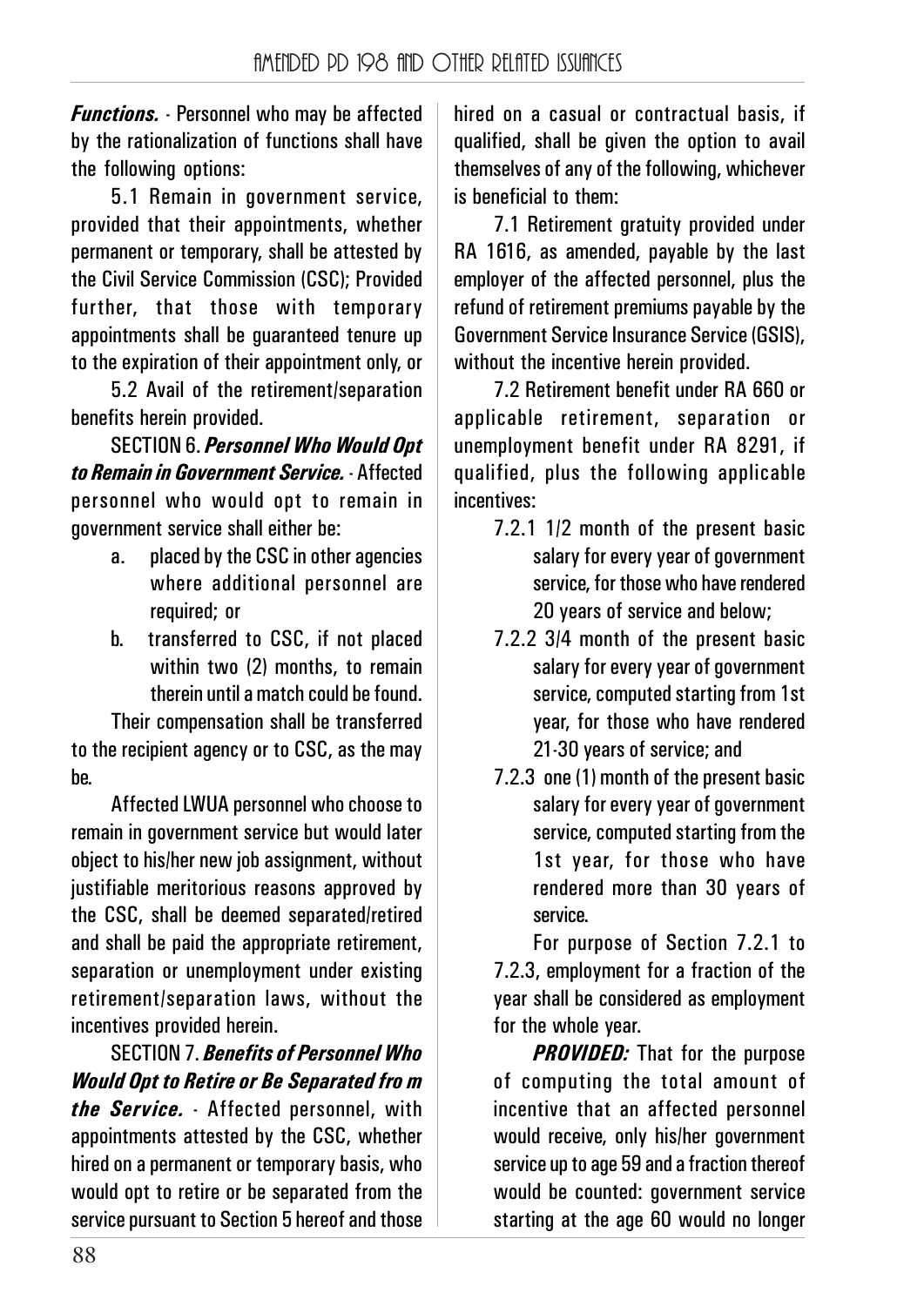***Functions.*** - Personnel who may be affected by the rationalization of functions shall have the following options:

5.1 Remain in government service, provided that their appointments, whether permanent or temporary, shall be attested by the Civil Service Commission (CSC); Provided further, that those with temporary appointments shall be guaranteed tenure up to the expiration of their appointment only, or

5.2 Avail of the retirement/separation benefits herein provided.

SECTION 6. ***Personnel Who Would Opt to Remain in Government Service.*** - Affected personnel who would opt to remain in government service shall either be:

a. placed by the CSC in other agencies where additional personnel are required; or

b. transferred to CSC, if not placed within two (2) months, to remain therein until a match could be found.

Their compensation shall be transferred to the recipient agency or to CSC, as the may be.

Affected LWUA personnel who choose to remain in government service but would later object to his/her new job assignment, without justifiable meritorious reasons approved by the CSC, shall be deemed separated/retired and shall be paid the appropriate retirement, separation or unemployment under existing retirement/separation laws, without the incentives provided herein.

SECTION 7. ***Benefits of Personnel Who Would Opt to Retire or Be Separated fro m the Service.*** - Affected personnel, with appointments attested by the CSC, whether hired on a permanent or temporary basis, who would opt to retire or be separated from the service pursuant to Section 5 hereof and those hired on a casual or contractual basis, if qualified, shall be given the option to avail themselves of any of the following, whichever is beneficial to them:

7.1 Retirement gratuity provided under RA 1616, as amended, payable by the last employer of the affected personnel, plus the refund of retirement premiums payable by the Government Service Insurance Service (GSIS), without the incentive herein provided.

7.2 Retirement benefit under RA 660 or applicable retirement, separation or unemployment benefit under RA 8291, if qualified, plus the following applicable incentives:

7.2.1 1/2 month of the present basic salary for every year of government service, for those who have rendered 20 years of service and below;

7.2.2 3/4 month of the present basic salary for every year of government service, computed starting from 1st year, for those who have rendered 21-30 years of service; and

7.2.3 one (1) month of the present basic salary for every year of government service, computed starting from the 1st year, for those who have rendered more than 30 years of service.

For purpose of Section 7.2.1 to 7.2.3, employment for a fraction of the year shall be considered as employment for the whole year.

***PROVIDED:*** That for the purpose of computing the total amount of incentive that an affected personnel would receive, only his/her government service up to age 59 and a fraction thereof would be counted: government service starting at the age 60 would no longer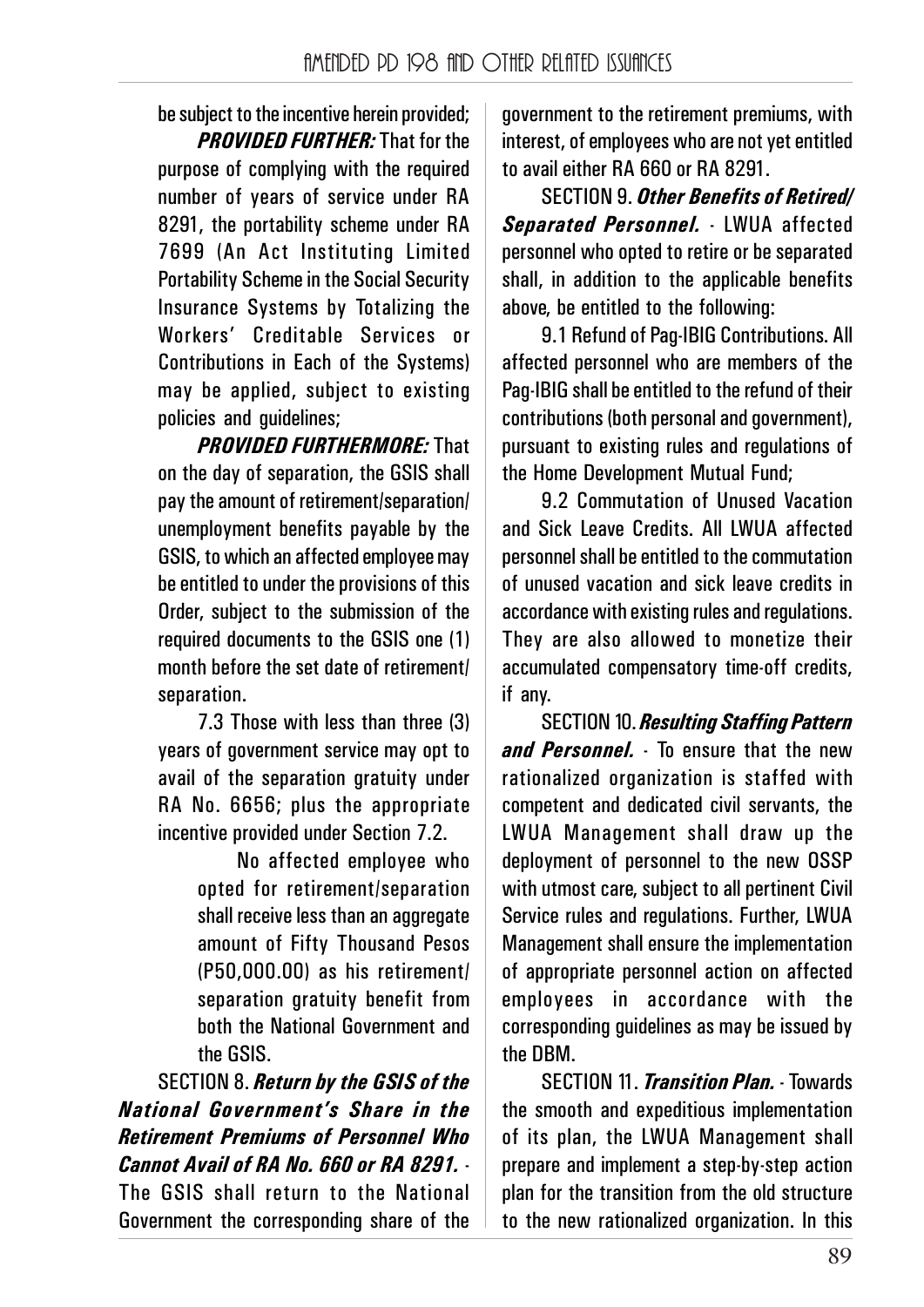be subject to the incentive herein provided;

***PROVIDED FURTHER:*** That for the purpose of complying with the required number of years of service under RA 8291, the portability scheme under RA 7699 (An Act Instituting Limited Portability Scheme in the Social Security Insurance Systems by Totalizing the Workers' Creditable Services or Contributions in Each of the Systems) may be applied, subject to existing policies and guidelines;

***PROVIDED FURTHERMORE:*** That on the day of separation, the GSIS shall pay the amount of retirement/separation/unemployment benefits payable by the GSIS, to which an affected employee may be entitled to under the provisions of this Order, subject to the submission of the required documents to the GSIS one (1) month before the set date of retirement/separation.

7.3 Those with less than three (3) years of government service may opt to avail of the separation gratuity under RA No. 6656; plus the appropriate incentive provided under Section 7.2.

> No affected employee who opted for retirement/separation shall receive less than an aggregate amount of Fifty Thousand Pesos (P50,000.00) as his retirement/separation gratuity benefit from both the National Government and the GSIS.

SECTION 8. ***Return by the GSIS of the National Government's Share in the Retirement Premiums of Personnel Who Cannot Avail of RA No. 660 or RA 8291.*** - The GSIS shall return to the National Government the corresponding share of the government to the retirement premiums, with interest, of employees who are not yet entitled to avail either RA 660 or RA 8291.

SECTION 9. ***Other Benefits of Retired/Separated Personnel.*** - LWUA affected personnel who opted to retire or be separated shall, in addition to the applicable benefits above, be entitled to the following:

9.1 Refund of Pag-IBIG Contributions. All affected personnel who are members of the Pag-IBIG shall be entitled to the refund of their contributions (both personal and government), pursuant to existing rules and regulations of the Home Development Mutual Fund;

9.2 Commutation of Unused Vacation and Sick Leave Credits. All LWUA affected personnel shall be entitled to the commutation of unused vacation and sick leave credits in accordance with existing rules and regulations. They are also allowed to monetize their accumulated compensatory time-off credits, if any.

SECTION 10. ***Resulting Staffing Pattern and Personnel.*** - To ensure that the new rationalized organization is staffed with competent and dedicated civil servants, the LWUA Management shall draw up the deployment of personnel to the new OSSP with utmost care, subject to all pertinent Civil Service rules and regulations. Further, LWUA Management shall ensure the implementation of appropriate personnel action on affected employees in accordance with the corresponding guidelines as may be issued by the DBM.

SECTION 11. ***Transition Plan.*** - Towards the smooth and expeditious implementation of its plan, the LWUA Management shall prepare and implement a step-by-step action plan for the transition from the old structure to the new rationalized organization. In this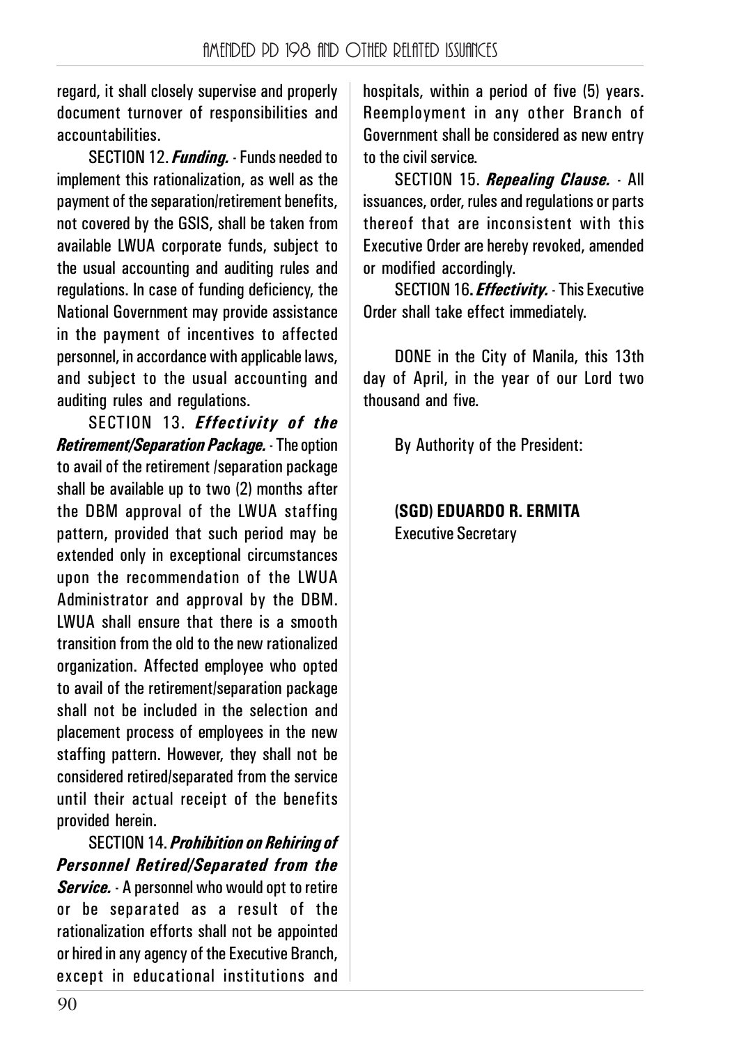regard, it shall closely supervise and properly document turnover of responsibilities and accountabilities.

SECTION 12. ***Funding.*** - Funds needed to implement this rationalization, as well as the payment of the separation/retirement benefits, not covered by the GSIS, shall be taken from available LWUA corporate funds, subject to the usual accounting and auditing rules and regulations. In case of funding deficiency, the National Government may provide assistance in the payment of incentives to affected personnel, in accordance with applicable laws, and subject to the usual accounting and auditing rules and regulations.

SECTION 13. ***Effectivity of the Retirement/Separation Package.*** - The option to avail of the retirement /separation package shall be available up to two (2) months after the DBM approval of the LWUA staffing pattern, provided that such period may be extended only in exceptional circumstances upon the recommendation of the LWUA Administrator and approval by the DBM. LWUA shall ensure that there is a smooth transition from the old to the new rationalized organization. Affected employee who opted to avail of the retirement/separation package shall not be included in the selection and placement process of employees in the new staffing pattern. However, they shall not be considered retired/separated from the service until their actual receipt of the benefits provided herein.

SECTION 14. ***Prohibition on Rehiring of Personnel Retired/Separated from the Service.*** - A personnel who would opt to retire or be separated as a result of the rationalization efforts shall not be appointed or hired in any agency of the Executive Branch, except in educational institutions and hospitals, within a period of five (5) years. Reemployment in any other Branch of Government shall be considered as new entry to the civil service.

SECTION 15. ***Repealing Clause.*** - All issuances, order, rules and regulations or parts thereof that are inconsistent with this Executive Order are hereby revoked, amended or modified accordingly.

SECTION 16. ***Effectivity.*** - This Executive Order shall take effect immediately.

DONE in the City of Manila, this 13th day of April, in the year of our Lord two thousand and five.

By Authority of the President:

**(SGD) EDUARDO R. ERMITA**
Executive Secretary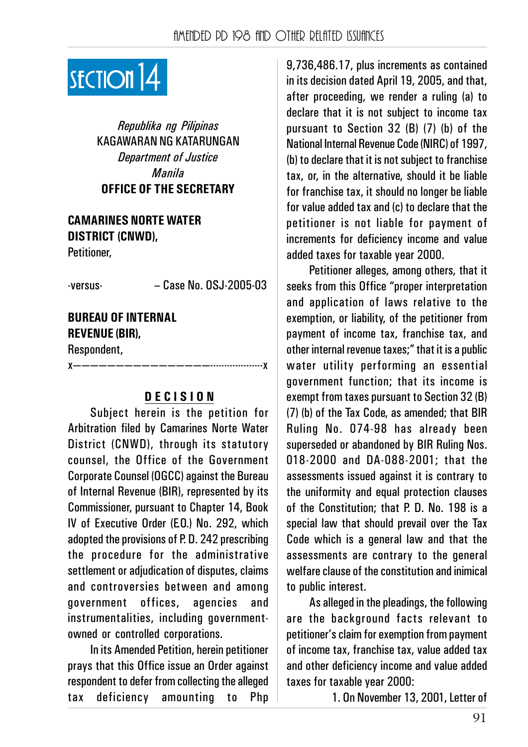# SECTION 14

*Republika ng Pilipinas*
KAGAWARAN NG KATARUNGAN
*Department of Justice*
*Manila*
**OFFICE OF THE SECRETARY**

**CAMARINES NORTE WATER DISTRICT (CNWD),**
Petitioner,

-versus- – Case No. OSJ-2005-03

**BUREAU OF INTERNAL REVENUE (BIR),**
Respondent,

x——————————————------------------x

## DECISION

Subject herein is the petition for Arbitration filed by Camarines Norte Water District (CNWD), through its statutory counsel, the Office of the Government Corporate Counsel (OGCC) against the Bureau of Internal Revenue (BIR), represented by its Commissioner, pursuant to Chapter 14, Book IV of Executive Order (E.O.) No. 292, which adopted the provisions of P. D. 242 prescribing the procedure for the administrative settlement or adjudication of disputes, claims and controversies between and among government offices, agencies and instrumentalities, including government-owned or controlled corporations.

In its Amended Petition, herein petitioner prays that this Office issue an Order against respondent to defer from collecting the alleged tax deficiency amounting to Php 9,736,486.17, plus increments as contained in its decision dated April 19, 2005, and that, after proceeding, we render a ruling (a) to declare that it is not subject to income tax pursuant to Section 32 (B) (7) (b) of the National Internal Revenue Code (NIRC) of 1997, (b) to declare that it is not subject to franchise tax, or, in the alternative, should it be liable for franchise tax, it should no longer be liable for value added tax and (c) to declare that the petitioner is not liable for payment of increments for deficiency income and value added taxes for taxable year 2000.

Petitioner alleges, among others, that it seeks from this Office "proper interpretation and application of laws relative to the exemption, or liability, of the petitioner from payment of income tax, franchise tax, and other internal revenue taxes;" that it is a public water utility performing an essential government function; that its income is exempt from taxes pursuant to Section 32 (B) (7) (b) of the Tax Code, as amended; that BIR Ruling No. 074-98 has already been superseded or abandoned by BIR Ruling Nos. 018-2000 and DA-088-2001; that the assessments issued against it is contrary to the uniformity and equal protection clauses of the Constitution; that P. D. No. 198 is a special law that should prevail over the Tax Code which is a general law and that the assessments are contrary to the general welfare clause of the constitution and inimical to public interest.

As alleged in the pleadings, the following are the background facts relevant to petitioner's claim for exemption from payment of income tax, franchise tax, value added tax and other deficiency income and value added taxes for taxable year 2000:

1. On November 13, 2001, Letter of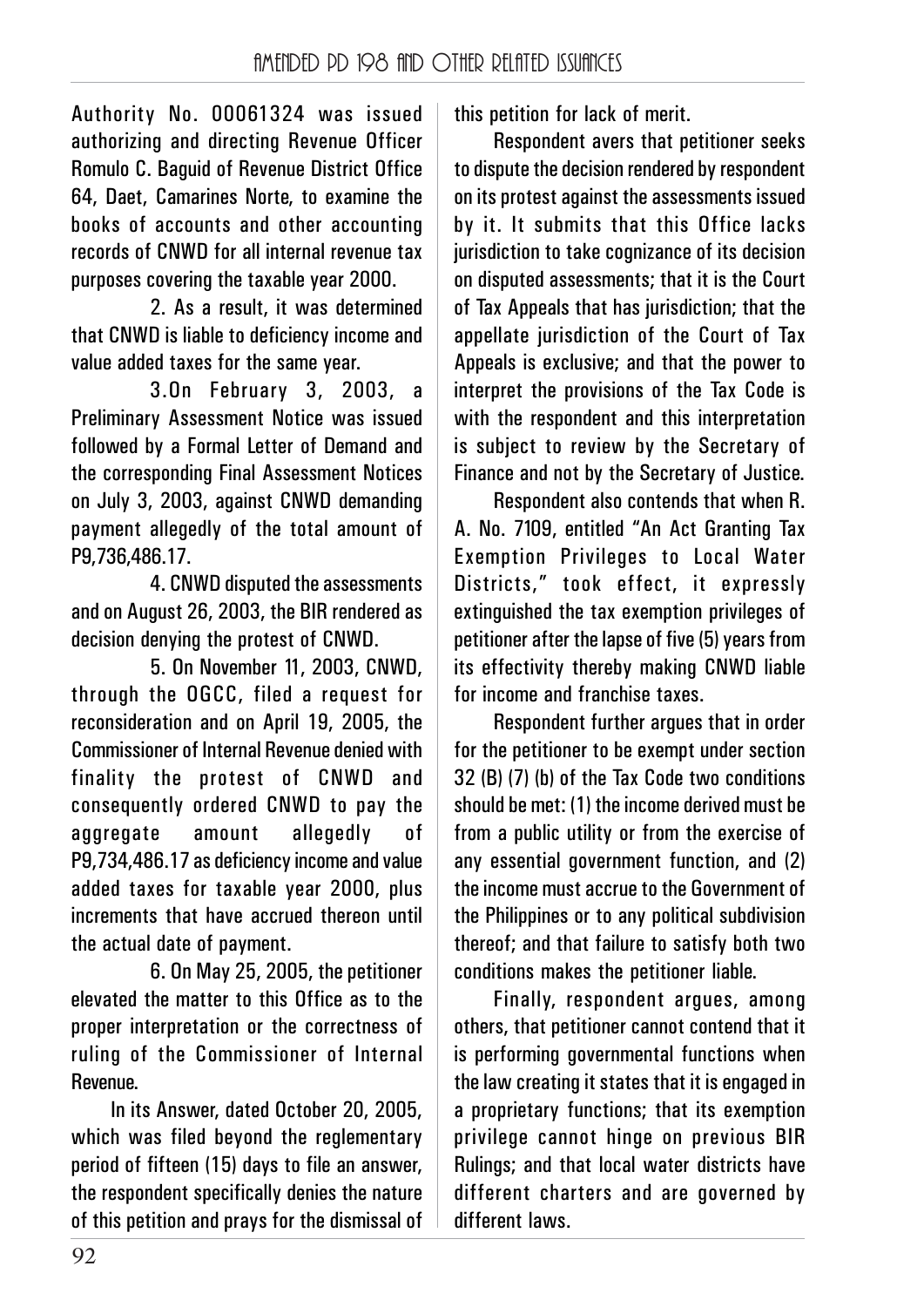Authority No. 00061324 was issued authorizing and directing Revenue Officer Romulo C. Baguid of Revenue District Office 64, Daet, Camarines Norte, to examine the books of accounts and other accounting records of CNWD for all internal revenue tax purposes covering the taxable year 2000.

2. As a result, it was determined that CNWD is liable to deficiency income and value added taxes for the same year.

3.On February 3, 2003, a Preliminary Assessment Notice was issued followed by a Formal Letter of Demand and the corresponding Final Assessment Notices on July 3, 2003, against CNWD demanding payment allegedly of the total amount of P9,736,486.17.

4. CNWD disputed the assessments and on August 26, 2003, the BIR rendered as decision denying the protest of CNWD.

5. On November 11, 2003, CNWD, through the OGCC, filed a request for reconsideration and on April 19, 2005, the Commissioner of Internal Revenue denied with finality the protest of CNWD and consequently ordered CNWD to pay the aggregate amount allegedly of P9,734,486.17 as deficiency income and value added taxes for taxable year 2000, plus increments that have accrued thereon until the actual date of payment.

6. On May 25, 2005, the petitioner elevated the matter to this Office as to the proper interpretation or the correctness of ruling of the Commissioner of Internal Revenue.

In its Answer, dated October 20, 2005, which was filed beyond the reglementary period of fifteen (15) days to file an answer, the respondent specifically denies the nature of this petition and prays for the dismissal of this petition for lack of merit.

Respondent avers that petitioner seeks to dispute the decision rendered by respondent on its protest against the assessments issued by it. It submits that this Office lacks jurisdiction to take cognizance of its decision on disputed assessments; that it is the Court of Tax Appeals that has jurisdiction; that the appellate jurisdiction of the Court of Tax Appeals is exclusive; and that the power to interpret the provisions of the Tax Code is with the respondent and this interpretation is subject to review by the Secretary of Finance and not by the Secretary of Justice.

Respondent also contends that when R. A. No. 7109, entitled "An Act Granting Tax Exemption Privileges to Local Water Districts," took effect, it expressly extinguished the tax exemption privileges of petitioner after the lapse of five (5) years from its effectivity thereby making CNWD liable for income and franchise taxes.

Respondent further argues that in order for the petitioner to be exempt under section 32 (B) (7) (b) of the Tax Code two conditions should be met: (1) the income derived must be from a public utility or from the exercise of any essential government function, and (2) the income must accrue to the Government of the Philippines or to any political subdivision thereof; and that failure to satisfy both two conditions makes the petitioner liable.

Finally, respondent argues, among others, that petitioner cannot contend that it is performing governmental functions when the law creating it states that it is engaged in a proprietary functions; that its exemption privilege cannot hinge on previous BIR Rulings; and that local water districts have different charters and are governed by different laws.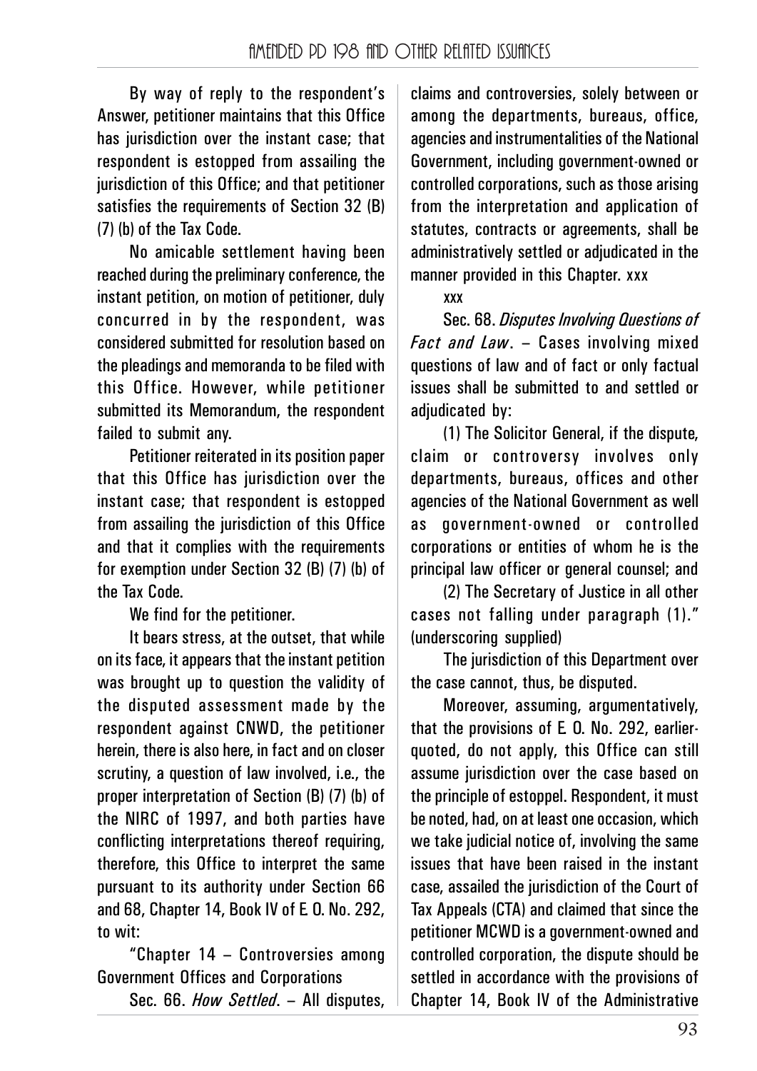By way of reply to the respondent's Answer, petitioner maintains that this Office has jurisdiction over the instant case; that respondent is estopped from assailing the jurisdiction of this Office; and that petitioner satisfies the requirements of Section 32 (B) (7) (b) of the Tax Code.

No amicable settlement having been reached during the preliminary conference, the instant petition, on motion of petitioner, duly concurred in by the respondent, was considered submitted for resolution based on the pleadings and memoranda to be filed with this Office. However, while petitioner submitted its Memorandum, the respondent failed to submit any.

Petitioner reiterated in its position paper that this Office has jurisdiction over the instant case; that respondent is estopped from assailing the jurisdiction of this Office and that it complies with the requirements for exemption under Section 32 (B) (7) (b) of the Tax Code.

We find for the petitioner.

It bears stress, at the outset, that while on its face, it appears that the instant petition was brought up to question the validity of the disputed assessment made by the respondent against CNWD, the petitioner herein, there is also here, in fact and on closer scrutiny, a question of law involved, i.e., the proper interpretation of Section (B) (7) (b) of the NIRC of 1997, and both parties have conflicting interpretations thereof requiring, therefore, this Office to interpret the same pursuant to its authority under Section 66 and 68, Chapter 14, Book IV of E. O. No. 292, to wit:

"Chapter 14 – Controversies among Government Offices and Corporations

Sec. 66. *How Settled*. – All disputes, claims and controversies, solely between or among the departments, bureaus, office, agencies and instrumentalities of the National Government, including government-owned or controlled corporations, such as those arising from the interpretation and application of statutes, contracts or agreements, shall be administratively settled or adjudicated in the manner provided in this Chapter. xxx

xxx

Sec. 68. *Disputes Involving Questions of Fact and Law*. – Cases involving mixed questions of law and of fact or only factual issues shall be submitted to and settled or adjudicated by:

(1) The Solicitor General, if the dispute, claim or controversy involves only departments, bureaus, offices and other agencies of the National Government as well as government-owned or controlled corporations or entities of whom he is the principal law officer or general counsel; and

(2) The Secretary of Justice in all other cases not falling under paragraph (1)." (underscoring supplied)

The jurisdiction of this Department over the case cannot, thus, be disputed.

Moreover, assuming, argumentatively, that the provisions of E. O. No. 292, earlier-quoted, do not apply, this Office can still assume jurisdiction over the case based on the principle of estoppel. Respondent, it must be noted, had, on at least one occasion, which we take judicial notice of, involving the same issues that have been raised in the instant case, assailed the jurisdiction of the Court of Tax Appeals (CTA) and claimed that since the petitioner MCWD is a government-owned and controlled corporation, the dispute should be settled in accordance with the provisions of Chapter 14, Book IV of the Administrative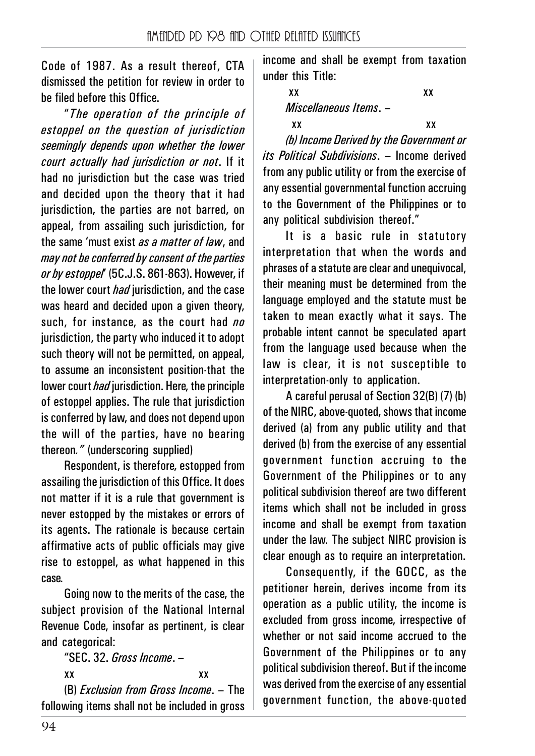Code of 1987. As a result thereof, CTA dismissed the petition for review in order to be filed before this Office.

"*The operation of the principle of estoppel on the question of jurisdiction seemingly depends upon whether the lower court actually had jurisdiction or not*. If it had no jurisdiction but the case was tried and decided upon the theory that it had jurisdiction, the parties are not barred, on appeal, from assailing such jurisdiction, for the same 'must exist *as a matter of law*, and *may not be conferred by consent of the parties or by estoppel*' (5C.J.S. 861-863). However, if the lower court *had* jurisdiction, and the case was heard and decided upon a given theory, such, for instance, as the court had *no* jurisdiction, the party who induced it to adopt such theory will not be permitted, on appeal, to assume an inconsistent position-that the lower court *had* jurisdiction. Here, the principle of estoppel applies. The rule that jurisdiction is conferred by law, and does not depend upon the will of the parties, have no bearing thereon." (underscoring supplied)

Respondent, is therefore, estopped from assailing the jurisdiction of this Office. It does not matter if it is a rule that government is never estopped by the mistakes or errors of its agents. The rationale is because certain affirmative acts of public officials may give rise to estoppel, as what happened in this case.

Going now to the merits of the case, the subject provision of the National Internal Revenue Code, insofar as pertinent, is clear and categorical:

"SEC. 32. *Gross Income*. –

xx xx

(B) *Exclusion from Gross Income*. – The following items shall not be included in gross income and shall be exempt from taxation under this Title:

xx xx

*Miscellaneous Items*. –

xx xx

*(b) Income Derived by the Government or its Political Subdivisions*. – Income derived from any public utility or from the exercise of any essential governmental function accruing to the Government of the Philippines or to any political subdivision thereof."

It is a basic rule in statutory interpretation that when the words and phrases of a statute are clear and unequivocal, their meaning must be determined from the language employed and the statute must be taken to mean exactly what it says. The probable intent cannot be speculated apart from the language used because when the law is clear, it is not susceptible to interpretation-only to application.

A careful perusal of Section 32(B) (7) (b) of the NIRC, above-quoted, shows that income derived (a) from any public utility and that derived (b) from the exercise of any essential government function accruing to the Government of the Philippines or to any political subdivision thereof are two different items which shall not be included in gross income and shall be exempt from taxation under the law. The subject NIRC provision is clear enough as to require an interpretation.

Consequently, if the GOCC, as the petitioner herein, derives income from its operation as a public utility, the income is excluded from gross income, irrespective of whether or not said income accrued to the Government of the Philippines or to any political subdivision thereof. But if the income was derived from the exercise of any essential government function, the above-quoted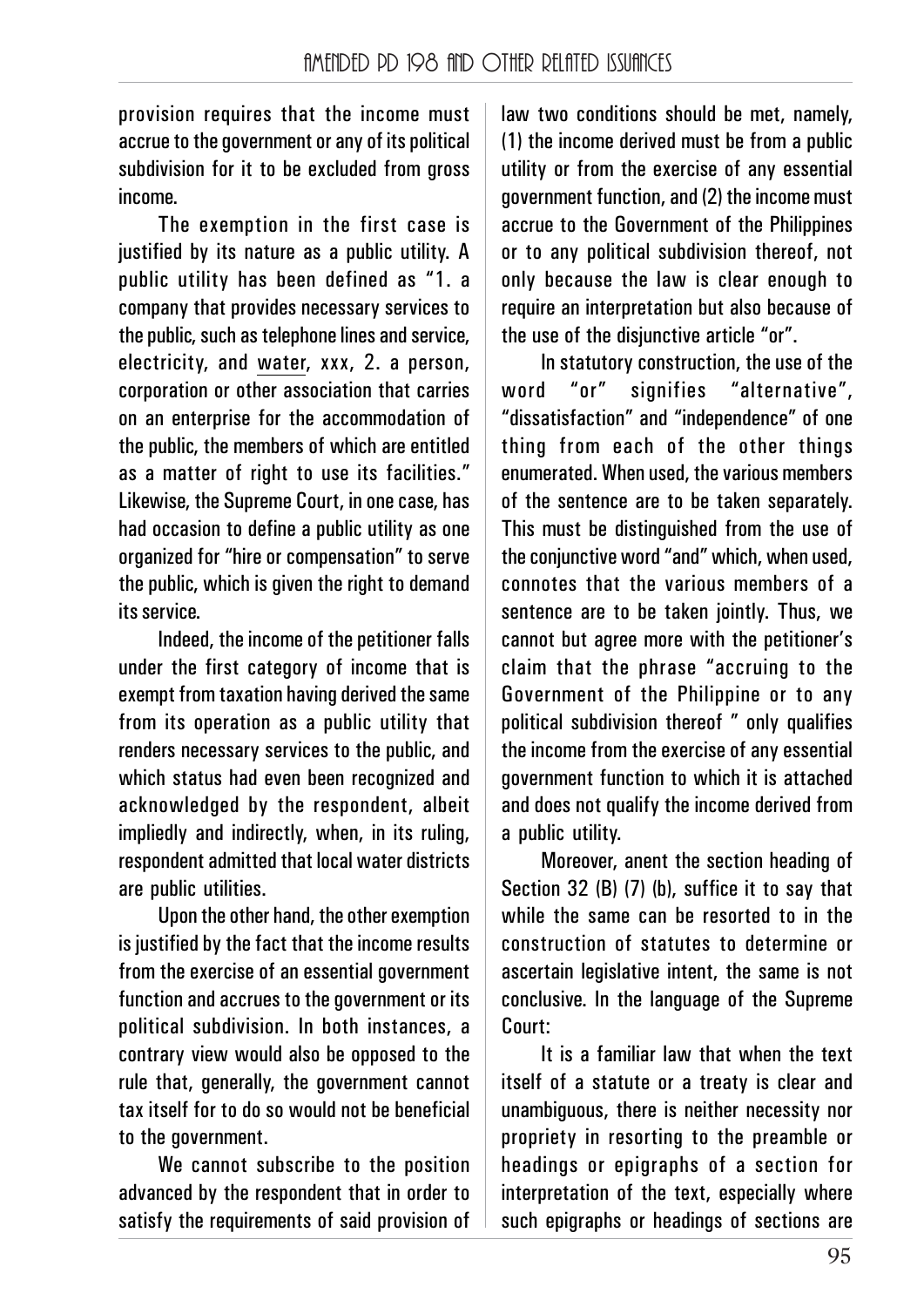provision requires that the income must accrue to the government or any of its political subdivision for it to be excluded from gross income.

The exemption in the first case is justified by its nature as a public utility. A public utility has been defined as "1. a company that provides necessary services to the public, such as telephone lines and service, electricity, and water, xxx, 2. a person, corporation or other association that carries on an enterprise for the accommodation of the public, the members of which are entitled as a matter of right to use its facilities." Likewise, the Supreme Court, in one case, has had occasion to define a public utility as one organized for "hire or compensation" to serve the public, which is given the right to demand its service.

Indeed, the income of the petitioner falls under the first category of income that is exempt from taxation having derived the same from its operation as a public utility that renders necessary services to the public, and which status had even been recognized and acknowledged by the respondent, albeit impliedly and indirectly, when, in its ruling, respondent admitted that local water districts are public utilities.

Upon the other hand, the other exemption is justified by the fact that the income results from the exercise of an essential government function and accrues to the government or its political subdivision. In both instances, a contrary view would also be opposed to the rule that, generally, the government cannot tax itself for to do so would not be beneficial to the government.

We cannot subscribe to the position advanced by the respondent that in order to satisfy the requirements of said provision of law two conditions should be met, namely, (1) the income derived must be from a public utility or from the exercise of any essential government function, and (2) the income must accrue to the Government of the Philippines or to any political subdivision thereof, not only because the law is clear enough to require an interpretation but also because of the use of the disjunctive article "or".

In statutory construction, the use of the word "or" signifies "alternative", "dissatisfaction" and "independence" of one thing from each of the other things enumerated. When used, the various members of the sentence are to be taken separately. This must be distinguished from the use of the conjunctive word "and" which, when used, connotes that the various members of a sentence are to be taken jointly. Thus, we cannot but agree more with the petitioner's claim that the phrase "accruing to the Government of the Philippine or to any political subdivision thereof " only qualifies the income from the exercise of any essential government function to which it is attached and does not qualify the income derived from a public utility.

Moreover, anent the section heading of Section 32 (B) (7) (b), suffice it to say that while the same can be resorted to in the construction of statutes to determine or ascertain legislative intent, the same is not conclusive. In the language of the Supreme Court:

It is a familiar law that when the text itself of a statute or a treaty is clear and unambiguous, there is neither necessity nor propriety in resorting to the preamble or headings or epigraphs of a section for interpretation of the text, especially where such epigraphs or headings of sections are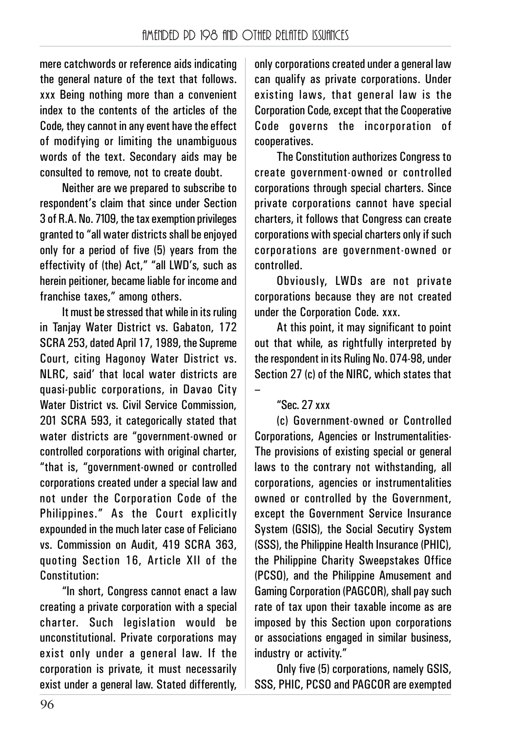mere catchwords or reference aids indicating the general nature of the text that follows. xxx Being nothing more than a convenient index to the contents of the articles of the Code, they cannot in any event have the effect of modifying or limiting the unambiguous words of the text. Secondary aids may be consulted to remove, not to create doubt.

Neither are we prepared to subscribe to respondent's claim that since under Section 3 of R.A. No. 7109, the tax exemption privileges granted to "all water districts shall be enjoyed only for a period of five (5) years from the effectivity of (the) Act," "all LWD's, such as herein peitioner, became liable for income and franchise taxes," among others.

It must be stressed that while in its ruling in Tanjay Water District vs. Gabaton, 172 SCRA 253, dated April 17, 1989, the Supreme Court, citing Hagonoy Water District vs. NLRC, said' that local water districts are quasi-public corporations, in Davao City Water District vs. Civil Service Commission, 201 SCRA 593, it categorically stated that water districts are "government-owned or controlled corporations with original charter, "that is, "government-owned or controlled corporations created under a special law and not under the Corporation Code of the Philippines." As the Court explicitly expounded in the much later case of Feliciano vs. Commission on Audit, 419 SCRA 363, quoting Section 16, Article XII of the Constitution:

"In short, Congress cannot enact a law creating a private corporation with a special charter. Such legislation would be unconstitutional. Private corporations may exist only under a general law. If the corporation is private, it must necessarily exist under a general law. Stated differently, only corporations created under a general law can qualify as private corporations. Under existing laws, that general law is the Corporation Code, except that the Cooperative Code governs the incorporation of cooperatives.

The Constitution authorizes Congress to create government-owned or controlled corporations through special charters. Since private corporations cannot have special charters, it follows that Congress can create corporations with special charters only if such corporations are government-owned or controlled.

Obviously, LWDs are not private corporations because they are not created under the Corporation Code. xxx.

At this point, it may significant to point out that while, as rightfully interpreted by the respondent in its Ruling No. 074-98, under Section 27 (c) of the NIRC, which states that –

"Sec. 27 xxx

(c) Government-owned or Controlled Corporations, Agencies or Instrumentalities- The provisions of existing special or general laws to the contrary not withstanding, all corporations, agencies or instrumentalities owned or controlled by the Government, except the Government Service Insurance System (GSIS), the Social Secutiry System (SSS), the Philippine Health Insurance (PHIC), the Philippine Charity Sweepstakes Office (PCSO), and the Philippine Amusement and Gaming Corporation (PAGCOR), shall pay such rate of tax upon their taxable income as are imposed by this Section upon corporations or associations engaged in similar business, industry or activity."

Only five (5) corporations, namely GSIS, SSS, PHIC, PCSO and PAGCOR are exempted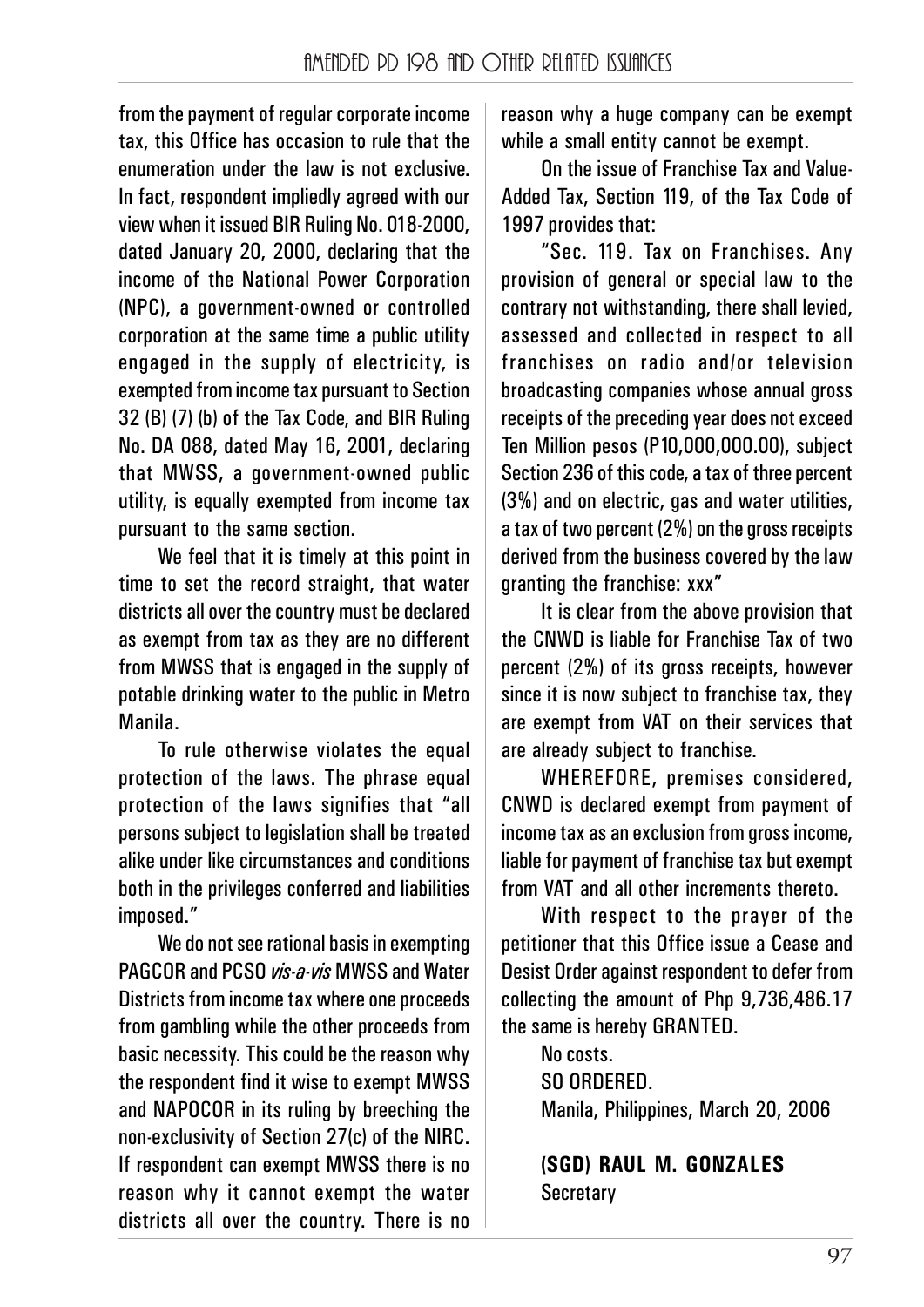from the payment of regular corporate income tax, this Office has occasion to rule that the enumeration under the law is not exclusive. In fact, respondent impliedly agreed with our view when it issued BIR Ruling No. 018-2000, dated January 20, 2000, declaring that the income of the National Power Corporation (NPC), a government-owned or controlled corporation at the same time a public utility engaged in the supply of electricity, is exempted from income tax pursuant to Section 32 (B) (7) (b) of the Tax Code, and BIR Ruling No. DA 088, dated May 16, 2001, declaring that MWSS, a government-owned public utility, is equally exempted from income tax pursuant to the same section.

We feel that it is timely at this point in time to set the record straight, that water districts all over the country must be declared as exempt from tax as they are no different from MWSS that is engaged in the supply of potable drinking water to the public in Metro Manila.

To rule otherwise violates the equal protection of the laws. The phrase equal protection of the laws signifies that "all persons subject to legislation shall be treated alike under like circumstances and conditions both in the privileges conferred and liabilities imposed."

We do not see rational basis in exempting PAGCOR and PCSO *vis-a-vis* MWSS and Water Districts from income tax where one proceeds from gambling while the other proceeds from basic necessity. This could be the reason why the respondent find it wise to exempt MWSS and NAPOCOR in its ruling by breeching the non-exclusivity of Section 27(c) of the NIRC. If respondent can exempt MWSS there is no reason why it cannot exempt the water districts all over the country. There is no reason why a huge company can be exempt while a small entity cannot be exempt.

On the issue of Franchise Tax and Value-Added Tax, Section 119, of the Tax Code of 1997 provides that:

"Sec. 119. Tax on Franchises. Any provision of general or special law to the contrary not withstanding, there shall levied, assessed and collected in respect to all franchises on radio and/or television broadcasting companies whose annual gross receipts of the preceding year does not exceed Ten Million pesos (P10,000,000.00), subject Section 236 of this code, a tax of three percent (3%) and on electric, gas and water utilities, a tax of two percent (2%) on the gross receipts derived from the business covered by the law granting the franchise: xxx"

It is clear from the above provision that the CNWD is liable for Franchise Tax of two percent (2%) of its gross receipts, however since it is now subject to franchise tax, they are exempt from VAT on their services that are already subject to franchise.

WHEREFORE, premises considered, CNWD is declared exempt from payment of income tax as an exclusion from gross income, liable for payment of franchise tax but exempt from VAT and all other increments thereto.

With respect to the prayer of the petitioner that this Office issue a Cease and Desist Order against respondent to defer from collecting the amount of Php 9,736,486.17 the same is hereby GRANTED.

No costs.

SO ORDERED.

Manila, Philippines, March 20, 2006

**(SGD) RAUL M. GONZALES**
Secretary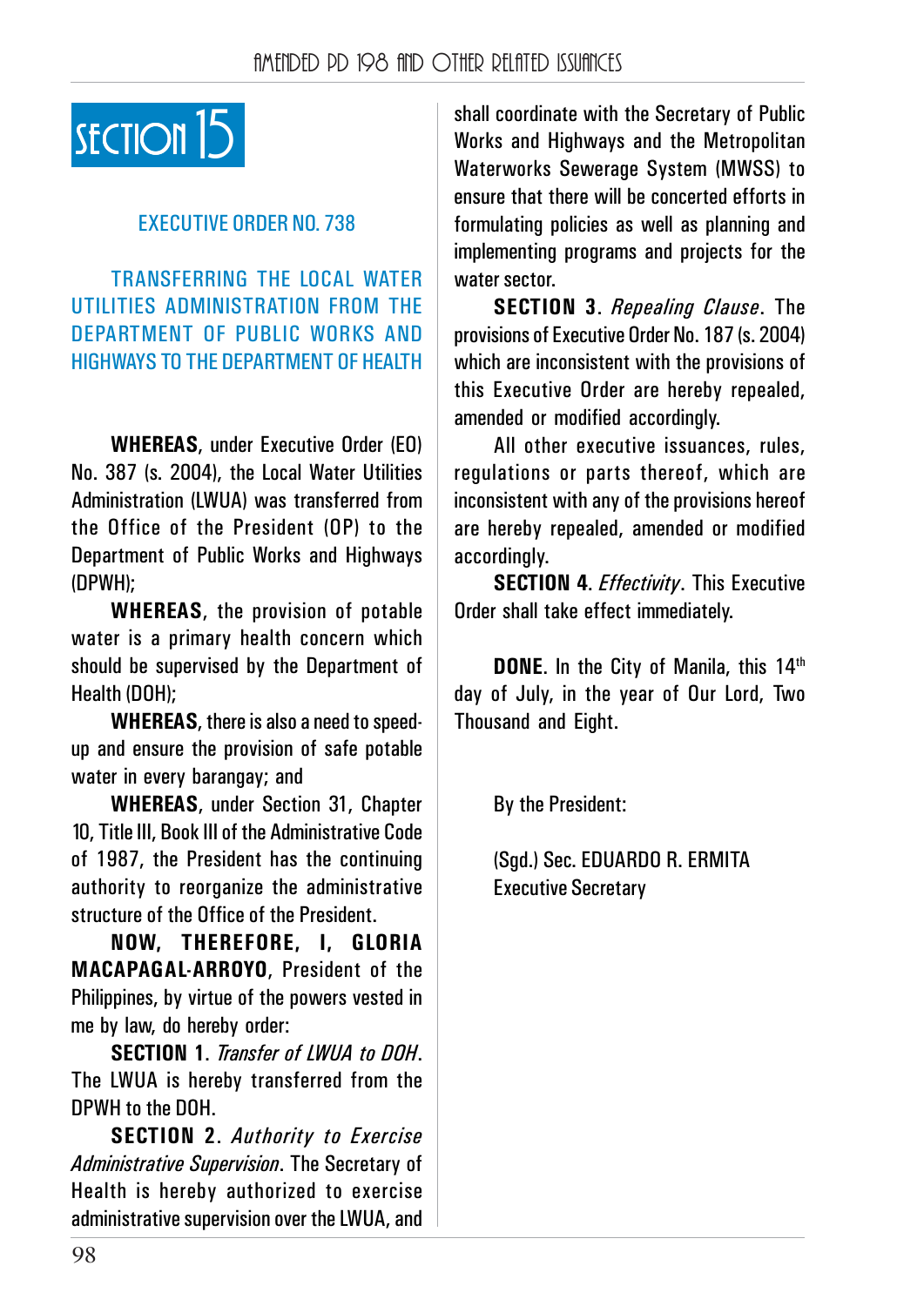# SECTION 15

## EXECUTIVE ORDER NO. 738

## TRANSFERRING THE LOCAL WATER UTILITIES ADMINISTRATION FROM THE DEPARTMENT OF PUBLIC WORKS AND HIGHWAYS TO THE DEPARTMENT OF HEALTH

**WHEREAS**, under Executive Order (EO) No. 387 (s. 2004), the Local Water Utilities Administration (LWUA) was transferred from the Office of the President (OP) to the Department of Public Works and Highways (DPWH);

**WHEREAS**, the provision of potable water is a primary health concern which should be supervised by the Department of Health (DOH);

**WHEREAS**, there is also a need to speed-up and ensure the provision of safe potable water in every barangay; and

**WHEREAS**, under Section 31, Chapter 10, Title III, Book III of the Administrative Code of 1987, the President has the continuing authority to reorganize the administrative structure of the Office of the President.

**NOW, THEREFORE, I, GLORIA MACAPAGAL-ARROYO**, President of the Philippines, by virtue of the powers vested in me by law, do hereby order:

**SECTION 1**. *Transfer of LWUA to DOH*. The LWUA is hereby transferred from the DPWH to the DOH.

**SECTION 2**. *Authority to Exercise Administrative Supervision*. The Secretary of Health is hereby authorized to exercise administrative supervision over the LWUA, and shall coordinate with the Secretary of Public Works and Highways and the Metropolitan Waterworks Sewerage System (MWSS) to ensure that there will be concerted efforts in formulating policies as well as planning and implementing programs and projects for the water sector.

**SECTION 3**. *Repealing Clause*. The provisions of Executive Order No. 187 (s. 2004) which are inconsistent with the provisions of this Executive Order are hereby repealed, amended or modified accordingly.

All other executive issuances, rules, regulations or parts thereof, which are inconsistent with any of the provisions hereof are hereby repealed, amended or modified accordingly.

**SECTION 4**. *Effectivity*. This Executive Order shall take effect immediately.

**DONE**. In the City of Manila, this 14th day of July, in the year of Our Lord, Two Thousand and Eight.

By the President:

(Sgd.) Sec. EDUARDO R. ERMITA
Executive Secretary